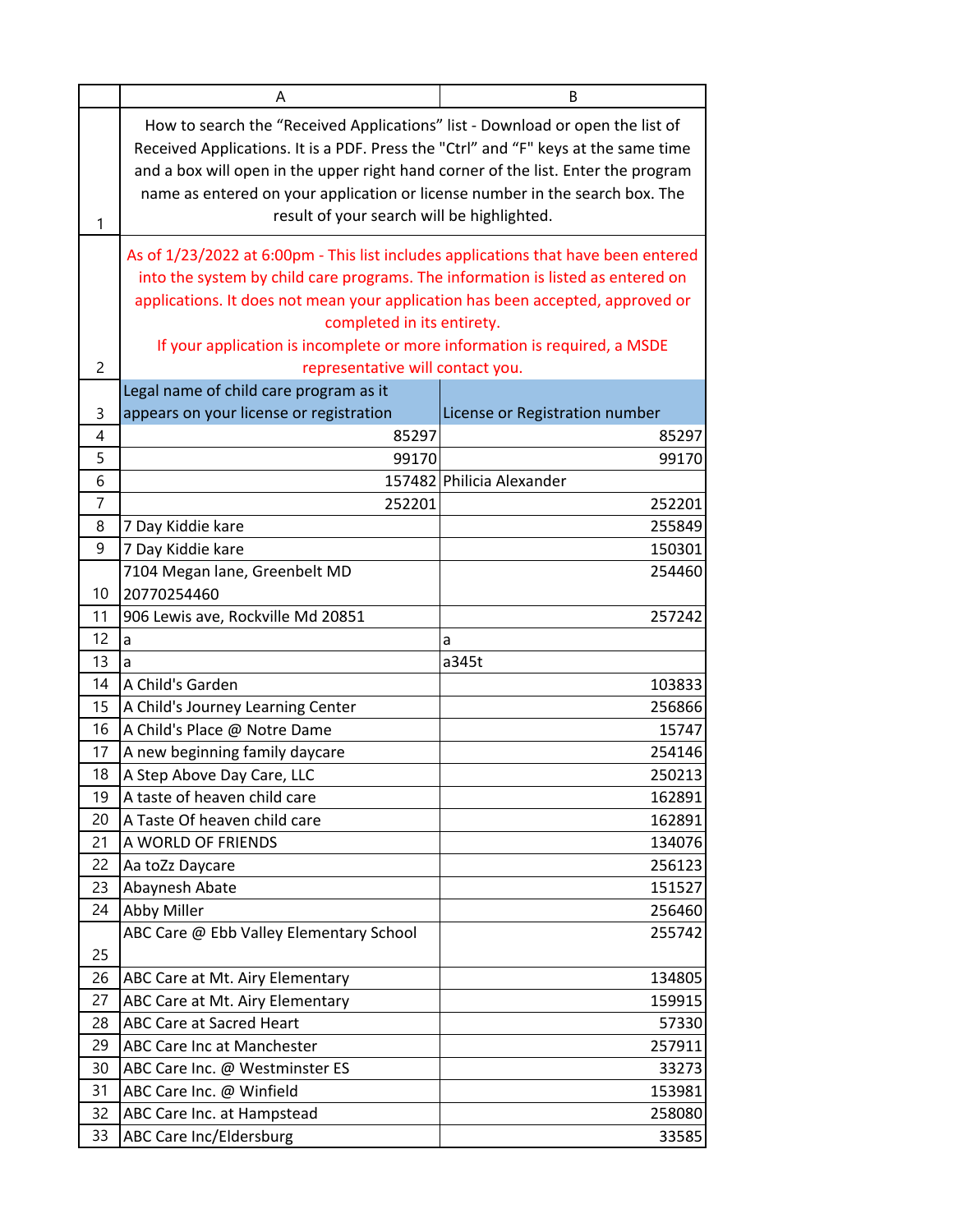How to search the “Received Applications” list - Download or open the list of Received Applications. It is a PDF. Press the "Ctrl" and “F" keys at the same time and a box will open in the upper right hand corner of the list. Enter the program name as entered on your application or license number in the search box. The result of your search will be highlighted.

As of 1/23/2022 at 6:00pm - This list includes applications that have been entered into the system by child care programs. The information is listed as entered on applications. It does not mean your application has been accepted, approved or completed in its entirety.
If your application is incomplete or more information is required, a MSDE representative will contact you.

| Legal name of child care program as it appears on your license or registration | License or Registration number |
|---|---|
| 85297 | 85297 |
| 99170 | 99170 |
| 157482 | Philicia Alexander |
| 252201 | 252201 |
| 7 Day Kiddie kare | 255849 |
| 7 Day Kiddie kare | 150301 |
| 7104 Megan lane, Greenbelt MD 20770254460 | 254460 |
| 906 Lewis ave, Rockville Md 20851 | 257242 |
| a | a |
| a | a345t |
| A Child's Garden | 103833 |
| A Child's Journey Learning Center | 256866 |
| A Child's Place @ Notre Dame | 15747 |
| A new beginning family daycare | 254146 |
| A Step Above Day Care, LLC | 250213 |
| A taste of heaven child care | 162891 |
| A Taste Of heaven child care | 162891 |
| A WORLD OF FRIENDS | 134076 |
| Aa toZz Daycare | 256123 |
| Abaynesh Abate | 151527 |
| Abby Miller | 256460 |
| ABC Care @ Ebb Valley Elementary School | 255742 |
| ABC Care at Mt. Airy Elementary | 134805 |
| ABC Care at Mt. Airy Elementary | 159915 |
| ABC Care at Sacred Heart | 57330 |
| ABC Care Inc at Manchester | 257911 |
| ABC Care Inc. @ Westminster ES | 33273 |
| ABC Care Inc. @ Winfield | 153981 |
| ABC Care Inc. at Hampstead | 258080 |
| ABC Care Inc/Eldersburg | 33585 |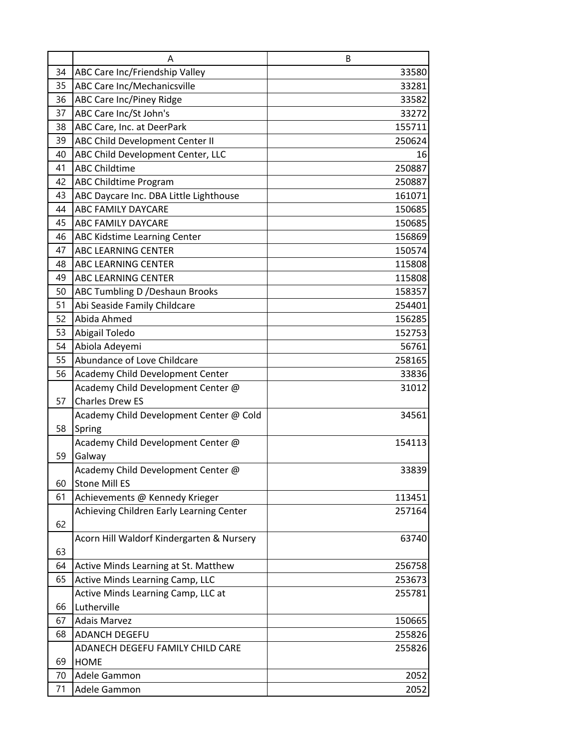| | A | B |
|---|---|---|
| 34 | ABC Care Inc/Friendship Valley | 33580 |
| 35 | ABC Care Inc/Mechanicsville | 33281 |
| 36 | ABC Care Inc/Piney Ridge | 33582 |
| 37 | ABC Care Inc/St John's | 33272 |
| 38 | ABC Care, Inc. at DeerPark | 155711 |
| 39 | ABC Child Development Center II | 250624 |
| 40 | ABC Child Development Center, LLC | 16 |
| 41 | ABC Childtime | 250887 |
| 42 | ABC Childtime Program | 250887 |
| 43 | ABC Daycare Inc. DBA Little Lighthouse | 161071 |
| 44 | ABC FAMILY DAYCARE | 150685 |
| 45 | ABC FAMILY DAYCARE | 150685 |
| 46 | ABC Kidstime Learning Center | 156869 |
| 47 | ABC LEARNING CENTER | 150574 |
| 48 | ABC LEARNING CENTER | 115808 |
| 49 | ABC LEARNING CENTER | 115808 |
| 50 | ABC Tumbling D /Deshaun Brooks | 158357 |
| 51 | Abi Seaside Family Childcare | 254401 |
| 52 | Abida Ahmed | 156285 |
| 53 | Abigail Toledo | 152753 |
| 54 | Abiola Adeyemi | 56761 |
| 55 | Abundance of Love Childcare | 258165 |
| 56 | Academy Child Development Center | 33836 |
| 57 | Academy Child Development Center @ Charles Drew ES | 31012 |
| 58 | Academy Child Development Center @ Cold Spring | 34561 |
| 59 | Academy Child Development Center @ Galway | 154113 |
| 60 | Academy Child Development Center @ Stone Mill ES | 33839 |
| 61 | Achievements @ Kennedy Krieger | 113451 |
| 62 | Achieving Children Early Learning Center | 257164 |
| 63 | Acorn Hill Waldorf Kindergarten & Nursery | 63740 |
| 64 | Active Minds Learning at St. Matthew | 256758 |
| 65 | Active Minds Learning Camp, LLC | 253673 |
| 66 | Active Minds Learning Camp, LLC at Lutherville | 255781 |
| 67 | Adais Marvez | 150665 |
| 68 | ADANCH DEGEFU | 255826 |
| 69 | ADANECH DEGEFU FAMILY CHILD CARE HOME | 255826 |
| 70 | Adele Gammon | 2052 |
| 71 | Adele Gammon | 2052 |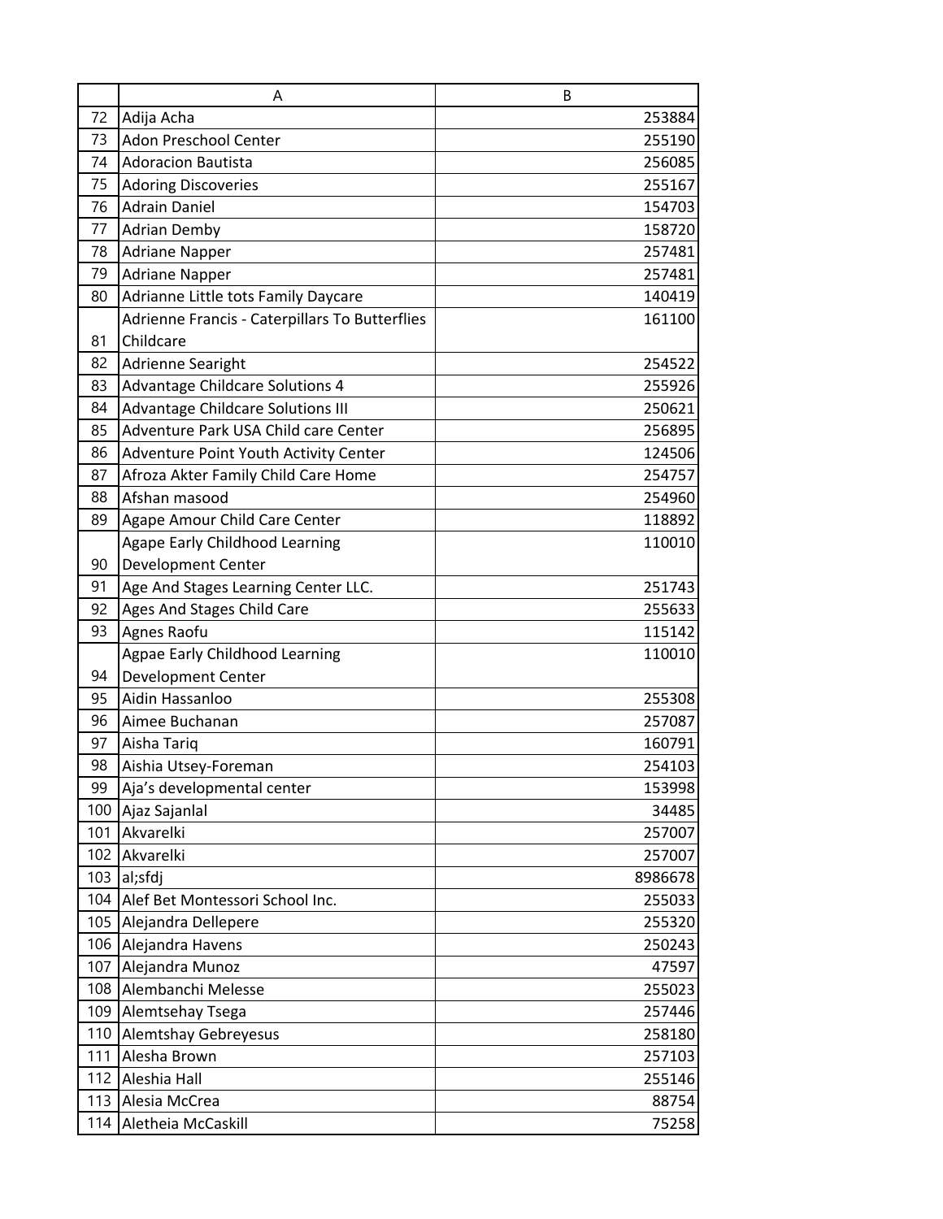| | A | B |
|---|---|---|
| 72 | Adija Acha | 253884 |
| 73 | Adon Preschool Center | 255190 |
| 74 | Adoracion Bautista | 256085 |
| 75 | Adoring Discoveries | 255167 |
| 76 | Adrain Daniel | 154703 |
| 77 | Adrian Demby | 158720 |
| 78 | Adriane Napper | 257481 |
| 79 | Adriane Napper | 257481 |
| 80 | Adrianne Little tots Family Daycare | 140419 |
| 81 | Adrienne Francis - Caterpillars To Butterflies Childcare | 161100 |
| 82 | Adrienne Searight | 254522 |
| 83 | Advantage Childcare Solutions 4 | 255926 |
| 84 | Advantage Childcare Solutions III | 250621 |
| 85 | Adventure Park USA Child care Center | 256895 |
| 86 | Adventure Point Youth Activity Center | 124506 |
| 87 | Afroza Akter Family Child Care Home | 254757 |
| 88 | Afshan masood | 254960 |
| 89 | Agape Amour Child Care Center | 118892 |
| 90 | Agape Early Childhood Learning Development Center | 110010 |
| 91 | Age And Stages Learning Center LLC. | 251743 |
| 92 | Ages And Stages Child Care | 255633 |
| 93 | Agnes Raofu | 115142 |
| 94 | Agpae Early Childhood Learning Development Center | 110010 |
| 95 | Aidin Hassanloo | 255308 |
| 96 | Aimee Buchanan | 257087 |
| 97 | Aisha Tariq | 160791 |
| 98 | Aishia Utsey-Foreman | 254103 |
| 99 | Aja’s developmental center | 153998 |
| 100 | Ajaz Sajanlal | 34485 |
| 101 | Akvarelki | 257007 |
| 102 | Akvarelki | 257007 |
| 103 | al;sfdj | 8986678 |
| 104 | Alef Bet Montessori School Inc. | 255033 |
| 105 | Alejandra Dellepere | 255320 |
| 106 | Alejandra Havens | 250243 |
| 107 | Alejandra Munoz | 47597 |
| 108 | Alembanchi Melesse | 255023 |
| 109 | Alemtsehay Tsega | 257446 |
| 110 | Alemtshay Gebreyesus | 258180 |
| 111 | Alesha Brown | 257103 |
| 112 | Aleshia Hall | 255146 |
| 113 | Alesia McCrea | 88754 |
| 114 | Aletheia McCaskill | 75258 |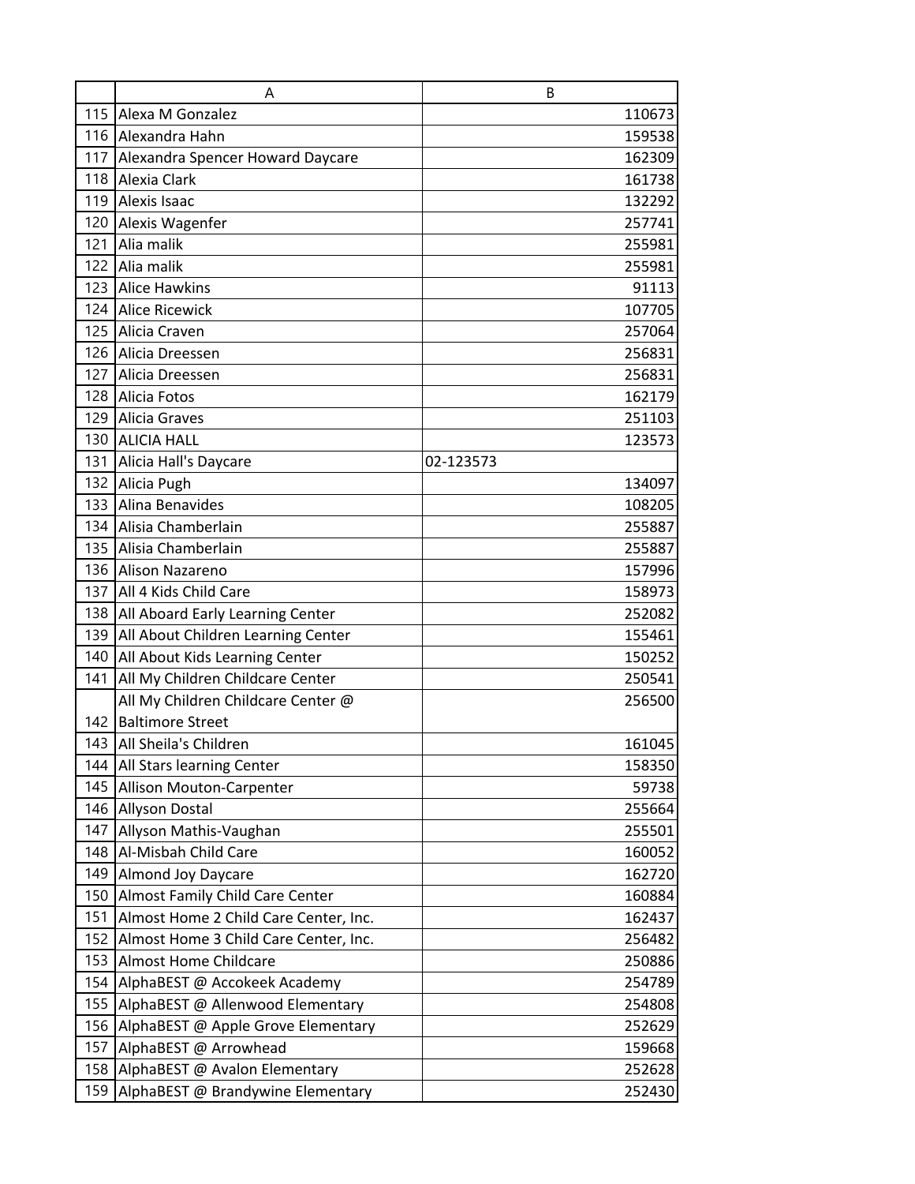| | A | B |
|---|---|---|
| 115 | Alexa M Gonzalez | 110673 |
| 116 | Alexandra Hahn | 159538 |
| 117 | Alexandra Spencer Howard Daycare | 162309 |
| 118 | Alexia Clark | 161738 |
| 119 | Alexis Isaac | 132292 |
| 120 | Alexis Wagenfer | 257741 |
| 121 | Alia malik | 255981 |
| 122 | Alia malik | 255981 |
| 123 | Alice Hawkins | 91113 |
| 124 | Alice Ricewick | 107705 |
| 125 | Alicia Craven | 257064 |
| 126 | Alicia Dreessen | 256831 |
| 127 | Alicia Dreessen | 256831 |
| 128 | Alicia Fotos | 162179 |
| 129 | Alicia Graves | 251103 |
| 130 | ALICIA HALL | 123573 |
| 131 | Alicia Hall's Daycare | 02-123573 |
| 132 | Alicia Pugh | 134097 |
| 133 | Alina Benavides | 108205 |
| 134 | Alisia Chamberlain | 255887 |
| 135 | Alisia Chamberlain | 255887 |
| 136 | Alison Nazareno | 157996 |
| 137 | All 4 Kids Child Care | 158973 |
| 138 | All Aboard Early Learning Center | 252082 |
| 139 | All About Children Learning Center | 155461 |
| 140 | All About Kids Learning Center | 150252 |
| 141 | All My Children Childcare Center | 250541 |
| 142 | All My Children Childcare Center @ Baltimore Street | 256500 |
| 143 | All Sheila's Children | 161045 |
| 144 | All Stars learning Center | 158350 |
| 145 | Allison Mouton-Carpenter | 59738 |
| 146 | Allyson Dostal | 255664 |
| 147 | Allyson Mathis-Vaughan | 255501 |
| 148 | Al-Misbah Child Care | 160052 |
| 149 | Almond Joy Daycare | 162720 |
| 150 | Almost Family Child Care Center | 160884 |
| 151 | Almost Home 2 Child Care Center, Inc. | 162437 |
| 152 | Almost Home 3 Child Care Center, Inc. | 256482 |
| 153 | Almost Home Childcare | 250886 |
| 154 | AlphaBEST @ Accokeek Academy | 254789 |
| 155 | AlphaBEST @ Allenwood Elementary | 254808 |
| 156 | AlphaBEST @ Apple Grove Elementary | 252629 |
| 157 | AlphaBEST @ Arrowhead | 159668 |
| 158 | AlphaBEST @ Avalon Elementary | 252628 |
| 159 | AlphaBEST @ Brandywine Elementary | 252430 |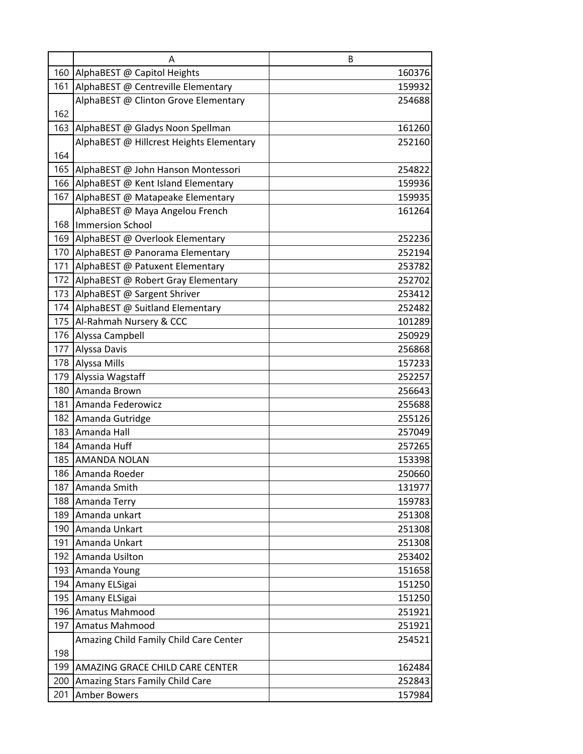| | A | B |
|---|---|---|
| 160 | AlphaBEST @ Capitol Heights | 160376 |
| 161 | AlphaBEST @ Centreville Elementary | 159932 |
| 162 | AlphaBEST @ Clinton Grove Elementary | 254688 |
| 163 | AlphaBEST @ Gladys Noon Spellman | 161260 |
| 164 | AlphaBEST @ Hillcrest Heights Elementary | 252160 |
| 165 | AlphaBEST @ John Hanson Montessori | 254822 |
| 166 | AlphaBEST @ Kent Island Elementary | 159936 |
| 167 | AlphaBEST @ Matapeake Elementary | 159935 |
| 168 | AlphaBEST @ Maya Angelou French Immersion School | 161264 |
| 169 | AlphaBEST @ Overlook Elementary | 252236 |
| 170 | AlphaBEST @ Panorama Elementary | 252194 |
| 171 | AlphaBEST @ Patuxent Elementary | 253782 |
| 172 | AlphaBEST @ Robert Gray Elementary | 252702 |
| 173 | AlphaBEST @ Sargent Shriver | 253412 |
| 174 | AlphaBEST @ Suitland Elementary | 252482 |
| 175 | Al-Rahmah Nursery & CCC | 101289 |
| 176 | Alyssa Campbell | 250929 |
| 177 | Alyssa Davis | 256868 |
| 178 | Alyssa Mills | 157233 |
| 179 | Alyssia Wagstaff | 252257 |
| 180 | Amanda Brown | 256643 |
| 181 | Amanda Federowicz | 255688 |
| 182 | Amanda Gutridge | 255126 |
| 183 | Amanda Hall | 257049 |
| 184 | Amanda Huff | 257265 |
| 185 | AMANDA NOLAN | 153398 |
| 186 | Amanda Roeder | 250660 |
| 187 | Amanda Smith | 131977 |
| 188 | Amanda Terry | 159783 |
| 189 | Amanda unkart | 251308 |
| 190 | Amanda Unkart | 251308 |
| 191 | Amanda Unkart | 251308 |
| 192 | Amanda Usilton | 253402 |
| 193 | Amanda Young | 151658 |
| 194 | Amany ELSigai | 151250 |
| 195 | Amany ELSigai | 151250 |
| 196 | Amatus Mahmood | 251921 |
| 197 | Amatus Mahmood | 251921 |
| 198 | Amazing Child Family Child Care Center | 254521 |
| 199 | AMAZING GRACE CHILD CARE CENTER | 162484 |
| 200 | Amazing Stars Family Child Care | 252843 |
| 201 | Amber Bowers | 157984 |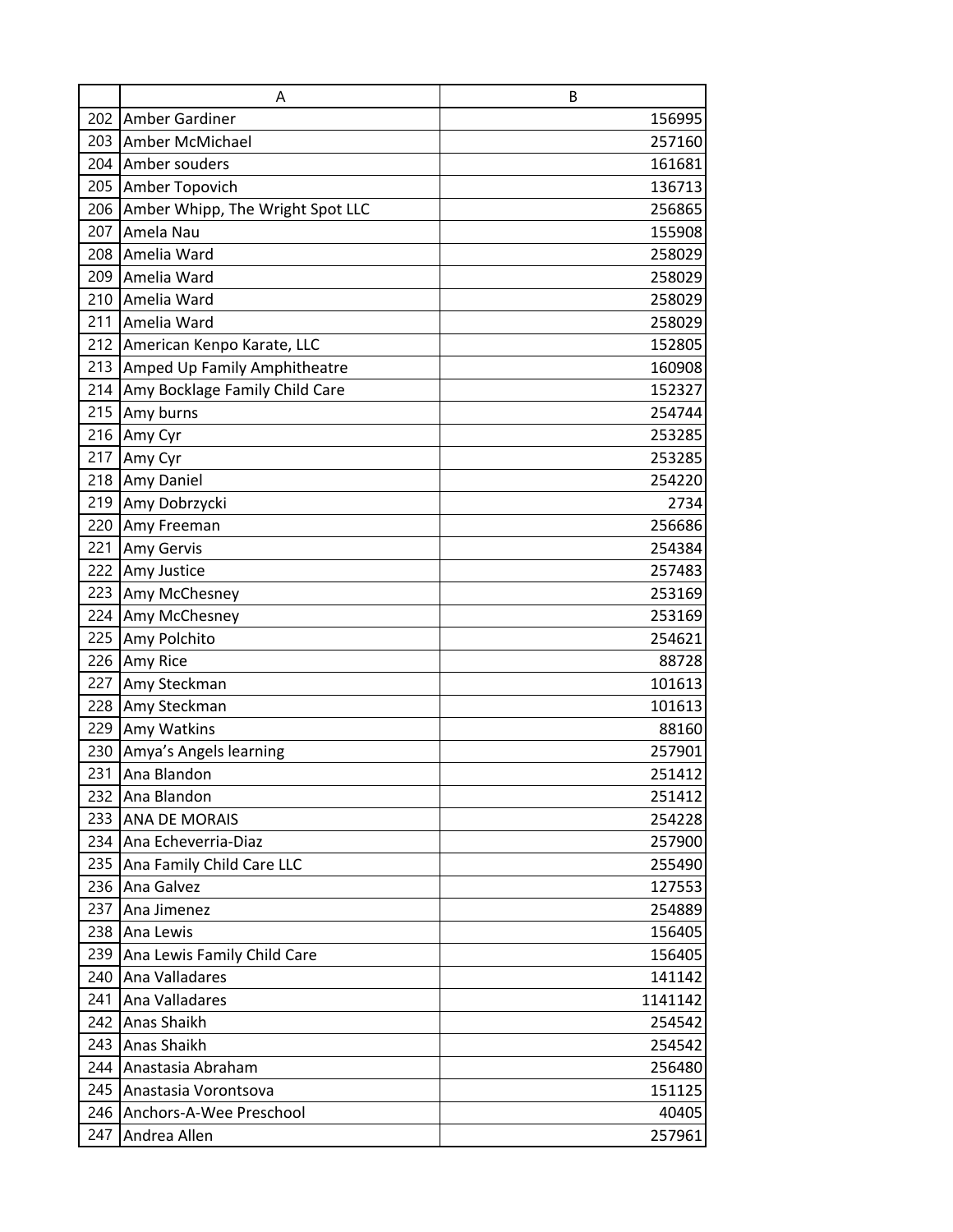| | A | B |
|---|---|---|
| 202 | Amber Gardiner | 156995 |
| 203 | Amber McMichael | 257160 |
| 204 | Amber souders | 161681 |
| 205 | Amber Topovich | 136713 |
| 206 | Amber Whipp, The Wright Spot LLC | 256865 |
| 207 | Amela Nau | 155908 |
| 208 | Amelia Ward | 258029 |
| 209 | Amelia Ward | 258029 |
| 210 | Amelia Ward | 258029 |
| 211 | Amelia Ward | 258029 |
| 212 | American Kenpo Karate, LLC | 152805 |
| 213 | Amped Up Family Amphitheatre | 160908 |
| 214 | Amy Bocklage Family Child Care | 152327 |
| 215 | Amy burns | 254744 |
| 216 | Amy Cyr | 253285 |
| 217 | Amy Cyr | 253285 |
| 218 | Amy Daniel | 254220 |
| 219 | Amy Dobrzycki | 2734 |
| 220 | Amy Freeman | 256686 |
| 221 | Amy Gervis | 254384 |
| 222 | Amy Justice | 257483 |
| 223 | Amy McChesney | 253169 |
| 224 | Amy McChesney | 253169 |
| 225 | Amy Polchito | 254621 |
| 226 | Amy Rice | 88728 |
| 227 | Amy Steckman | 101613 |
| 228 | Amy Steckman | 101613 |
| 229 | Amy Watkins | 88160 |
| 230 | Amya's Angels learning | 257901 |
| 231 | Ana Blandon | 251412 |
| 232 | Ana Blandon | 251412 |
| 233 | ANA DE MORAIS | 254228 |
| 234 | Ana Echeverria-Diaz | 257900 |
| 235 | Ana Family Child Care LLC | 255490 |
| 236 | Ana Galvez | 127553 |
| 237 | Ana Jimenez | 254889 |
| 238 | Ana Lewis | 156405 |
| 239 | Ana Lewis Family Child Care | 156405 |
| 240 | Ana Valladares | 141142 |
| 241 | Ana Valladares | 1141142 |
| 242 | Anas Shaikh | 254542 |
| 243 | Anas Shaikh | 254542 |
| 244 | Anastasia Abraham | 256480 |
| 245 | Anastasia Vorontsova | 151125 |
| 246 | Anchors-A-Wee Preschool | 40405 |
| 247 | Andrea Allen | 257961 |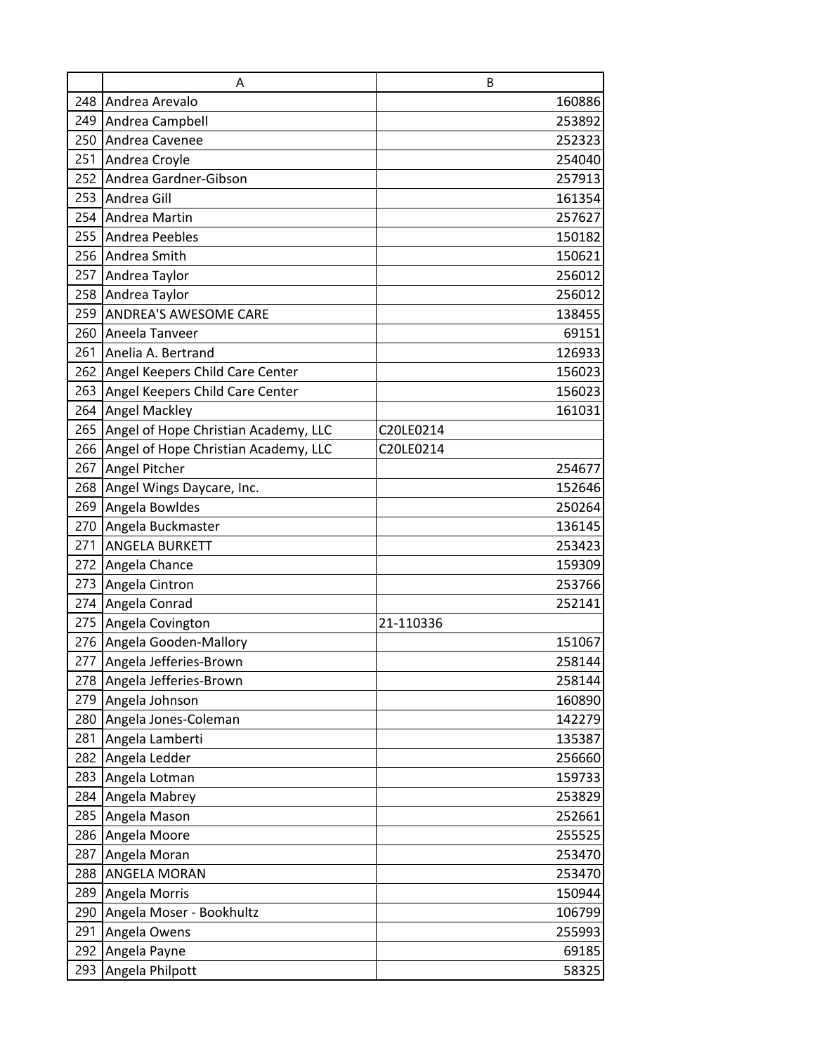| | A | B |
|---|---|---|
| 248 | Andrea Arevalo | 160886 |
| 249 | Andrea Campbell | 253892 |
| 250 | Andrea Cavenee | 252323 |
| 251 | Andrea Croyle | 254040 |
| 252 | Andrea Gardner-Gibson | 257913 |
| 253 | Andrea Gill | 161354 |
| 254 | Andrea Martin | 257627 |
| 255 | Andrea Peebles | 150182 |
| 256 | Andrea Smith | 150621 |
| 257 | Andrea Taylor | 256012 |
| 258 | Andrea Taylor | 256012 |
| 259 | ANDREA'S AWESOME CARE | 138455 |
| 260 | Aneela Tanveer | 69151 |
| 261 | Anelia A. Bertrand | 126933 |
| 262 | Angel Keepers Child Care Center | 156023 |
| 263 | Angel Keepers Child Care Center | 156023 |
| 264 | Angel Mackley | 161031 |
| 265 | Angel of Hope Christian Academy, LLC | C20LE0214 |
| 266 | Angel of Hope Christian Academy, LLC | C20LE0214 |
| 267 | Angel Pitcher | 254677 |
| 268 | Angel Wings Daycare, Inc. | 152646 |
| 269 | Angela Bowldes | 250264 |
| 270 | Angela Buckmaster | 136145 |
| 271 | ANGELA BURKETT | 253423 |
| 272 | Angela Chance | 159309 |
| 273 | Angela Cintron | 253766 |
| 274 | Angela Conrad | 252141 |
| 275 | Angela Covington | 21-110336 |
| 276 | Angela Gooden-Mallory | 151067 |
| 277 | Angela Jefferies-Brown | 258144 |
| 278 | Angela Jefferies-Brown | 258144 |
| 279 | Angela Johnson | 160890 |
| 280 | Angela Jones-Coleman | 142279 |
| 281 | Angela Lamberti | 135387 |
| 282 | Angela Ledder | 256660 |
| 283 | Angela Lotman | 159733 |
| 284 | Angela Mabrey | 253829 |
| 285 | Angela Mason | 252661 |
| 286 | Angela Moore | 255525 |
| 287 | Angela Moran | 253470 |
| 288 | ANGELA MORAN | 253470 |
| 289 | Angela Morris | 150944 |
| 290 | Angela Moser - Bookhultz | 106799 |
| 291 | Angela Owens | 255993 |
| 292 | Angela Payne | 69185 |
| 293 | Angela Philpott | 58325 |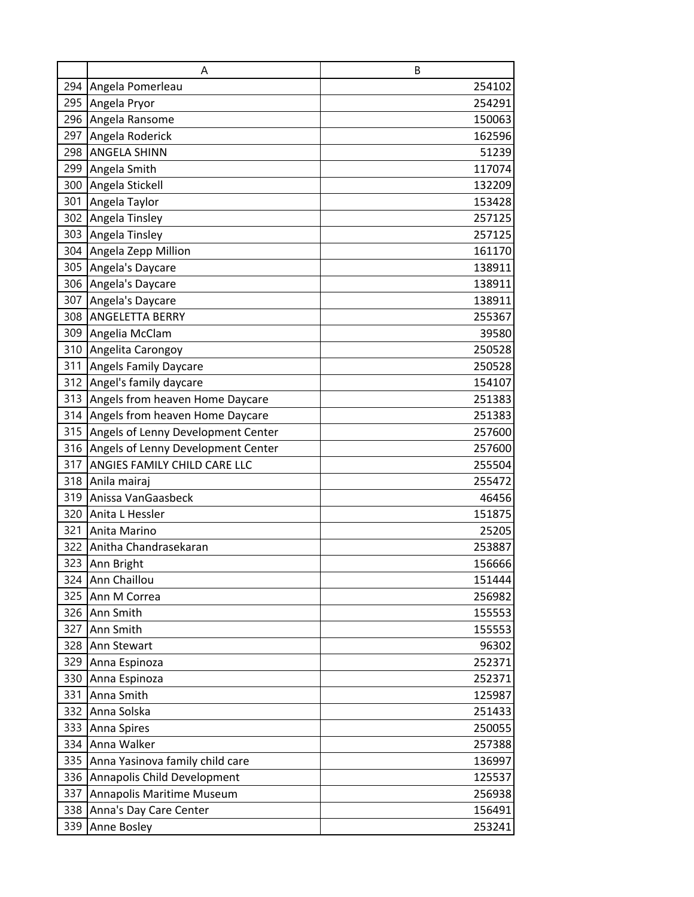| | A | B |
|---|---|---|
| 294 | Angela Pomerleau | 254102 |
| 295 | Angela Pryor | 254291 |
| 296 | Angela Ransome | 150063 |
| 297 | Angela Roderick | 162596 |
| 298 | ANGELA SHINN | 51239 |
| 299 | Angela Smith | 117074 |
| 300 | Angela Stickell | 132209 |
| 301 | Angela Taylor | 153428 |
| 302 | Angela Tinsley | 257125 |
| 303 | Angela Tinsley | 257125 |
| 304 | Angela Zepp Million | 161170 |
| 305 | Angela's Daycare | 138911 |
| 306 | Angela's Daycare | 138911 |
| 307 | Angela's Daycare | 138911 |
| 308 | ANGELETTA BERRY | 255367 |
| 309 | Angelia McClam | 39580 |
| 310 | Angelita Carongoy | 250528 |
| 311 | Angels Family Daycare | 250528 |
| 312 | Angel's family daycare | 154107 |
| 313 | Angels from heaven Home Daycare | 251383 |
| 314 | Angels from heaven Home Daycare | 251383 |
| 315 | Angels of Lenny Development Center | 257600 |
| 316 | Angels of Lenny Development Center | 257600 |
| 317 | ANGIES FAMILY CHILD CARE LLC | 255504 |
| 318 | Anila mairaj | 255472 |
| 319 | Anissa VanGaasbeck | 46456 |
| 320 | Anita L Hessler | 151875 |
| 321 | Anita Marino | 25205 |
| 322 | Anitha Chandrasekaran | 253887 |
| 323 | Ann Bright | 156666 |
| 324 | Ann Chaillou | 151444 |
| 325 | Ann M Correa | 256982 |
| 326 | Ann Smith | 155553 |
| 327 | Ann Smith | 155553 |
| 328 | Ann Stewart | 96302 |
| 329 | Anna Espinoza | 252371 |
| 330 | Anna Espinoza | 252371 |
| 331 | Anna Smith | 125987 |
| 332 | Anna Solska | 251433 |
| 333 | Anna Spires | 250055 |
| 334 | Anna Walker | 257388 |
| 335 | Anna Yasinova family child care | 136997 |
| 336 | Annapolis Child Development | 125537 |
| 337 | Annapolis Maritime Museum | 256938 |
| 338 | Anna's Day Care Center | 156491 |
| 339 | Anne Bosley | 253241 |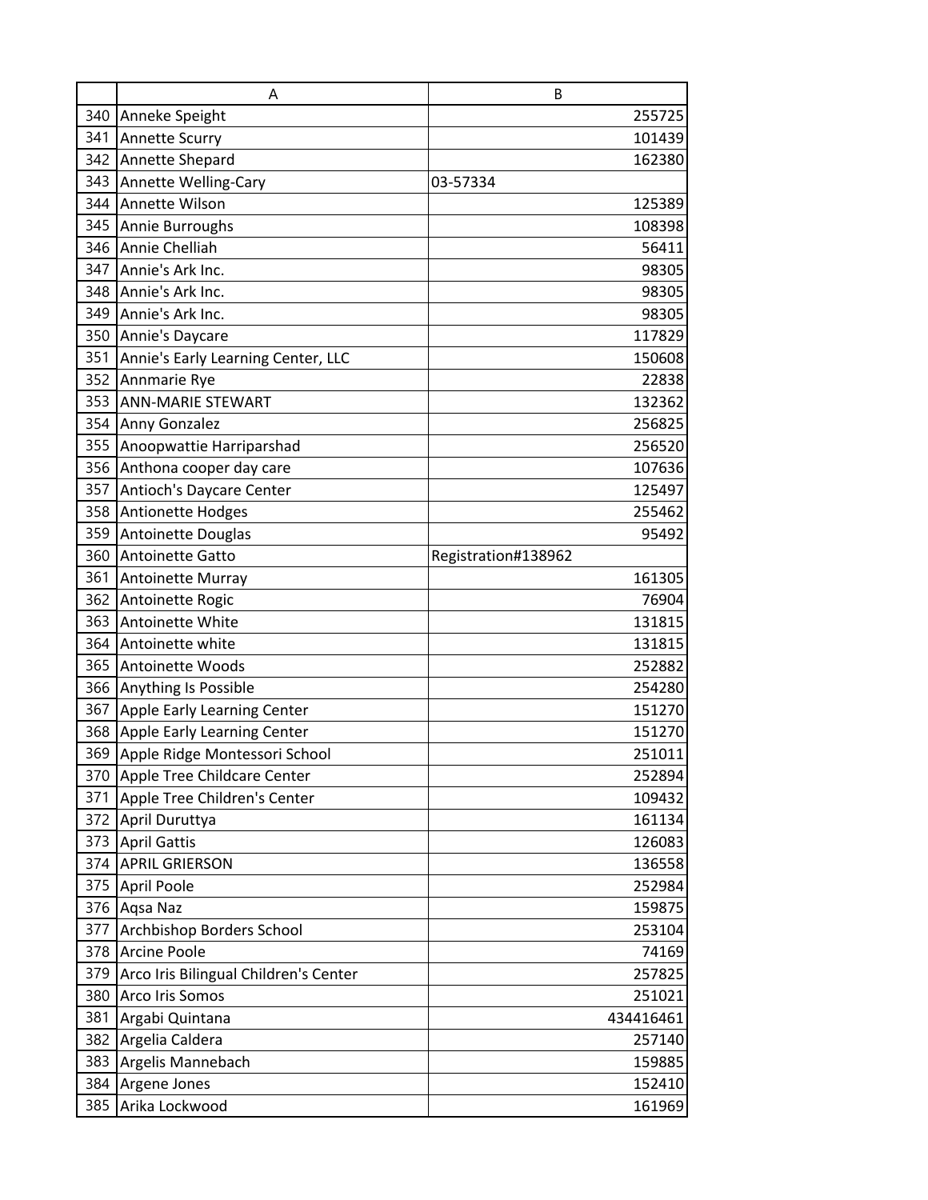|  | A | B |
|---|---|---|
| 340 | Anneke Speight | 255725 |
| 341 | Annette Scurry | 101439 |
| 342 | Annette Shepard | 162380 |
| 343 | Annette Welling-Cary | 03-57334 |
| 344 | Annette Wilson | 125389 |
| 345 | Annie Burroughs | 108398 |
| 346 | Annie Chelliah | 56411 |
| 347 | Annie's Ark Inc. | 98305 |
| 348 | Annie's Ark Inc. | 98305 |
| 349 | Annie's Ark Inc. | 98305 |
| 350 | Annie's Daycare | 117829 |
| 351 | Annie's Early Learning Center, LLC | 150608 |
| 352 | Annmarie Rye | 22838 |
| 353 | ANN-MARIE STEWART | 132362 |
| 354 | Anny Gonzalez | 256825 |
| 355 | Anoopwattie Harriparshad | 256520 |
| 356 | Anthona cooper day care | 107636 |
| 357 | Antioch's Daycare Center | 125497 |
| 358 | Antionette Hodges | 255462 |
| 359 | Antoinette Douglas | 95492 |
| 360 | Antoinette Gatto | Registration#138962 |
| 361 | Antoinette Murray | 161305 |
| 362 | Antoinette Rogic | 76904 |
| 363 | Antoinette White | 131815 |
| 364 | Antoinette white | 131815 |
| 365 | Antoinette Woods | 252882 |
| 366 | Anything Is Possible | 254280 |
| 367 | Apple Early Learning Center | 151270 |
| 368 | Apple Early Learning Center | 151270 |
| 369 | Apple Ridge Montessori School | 251011 |
| 370 | Apple Tree Childcare Center | 252894 |
| 371 | Apple Tree Children's Center | 109432 |
| 372 | April Duruttya | 161134 |
| 373 | April Gattis | 126083 |
| 374 | APRIL GRIERSON | 136558 |
| 375 | April Poole | 252984 |
| 376 | Aqsa Naz | 159875 |
| 377 | Archbishop Borders School | 253104 |
| 378 | Arcine Poole | 74169 |
| 379 | Arco Iris Bilingual Children's Center | 257825 |
| 380 | Arco Iris Somos | 251021 |
| 381 | Argabi Quintana | 434416461 |
| 382 | Argelia Caldera | 257140 |
| 383 | Argelis Mannebach | 159885 |
| 384 | Argene Jones | 152410 |
| 385 | Arika Lockwood | 161969 |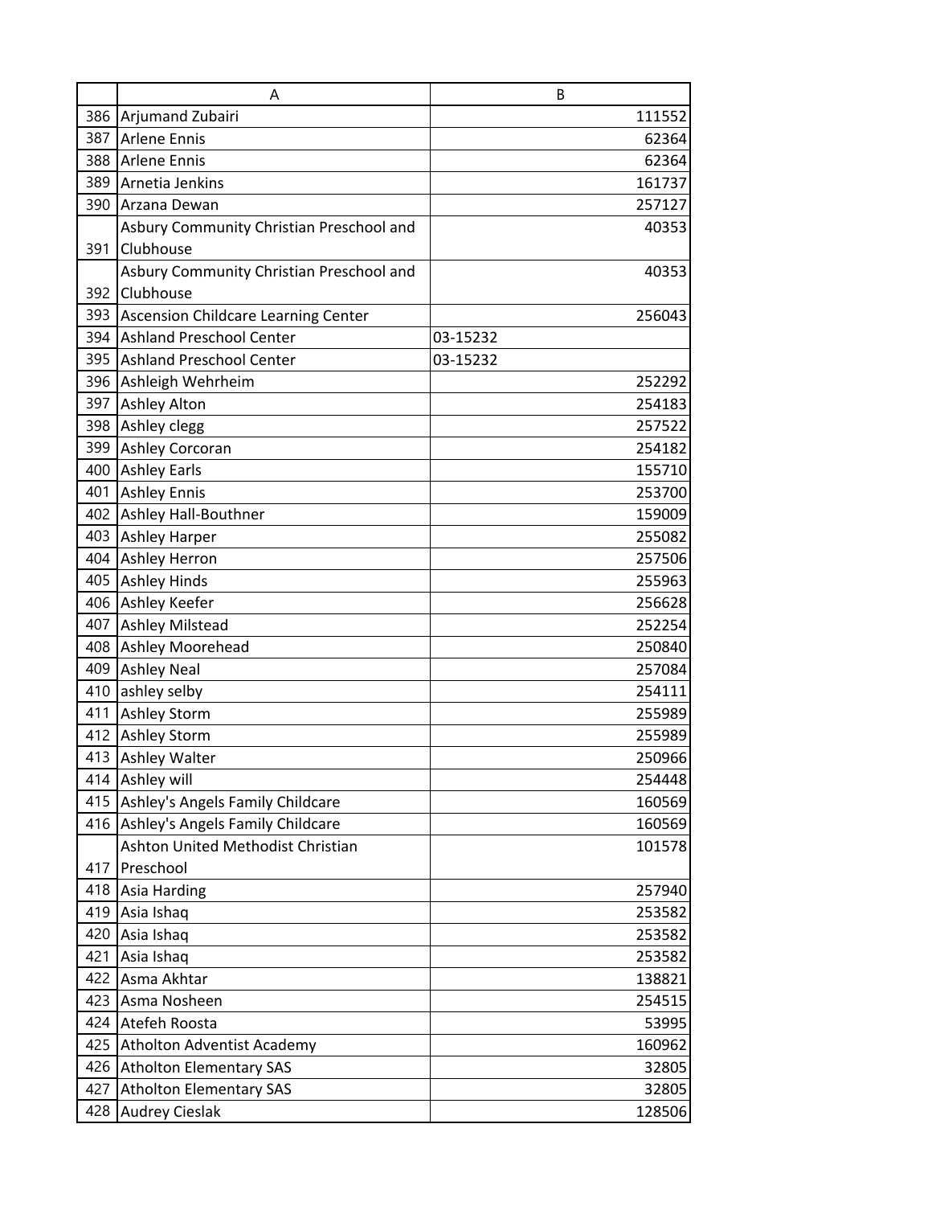| | A | B |
|---|---|---|
| 386 | Arjumand Zubairi | 111552 |
| 387 | Arlene Ennis | 62364 |
| 388 | Arlene Ennis | 62364 |
| 389 | Arnetia Jenkins | 161737 |
| 390 | Arzana Dewan | 257127 |
| 391 | Asbury Community Christian Preschool and Clubhouse | 40353 |
| 392 | Asbury Community Christian Preschool and Clubhouse | 40353 |
| 393 | Ascension Childcare Learning Center | 256043 |
| 394 | Ashland Preschool Center | 03-15232 |
| 395 | Ashland Preschool Center | 03-15232 |
| 396 | Ashleigh Wehrheim | 252292 |
| 397 | Ashley Alton | 254183 |
| 398 | Ashley clegg | 257522 |
| 399 | Ashley Corcoran | 254182 |
| 400 | Ashley Earls | 155710 |
| 401 | Ashley Ennis | 253700 |
| 402 | Ashley Hall-Bouthner | 159009 |
| 403 | Ashley Harper | 255082 |
| 404 | Ashley Herron | 257506 |
| 405 | Ashley Hinds | 255963 |
| 406 | Ashley Keefer | 256628 |
| 407 | Ashley Milstead | 252254 |
| 408 | Ashley Moorehead | 250840 |
| 409 | Ashley Neal | 257084 |
| 410 | ashley selby | 254111 |
| 411 | Ashley Storm | 255989 |
| 412 | Ashley Storm | 255989 |
| 413 | Ashley Walter | 250966 |
| 414 | Ashley will | 254448 |
| 415 | Ashley's Angels Family Childcare | 160569 |
| 416 | Ashley's Angels Family Childcare | 160569 |
| 417 | Ashton United Methodist Christian Preschool | 101578 |
| 418 | Asia Harding | 257940 |
| 419 | Asia Ishaq | 253582 |
| 420 | Asia Ishaq | 253582 |
| 421 | Asia Ishaq | 253582 |
| 422 | Asma Akhtar | 138821 |
| 423 | Asma Nosheen | 254515 |
| 424 | Atefeh Roosta | 53995 |
| 425 | Atholton Adventist Academy | 160962 |
| 426 | Atholton Elementary SAS | 32805 |
| 427 | Atholton Elementary SAS | 32805 |
| 428 | Audrey Cieslak | 128506 |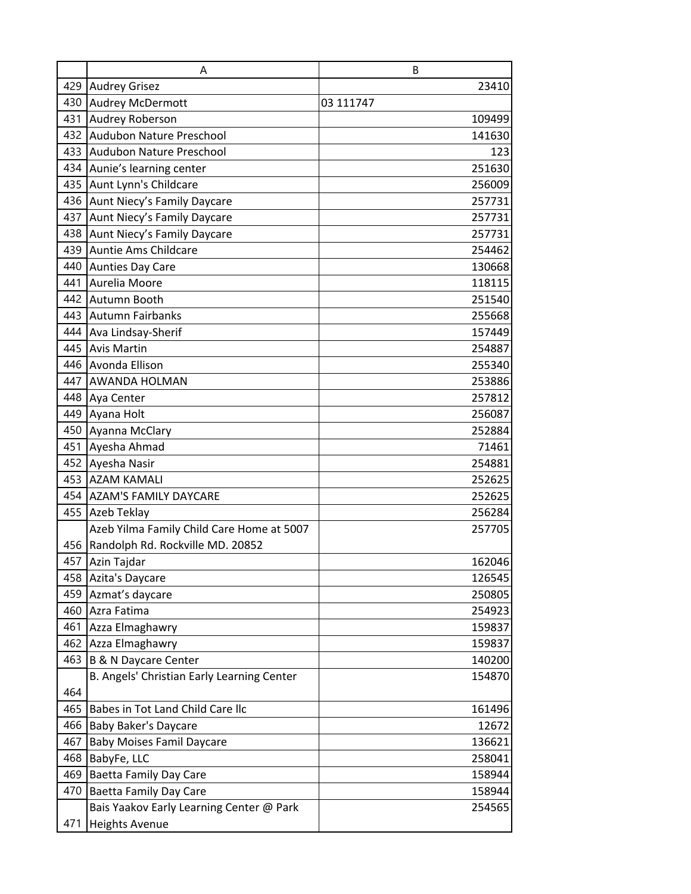| | A | B |
|---|---|---|
| 429 | Audrey Grisez | 23410 |
| 430 | Audrey McDermott | 03 111747 |
| 431 | Audrey Roberson | 109499 |
| 432 | Audubon Nature Preschool | 141630 |
| 433 | Audubon Nature Preschool | 123 |
| 434 | Aunie’s learning center | 251630 |
| 435 | Aunt Lynn's Childcare | 256009 |
| 436 | Aunt Niecy’s Family Daycare | 257731 |
| 437 | Aunt Niecy’s Family Daycare | 257731 |
| 438 | Aunt Niecy’s Family Daycare | 257731 |
| 439 | Auntie Ams Childcare | 254462 |
| 440 | Aunties Day Care | 130668 |
| 441 | Aurelia Moore | 118115 |
| 442 | Autumn Booth | 251540 |
| 443 | Autumn Fairbanks | 255668 |
| 444 | Ava Lindsay-Sherif | 157449 |
| 445 | Avis Martin | 254887 |
| 446 | Avonda Ellison | 255340 |
| 447 | AWANDA HOLMAN | 253886 |
| 448 | Aya Center | 257812 |
| 449 | Ayana Holt | 256087 |
| 450 | Ayanna McClary | 252884 |
| 451 | Ayesha Ahmad | 71461 |
| 452 | Ayesha Nasir | 254881 |
| 453 | AZAM KAMALI | 252625 |
| 454 | AZAM'S FAMILY DAYCARE | 252625 |
| 455 | Azeb Teklay | 256284 |
| 456 | Azeb Yilma Family Child Care Home at 5007 Randolph Rd. Rockville MD. 20852 | 257705 |
| 457 | Azin Tajdar | 162046 |
| 458 | Azita's Daycare | 126545 |
| 459 | Azmat’s daycare | 250805 |
| 460 | Azra Fatima | 254923 |
| 461 | Azza Elmaghawry | 159837 |
| 462 | Azza Elmaghawry | 159837 |
| 463 | B & N Daycare Center | 140200 |
| 464 | B. Angels' Christian Early Learning Center | 154870 |
| 465 | Babes in Tot Land Child Care llc | 161496 |
| 466 | Baby Baker's Daycare | 12672 |
| 467 | Baby Moises Famil Daycare | 136621 |
| 468 | BabyFe, LLC | 258041 |
| 469 | Baetta Family Day Care | 158944 |
| 470 | Baetta Family Day Care | 158944 |
| 471 | Bais Yaakov Early Learning Center @ Park Heights Avenue | 254565 |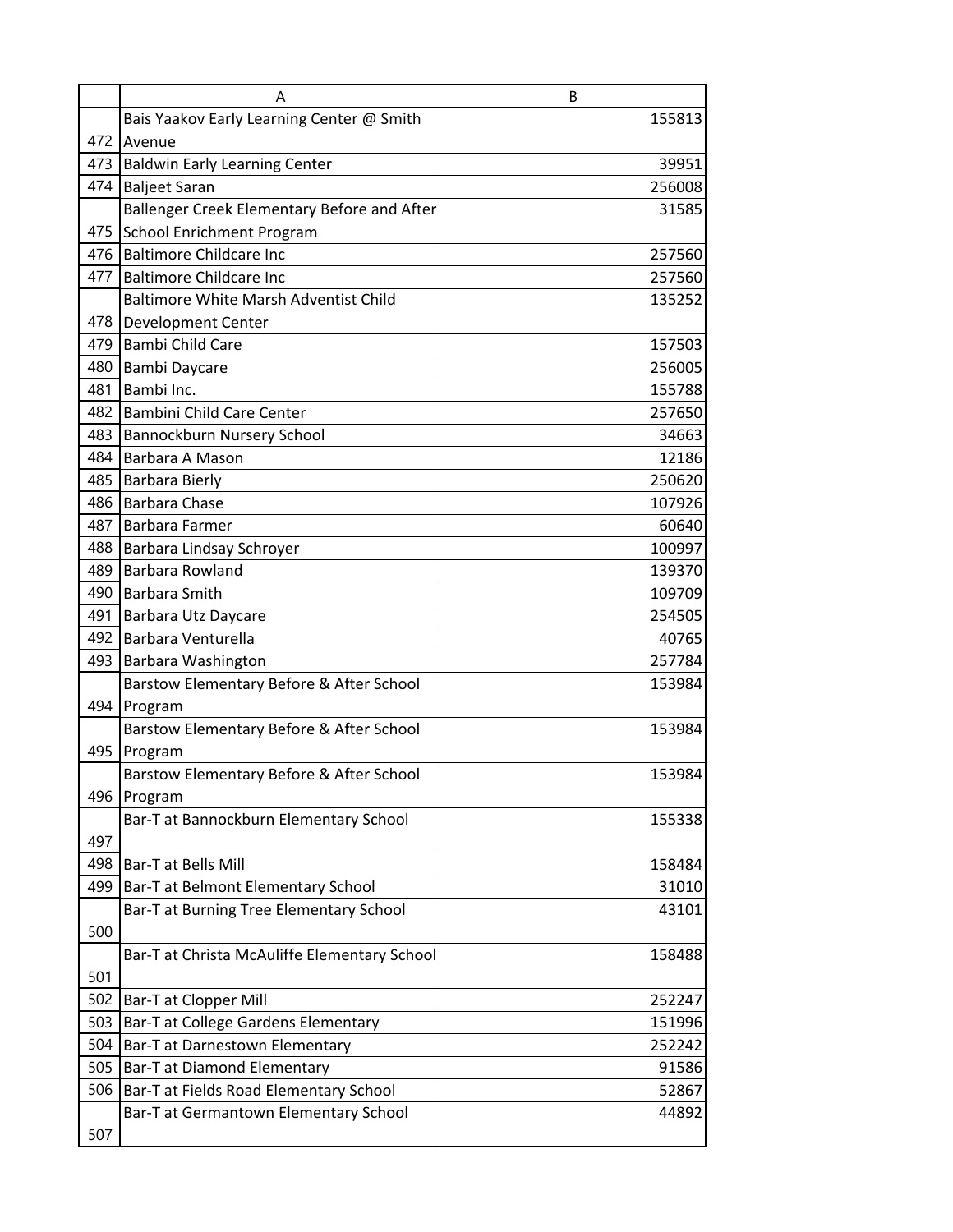| | A | B |
|---|---|---|
| 472 | Bais Yaakov Early Learning Center @ Smith Avenue | 155813 |
| 473 | Baldwin Early Learning Center | 39951 |
| 474 | Baljeet Saran | 256008 |
| 475 | Ballenger Creek Elementary Before and After School Enrichment Program | 31585 |
| 476 | Baltimore Childcare Inc | 257560 |
| 477 | Baltimore Childcare Inc | 257560 |
| 478 | Baltimore White Marsh Adventist Child Development Center | 135252 |
| 479 | Bambi Child Care | 157503 |
| 480 | Bambi Daycare | 256005 |
| 481 | Bambi Inc. | 155788 |
| 482 | Bambini Child Care Center | 257650 |
| 483 | Bannockburn Nursery School | 34663 |
| 484 | Barbara A Mason | 12186 |
| 485 | Barbara Bierly | 250620 |
| 486 | Barbara Chase | 107926 |
| 487 | Barbara Farmer | 60640 |
| 488 | Barbara Lindsay Schroyer | 100997 |
| 489 | Barbara Rowland | 139370 |
| 490 | Barbara Smith | 109709 |
| 491 | Barbara Utz Daycare | 254505 |
| 492 | Barbara Venturella | 40765 |
| 493 | Barbara Washington | 257784 |
| 494 | Barstow Elementary Before & After School Program | 153984 |
| 495 | Barstow Elementary Before & After School Program | 153984 |
| 496 | Barstow Elementary Before & After School Program | 153984 |
| 497 | Bar-T at Bannockburn Elementary School | 155338 |
| 498 | Bar-T at Bells Mill | 158484 |
| 499 | Bar-T at Belmont Elementary School | 31010 |
| 500 | Bar-T at Burning Tree Elementary School | 43101 |
| 501 | Bar-T at Christa McAuliffe Elementary School | 158488 |
| 502 | Bar-T at Clopper Mill | 252247 |
| 503 | Bar-T at College Gardens Elementary | 151996 |
| 504 | Bar-T at Darnestown Elementary | 252242 |
| 505 | Bar-T at Diamond Elementary | 91586 |
| 506 | Bar-T at Fields Road Elementary School | 52867 |
| 507 | Bar-T at Germantown Elementary School | 44892 |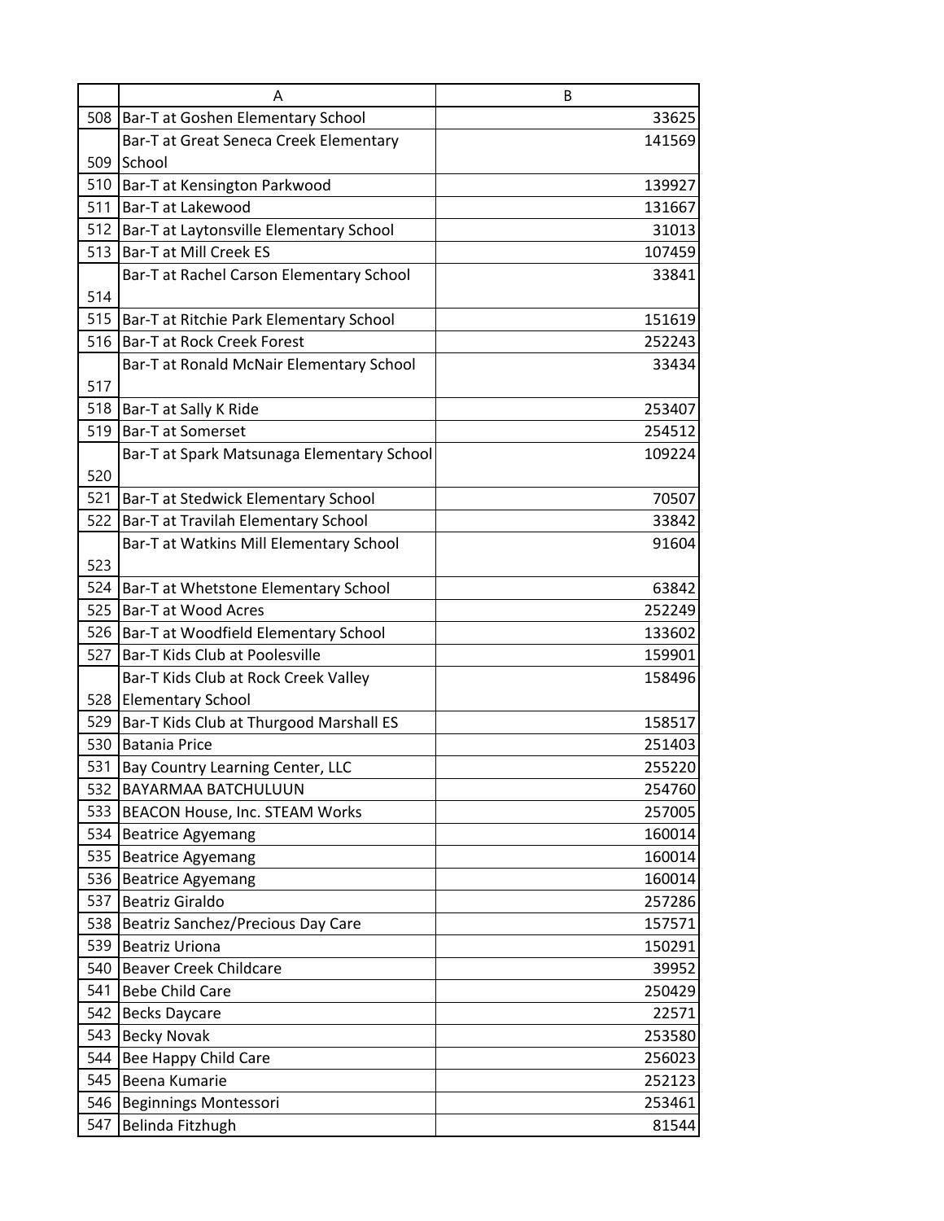| | A | B |
|---|---|---|
| 508 | Bar-T at Goshen Elementary School | 33625 |
| 509 | Bar-T at Great Seneca Creek Elementary School | 141569 |
| 510 | Bar-T at Kensington Parkwood | 139927 |
| 511 | Bar-T at Lakewood | 131667 |
| 512 | Bar-T at Laytonsville Elementary School | 31013 |
| 513 | Bar-T at Mill Creek ES | 107459 |
| 514 | Bar-T at Rachel Carson Elementary School | 33841 |
| 515 | Bar-T at Ritchie Park Elementary School | 151619 |
| 516 | Bar-T at Rock Creek Forest | 252243 |
| 517 | Bar-T at Ronald McNair Elementary School | 33434 |
| 518 | Bar-T at Sally K Ride | 253407 |
| 519 | Bar-T at Somerset | 254512 |
| 520 | Bar-T at Spark Matsunaga Elementary School | 109224 |
| 521 | Bar-T at Stedwick Elementary School | 70507 |
| 522 | Bar-T at Travilah Elementary School | 33842 |
| 523 | Bar-T at Watkins Mill Elementary School | 91604 |
| 524 | Bar-T at Whetstone Elementary School | 63842 |
| 525 | Bar-T at Wood Acres | 252249 |
| 526 | Bar-T at Woodfield Elementary School | 133602 |
| 527 | Bar-T Kids Club at Poolesville | 159901 |
| 528 | Bar-T Kids Club at Rock Creek Valley Elementary School | 158496 |
| 529 | Bar-T Kids Club at Thurgood Marshall ES | 158517 |
| 530 | Batania Price | 251403 |
| 531 | Bay Country Learning Center, LLC | 255220 |
| 532 | BAYARMAA BATCHULUUN | 254760 |
| 533 | BEACON House, Inc. STEAM Works | 257005 |
| 534 | Beatrice Agyemang | 160014 |
| 535 | Beatrice Agyemang | 160014 |
| 536 | Beatrice Agyemang | 160014 |
| 537 | Beatriz Giraldo | 257286 |
| 538 | Beatriz Sanchez/Precious Day Care | 157571 |
| 539 | Beatriz Uriona | 150291 |
| 540 | Beaver Creek Childcare | 39952 |
| 541 | Bebe Child Care | 250429 |
| 542 | Becks Daycare | 22571 |
| 543 | Becky Novak | 253580 |
| 544 | Bee Happy Child Care | 256023 |
| 545 | Beena Kumarie | 252123 |
| 546 | Beginnings Montessori | 253461 |
| 547 | Belinda Fitzhugh | 81544 |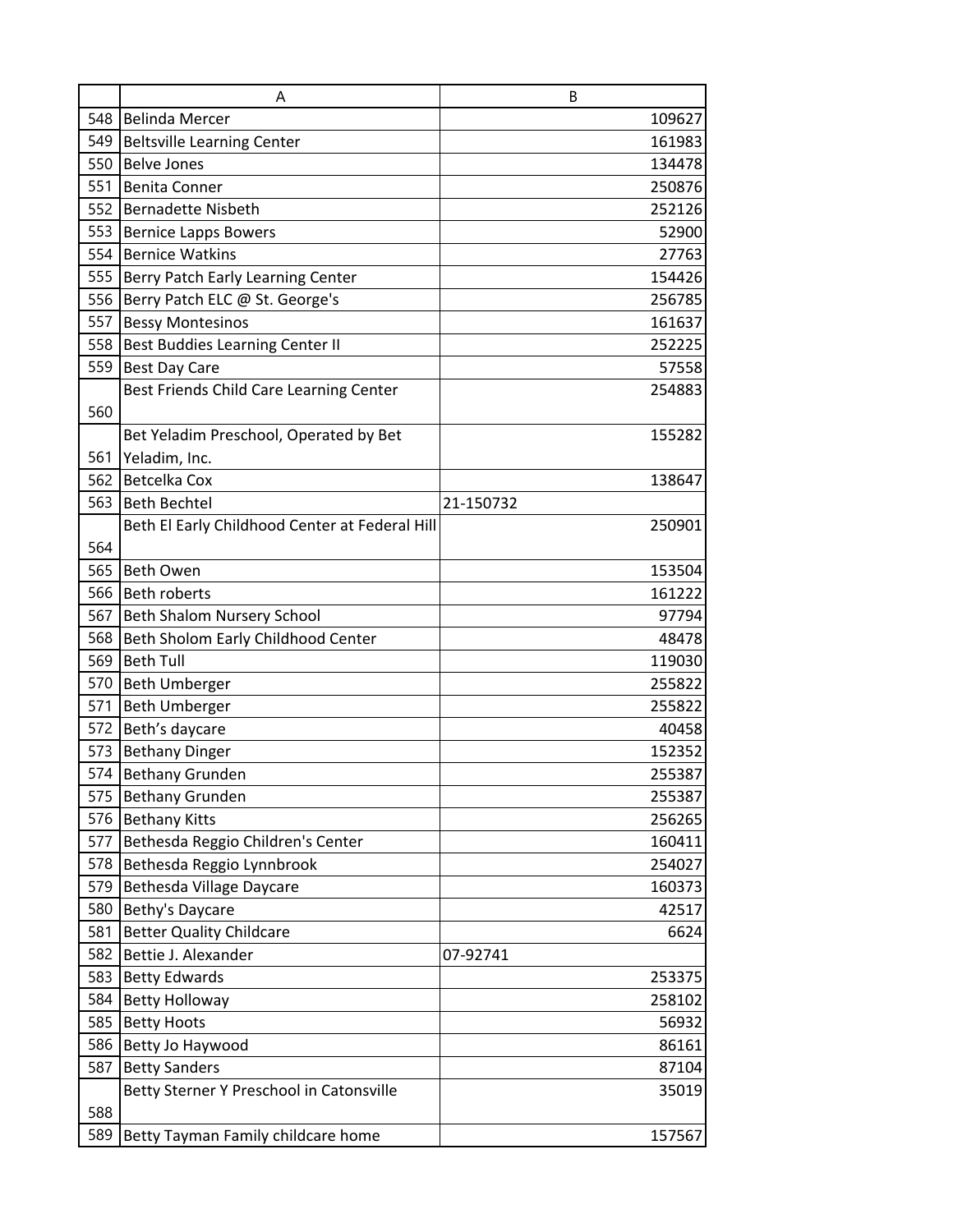| | A | B |
|---|---|---|
| 548 | Belinda Mercer | 109627 |
| 549 | Beltsville Learning Center | 161983 |
| 550 | Belve Jones | 134478 |
| 551 | Benita Conner | 250876 |
| 552 | Bernadette Nisbeth | 252126 |
| 553 | Bernice Lapps Bowers | 52900 |
| 554 | Bernice Watkins | 27763 |
| 555 | Berry Patch Early Learning Center | 154426 |
| 556 | Berry Patch ELC @ St. George's | 256785 |
| 557 | Bessy Montesinos | 161637 |
| 558 | Best Buddies Learning Center II | 252225 |
| 559 | Best Day Care | 57558 |
| 560 | Best Friends Child Care Learning Center | 254883 |
| 561 | Bet Yeladim Preschool, Operated by Bet Yeladim, Inc. | 155282 |
| 562 | Betcelka Cox | 138647 |
| 563 | Beth Bechtel | 21-150732 |
| 564 | Beth El Early Childhood Center at Federal Hill | 250901 |
| 565 | Beth Owen | 153504 |
| 566 | Beth roberts | 161222 |
| 567 | Beth Shalom Nursery School | 97794 |
| 568 | Beth Sholom Early Childhood Center | 48478 |
| 569 | Beth Tull | 119030 |
| 570 | Beth Umberger | 255822 |
| 571 | Beth Umberger | 255822 |
| 572 | Beth's daycare | 40458 |
| 573 | Bethany Dinger | 152352 |
| 574 | Bethany Grunden | 255387 |
| 575 | Bethany Grunden | 255387 |
| 576 | Bethany Kitts | 256265 |
| 577 | Bethesda Reggio Children's Center | 160411 |
| 578 | Bethesda Reggio Lynnbrook | 254027 |
| 579 | Bethesda Village Daycare | 160373 |
| 580 | Bethy's Daycare | 42517 |
| 581 | Better Quality Childcare | 6624 |
| 582 | Bettie J. Alexander | 07-92741 |
| 583 | Betty Edwards | 253375 |
| 584 | Betty Holloway | 258102 |
| 585 | Betty Hoots | 56932 |
| 586 | Betty Jo Haywood | 86161 |
| 587 | Betty Sanders | 87104 |
| 588 | Betty Sterner Y Preschool in Catonsville | 35019 |
| 589 | Betty Tayman Family childcare home | 157567 |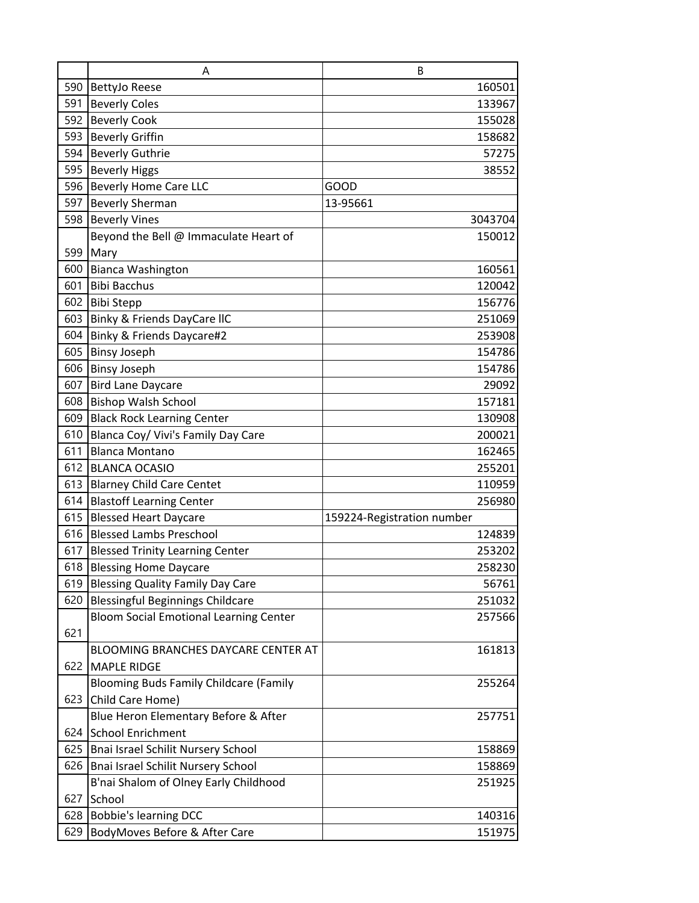| | A | B |
|---|---|---|
| 590 | BettyJo Reese | 160501 |
| 591 | Beverly Coles | 133967 |
| 592 | Beverly Cook | 155028 |
| 593 | Beverly Griffin | 158682 |
| 594 | Beverly Guthrie | 57275 |
| 595 | Beverly Higgs | 38552 |
| 596 | Beverly Home Care LLC | GOOD |
| 597 | Beverly Sherman | 13-95661 |
| 598 | Beverly Vines | 3043704 |
| 599 | Beyond the Bell @ Immaculate Heart of Mary | 150012 |
| 600 | Bianca Washington | 160561 |
| 601 | Bibi Bacchus | 120042 |
| 602 | Bibi Stepp | 156776 |
| 603 | Binky & Friends DayCare llC | 251069 |
| 604 | Binky & Friends Daycare#2 | 253908 |
| 605 | Binsy Joseph | 154786 |
| 606 | Binsy Joseph | 154786 |
| 607 | Bird Lane Daycare | 29092 |
| 608 | Bishop Walsh School | 157181 |
| 609 | Black Rock Learning Center | 130908 |
| 610 | Blanca Coy/ Vivi's Family Day Care | 200021 |
| 611 | Blanca Montano | 162465 |
| 612 | BLANCA OCASIO | 255201 |
| 613 | Blarney Child Care Centet | 110959 |
| 614 | Blastoff Learning Center | 256980 |
| 615 | Blessed Heart Daycare | 159224-Registration number |
| 616 | Blessed Lambs Preschool | 124839 |
| 617 | Blessed Trinity Learning Center | 253202 |
| 618 | Blessing Home Daycare | 258230 |
| 619 | Blessing Quality Family Day Care | 56761 |
| 620 | Blessingful Beginnings Childcare | 251032 |
| 621 | Bloom Social Emotional Learning Center | 257566 |
| 622 | BLOOMING BRANCHES DAYCARE CENTER AT MAPLE RIDGE | 161813 |
| 623 | Blooming Buds Family Childcare (Family Child Care Home) | 255264 |
| 624 | Blue Heron Elementary Before & After School Enrichment | 257751 |
| 625 | Bnai Israel Schilit Nursery School | 158869 |
| 626 | Bnai Israel Schilit Nursery School | 158869 |
| 627 | B'nai Shalom of Olney Early Childhood School | 251925 |
| 628 | Bobbie's learning DCC | 140316 |
| 629 | BodyMoves Before & After Care | 151975 |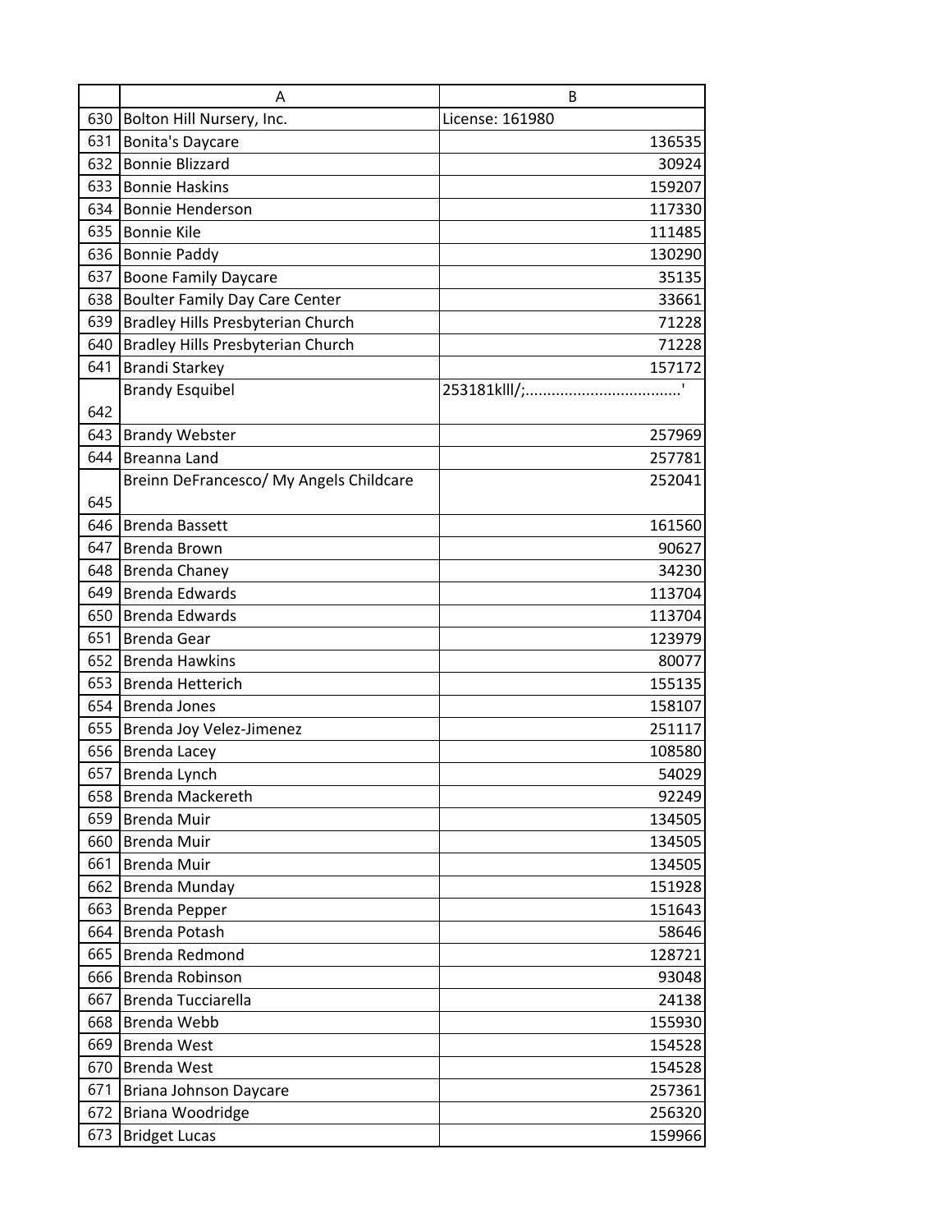| | A | B |
|---|---|---|
| 630 | Bolton Hill Nursery, Inc. | License: 161980 |
| 631 | Bonita's Daycare | 136535 |
| 632 | Bonnie Blizzard | 30924 |
| 633 | Bonnie Haskins | 159207 |
| 634 | Bonnie Henderson | 117330 |
| 635 | Bonnie Kile | 111485 |
| 636 | Bonnie Paddy | 130290 |
| 637 | Boone Family Daycare | 35135 |
| 638 | Boulter Family Day Care Center | 33661 |
| 639 | Bradley Hills Presbyterian Church | 71228 |
| 640 | Bradley Hills Presbyterian Church | 71228 |
| 641 | Brandi Starkey | 157172 |
| 642 | Brandy Esquibel | 253181klll/;...................................' |
| 643 | Brandy Webster | 257969 |
| 644 | Breanna Land | 257781 |
| 645 | Breinn DeFrancesco/ My Angels Childcare | 252041 |
| 646 | Brenda Bassett | 161560 |
| 647 | Brenda Brown | 90627 |
| 648 | Brenda Chaney | 34230 |
| 649 | Brenda Edwards | 113704 |
| 650 | Brenda Edwards | 113704 |
| 651 | Brenda Gear | 123979 |
| 652 | Brenda Hawkins | 80077 |
| 653 | Brenda Hetterich | 155135 |
| 654 | Brenda Jones | 158107 |
| 655 | Brenda Joy Velez-Jimenez | 251117 |
| 656 | Brenda Lacey | 108580 |
| 657 | Brenda Lynch | 54029 |
| 658 | Brenda Mackereth | 92249 |
| 659 | Brenda Muir | 134505 |
| 660 | Brenda Muir | 134505 |
| 661 | Brenda Muir | 134505 |
| 662 | Brenda Munday | 151928 |
| 663 | Brenda Pepper | 151643 |
| 664 | Brenda Potash | 58646 |
| 665 | Brenda Redmond | 128721 |
| 666 | Brenda Robinson | 93048 |
| 667 | Brenda Tucciarella | 24138 |
| 668 | Brenda Webb | 155930 |
| 669 | Brenda West | 154528 |
| 670 | Brenda West | 154528 |
| 671 | Briana Johnson Daycare | 257361 |
| 672 | Briana Woodridge | 256320 |
| 673 | Bridget Lucas | 159966 |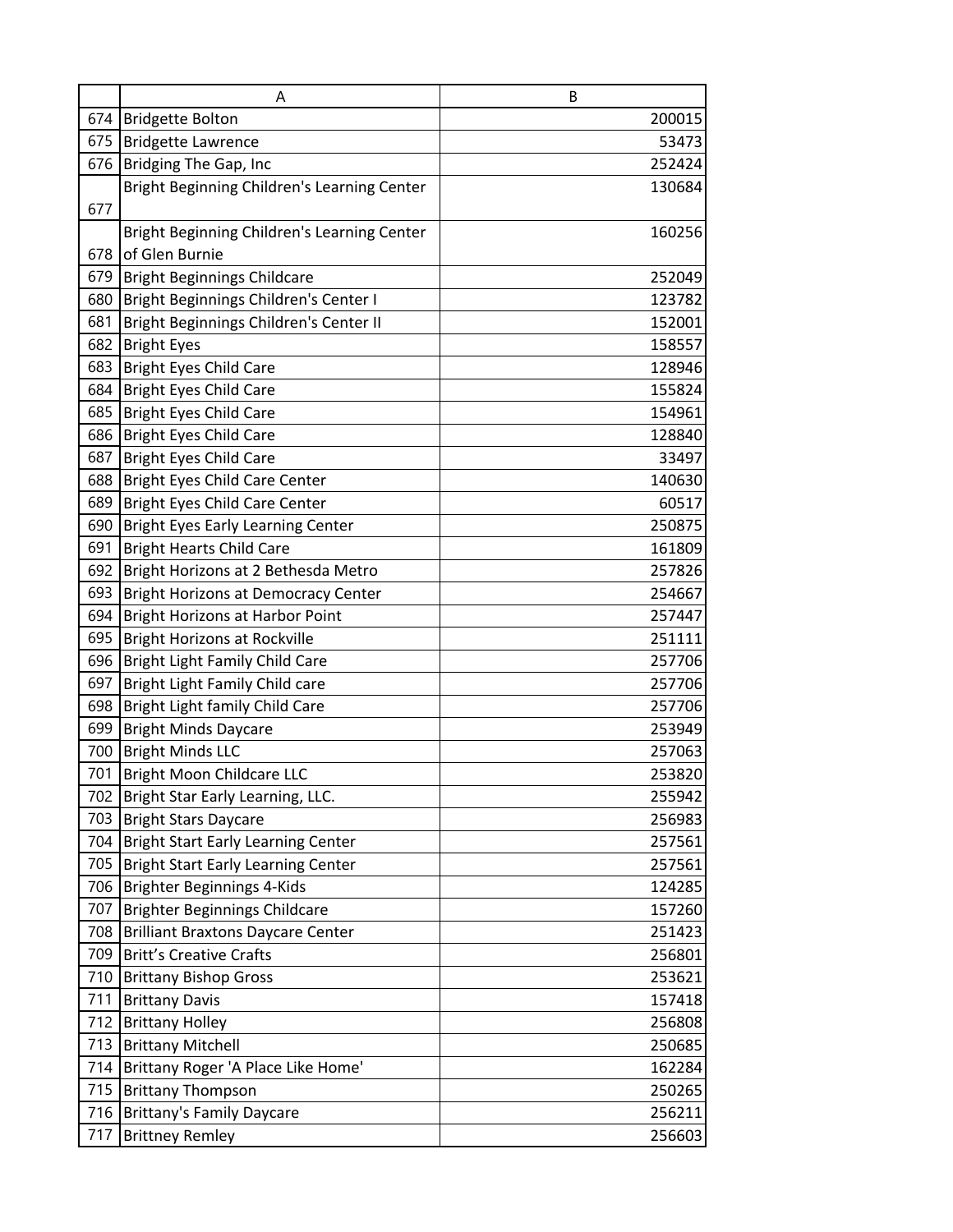| | A | B |
|---|---|---|
| 674 | Bridgette Bolton | 200015 |
| 675 | Bridgette Lawrence | 53473 |
| 676 | Bridging The Gap, Inc | 252424 |
| 677 | Bright Beginning Children's Learning Center | 130684 |
| 678 | Bright Beginning Children's Learning Center of Glen Burnie | 160256 |
| 679 | Bright Beginnings Childcare | 252049 |
| 680 | Bright Beginnings Children's Center I | 123782 |
| 681 | Bright Beginnings Children's Center II | 152001 |
| 682 | Bright Eyes | 158557 |
| 683 | Bright Eyes Child Care | 128946 |
| 684 | Bright Eyes Child Care | 155824 |
| 685 | Bright Eyes Child Care | 154961 |
| 686 | Bright Eyes Child Care | 128840 |
| 687 | Bright Eyes Child Care | 33497 |
| 688 | Bright Eyes Child Care Center | 140630 |
| 689 | Bright Eyes Child Care Center | 60517 |
| 690 | Bright Eyes Early Learning Center | 250875 |
| 691 | Bright Hearts Child Care | 161809 |
| 692 | Bright Horizons at 2 Bethesda Metro | 257826 |
| 693 | Bright Horizons at Democracy Center | 254667 |
| 694 | Bright Horizons at Harbor Point | 257447 |
| 695 | Bright Horizons at Rockville | 251111 |
| 696 | Bright Light Family Child Care | 257706 |
| 697 | Bright Light Family Child care | 257706 |
| 698 | Bright Light family Child Care | 257706 |
| 699 | Bright Minds Daycare | 253949 |
| 700 | Bright Minds LLC | 257063 |
| 701 | Bright Moon Childcare LLC | 253820 |
| 702 | Bright Star Early Learning, LLC. | 255942 |
| 703 | Bright Stars Daycare | 256983 |
| 704 | Bright Start Early Learning Center | 257561 |
| 705 | Bright Start Early Learning Center | 257561 |
| 706 | Brighter Beginnings 4-Kids | 124285 |
| 707 | Brighter Beginnings Childcare | 157260 |
| 708 | Brilliant Braxtons Daycare Center | 251423 |
| 709 | Britt's Creative Crafts | 256801 |
| 710 | Brittany Bishop Gross | 253621 |
| 711 | Brittany Davis | 157418 |
| 712 | Brittany Holley | 256808 |
| 713 | Brittany Mitchell | 250685 |
| 714 | Brittany Roger 'A Place Like Home' | 162284 |
| 715 | Brittany Thompson | 250265 |
| 716 | Brittany's Family Daycare | 256211 |
| 717 | Brittney Remley | 256603 |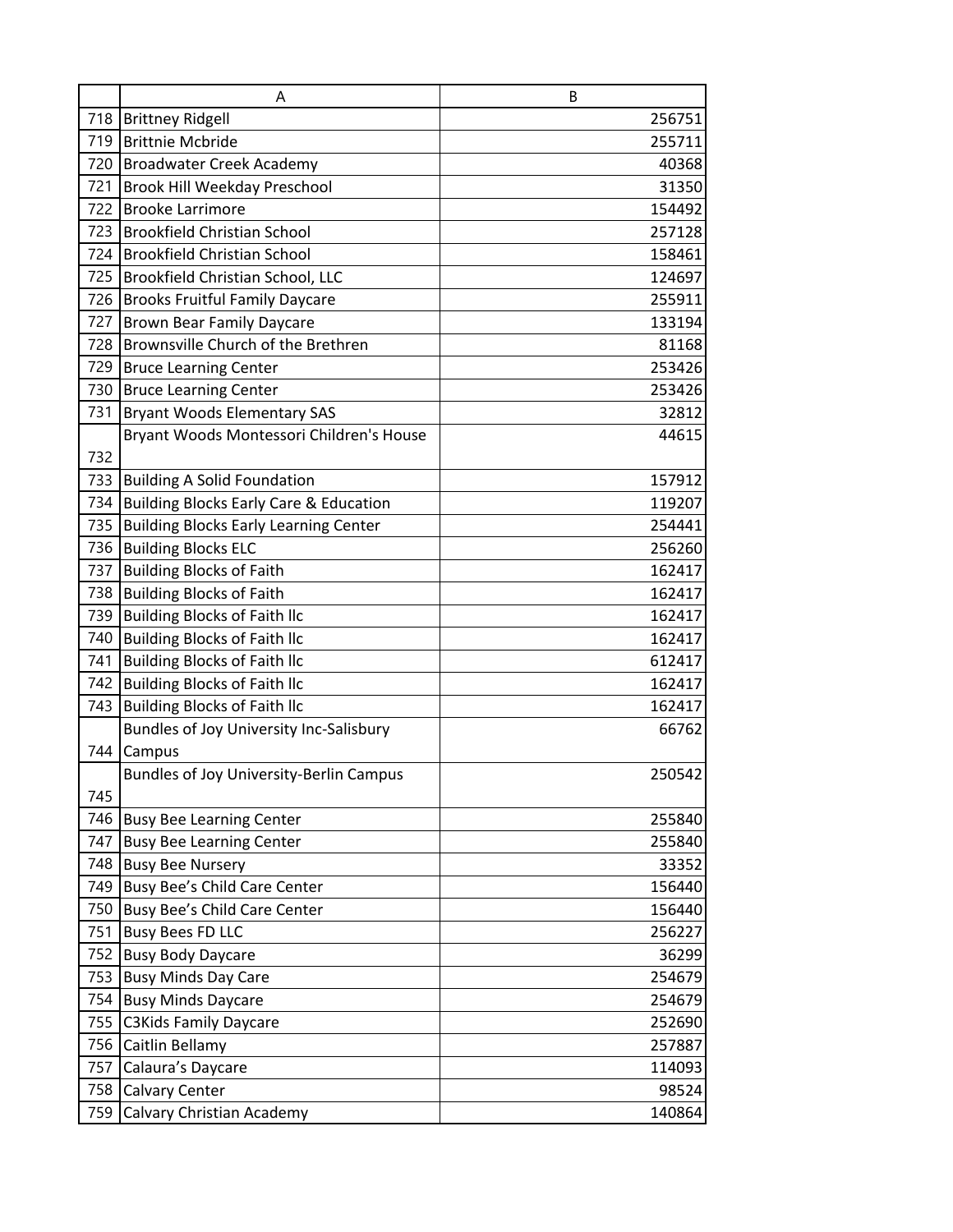| | A | B |
|---|---|---|
| 718 | Brittney Ridgell | 256751 |
| 719 | Brittnie Mcbride | 255711 |
| 720 | Broadwater Creek Academy | 40368 |
| 721 | Brook Hill Weekday Preschool | 31350 |
| 722 | Brooke Larrimore | 154492 |
| 723 | Brookfield Christian School | 257128 |
| 724 | Brookfield Christian School | 158461 |
| 725 | Brookfield Christian School, LLC | 124697 |
| 726 | Brooks Fruitful Family Daycare | 255911 |
| 727 | Brown Bear Family Daycare | 133194 |
| 728 | Brownsville Church of the Brethren | 81168 |
| 729 | Bruce Learning Center | 253426 |
| 730 | Bruce Learning Center | 253426 |
| 731 | Bryant Woods Elementary SAS | 32812 |
| 732 | Bryant Woods Montessori Children's House | 44615 |
| 733 | Building A Solid Foundation | 157912 |
| 734 | Building Blocks Early Care & Education | 119207 |
| 735 | Building Blocks Early Learning Center | 254441 |
| 736 | Building Blocks ELC | 256260 |
| 737 | Building Blocks of Faith | 162417 |
| 738 | Building Blocks of Faith | 162417 |
| 739 | Building Blocks of Faith llc | 162417 |
| 740 | Building Blocks of Faith llc | 162417 |
| 741 | Building Blocks of Faith llc | 612417 |
| 742 | Building Blocks of Faith llc | 162417 |
| 743 | Building Blocks of Faith llc | 162417 |
| 744 | Bundles of Joy University Inc-Salisbury Campus | 66762 |
| 745 | Bundles of Joy University-Berlin Campus | 250542 |
| 746 | Busy Bee Learning Center | 255840 |
| 747 | Busy Bee Learning Center | 255840 |
| 748 | Busy Bee Nursery | 33352 |
| 749 | Busy Bee's Child Care Center | 156440 |
| 750 | Busy Bee's Child Care Center | 156440 |
| 751 | Busy Bees FD LLC | 256227 |
| 752 | Busy Body Daycare | 36299 |
| 753 | Busy Minds Day Care | 254679 |
| 754 | Busy Minds Daycare | 254679 |
| 755 | C3Kids Family Daycare | 252690 |
| 756 | Caitlin Bellamy | 257887 |
| 757 | Calaura's Daycare | 114093 |
| 758 | Calvary Center | 98524 |
| 759 | Calvary Christian Academy | 140864 |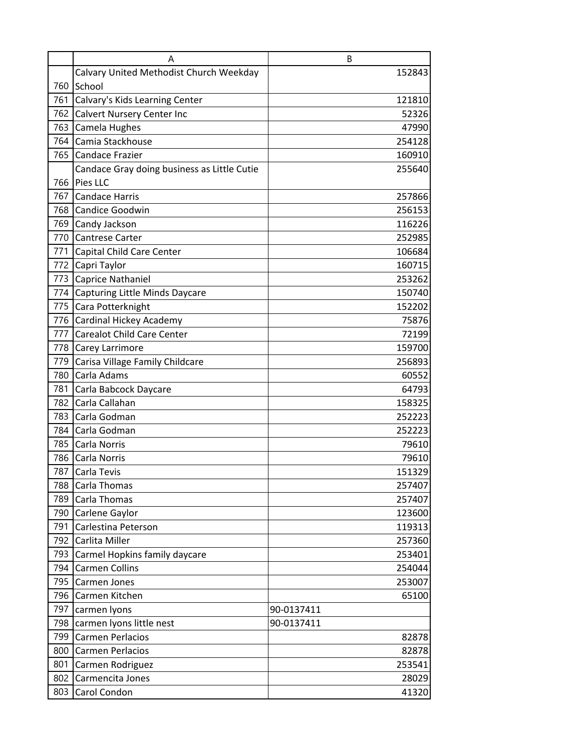| | A | B |
|---|---|---|
| 760 | Calvary United Methodist Church Weekday School | 152843 |
| 761 | Calvary's Kids Learning Center | 121810 |
| 762 | Calvert Nursery Center Inc | 52326 |
| 763 | Camela Hughes | 47990 |
| 764 | Camia Stackhouse | 254128 |
| 765 | Candace Frazier | 160910 |
| 766 | Candace Gray doing business as Little Cutie Pies LLC | 255640 |
| 767 | Candace Harris | 257866 |
| 768 | Candice Goodwin | 256153 |
| 769 | Candy Jackson | 116226 |
| 770 | Cantrese Carter | 252985 |
| 771 | Capital Child Care Center | 106684 |
| 772 | Capri Taylor | 160715 |
| 773 | Caprice Nathaniel | 253262 |
| 774 | Capturing Little Minds Daycare | 150740 |
| 775 | Cara Potterknight | 152202 |
| 776 | Cardinal Hickey Academy | 75876 |
| 777 | Carealot Child Care Center | 72199 |
| 778 | Carey Larrimore | 159700 |
| 779 | Carisa Village Family Childcare | 256893 |
| 780 | Carla Adams | 60552 |
| 781 | Carla Babcock Daycare | 64793 |
| 782 | Carla Callahan | 158325 |
| 783 | Carla Godman | 252223 |
| 784 | Carla Godman | 252223 |
| 785 | Carla Norris | 79610 |
| 786 | Carla Norris | 79610 |
| 787 | Carla Tevis | 151329 |
| 788 | Carla Thomas | 257407 |
| 789 | Carla Thomas | 257407 |
| 790 | Carlene Gaylor | 123600 |
| 791 | Carlestina Peterson | 119313 |
| 792 | Carlita Miller | 257360 |
| 793 | Carmel Hopkins family daycare | 253401 |
| 794 | Carmen Collins | 254044 |
| 795 | Carmen Jones | 253007 |
| 796 | Carmen Kitchen | 65100 |
| 797 | carmen lyons | 90-0137411 |
| 798 | carmen lyons little nest | 90-0137411 |
| 799 | Carmen Perlacios | 82878 |
| 800 | Carmen Perlacios | 82878 |
| 801 | Carmen Rodriguez | 253541 |
| 802 | Carmencita Jones | 28029 |
| 803 | Carol Condon | 41320 |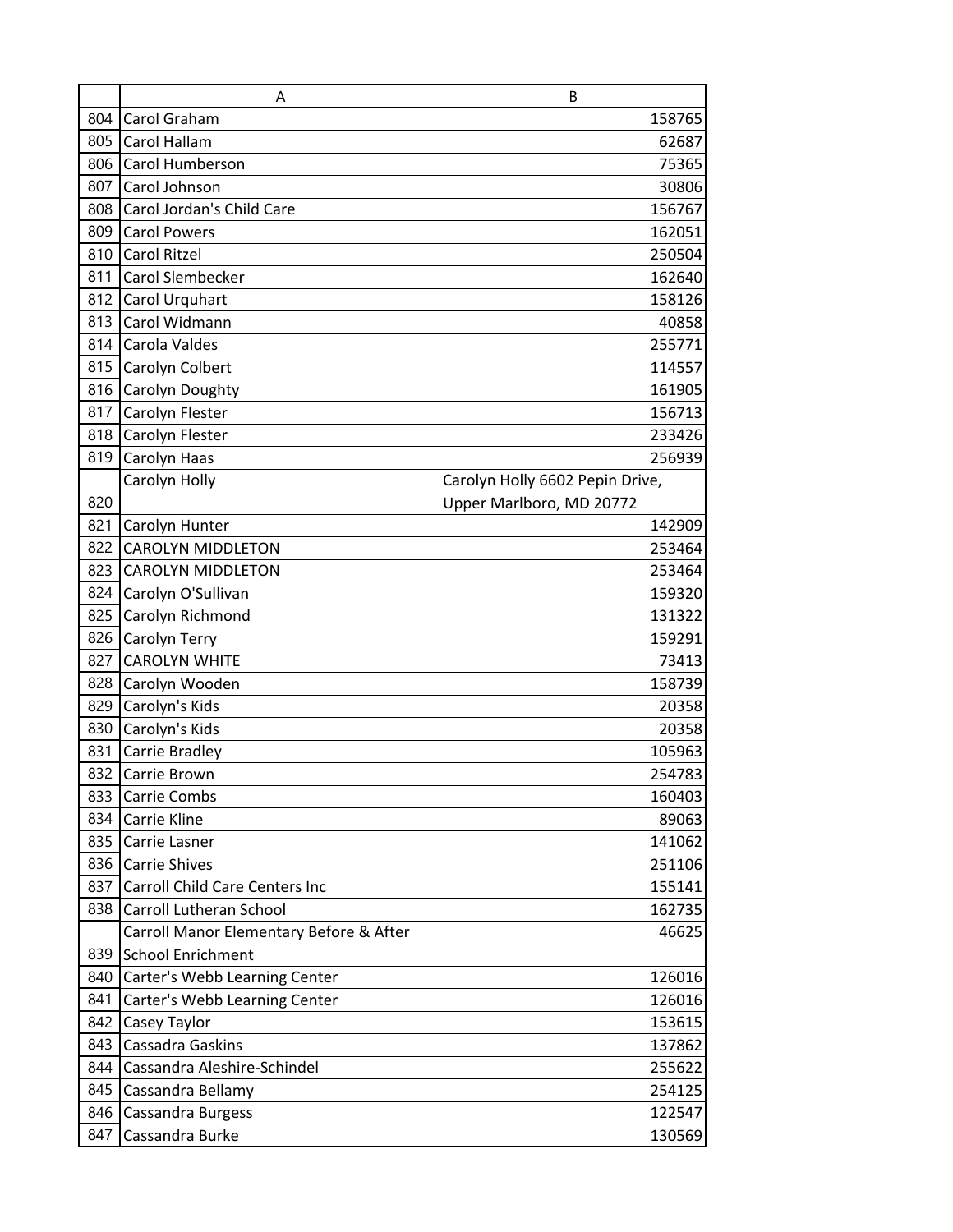| | A | B |
|---|---|---|
| 804 | Carol Graham | 158765 |
| 805 | Carol Hallam | 62687 |
| 806 | Carol Humberson | 75365 |
| 807 | Carol Johnson | 30806 |
| 808 | Carol Jordan's Child Care | 156767 |
| 809 | Carol Powers | 162051 |
| 810 | Carol Ritzel | 250504 |
| 811 | Carol Slembecker | 162640 |
| 812 | Carol Urquhart | 158126 |
| 813 | Carol Widmann | 40858 |
| 814 | Carola Valdes | 255771 |
| 815 | Carolyn Colbert | 114557 |
| 816 | Carolyn Doughty | 161905 |
| 817 | Carolyn Flester | 156713 |
| 818 | Carolyn Flester | 233426 |
| 819 | Carolyn Haas | 256939 |
| 820 | Carolyn Holly | Carolyn Holly 6602 Pepin Drive, Upper Marlboro, MD 20772 |
| 821 | Carolyn Hunter | 142909 |
| 822 | CAROLYN MIDDLETON | 253464 |
| 823 | CAROLYN MIDDLETON | 253464 |
| 824 | Carolyn O'Sullivan | 159320 |
| 825 | Carolyn Richmond | 131322 |
| 826 | Carolyn Terry | 159291 |
| 827 | CAROLYN WHITE | 73413 |
| 828 | Carolyn Wooden | 158739 |
| 829 | Carolyn's Kids | 20358 |
| 830 | Carolyn's Kids | 20358 |
| 831 | Carrie Bradley | 105963 |
| 832 | Carrie Brown | 254783 |
| 833 | Carrie Combs | 160403 |
| 834 | Carrie Kline | 89063 |
| 835 | Carrie Lasner | 141062 |
| 836 | Carrie Shives | 251106 |
| 837 | Carroll Child Care Centers Inc | 155141 |
| 838 | Carroll Lutheran School | 162735 |
| 839 | Carroll Manor Elementary Before & After School Enrichment | 46625 |
| 840 | Carter's Webb Learning Center | 126016 |
| 841 | Carter's Webb Learning Center | 126016 |
| 842 | Casey Taylor | 153615 |
| 843 | Cassadra Gaskins | 137862 |
| 844 | Cassandra Aleshire-Schindel | 255622 |
| 845 | Cassandra Bellamy | 254125 |
| 846 | Cassandra Burgess | 122547 |
| 847 | Cassandra Burke | 130569 |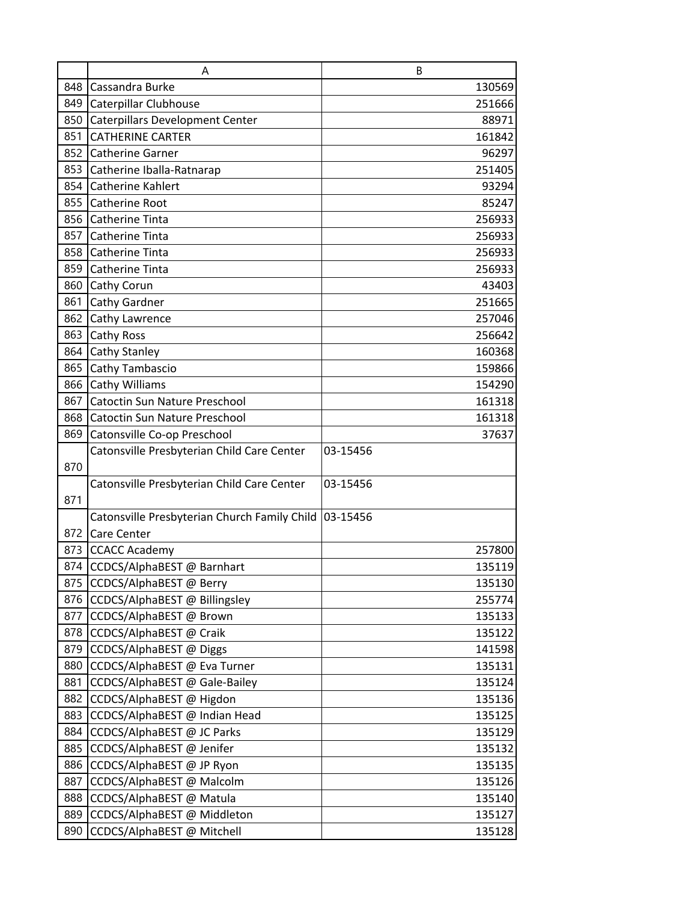| | A | B |
|---|---|---|
| 848 | Cassandra Burke | 130569 |
| 849 | Caterpillar Clubhouse | 251666 |
| 850 | Caterpillars Development Center | 88971 |
| 851 | CATHERINE CARTER | 161842 |
| 852 | Catherine Garner | 96297 |
| 853 | Catherine Iballa-Ratnarap | 251405 |
| 854 | Catherine Kahlert | 93294 |
| 855 | Catherine Root | 85247 |
| 856 | Catherine Tinta | 256933 |
| 857 | Catherine Tinta | 256933 |
| 858 | Catherine Tinta | 256933 |
| 859 | Catherine Tinta | 256933 |
| 860 | Cathy Corun | 43403 |
| 861 | Cathy Gardner | 251665 |
| 862 | Cathy Lawrence | 257046 |
| 863 | Cathy Ross | 256642 |
| 864 | Cathy Stanley | 160368 |
| 865 | Cathy Tambascio | 159866 |
| 866 | Cathy Williams | 154290 |
| 867 | Catoctin Sun Nature Preschool | 161318 |
| 868 | Catoctin Sun Nature Preschool | 161318 |
| 869 | Catonsville Co-op Preschool | 37637 |
| 870 | Catonsville Presbyterian Child Care Center | 03-15456 |
| 871 | Catonsville Presbyterian Child Care Center | 03-15456 |
| 872 | Catonsville Presbyterian Church Family Child Care Center | 03-15456 |
| 873 | CCACC Academy | 257800 |
| 874 | CCDCS/AlphaBEST @ Barnhart | 135119 |
| 875 | CCDCS/AlphaBEST @ Berry | 135130 |
| 876 | CCDCS/AlphaBEST @ Billingsley | 255774 |
| 877 | CCDCS/AlphaBEST @ Brown | 135133 |
| 878 | CCDCS/AlphaBEST @ Craik | 135122 |
| 879 | CCDCS/AlphaBEST @ Diggs | 141598 |
| 880 | CCDCS/AlphaBEST @ Eva Turner | 135131 |
| 881 | CCDCS/AlphaBEST @ Gale-Bailey | 135124 |
| 882 | CCDCS/AlphaBEST @ Higdon | 135136 |
| 883 | CCDCS/AlphaBEST @ Indian Head | 135125 |
| 884 | CCDCS/AlphaBEST @ JC Parks | 135129 |
| 885 | CCDCS/AlphaBEST @ Jenifer | 135132 |
| 886 | CCDCS/AlphaBEST @ JP Ryon | 135135 |
| 887 | CCDCS/AlphaBEST @ Malcolm | 135126 |
| 888 | CCDCS/AlphaBEST @ Matula | 135140 |
| 889 | CCDCS/AlphaBEST @ Middleton | 135127 |
| 890 | CCDCS/AlphaBEST @ Mitchell | 135128 |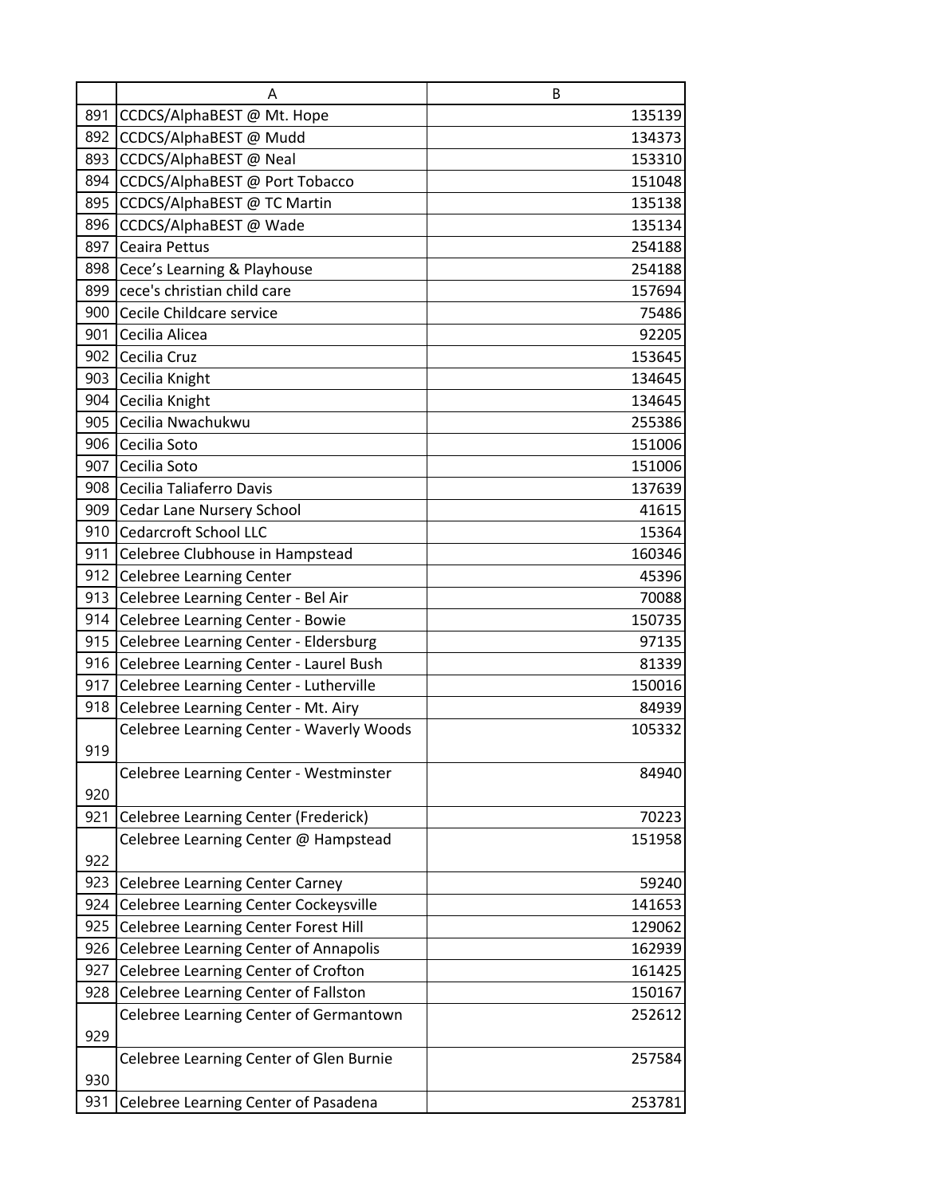| | A | B |
|---|---|---|
| 891 | CCDCS/AlphaBEST @ Mt. Hope | 135139 |
| 892 | CCDCS/AlphaBEST @ Mudd | 134373 |
| 893 | CCDCS/AlphaBEST @ Neal | 153310 |
| 894 | CCDCS/AlphaBEST @ Port Tobacco | 151048 |
| 895 | CCDCS/AlphaBEST @ TC Martin | 135138 |
| 896 | CCDCS/AlphaBEST @ Wade | 135134 |
| 897 | Ceaira Pettus | 254188 |
| 898 | Cece's Learning & Playhouse | 254188 |
| 899 | cece's christian child care | 157694 |
| 900 | Cecile Childcare service | 75486 |
| 901 | Cecilia Alicea | 92205 |
| 902 | Cecilia Cruz | 153645 |
| 903 | Cecilia Knight | 134645 |
| 904 | Cecilia Knight | 134645 |
| 905 | Cecilia Nwachukwu | 255386 |
| 906 | Cecilia Soto | 151006 |
| 907 | Cecilia Soto | 151006 |
| 908 | Cecilia Taliaferro Davis | 137639 |
| 909 | Cedar Lane Nursery School | 41615 |
| 910 | Cedarcroft School LLC | 15364 |
| 911 | Celebree Clubhouse in Hampstead | 160346 |
| 912 | Celebree Learning Center | 45396 |
| 913 | Celebree Learning Center - Bel Air | 70088 |
| 914 | Celebree Learning Center - Bowie | 150735 |
| 915 | Celebree Learning Center - Eldersburg | 97135 |
| 916 | Celebree Learning Center - Laurel Bush | 81339 |
| 917 | Celebree Learning Center - Lutherville | 150016 |
| 918 | Celebree Learning Center - Mt. Airy | 84939 |
| 919 | Celebree Learning Center - Waverly Woods | 105332 |
| 920 | Celebree Learning Center - Westminster | 84940 |
| 921 | Celebree Learning Center (Frederick) | 70223 |
| 922 | Celebree Learning Center @ Hampstead | 151958 |
| 923 | Celebree Learning Center Carney | 59240 |
| 924 | Celebree Learning Center Cockeysville | 141653 |
| 925 | Celebree Learning Center Forest Hill | 129062 |
| 926 | Celebree Learning Center of Annapolis | 162939 |
| 927 | Celebree Learning Center of Crofton | 161425 |
| 928 | Celebree Learning Center of Fallston | 150167 |
| 929 | Celebree Learning Center of Germantown | 252612 |
| 930 | Celebree Learning Center of Glen Burnie | 257584 |
| 931 | Celebree Learning Center of Pasadena | 253781 |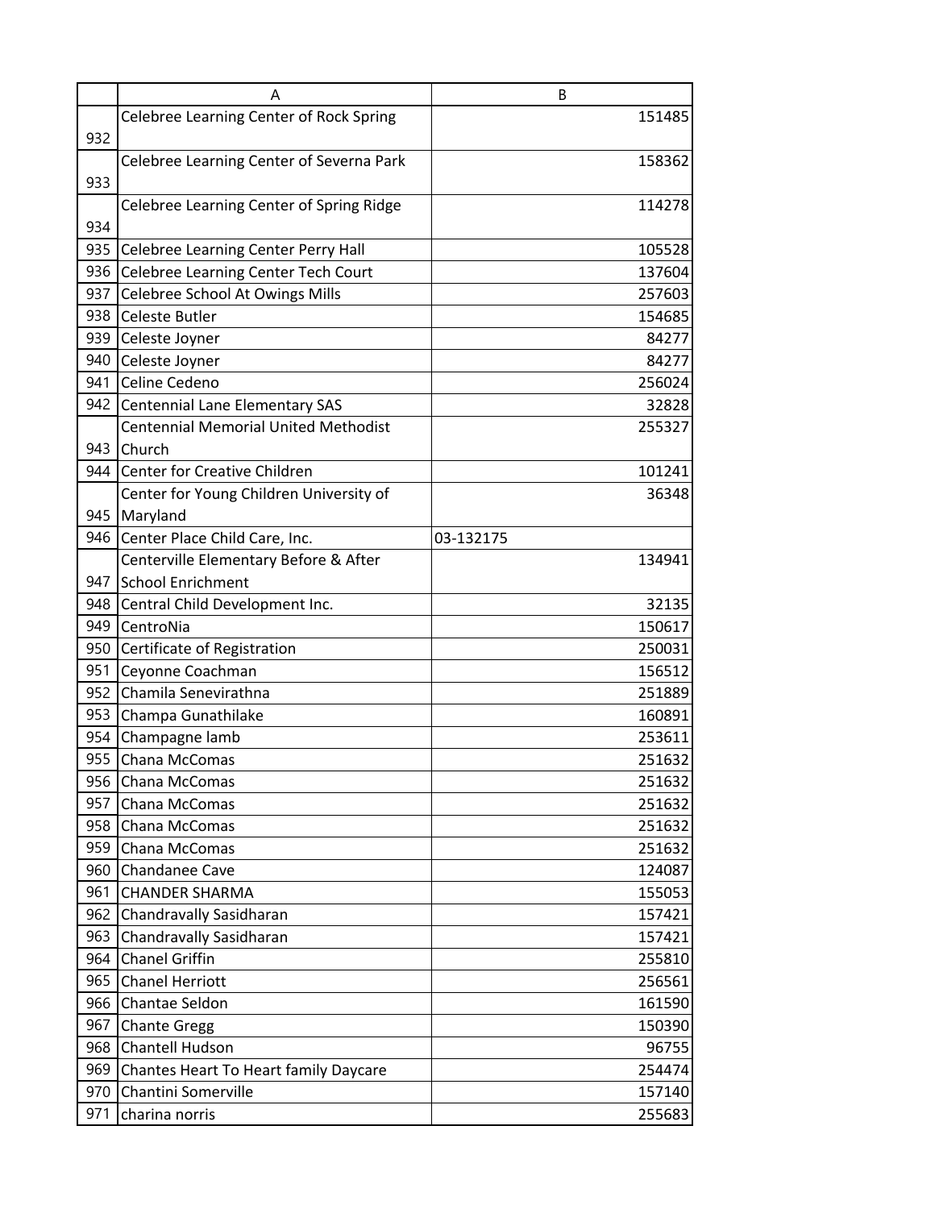| | A | B |
|---|---|---|
| 932 | Celebree Learning Center of Rock Spring | 151485 |
| 933 | Celebree Learning Center of Severna Park | 158362 |
| 934 | Celebree Learning Center of Spring Ridge | 114278 |
| 935 | Celebree Learning Center Perry Hall | 105528 |
| 936 | Celebree Learning Center Tech Court | 137604 |
| 937 | Celebree School At Owings Mills | 257603 |
| 938 | Celeste Butler | 154685 |
| 939 | Celeste Joyner | 84277 |
| 940 | Celeste Joyner | 84277 |
| 941 | Celine Cedeno | 256024 |
| 942 | Centennial Lane Elementary SAS | 32828 |
| 943 | Centennial Memorial United Methodist Church | 255327 |
| 944 | Center for Creative Children | 101241 |
| 945 | Center for Young Children University of Maryland | 36348 |
| 946 | Center Place Child Care, Inc. | 03-132175 |
| 947 | Centerville Elementary Before & After School Enrichment | 134941 |
| 948 | Central Child Development Inc. | 32135 |
| 949 | CentroNia | 150617 |
| 950 | Certificate of Registration | 250031 |
| 951 | Ceyonne Coachman | 156512 |
| 952 | Chamila Senevirathna | 251889 |
| 953 | Champa Gunathilake | 160891 |
| 954 | Champagne lamb | 253611 |
| 955 | Chana McComas | 251632 |
| 956 | Chana McComas | 251632 |
| 957 | Chana McComas | 251632 |
| 958 | Chana McComas | 251632 |
| 959 | Chana McComas | 251632 |
| 960 | Chandanee Cave | 124087 |
| 961 | CHANDER SHARMA | 155053 |
| 962 | Chandravally Sasidharan | 157421 |
| 963 | Chandravally Sasidharan | 157421 |
| 964 | Chanel Griffin | 255810 |
| 965 | Chanel Herriott | 256561 |
| 966 | Chantae Seldon | 161590 |
| 967 | Chante Gregg | 150390 |
| 968 | Chantell Hudson | 96755 |
| 969 | Chantes Heart To Heart family Daycare | 254474 |
| 970 | Chantini Somerville | 157140 |
| 971 | charina norris | 255683 |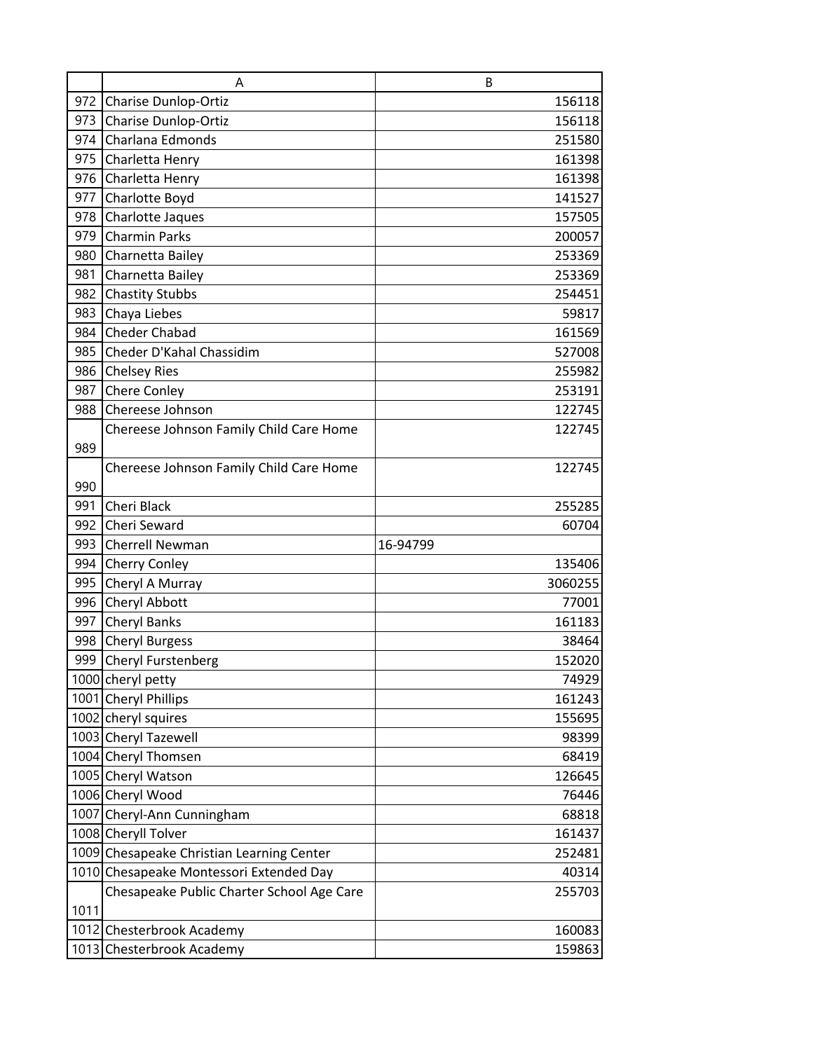| | A | B |
|---|---|---|
| 972 | Charise Dunlop-Ortiz | 156118 |
| 973 | Charise Dunlop-Ortiz | 156118 |
| 974 | Charlana Edmonds | 251580 |
| 975 | Charletta Henry | 161398 |
| 976 | Charletta Henry | 161398 |
| 977 | Charlotte Boyd | 141527 |
| 978 | Charlotte Jaques | 157505 |
| 979 | Charmin Parks | 200057 |
| 980 | Charnetta Bailey | 253369 |
| 981 | Charnetta Bailey | 253369 |
| 982 | Chastity Stubbs | 254451 |
| 983 | Chaya Liebes | 59817 |
| 984 | Cheder Chabad | 161569 |
| 985 | Cheder D'Kahal Chassidim | 527008 |
| 986 | Chelsey Ries | 255982 |
| 987 | Chere Conley | 253191 |
| 988 | Chereese Johnson | 122745 |
| 989 | Chereese Johnson Family Child Care Home | 122745 |
| 990 | Chereese Johnson Family Child Care Home | 122745 |
| 991 | Cheri Black | 255285 |
| 992 | Cheri Seward | 60704 |
| 993 | Cherrell Newman | 16-94799 |
| 994 | Cherry Conley | 135406 |
| 995 | Cheryl A Murray | 3060255 |
| 996 | Cheryl Abbott | 77001 |
| 997 | Cheryl Banks | 161183 |
| 998 | Cheryl Burgess | 38464 |
| 999 | Cheryl Furstenberg | 152020 |
| 1000 | cheryl petty | 74929 |
| 1001 | Cheryl Phillips | 161243 |
| 1002 | cheryl squires | 155695 |
| 1003 | Cheryl Tazewell | 98399 |
| 1004 | Cheryl Thomsen | 68419 |
| 1005 | Cheryl Watson | 126645 |
| 1006 | Cheryl Wood | 76446 |
| 1007 | Cheryl-Ann Cunningham | 68818 |
| 1008 | Cheryll Tolver | 161437 |
| 1009 | Chesapeake Christian Learning Center | 252481 |
| 1010 | Chesapeake Montessori Extended Day | 40314 |
| 1011 | Chesapeake Public Charter School Age Care | 255703 |
| 1012 | Chesterbrook Academy | 160083 |
| 1013 | Chesterbrook Academy | 159863 |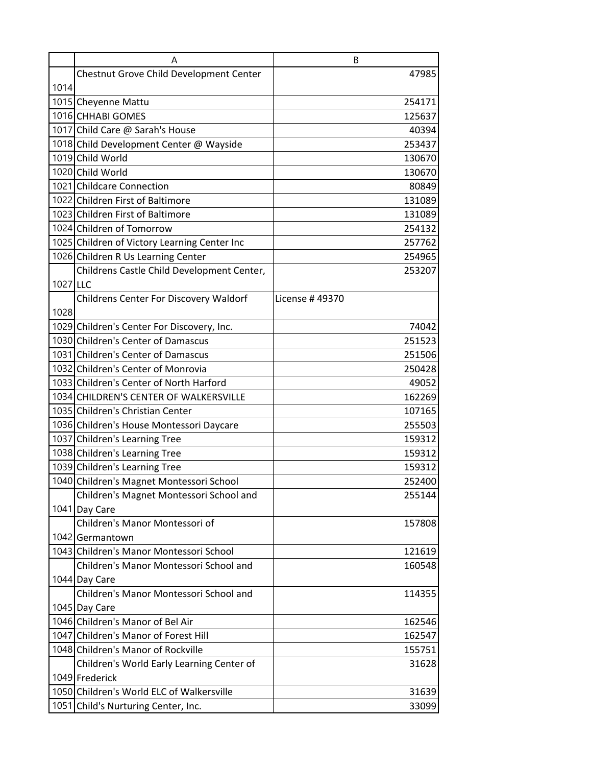|  | A | B |
|---|---|---|
| 1014 | Chestnut Grove Child Development Center | 47985 |
| 1015 | Cheyenne Mattu | 254171 |
| 1016 | CHHABI GOMES | 125637 |
| 1017 | Child Care @ Sarah's House | 40394 |
| 1018 | Child Development Center @ Wayside | 253437 |
| 1019 | Child World | 130670 |
| 1020 | Child World | 130670 |
| 1021 | Childcare Connection | 80849 |
| 1022 | Children First of Baltimore | 131089 |
| 1023 | Children First of Baltimore | 131089 |
| 1024 | Children of Tomorrow | 254132 |
| 1025 | Children of Victory Learning Center Inc | 257762 |
| 1026 | Children R Us Learning Center | 254965 |
| 1027 | Childrens Castle Child Development Center, LLC | 253207 |
| 1028 | Childrens Center For Discovery Waldorf | License # 49370 |
| 1029 | Children's Center For Discovery, Inc. | 74042 |
| 1030 | Children's Center of Damascus | 251523 |
| 1031 | Children's Center of Damascus | 251506 |
| 1032 | Children's Center of Monrovia | 250428 |
| 1033 | Children's Center of North Harford | 49052 |
| 1034 | CHILDREN'S CENTER OF WALKERSVILLE | 162269 |
| 1035 | Children's Christian Center | 107165 |
| 1036 | Children's House Montessori Daycare | 255503 |
| 1037 | Children's Learning Tree | 159312 |
| 1038 | Children's Learning Tree | 159312 |
| 1039 | Children's Learning Tree | 159312 |
| 1040 | Children's Magnet Montessori School | 252400 |
| 1041 | Children's Magnet Montessori School and Day Care | 255144 |
| 1042 | Children's Manor Montessori of Germantown | 157808 |
| 1043 | Children's Manor Montessori School | 121619 |
| 1044 | Children's Manor Montessori School and Day Care | 160548 |
| 1045 | Children's Manor Montessori School and Day Care | 114355 |
| 1046 | Children's Manor of Bel Air | 162546 |
| 1047 | Children's Manor of Forest Hill | 162547 |
| 1048 | Children's Manor of Rockville | 155751 |
| 1049 | Children's World Early Learning Center of Frederick | 31628 |
| 1050 | Children's World ELC of Walkersville | 31639 |
| 1051 | Child's Nurturing Center, Inc. | 33099 |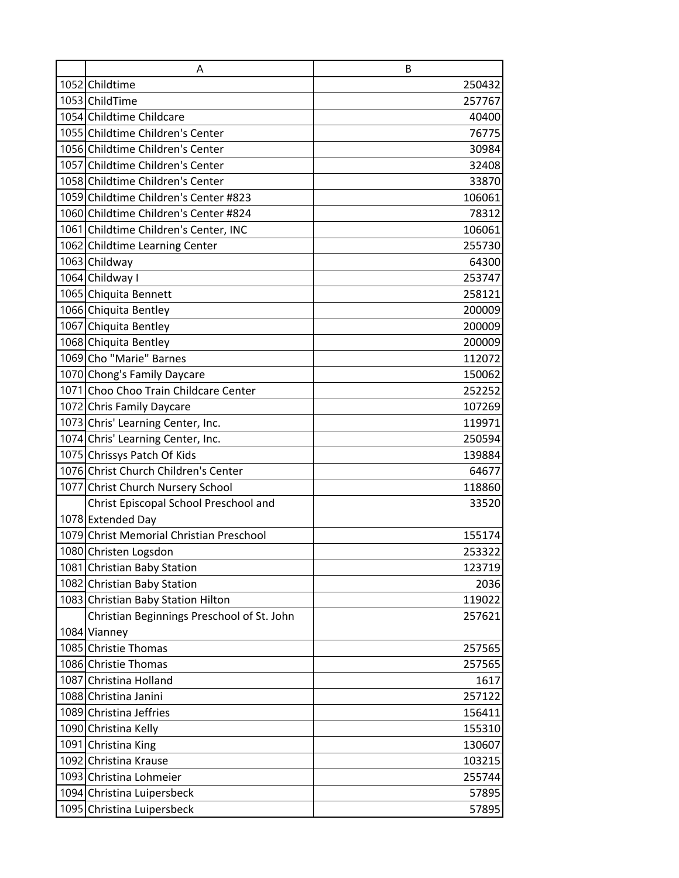| | A | B |
|---|---|---|
| 1052 | Childtime | 250432 |
| 1053 | ChildTime | 257767 |
| 1054 | Childtime Childcare | 40400 |
| 1055 | Childtime Children's Center | 76775 |
| 1056 | Childtime Children's Center | 30984 |
| 1057 | Childtime Children's Center | 32408 |
| 1058 | Childtime Children's Center | 33870 |
| 1059 | Childtime Children's Center #823 | 106061 |
| 1060 | Childtime Children's Center #824 | 78312 |
| 1061 | Childtime Children's Center, INC | 106061 |
| 1062 | Childtime Learning Center | 255730 |
| 1063 | Childway | 64300 |
| 1064 | Childway I | 253747 |
| 1065 | Chiquita Bennett | 258121 |
| 1066 | Chiquita Bentley | 200009 |
| 1067 | Chiquita Bentley | 200009 |
| 1068 | Chiquita Bentley | 200009 |
| 1069 | Cho "Marie" Barnes | 112072 |
| 1070 | Chong's Family Daycare | 150062 |
| 1071 | Choo Choo Train Childcare Center | 252252 |
| 1072 | Chris Family Daycare | 107269 |
| 1073 | Chris' Learning Center, Inc. | 119971 |
| 1074 | Chris' Learning Center, Inc. | 250594 |
| 1075 | Chrissys Patch Of Kids | 139884 |
| 1076 | Christ Church Children's Center | 64677 |
| 1077 | Christ Church Nursery School | 118860 |
| 1078 | Christ Episcopal School Preschool and Extended Day | 33520 |
| 1079 | Christ Memorial Christian Preschool | 155174 |
| 1080 | Christen Logsdon | 253322 |
| 1081 | Christian Baby Station | 123719 |
| 1082 | Christian Baby Station | 2036 |
| 1083 | Christian Baby Station Hilton | 119022 |
| 1084 | Christian Beginnings Preschool of St. John Vianney | 257621 |
| 1085 | Christie Thomas | 257565 |
| 1086 | Christie Thomas | 257565 |
| 1087 | Christina Holland | 1617 |
| 1088 | Christina Janini | 257122 |
| 1089 | Christina Jeffries | 156411 |
| 1090 | Christina Kelly | 155310 |
| 1091 | Christina King | 130607 |
| 1092 | Christina Krause | 103215 |
| 1093 | Christina Lohmeier | 255744 |
| 1094 | Christina Luipersbeck | 57895 |
| 1095 | Christina Luipersbeck | 57895 |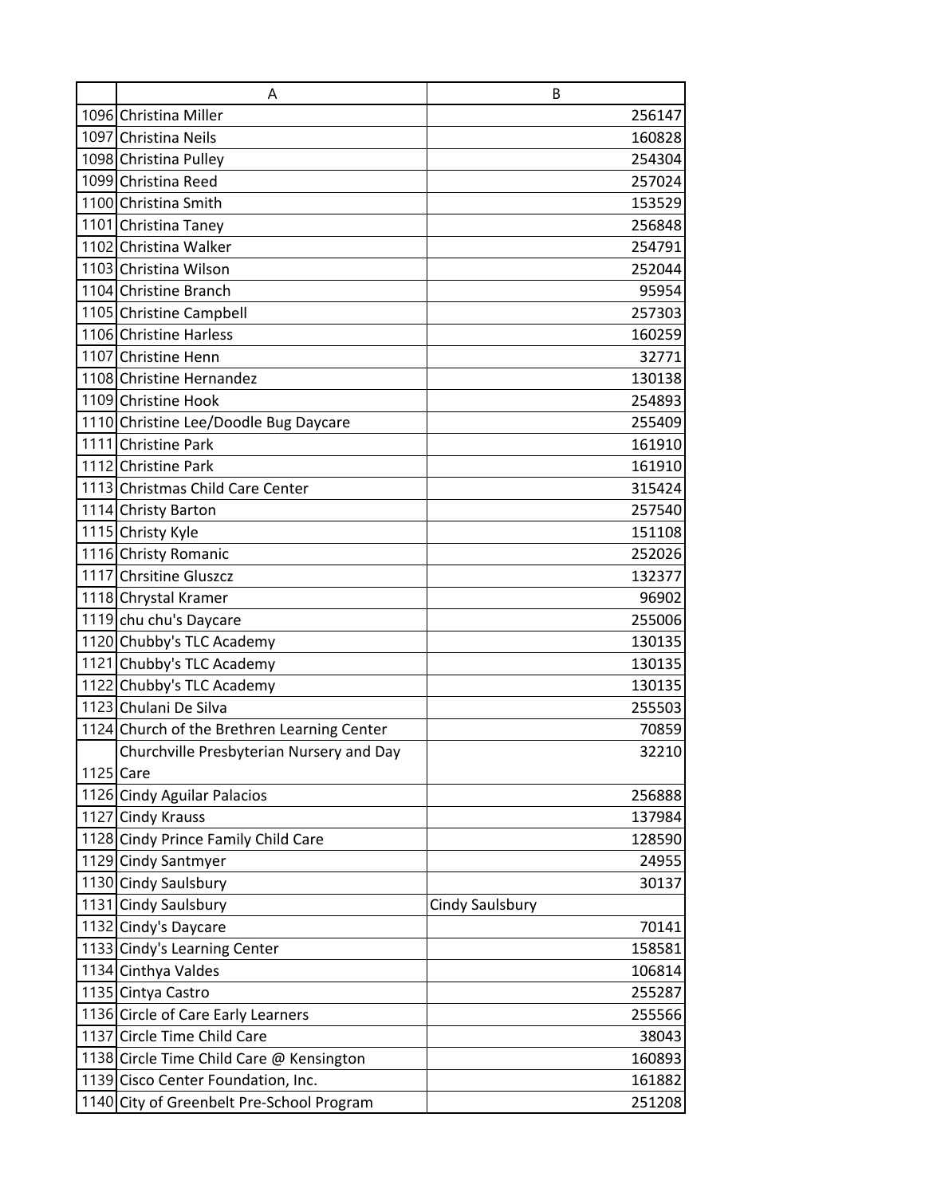| | A | B |
|---|---|---|
| 1096 | Christina Miller | 256147 |
| 1097 | Christina Neils | 160828 |
| 1098 | Christina Pulley | 254304 |
| 1099 | Christina Reed | 257024 |
| 1100 | Christina Smith | 153529 |
| 1101 | Christina Taney | 256848 |
| 1102 | Christina Walker | 254791 |
| 1103 | Christina Wilson | 252044 |
| 1104 | Christine Branch | 95954 |
| 1105 | Christine Campbell | 257303 |
| 1106 | Christine Harless | 160259 |
| 1107 | Christine Henn | 32771 |
| 1108 | Christine Hernandez | 130138 |
| 1109 | Christine Hook | 254893 |
| 1110 | Christine Lee/Doodle Bug Daycare | 255409 |
| 1111 | Christine Park | 161910 |
| 1112 | Christine Park | 161910 |
| 1113 | Christmas Child Care Center | 315424 |
| 1114 | Christy Barton | 257540 |
| 1115 | Christy Kyle | 151108 |
| 1116 | Christy Romanic | 252026 |
| 1117 | Chrsitine Gluszcz | 132377 |
| 1118 | Chrystal Kramer | 96902 |
| 1119 | chu chu's Daycare | 255006 |
| 1120 | Chubby's TLC Academy | 130135 |
| 1121 | Chubby's TLC Academy | 130135 |
| 1122 | Chubby's TLC Academy | 130135 |
| 1123 | Chulani De Silva | 255503 |
| 1124 | Church of the Brethren Learning Center | 70859 |
| 1125 | Churchville Presbyterian Nursery and Day Care | 32210 |
| 1126 | Cindy Aguilar Palacios | 256888 |
| 1127 | Cindy Krauss | 137984 |
| 1128 | Cindy Prince Family Child Care | 128590 |
| 1129 | Cindy Santmyer | 24955 |
| 1130 | Cindy Saulsbury | 30137 |
| 1131 | Cindy Saulsbury | Cindy Saulsbury |
| 1132 | Cindy's Daycare | 70141 |
| 1133 | Cindy's Learning Center | 158581 |
| 1134 | Cinthya Valdes | 106814 |
| 1135 | Cintya Castro | 255287 |
| 1136 | Circle of Care Early Learners | 255566 |
| 1137 | Circle Time Child Care | 38043 |
| 1138 | Circle Time Child Care @ Kensington | 160893 |
| 1139 | Cisco Center Foundation, Inc. | 161882 |
| 1140 | City of Greenbelt Pre-School Program | 251208 |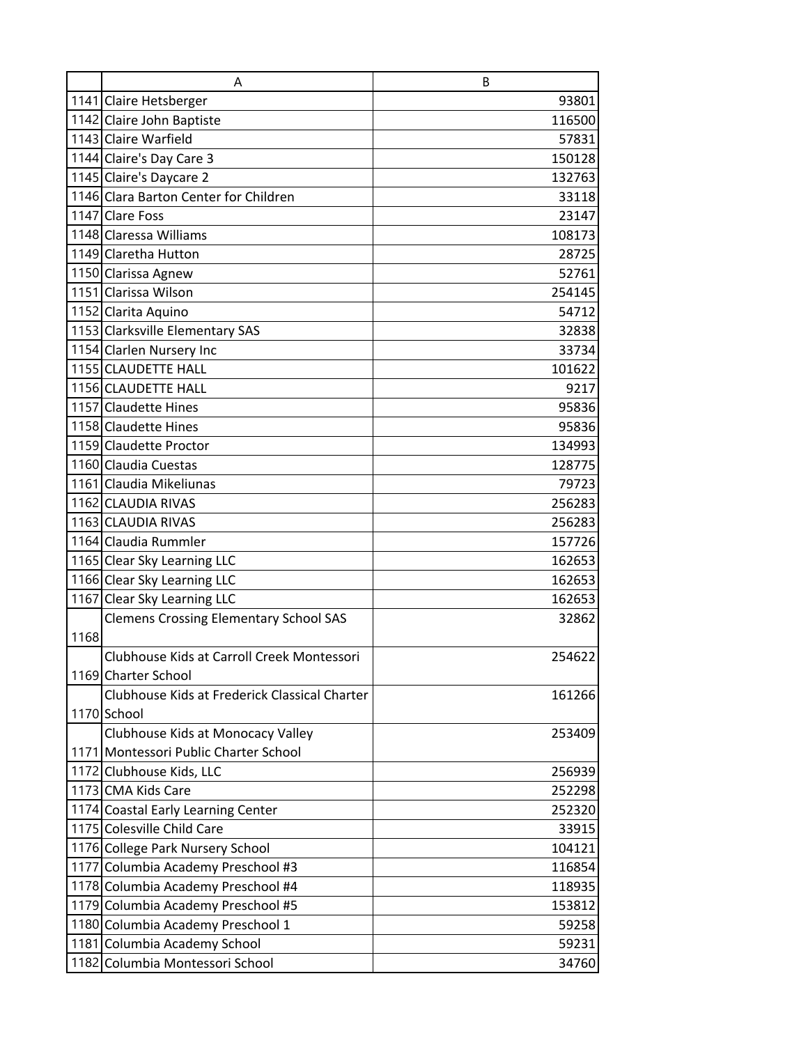| | A | B |
|---|---|---|
| 1141 | Claire Hetsberger | 93801 |
| 1142 | Claire John Baptiste | 116500 |
| 1143 | Claire Warfield | 57831 |
| 1144 | Claire's Day Care 3 | 150128 |
| 1145 | Claire's Daycare 2 | 132763 |
| 1146 | Clara Barton Center for Children | 33118 |
| 1147 | Clare Foss | 23147 |
| 1148 | Claressa Williams | 108173 |
| 1149 | Claretha Hutton | 28725 |
| 1150 | Clarissa Agnew | 52761 |
| 1151 | Clarissa Wilson | 254145 |
| 1152 | Clarita Aquino | 54712 |
| 1153 | Clarksville Elementary SAS | 32838 |
| 1154 | Clarlen Nursery Inc | 33734 |
| 1155 | CLAUDETTE HALL | 101622 |
| 1156 | CLAUDETTE HALL | 9217 |
| 1157 | Claudette Hines | 95836 |
| 1158 | Claudette Hines | 95836 |
| 1159 | Claudette Proctor | 134993 |
| 1160 | Claudia Cuestas | 128775 |
| 1161 | Claudia Mikeliunas | 79723 |
| 1162 | CLAUDIA RIVAS | 256283 |
| 1163 | CLAUDIA RIVAS | 256283 |
| 1164 | Claudia Rummler | 157726 |
| 1165 | Clear Sky Learning LLC | 162653 |
| 1166 | Clear Sky Learning LLC | 162653 |
| 1167 | Clear Sky Learning LLC | 162653 |
| 1168 | Clemens Crossing Elementary School SAS | 32862 |
| 1169 | Clubhouse Kids at Carroll Creek Montessori Charter School | 254622 |
| 1170 | Clubhouse Kids at Frederick Classical Charter School | 161266 |
| 1171 | Clubhouse Kids at Monocacy Valley Montessori Public Charter School | 253409 |
| 1172 | Clubhouse Kids, LLC | 256939 |
| 1173 | CMA Kids Care | 252298 |
| 1174 | Coastal Early Learning Center | 252320 |
| 1175 | Colesville Child Care | 33915 |
| 1176 | College Park Nursery School | 104121 |
| 1177 | Columbia Academy Preschool #3 | 116854 |
| 1178 | Columbia Academy Preschool #4 | 118935 |
| 1179 | Columbia Academy Preschool #5 | 153812 |
| 1180 | Columbia Academy Preschool 1 | 59258 |
| 1181 | Columbia Academy School | 59231 |
| 1182 | Columbia Montessori School | 34760 |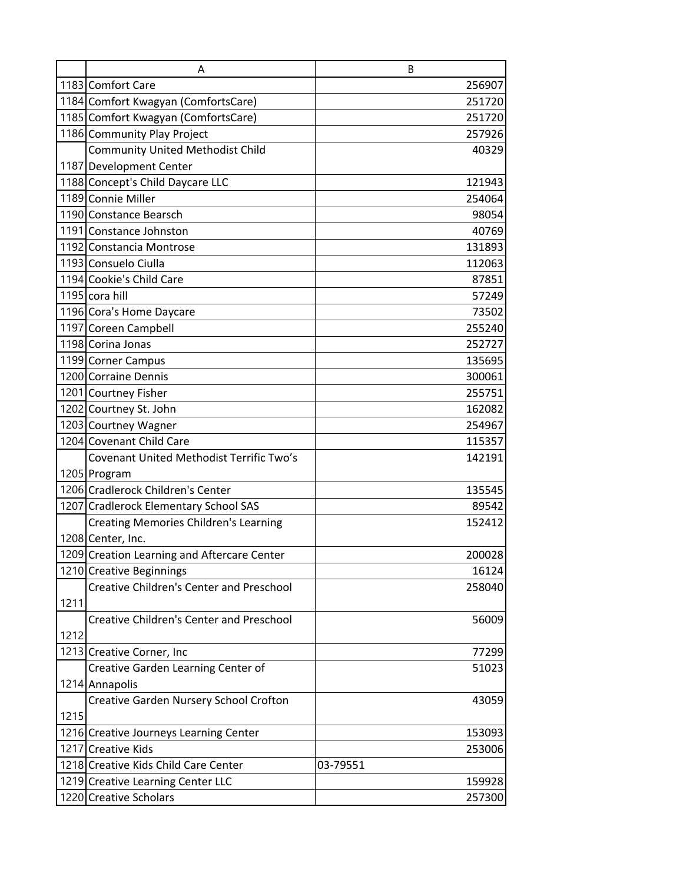| | A | B |
|---|---|---|
| 1183 | Comfort Care | 256907 |
| 1184 | Comfort Kwagyan (ComfortsCare) | 251720 |
| 1185 | Comfort Kwagyan (ComfortsCare) | 251720 |
| 1186 | Community Play Project | 257926 |
| 1187 | Community United Methodist Child Development Center | 40329 |
| 1188 | Concept's Child Daycare LLC | 121943 |
| 1189 | Connie Miller | 254064 |
| 1190 | Constance Bearsch | 98054 |
| 1191 | Constance Johnston | 40769 |
| 1192 | Constancia Montrose | 131893 |
| 1193 | Consuelo Ciulla | 112063 |
| 1194 | Cookie's Child Care | 87851 |
| 1195 | cora hill | 57249 |
| 1196 | Cora's Home Daycare | 73502 |
| 1197 | Coreen Campbell | 255240 |
| 1198 | Corina Jonas | 252727 |
| 1199 | Corner Campus | 135695 |
| 1200 | Corraine Dennis | 300061 |
| 1201 | Courtney Fisher | 255751 |
| 1202 | Courtney St. John | 162082 |
| 1203 | Courtney Wagner | 254967 |
| 1204 | Covenant Child Care | 115357 |
| 1205 | Covenant United Methodist Terrific Two's Program | 142191 |
| 1206 | Cradlerock Children's Center | 135545 |
| 1207 | Cradlerock Elementary School SAS | 89542 |
| 1208 | Creating Memories Children's Learning Center, Inc. | 152412 |
| 1209 | Creation Learning and Aftercare Center | 200028 |
| 1210 | Creative Beginnings | 16124 |
| 1211 | Creative Children's Center and Preschool | 258040 |
| 1212 | Creative Children's Center and Preschool | 56009 |
| 1213 | Creative Corner, Inc | 77299 |
| 1214 | Creative Garden Learning Center of Annapolis | 51023 |
| 1215 | Creative Garden Nursery School Crofton | 43059 |
| 1216 | Creative Journeys Learning Center | 153093 |
| 1217 | Creative Kids | 253006 |
| 1218 | Creative Kids Child Care Center | 03-79551 |
| 1219 | Creative Learning Center LLC | 159928 |
| 1220 | Creative Scholars | 257300 |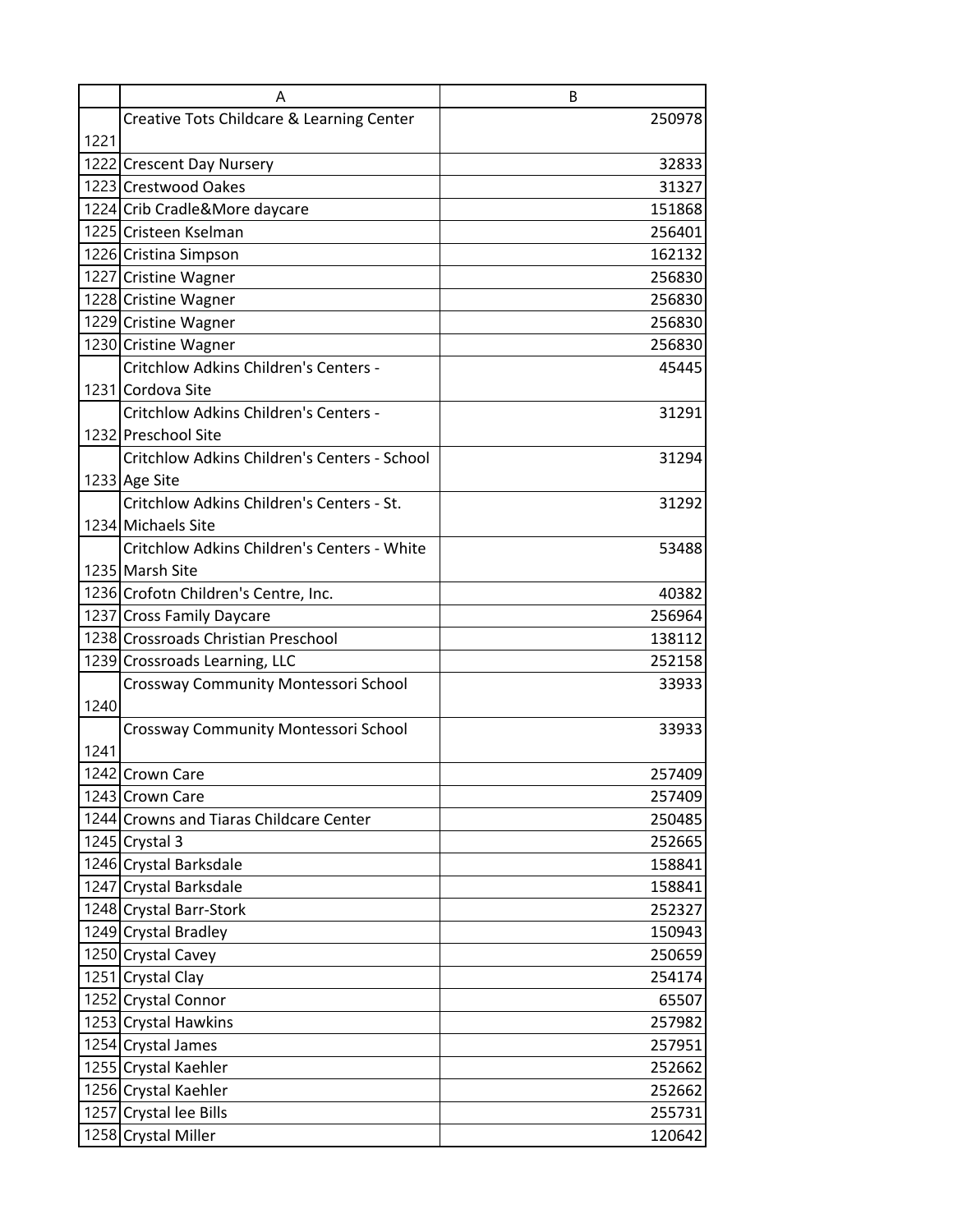| | A | B |
|---|---|---|
| 1221 | Creative Tots Childcare & Learning Center | 250978 |
| 1222 | Crescent Day Nursery | 32833 |
| 1223 | Crestwood Oakes | 31327 |
| 1224 | Crib Cradle&More daycare | 151868 |
| 1225 | Cristeen Kselman | 256401 |
| 1226 | Cristina Simpson | 162132 |
| 1227 | Cristine Wagner | 256830 |
| 1228 | Cristine Wagner | 256830 |
| 1229 | Cristine Wagner | 256830 |
| 1230 | Cristine Wagner | 256830 |
| 1231 | Critchlow Adkins Children's Centers - Cordova Site | 45445 |
| 1232 | Critchlow Adkins Children's Centers - Preschool Site | 31291 |
| 1233 | Critchlow Adkins Children's Centers - School Age Site | 31294 |
| 1234 | Critchlow Adkins Children's Centers - St. Michaels Site | 31292 |
| 1235 | Critchlow Adkins Children's Centers - White Marsh Site | 53488 |
| 1236 | Crofotn Children's Centre, Inc. | 40382 |
| 1237 | Cross Family Daycare | 256964 |
| 1238 | Crossroads Christian Preschool | 138112 |
| 1239 | Crossroads Learning, LLC | 252158 |
| 1240 | Crossway Community Montessori School | 33933 |
| 1241 | Crossway Community Montessori School | 33933 |
| 1242 | Crown Care | 257409 |
| 1243 | Crown Care | 257409 |
| 1244 | Crowns and Tiaras Childcare Center | 250485 |
| 1245 | Crystal 3 | 252665 |
| 1246 | Crystal Barksdale | 158841 |
| 1247 | Crystal Barksdale | 158841 |
| 1248 | Crystal Barr-Stork | 252327 |
| 1249 | Crystal Bradley | 150943 |
| 1250 | Crystal Cavey | 250659 |
| 1251 | Crystal Clay | 254174 |
| 1252 | Crystal Connor | 65507 |
| 1253 | Crystal Hawkins | 257982 |
| 1254 | Crystal James | 257951 |
| 1255 | Crystal Kaehler | 252662 |
| 1256 | Crystal Kaehler | 252662 |
| 1257 | Crystal lee Bills | 255731 |
| 1258 | Crystal Miller | 120642 |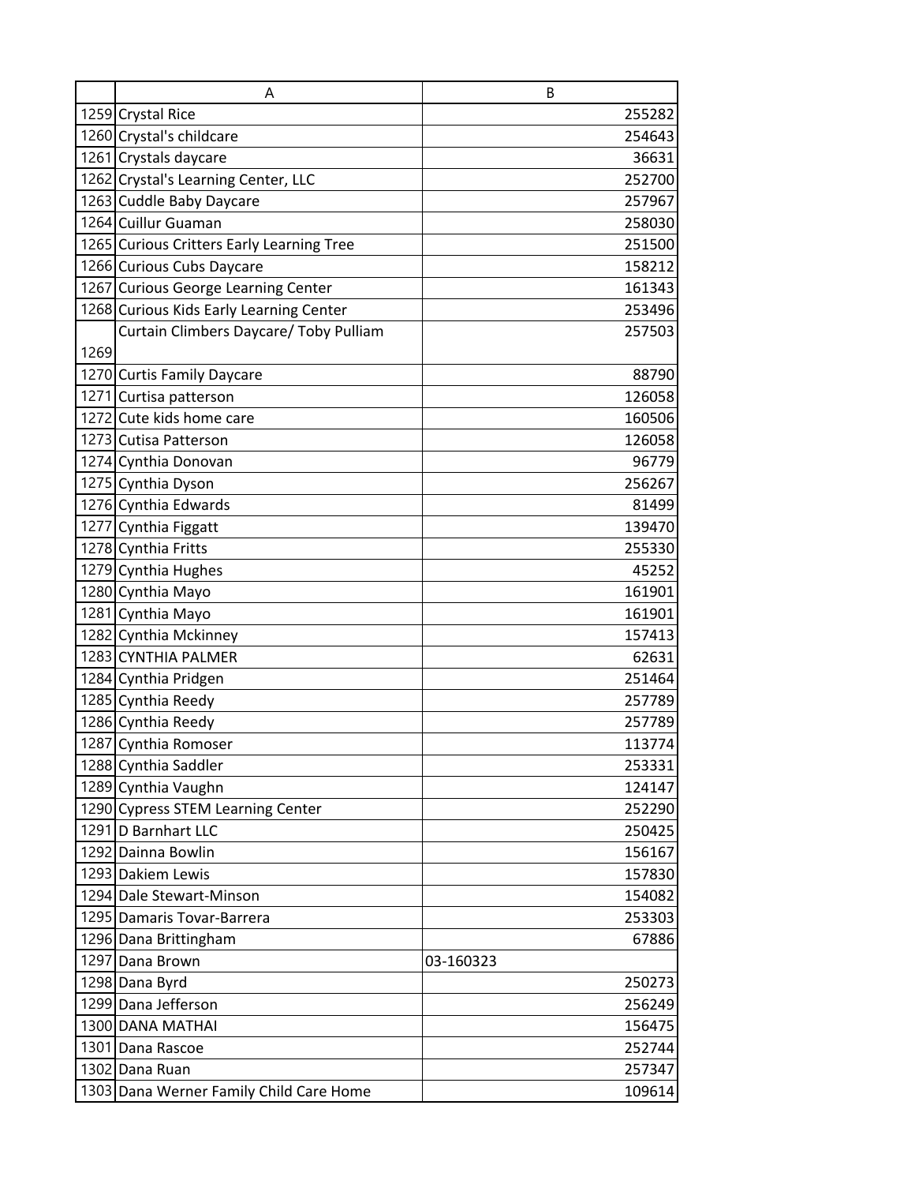| | A | B |
|---|---|---|
| 1259 | Crystal Rice | 255282 |
| 1260 | Crystal's childcare | 254643 |
| 1261 | Crystals daycare | 36631 |
| 1262 | Crystal's Learning Center, LLC | 252700 |
| 1263 | Cuddle Baby Daycare | 257967 |
| 1264 | Cuillur Guaman | 258030 |
| 1265 | Curious Critters Early Learning Tree | 251500 |
| 1266 | Curious Cubs Daycare | 158212 |
| 1267 | Curious George Learning Center | 161343 |
| 1268 | Curious Kids Early Learning Center | 253496 |
| 1269 | Curtain Climbers Daycare/ Toby Pulliam | 257503 |
| 1270 | Curtis Family Daycare | 88790 |
| 1271 | Curtisa patterson | 126058 |
| 1272 | Cute kids home care | 160506 |
| 1273 | Cutisa Patterson | 126058 |
| 1274 | Cynthia Donovan | 96779 |
| 1275 | Cynthia Dyson | 256267 |
| 1276 | Cynthia Edwards | 81499 |
| 1277 | Cynthia Figgatt | 139470 |
| 1278 | Cynthia Fritts | 255330 |
| 1279 | Cynthia Hughes | 45252 |
| 1280 | Cynthia Mayo | 161901 |
| 1281 | Cynthia Mayo | 161901 |
| 1282 | Cynthia Mckinney | 157413 |
| 1283 | CYNTHIA PALMER | 62631 |
| 1284 | Cynthia Pridgen | 251464 |
| 1285 | Cynthia Reedy | 257789 |
| 1286 | Cynthia Reedy | 257789 |
| 1287 | Cynthia Romoser | 113774 |
| 1288 | Cynthia Saddler | 253331 |
| 1289 | Cynthia Vaughn | 124147 |
| 1290 | Cypress STEM Learning Center | 252290 |
| 1291 | D Barnhart LLC | 250425 |
| 1292 | Dainna Bowlin | 156167 |
| 1293 | Dakiem Lewis | 157830 |
| 1294 | Dale Stewart-Minson | 154082 |
| 1295 | Damaris Tovar-Barrera | 253303 |
| 1296 | Dana Brittingham | 67886 |
| 1297 | Dana Brown | 03-160323 |
| 1298 | Dana Byrd | 250273 |
| 1299 | Dana Jefferson | 256249 |
| 1300 | DANA MATHAI | 156475 |
| 1301 | Dana Rascoe | 252744 |
| 1302 | Dana Ruan | 257347 |
| 1303 | Dana Werner Family Child Care Home | 109614 |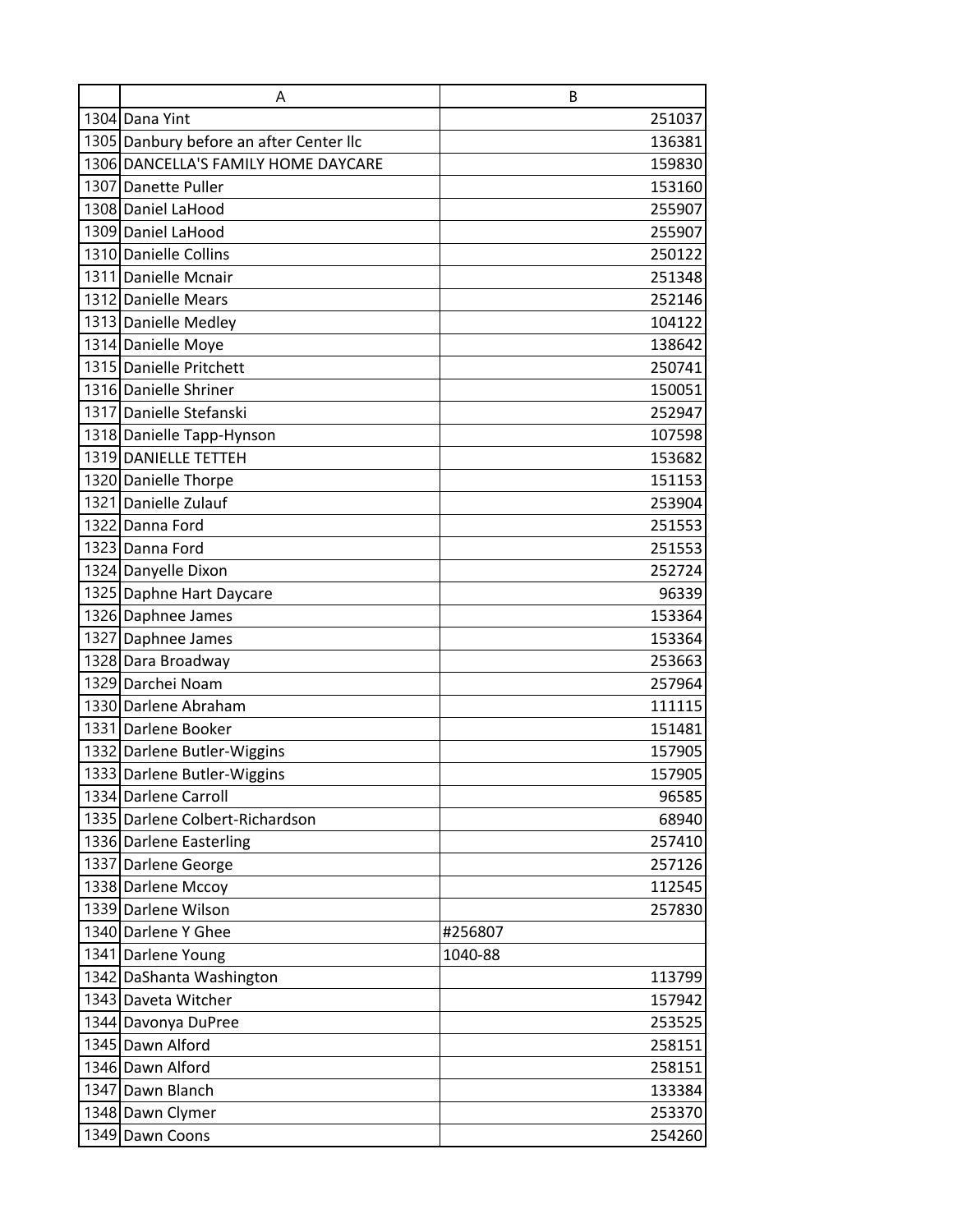| | A | B |
|---|---|---|
| 1304 | Dana Yint | 251037 |
| 1305 | Danbury before an after Center llc | 136381 |
| 1306 | DANCELLA'S FAMILY HOME DAYCARE | 159830 |
| 1307 | Danette Puller | 153160 |
| 1308 | Daniel LaHood | 255907 |
| 1309 | Daniel LaHood | 255907 |
| 1310 | Danielle Collins | 250122 |
| 1311 | Danielle Mcnair | 251348 |
| 1312 | Danielle Mears | 252146 |
| 1313 | Danielle Medley | 104122 |
| 1314 | Danielle Moye | 138642 |
| 1315 | Danielle Pritchett | 250741 |
| 1316 | Danielle Shriner | 150051 |
| 1317 | Danielle Stefanski | 252947 |
| 1318 | Danielle Tapp-Hynson | 107598 |
| 1319 | DANIELLE TETTEH | 153682 |
| 1320 | Danielle Thorpe | 151153 |
| 1321 | Danielle Zulauf | 253904 |
| 1322 | Danna Ford | 251553 |
| 1323 | Danna Ford | 251553 |
| 1324 | Danyelle Dixon | 252724 |
| 1325 | Daphne Hart Daycare | 96339 |
| 1326 | Daphnee James | 153364 |
| 1327 | Daphnee James | 153364 |
| 1328 | Dara Broadway | 253663 |
| 1329 | Darchei Noam | 257964 |
| 1330 | Darlene Abraham | 111115 |
| 1331 | Darlene Booker | 151481 |
| 1332 | Darlene Butler-Wiggins | 157905 |
| 1333 | Darlene Butler-Wiggins | 157905 |
| 1334 | Darlene Carroll | 96585 |
| 1335 | Darlene Colbert-Richardson | 68940 |
| 1336 | Darlene Easterling | 257410 |
| 1337 | Darlene George | 257126 |
| 1338 | Darlene Mccoy | 112545 |
| 1339 | Darlene Wilson | 257830 |
| 1340 | Darlene Y Ghee | #256807 |
| 1341 | Darlene Young | 1040-88 |
| 1342 | DaShanta Washington | 113799 |
| 1343 | Daveta Witcher | 157942 |
| 1344 | Davonya DuPree | 253525 |
| 1345 | Dawn Alford | 258151 |
| 1346 | Dawn Alford | 258151 |
| 1347 | Dawn Blanch | 133384 |
| 1348 | Dawn Clymer | 253370 |
| 1349 | Dawn Coons | 254260 |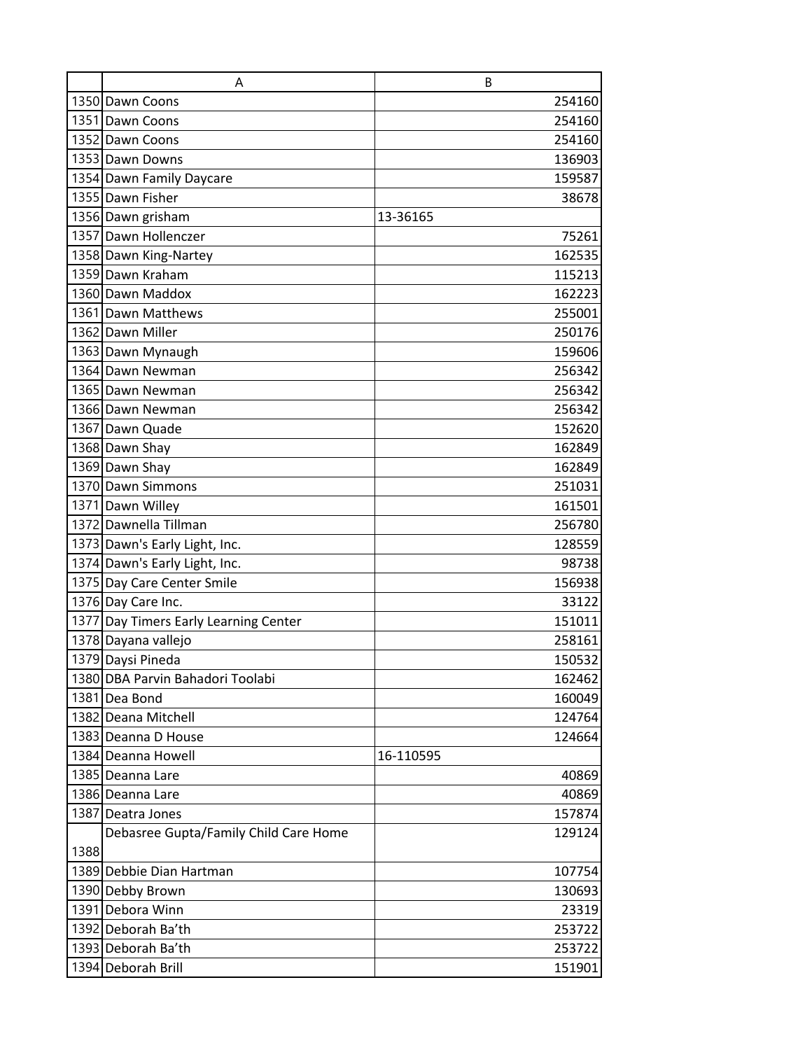| | A | B |
|---|---|---|
| 1350 | Dawn Coons | 254160 |
| 1351 | Dawn Coons | 254160 |
| 1352 | Dawn Coons | 254160 |
| 1353 | Dawn Downs | 136903 |
| 1354 | Dawn Family Daycare | 159587 |
| 1355 | Dawn Fisher | 38678 |
| 1356 | Dawn grisham | 13-36165 |
| 1357 | Dawn Hollenczer | 75261 |
| 1358 | Dawn King-Nartey | 162535 |
| 1359 | Dawn Kraham | 115213 |
| 1360 | Dawn Maddox | 162223 |
| 1361 | Dawn Matthews | 255001 |
| 1362 | Dawn Miller | 250176 |
| 1363 | Dawn Mynaugh | 159606 |
| 1364 | Dawn Newman | 256342 |
| 1365 | Dawn Newman | 256342 |
| 1366 | Dawn Newman | 256342 |
| 1367 | Dawn Quade | 152620 |
| 1368 | Dawn Shay | 162849 |
| 1369 | Dawn Shay | 162849 |
| 1370 | Dawn Simmons | 251031 |
| 1371 | Dawn Willey | 161501 |
| 1372 | Dawnella Tillman | 256780 |
| 1373 | Dawn's Early Light, Inc. | 128559 |
| 1374 | Dawn's Early Light, Inc. | 98738 |
| 1375 | Day Care Center Smile | 156938 |
| 1376 | Day Care Inc. | 33122 |
| 1377 | Day Timers Early Learning Center | 151011 |
| 1378 | Dayana vallejo | 258161 |
| 1379 | Daysi Pineda | 150532 |
| 1380 | DBA Parvin Bahadori Toolabi | 162462 |
| 1381 | Dea Bond | 160049 |
| 1382 | Deana Mitchell | 124764 |
| 1383 | Deanna D House | 124664 |
| 1384 | Deanna Howell | 16-110595 |
| 1385 | Deanna Lare | 40869 |
| 1386 | Deanna Lare | 40869 |
| 1387 | Deatra Jones | 157874 |
| 1388 | Debasree Gupta/Family Child Care Home | 129124 |
| 1389 | Debbie Dian Hartman | 107754 |
| 1390 | Debby Brown | 130693 |
| 1391 | Debora Winn | 23319 |
| 1392 | Deborah Ba'th | 253722 |
| 1393 | Deborah Ba'th | 253722 |
| 1394 | Deborah Brill | 151901 |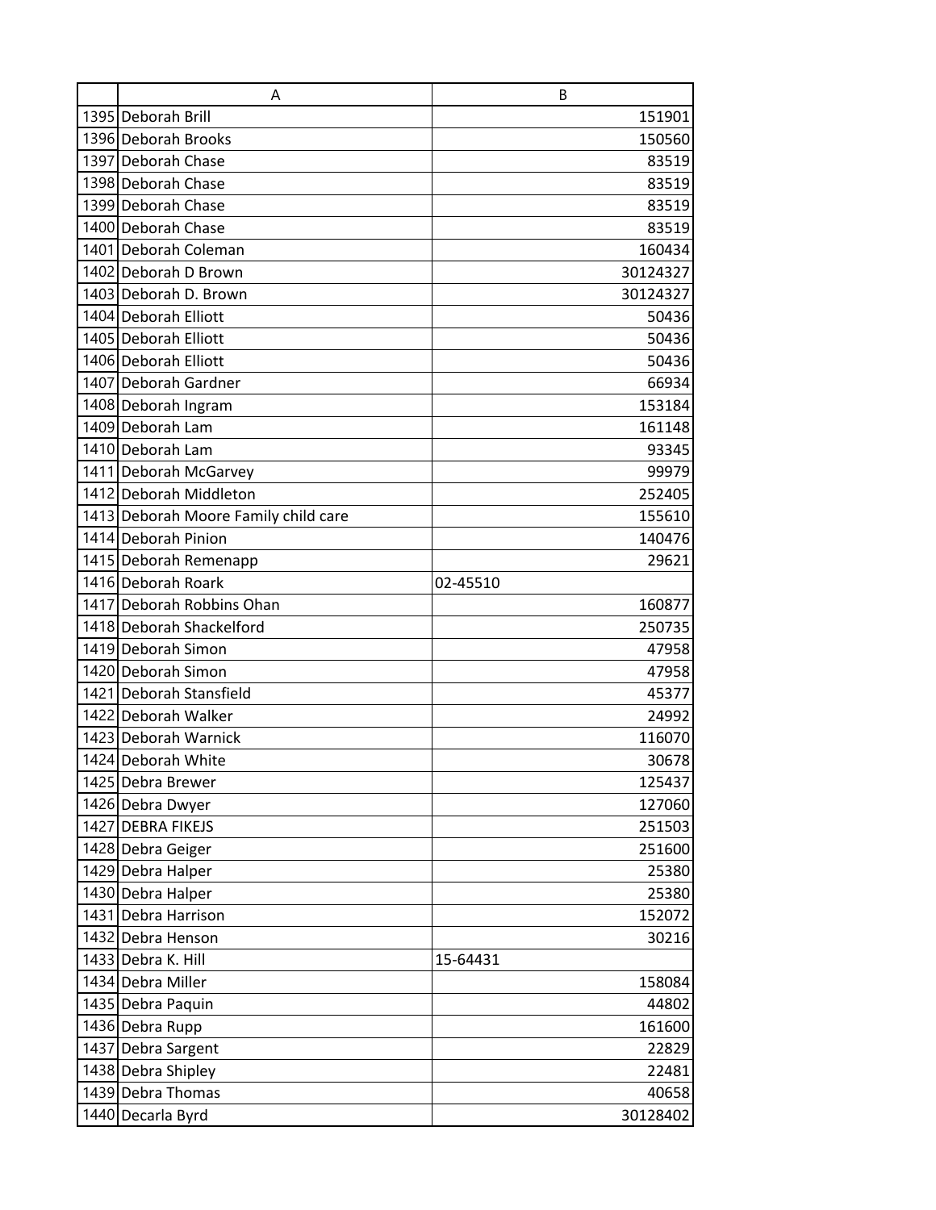| | A | B |
|---|---|---|
| 1395 | Deborah Brill | 151901 |
| 1396 | Deborah Brooks | 150560 |
| 1397 | Deborah Chase | 83519 |
| 1398 | Deborah Chase | 83519 |
| 1399 | Deborah Chase | 83519 |
| 1400 | Deborah Chase | 83519 |
| 1401 | Deborah Coleman | 160434 |
| 1402 | Deborah D Brown | 30124327 |
| 1403 | Deborah D. Brown | 30124327 |
| 1404 | Deborah Elliott | 50436 |
| 1405 | Deborah Elliott | 50436 |
| 1406 | Deborah Elliott | 50436 |
| 1407 | Deborah Gardner | 66934 |
| 1408 | Deborah Ingram | 153184 |
| 1409 | Deborah Lam | 161148 |
| 1410 | Deborah Lam | 93345 |
| 1411 | Deborah McGarvey | 99979 |
| 1412 | Deborah Middleton | 252405 |
| 1413 | Deborah Moore Family child care | 155610 |
| 1414 | Deborah Pinion | 140476 |
| 1415 | Deborah Remenapp | 29621 |
| 1416 | Deborah Roark | 02-45510 |
| 1417 | Deborah Robbins Ohan | 160877 |
| 1418 | Deborah Shackelford | 250735 |
| 1419 | Deborah Simon | 47958 |
| 1420 | Deborah Simon | 47958 |
| 1421 | Deborah Stansfield | 45377 |
| 1422 | Deborah Walker | 24992 |
| 1423 | Deborah Warnick | 116070 |
| 1424 | Deborah White | 30678 |
| 1425 | Debra Brewer | 125437 |
| 1426 | Debra Dwyer | 127060 |
| 1427 | DEBRA FIKEJS | 251503 |
| 1428 | Debra Geiger | 251600 |
| 1429 | Debra Halper | 25380 |
| 1430 | Debra Halper | 25380 |
| 1431 | Debra Harrison | 152072 |
| 1432 | Debra Henson | 30216 |
| 1433 | Debra K. Hill | 15-64431 |
| 1434 | Debra Miller | 158084 |
| 1435 | Debra Paquin | 44802 |
| 1436 | Debra Rupp | 161600 |
| 1437 | Debra Sargent | 22829 |
| 1438 | Debra Shipley | 22481 |
| 1439 | Debra Thomas | 40658 |
| 1440 | Decarla Byrd | 30128402 |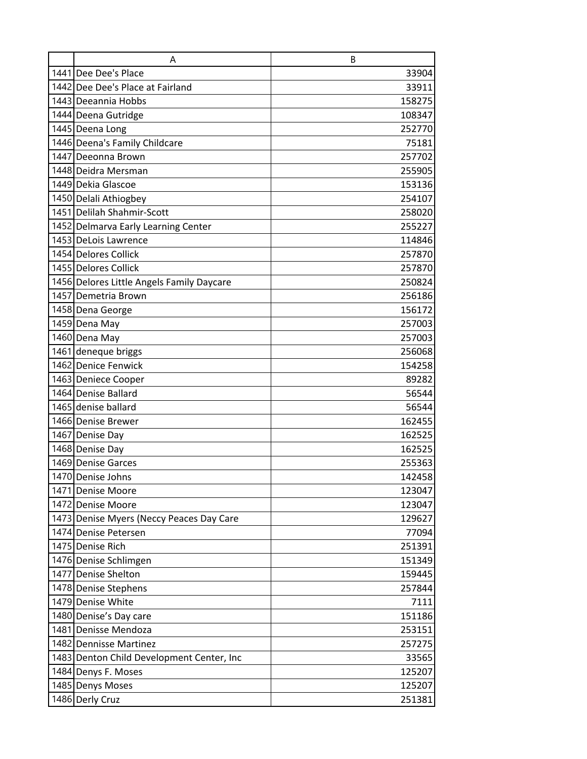|  | A | B |
|---|---|---|
| 1441 | Dee Dee's Place | 33904 |
| 1442 | Dee Dee's Place at Fairland | 33911 |
| 1443 | Deeannia Hobbs | 158275 |
| 1444 | Deena Gutridge | 108347 |
| 1445 | Deena Long | 252770 |
| 1446 | Deena's Family Childcare | 75181 |
| 1447 | Deeonna Brown | 257702 |
| 1448 | Deidra Mersman | 255905 |
| 1449 | Dekia Glascoe | 153136 |
| 1450 | Delali Athiogbey | 254107 |
| 1451 | Delilah Shahmir-Scott | 258020 |
| 1452 | Delmarva Early Learning Center | 255227 |
| 1453 | DeLois Lawrence | 114846 |
| 1454 | Delores Collick | 257870 |
| 1455 | Delores Collick | 257870 |
| 1456 | Delores Little Angels Family Daycare | 250824 |
| 1457 | Demetria Brown | 256186 |
| 1458 | Dena George | 156172 |
| 1459 | Dena May | 257003 |
| 1460 | Dena May | 257003 |
| 1461 | deneque briggs | 256068 |
| 1462 | Denice Fenwick | 154258 |
| 1463 | Deniece Cooper | 89282 |
| 1464 | Denise Ballard | 56544 |
| 1465 | denise ballard | 56544 |
| 1466 | Denise Brewer | 162455 |
| 1467 | Denise Day | 162525 |
| 1468 | Denise Day | 162525 |
| 1469 | Denise Garces | 255363 |
| 1470 | Denise Johns | 142458 |
| 1471 | Denise Moore | 123047 |
| 1472 | Denise Moore | 123047 |
| 1473 | Denise Myers (Neccy Peaces Day Care | 129627 |
| 1474 | Denise Petersen | 77094 |
| 1475 | Denise Rich | 251391 |
| 1476 | Denise Schlimgen | 151349 |
| 1477 | Denise Shelton | 159445 |
| 1478 | Denise Stephens | 257844 |
| 1479 | Denise White | 7111 |
| 1480 | Denise’s Day care | 151186 |
| 1481 | Denisse Mendoza | 253151 |
| 1482 | Dennisse Martinez | 257275 |
| 1483 | Denton Child Development Center, Inc | 33565 |
| 1484 | Denys F. Moses | 125207 |
| 1485 | Denys Moses | 125207 |
| 1486 | Derly Cruz | 251381 |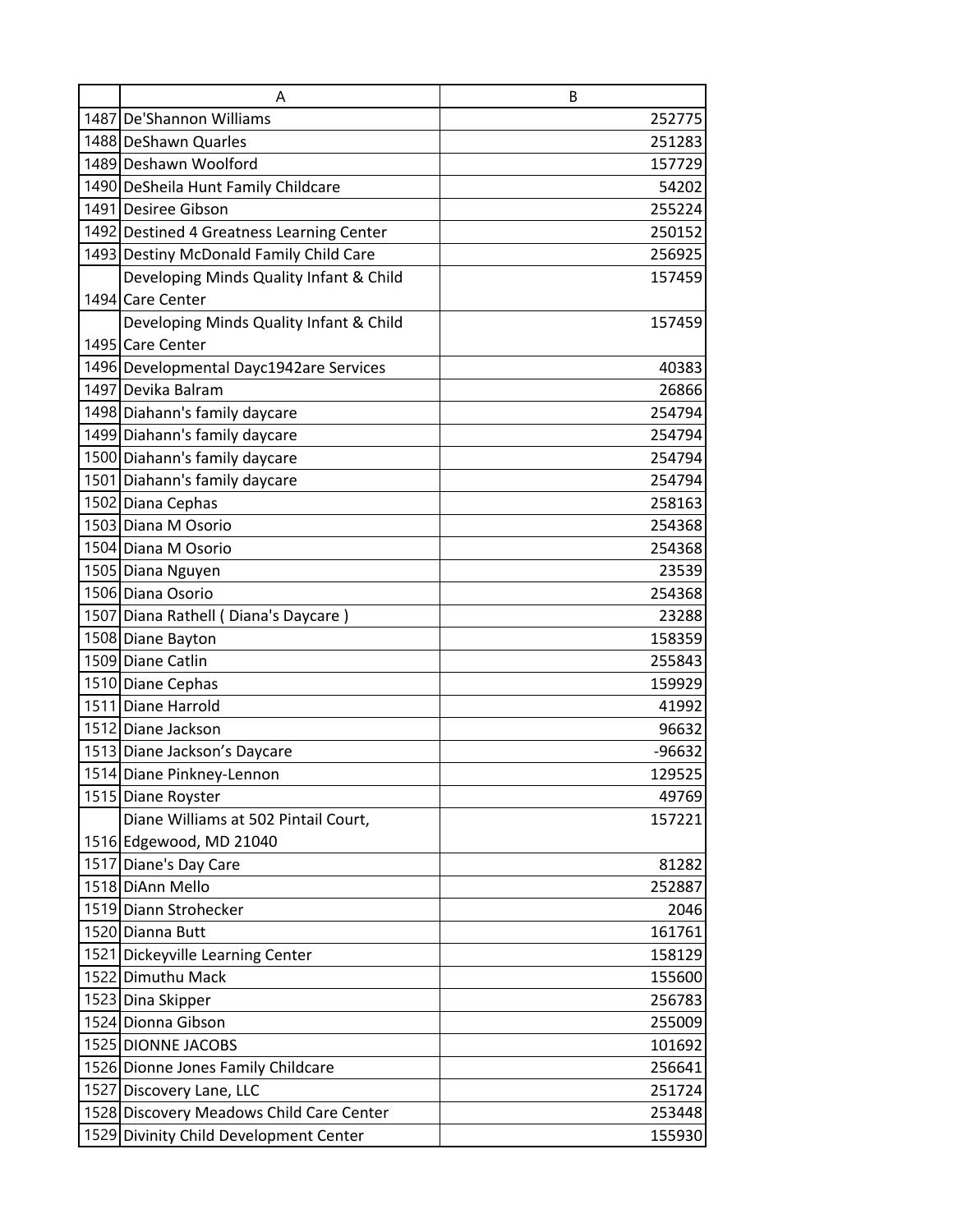| | A | B |
|---|---|---|
| 1487 | De'Shannon Williams | 252775 |
| 1488 | DeShawn Quarles | 251283 |
| 1489 | Deshawn Woolford | 157729 |
| 1490 | DeSheila Hunt Family Childcare | 54202 |
| 1491 | Desiree Gibson | 255224 |
| 1492 | Destined 4 Greatness Learning Center | 250152 |
| 1493 | Destiny McDonald Family Child Care | 256925 |
| 1494 | Developing Minds Quality Infant & Child Care Center | 157459 |
| 1495 | Developing Minds Quality Infant & Child Care Center | 157459 |
| 1496 | Developmental Dayc1942are Services | 40383 |
| 1497 | Devika Balram | 26866 |
| 1498 | Diahann's family daycare | 254794 |
| 1499 | Diahann's family daycare | 254794 |
| 1500 | Diahann's family daycare | 254794 |
| 1501 | Diahann's family daycare | 254794 |
| 1502 | Diana Cephas | 258163 |
| 1503 | Diana M Osorio | 254368 |
| 1504 | Diana M Osorio | 254368 |
| 1505 | Diana Nguyen | 23539 |
| 1506 | Diana Osorio | 254368 |
| 1507 | Diana Rathell ( Diana's Daycare ) | 23288 |
| 1508 | Diane Bayton | 158359 |
| 1509 | Diane Catlin | 255843 |
| 1510 | Diane Cephas | 159929 |
| 1511 | Diane Harrold | 41992 |
| 1512 | Diane Jackson | 96632 |
| 1513 | Diane Jackson's Daycare | -96632 |
| 1514 | Diane Pinkney-Lennon | 129525 |
| 1515 | Diane Royster | 49769 |
| 1516 | Diane Williams at 502 Pintail Court, Edgewood, MD 21040 | 157221 |
| 1517 | Diane's Day Care | 81282 |
| 1518 | DiAnn Mello | 252887 |
| 1519 | Diann Strohecker | 2046 |
| 1520 | Dianna Butt | 161761 |
| 1521 | Dickeyville Learning Center | 158129 |
| 1522 | Dimuthu Mack | 155600 |
| 1523 | Dina Skipper | 256783 |
| 1524 | Dionna Gibson | 255009 |
| 1525 | DIONNE JACOBS | 101692 |
| 1526 | Dionne Jones Family Childcare | 256641 |
| 1527 | Discovery Lane, LLC | 251724 |
| 1528 | Discovery Meadows Child Care Center | 253448 |
| 1529 | Divinity Child Development Center | 155930 |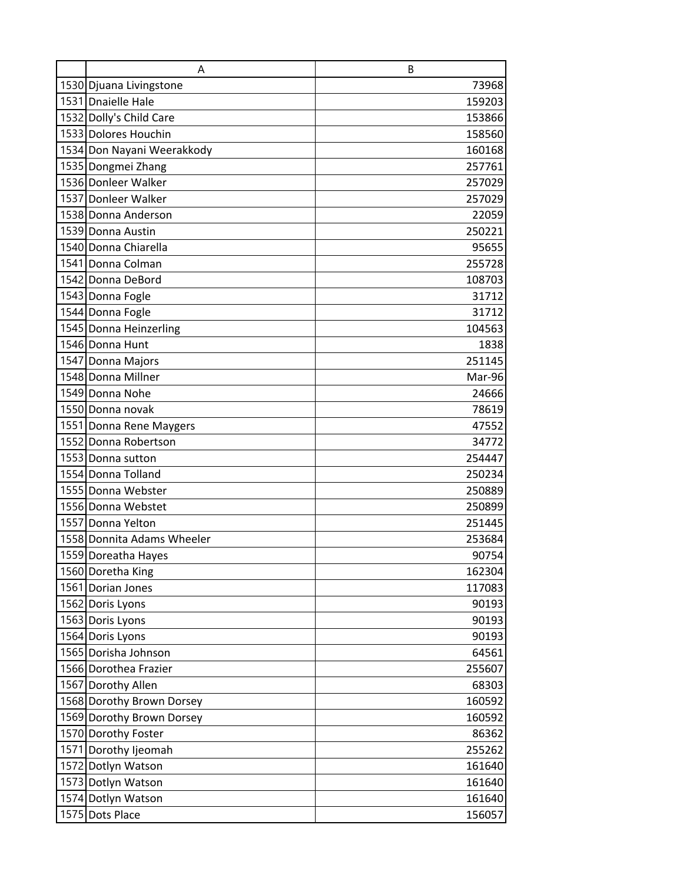| | A | B |
|---|---|---|
| 1530 | Djuana Livingstone | 73968 |
| 1531 | Dnaielle Hale | 159203 |
| 1532 | Dolly's Child Care | 153866 |
| 1533 | Dolores Houchin | 158560 |
| 1534 | Don Nayani Weerakkody | 160168 |
| 1535 | Dongmei Zhang | 257761 |
| 1536 | Donleer Walker | 257029 |
| 1537 | Donleer Walker | 257029 |
| 1538 | Donna Anderson | 22059 |
| 1539 | Donna Austin | 250221 |
| 1540 | Donna Chiarella | 95655 |
| 1541 | Donna Colman | 255728 |
| 1542 | Donna DeBord | 108703 |
| 1543 | Donna Fogle | 31712 |
| 1544 | Donna Fogle | 31712 |
| 1545 | Donna Heinzerling | 104563 |
| 1546 | Donna Hunt | 1838 |
| 1547 | Donna Majors | 251145 |
| 1548 | Donna Millner | Mar-96 |
| 1549 | Donna Nohe | 24666 |
| 1550 | Donna novak | 78619 |
| 1551 | Donna Rene Maygers | 47552 |
| 1552 | Donna Robertson | 34772 |
| 1553 | Donna sutton | 254447 |
| 1554 | Donna Tolland | 250234 |
| 1555 | Donna Webster | 250889 |
| 1556 | Donna Webstet | 250899 |
| 1557 | Donna Yelton | 251445 |
| 1558 | Donnita Adams Wheeler | 253684 |
| 1559 | Doreatha Hayes | 90754 |
| 1560 | Doretha King | 162304 |
| 1561 | Dorian Jones | 117083 |
| 1562 | Doris Lyons | 90193 |
| 1563 | Doris Lyons | 90193 |
| 1564 | Doris Lyons | 90193 |
| 1565 | Dorisha Johnson | 64561 |
| 1566 | Dorothea Frazier | 255607 |
| 1567 | Dorothy Allen | 68303 |
| 1568 | Dorothy Brown Dorsey | 160592 |
| 1569 | Dorothy Brown Dorsey | 160592 |
| 1570 | Dorothy Foster | 86362 |
| 1571 | Dorothy Ijeomah | 255262 |
| 1572 | Dotlyn Watson | 161640 |
| 1573 | Dotlyn Watson | 161640 |
| 1574 | Dotlyn Watson | 161640 |
| 1575 | Dots Place | 156057 |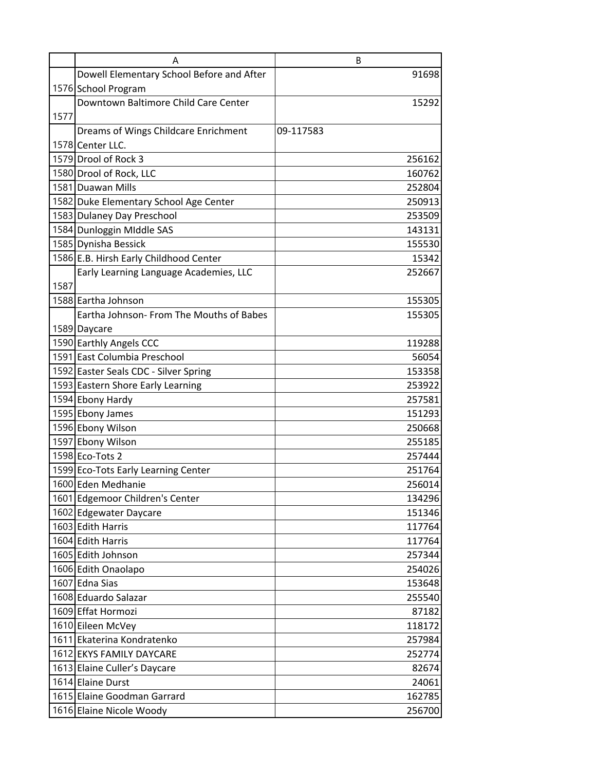| | A | B |
|---|---|---|
| 1576 | Dowell Elementary School Before and After School Program | 91698 |
| 1577 | Downtown Baltimore Child Care Center | 15292 |
| 1578 | Dreams of Wings Childcare Enrichment Center LLC. | 09-117583 |
| 1579 | Drool of Rock 3 | 256162 |
| 1580 | Drool of Rock, LLC | 160762 |
| 1581 | Duawan Mills | 252804 |
| 1582 | Duke Elementary School Age Center | 250913 |
| 1583 | Dulaney Day Preschool | 253509 |
| 1584 | Dunloggin MIddle SAS | 143131 |
| 1585 | Dynisha Bessick | 155530 |
| 1586 | E.B. Hirsh Early Childhood Center | 15342 |
| 1587 | Early Learning Language Academies, LLC | 252667 |
| 1588 | Eartha Johnson | 155305 |
| 1589 | Eartha Johnson- From The Mouths of Babes Daycare | 155305 |
| 1590 | Earthly Angels CCC | 119288 |
| 1591 | East Columbia Preschool | 56054 |
| 1592 | Easter Seals CDC - Silver Spring | 153358 |
| 1593 | Eastern Shore Early Learning | 253922 |
| 1594 | Ebony Hardy | 257581 |
| 1595 | Ebony James | 151293 |
| 1596 | Ebony Wilson | 250668 |
| 1597 | Ebony Wilson | 255185 |
| 1598 | Eco-Tots 2 | 257444 |
| 1599 | Eco-Tots Early Learning Center | 251764 |
| 1600 | Eden Medhanie | 256014 |
| 1601 | Edgemoor Children's Center | 134296 |
| 1602 | Edgewater Daycare | 151346 |
| 1603 | Edith Harris | 117764 |
| 1604 | Edith Harris | 117764 |
| 1605 | Edith Johnson | 257344 |
| 1606 | Edith Onaolapo | 254026 |
| 1607 | Edna Sias | 153648 |
| 1608 | Eduardo Salazar | 255540 |
| 1609 | Effat Hormozi | 87182 |
| 1610 | Eileen McVey | 118172 |
| 1611 | Ekaterina Kondratenko | 257984 |
| 1612 | EKYS FAMILY DAYCARE | 252774 |
| 1613 | Elaine Culler's Daycare | 82674 |
| 1614 | Elaine Durst | 24061 |
| 1615 | Elaine Goodman Garrard | 162785 |
| 1616 | Elaine Nicole Woody | 256700 |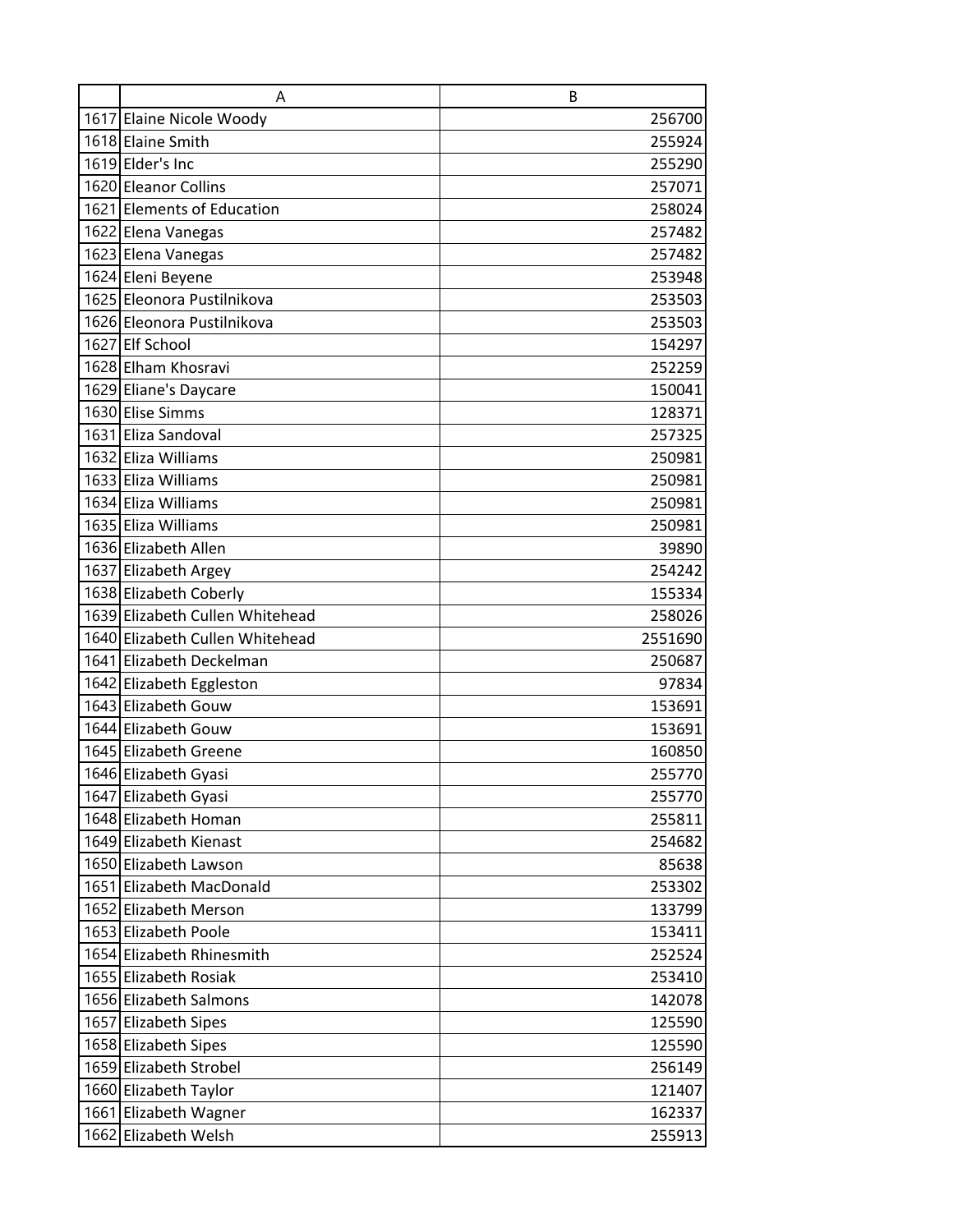| | A | B |
|---|---|---|
| 1617 | Elaine Nicole Woody | 256700 |
| 1618 | Elaine Smith | 255924 |
| 1619 | Elder's Inc | 255290 |
| 1620 | Eleanor Collins | 257071 |
| 1621 | Elements of Education | 258024 |
| 1622 | Elena Vanegas | 257482 |
| 1623 | Elena Vanegas | 257482 |
| 1624 | Eleni Beyene | 253948 |
| 1625 | Eleonora Pustilnikova | 253503 |
| 1626 | Eleonora Pustilnikova | 253503 |
| 1627 | Elf School | 154297 |
| 1628 | Elham Khosravi | 252259 |
| 1629 | Eliane's Daycare | 150041 |
| 1630 | Elise Simms | 128371 |
| 1631 | Eliza Sandoval | 257325 |
| 1632 | Eliza Williams | 250981 |
| 1633 | Eliza Williams | 250981 |
| 1634 | Eliza Williams | 250981 |
| 1635 | Eliza Williams | 250981 |
| 1636 | Elizabeth Allen | 39890 |
| 1637 | Elizabeth Argey | 254242 |
| 1638 | Elizabeth Coberly | 155334 |
| 1639 | Elizabeth Cullen Whitehead | 258026 |
| 1640 | Elizabeth Cullen Whitehead | 2551690 |
| 1641 | Elizabeth Deckelman | 250687 |
| 1642 | Elizabeth Eggleston | 97834 |
| 1643 | Elizabeth Gouw | 153691 |
| 1644 | Elizabeth Gouw | 153691 |
| 1645 | Elizabeth Greene | 160850 |
| 1646 | Elizabeth Gyasi | 255770 |
| 1647 | Elizabeth Gyasi | 255770 |
| 1648 | Elizabeth Homan | 255811 |
| 1649 | Elizabeth Kienast | 254682 |
| 1650 | Elizabeth Lawson | 85638 |
| 1651 | Elizabeth MacDonald | 253302 |
| 1652 | Elizabeth Merson | 133799 |
| 1653 | Elizabeth Poole | 153411 |
| 1654 | Elizabeth Rhinesmith | 252524 |
| 1655 | Elizabeth Rosiak | 253410 |
| 1656 | Elizabeth Salmons | 142078 |
| 1657 | Elizabeth Sipes | 125590 |
| 1658 | Elizabeth Sipes | 125590 |
| 1659 | Elizabeth Strobel | 256149 |
| 1660 | Elizabeth Taylor | 121407 |
| 1661 | Elizabeth Wagner | 162337 |
| 1662 | Elizabeth Welsh | 255913 |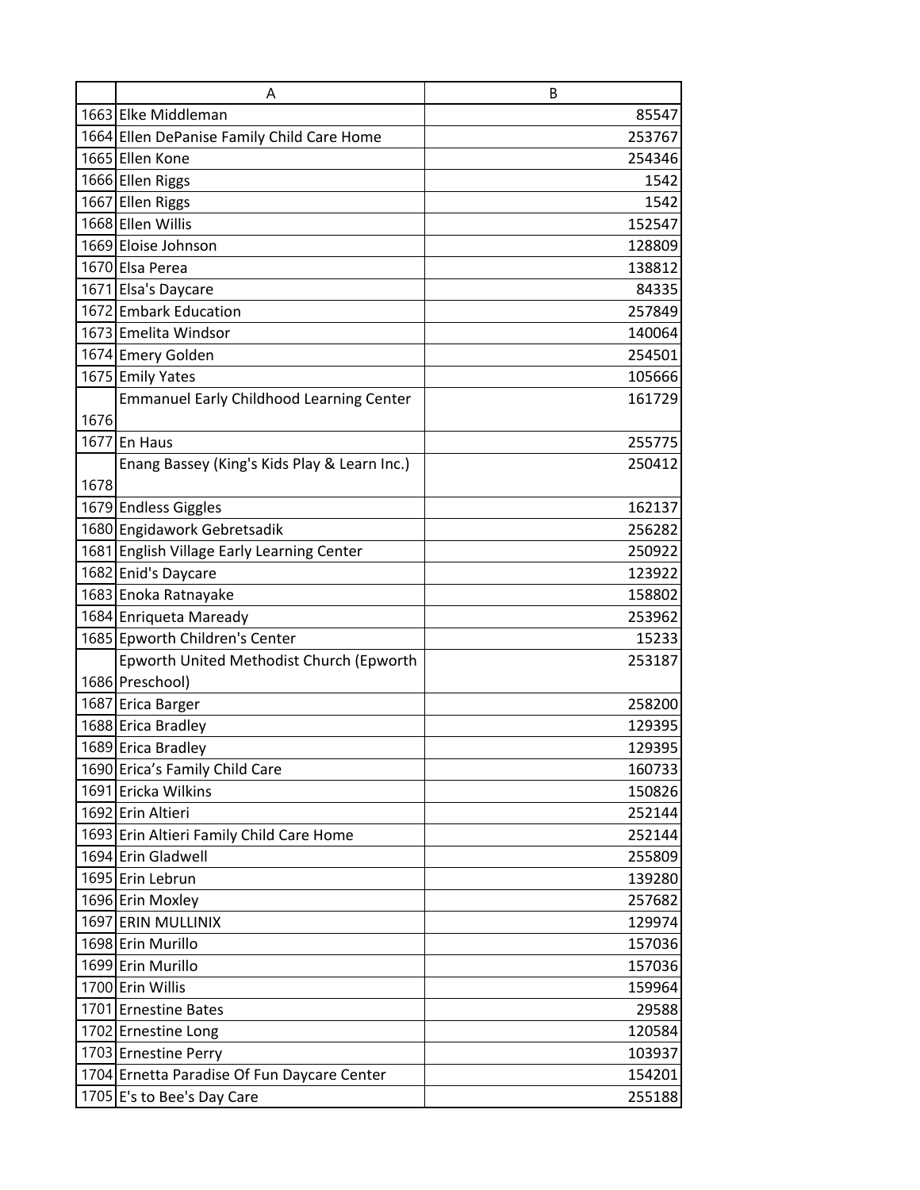| | A | B |
|---|---|---|
| 1663 | Elke Middleman | 85547 |
| 1664 | Ellen DePanise Family Child Care Home | 253767 |
| 1665 | Ellen Kone | 254346 |
| 1666 | Ellen Riggs | 1542 |
| 1667 | Ellen Riggs | 1542 |
| 1668 | Ellen Willis | 152547 |
| 1669 | Eloise Johnson | 128809 |
| 1670 | Elsa Perea | 138812 |
| 1671 | Elsa's Daycare | 84335 |
| 1672 | Embark Education | 257849 |
| 1673 | Emelita Windsor | 140064 |
| 1674 | Emery Golden | 254501 |
| 1675 | Emily Yates | 105666 |
| 1676 | Emmanuel Early Childhood Learning Center | 161729 |
| 1677 | En Haus | 255775 |
| 1678 | Enang Bassey (King's Kids Play & Learn Inc.) | 250412 |
| 1679 | Endless Giggles | 162137 |
| 1680 | Engidawork Gebretsadik | 256282 |
| 1681 | English Village Early Learning Center | 250922 |
| 1682 | Enid's Daycare | 123922 |
| 1683 | Enoka Ratnayake | 158802 |
| 1684 | Enriqueta Maready | 253962 |
| 1685 | Epworth Children's Center | 15233 |
| 1686 | Epworth United Methodist Church (Epworth Preschool) | 253187 |
| 1687 | Erica Barger | 258200 |
| 1688 | Erica Bradley | 129395 |
| 1689 | Erica Bradley | 129395 |
| 1690 | Erica's Family Child Care | 160733 |
| 1691 | Ericka Wilkins | 150826 |
| 1692 | Erin Altieri | 252144 |
| 1693 | Erin Altieri Family Child Care Home | 252144 |
| 1694 | Erin Gladwell | 255809 |
| 1695 | Erin Lebrun | 139280 |
| 1696 | Erin Moxley | 257682 |
| 1697 | ERIN MULLINIX | 129974 |
| 1698 | Erin Murillo | 157036 |
| 1699 | Erin Murillo | 157036 |
| 1700 | Erin Willis | 159964 |
| 1701 | Ernestine Bates | 29588 |
| 1702 | Ernestine Long | 120584 |
| 1703 | Ernestine Perry | 103937 |
| 1704 | Ernetta Paradise Of Fun Daycare Center | 154201 |
| 1705 | E's to Bee's Day Care | 255188 |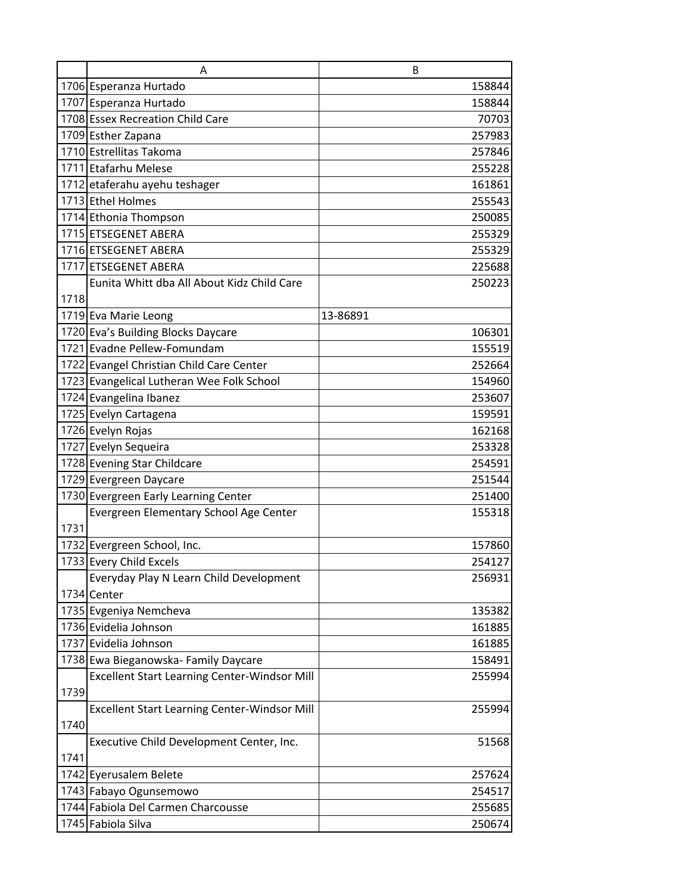| | A | B |
|---|---|---|
| 1706 | Esperanza Hurtado | 158844 |
| 1707 | Esperanza Hurtado | 158844 |
| 1708 | Essex Recreation Child Care | 70703 |
| 1709 | Esther Zapana | 257983 |
| 1710 | Estrellitas Takoma | 257846 |
| 1711 | Etafarhu Melese | 255228 |
| 1712 | etaferahu ayehu teshager | 161861 |
| 1713 | Ethel Holmes | 255543 |
| 1714 | Ethonia Thompson | 250085 |
| 1715 | ETSEGENET ABERA | 255329 |
| 1716 | ETSEGENET ABERA | 255329 |
| 1717 | ETSEGENET ABERA | 225688 |
| 1718 | Eunita Whitt dba All About Kidz Child Care | 250223 |
| 1719 | Eva Marie Leong | 13-86891 |
| 1720 | Eva's Building Blocks Daycare | 106301 |
| 1721 | Evadne Pellew-Fomundam | 155519 |
| 1722 | Evangel Christian Child Care Center | 252664 |
| 1723 | Evangelical Lutheran Wee Folk School | 154960 |
| 1724 | Evangelina Ibanez | 253607 |
| 1725 | Evelyn Cartagena | 159591 |
| 1726 | Evelyn Rojas | 162168 |
| 1727 | Evelyn Sequeira | 253328 |
| 1728 | Evening Star Childcare | 254591 |
| 1729 | Evergreen Daycare | 251544 |
| 1730 | Evergreen Early Learning Center | 251400 |
| 1731 | Evergreen Elementary School Age Center | 155318 |
| 1732 | Evergreen School, Inc. | 157860 |
| 1733 | Every Child Excels | 254127 |
| 1734 | Everyday Play N Learn Child Development Center | 256931 |
| 1735 | Evgeniya Nemcheva | 135382 |
| 1736 | Evidelia Johnson | 161885 |
| 1737 | Evidelia Johnson | 161885 |
| 1738 | Ewa Bieganowska- Family Daycare | 158491 |
| 1739 | Excellent Start Learning Center-Windsor Mill | 255994 |
| 1740 | Excellent Start Learning Center-Windsor Mill | 255994 |
| 1741 | Executive Child Development Center, Inc. | 51568 |
| 1742 | Eyerusalem Belete | 257624 |
| 1743 | Fabayo Ogunsemowo | 254517 |
| 1744 | Fabiola Del Carmen Charcousse | 255685 |
| 1745 | Fabiola Silva | 250674 |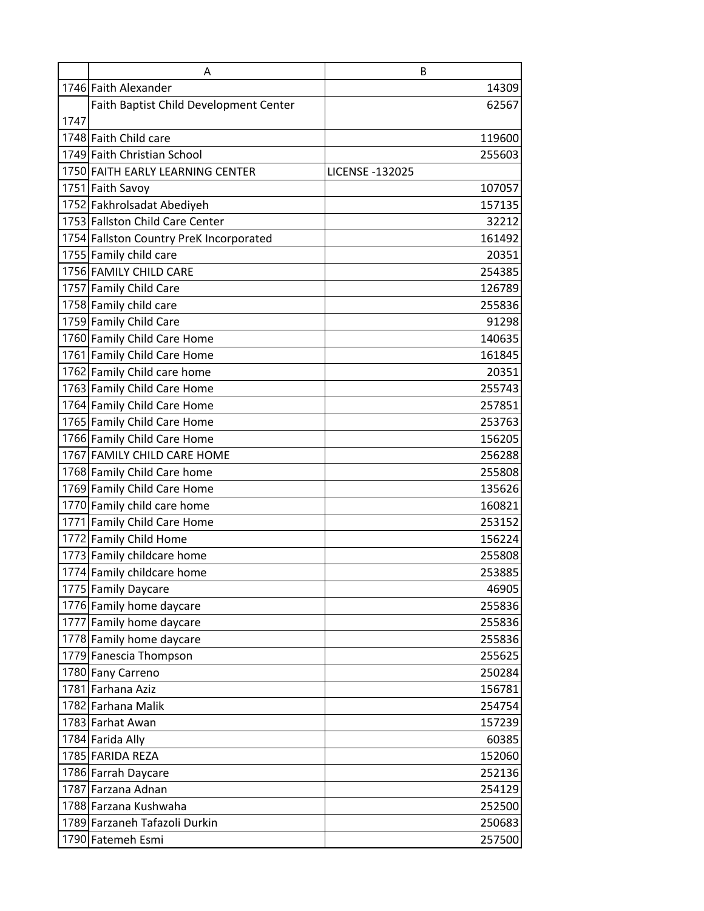| | A | B |
|---|---|---|
| 1746 | Faith Alexander | 14309 |
| 1747 | Faith Baptist Child Development Center | 62567 |
| 1748 | Faith Child care | 119600 |
| 1749 | Faith Christian School | 255603 |
| 1750 | FAITH EARLY LEARNING CENTER | LICENSE -132025 |
| 1751 | Faith Savoy | 107057 |
| 1752 | Fakhrolsadat Abediyeh | 157135 |
| 1753 | Fallston Child Care Center | 32212 |
| 1754 | Fallston Country PreK Incorporated | 161492 |
| 1755 | Family child care | 20351 |
| 1756 | FAMILY CHILD CARE | 254385 |
| 1757 | Family Child Care | 126789 |
| 1758 | Family child care | 255836 |
| 1759 | Family Child Care | 91298 |
| 1760 | Family Child Care Home | 140635 |
| 1761 | Family Child Care Home | 161845 |
| 1762 | Family Child care home | 20351 |
| 1763 | Family Child Care Home | 255743 |
| 1764 | Family Child Care Home | 257851 |
| 1765 | Family Child Care Home | 253763 |
| 1766 | Family Child Care Home | 156205 |
| 1767 | FAMILY CHILD CARE HOME | 256288 |
| 1768 | Family Child Care home | 255808 |
| 1769 | Family Child Care Home | 135626 |
| 1770 | Family child care home | 160821 |
| 1771 | Family Child Care Home | 253152 |
| 1772 | Family Child Home | 156224 |
| 1773 | Family childcare home | 255808 |
| 1774 | Family childcare home | 253885 |
| 1775 | Family Daycare | 46905 |
| 1776 | Family home daycare | 255836 |
| 1777 | Family home daycare | 255836 |
| 1778 | Family home daycare | 255836 |
| 1779 | Fanescia Thompson | 255625 |
| 1780 | Fany Carreno | 250284 |
| 1781 | Farhana Aziz | 156781 |
| 1782 | Farhana Malik | 254754 |
| 1783 | Farhat Awan | 157239 |
| 1784 | Farida Ally | 60385 |
| 1785 | FARIDA REZA | 152060 |
| 1786 | Farrah Daycare | 252136 |
| 1787 | Farzana Adnan | 254129 |
| 1788 | Farzana Kushwaha | 252500 |
| 1789 | Farzaneh Tafazoli Durkin | 250683 |
| 1790 | Fatemeh Esmi | 257500 |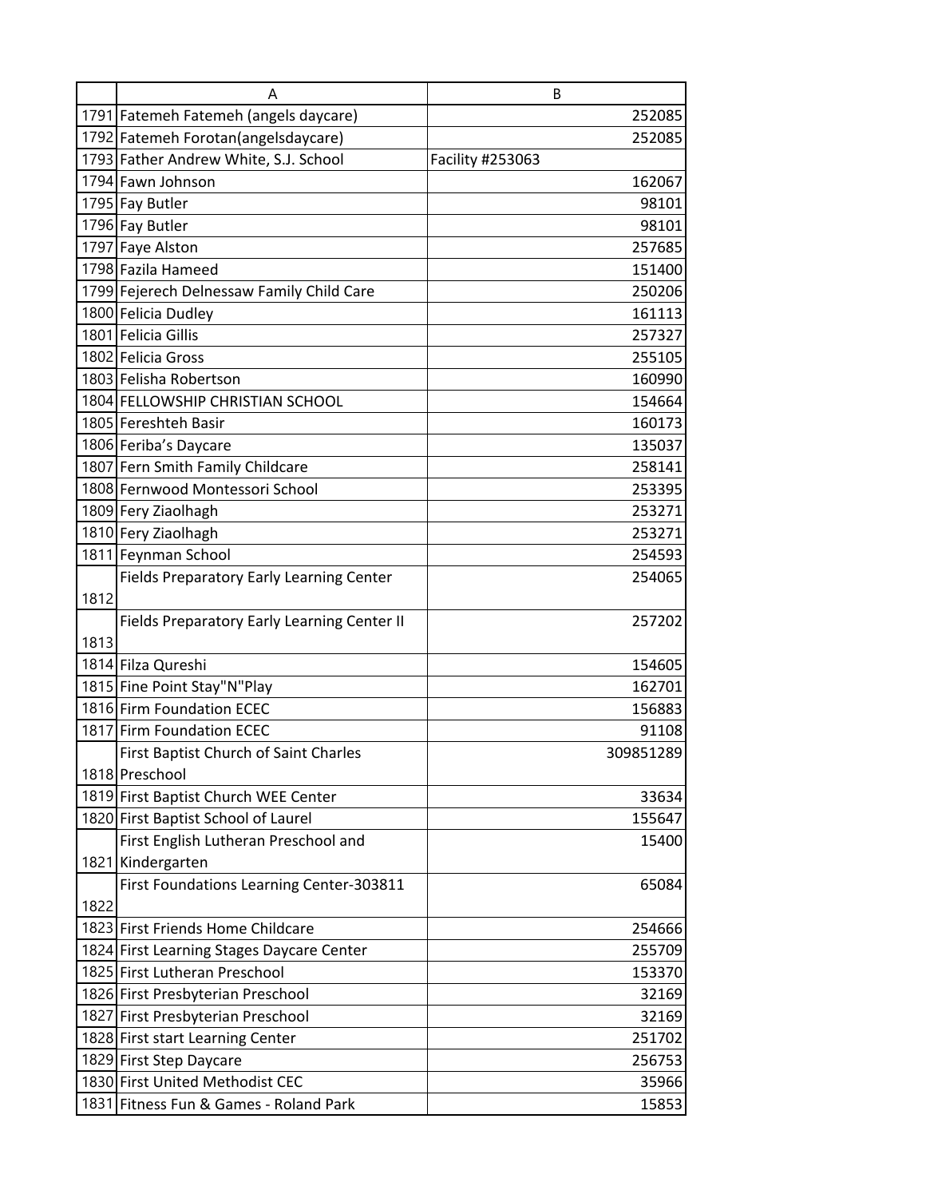| | A | B |
|---|---|---|
| 1791 | Fatemeh Fatemeh (angels daycare) | 252085 |
| 1792 | Fatemeh Forotan(angelsdaycare) | 252085 |
| 1793 | Father Andrew White, S.J. School | Facility #253063 |
| 1794 | Fawn Johnson | 162067 |
| 1795 | Fay Butler | 98101 |
| 1796 | Fay Butler | 98101 |
| 1797 | Faye Alston | 257685 |
| 1798 | Fazila Hameed | 151400 |
| 1799 | Fejerech Delnessaw Family Child Care | 250206 |
| 1800 | Felicia Dudley | 161113 |
| 1801 | Felicia Gillis | 257327 |
| 1802 | Felicia Gross | 255105 |
| 1803 | Felisha Robertson | 160990 |
| 1804 | FELLOWSHIP CHRISTIAN SCHOOL | 154664 |
| 1805 | Fereshteh Basir | 160173 |
| 1806 | Feriba's Daycare | 135037 |
| 1807 | Fern Smith Family Childcare | 258141 |
| 1808 | Fernwood Montessori School | 253395 |
| 1809 | Fery Ziaolhagh | 253271 |
| 1810 | Fery Ziaolhagh | 253271 |
| 1811 | Feynman School | 254593 |
| 1812 | Fields Preparatory Early Learning Center | 254065 |
| 1813 | Fields Preparatory Early Learning Center II | 257202 |
| 1814 | Filza Qureshi | 154605 |
| 1815 | Fine Point Stay"N"Play | 162701 |
| 1816 | Firm Foundation ECEC | 156883 |
| 1817 | Firm Foundation ECEC | 91108 |
| 1818 | First Baptist Church of Saint Charles Preschool | 309851289 |
| 1819 | First Baptist Church WEE Center | 33634 |
| 1820 | First Baptist School of Laurel | 155647 |
| 1821 | First English Lutheran Preschool and Kindergarten | 15400 |
| 1822 | First Foundations Learning Center-303811 | 65084 |
| 1823 | First Friends Home Childcare | 254666 |
| 1824 | First Learning Stages Daycare Center | 255709 |
| 1825 | First Lutheran Preschool | 153370 |
| 1826 | First Presbyterian Preschool | 32169 |
| 1827 | First Presbyterian Preschool | 32169 |
| 1828 | First start Learning Center | 251702 |
| 1829 | First Step Daycare | 256753 |
| 1830 | First United Methodist CEC | 35966 |
| 1831 | Fitness Fun & Games - Roland Park | 15853 |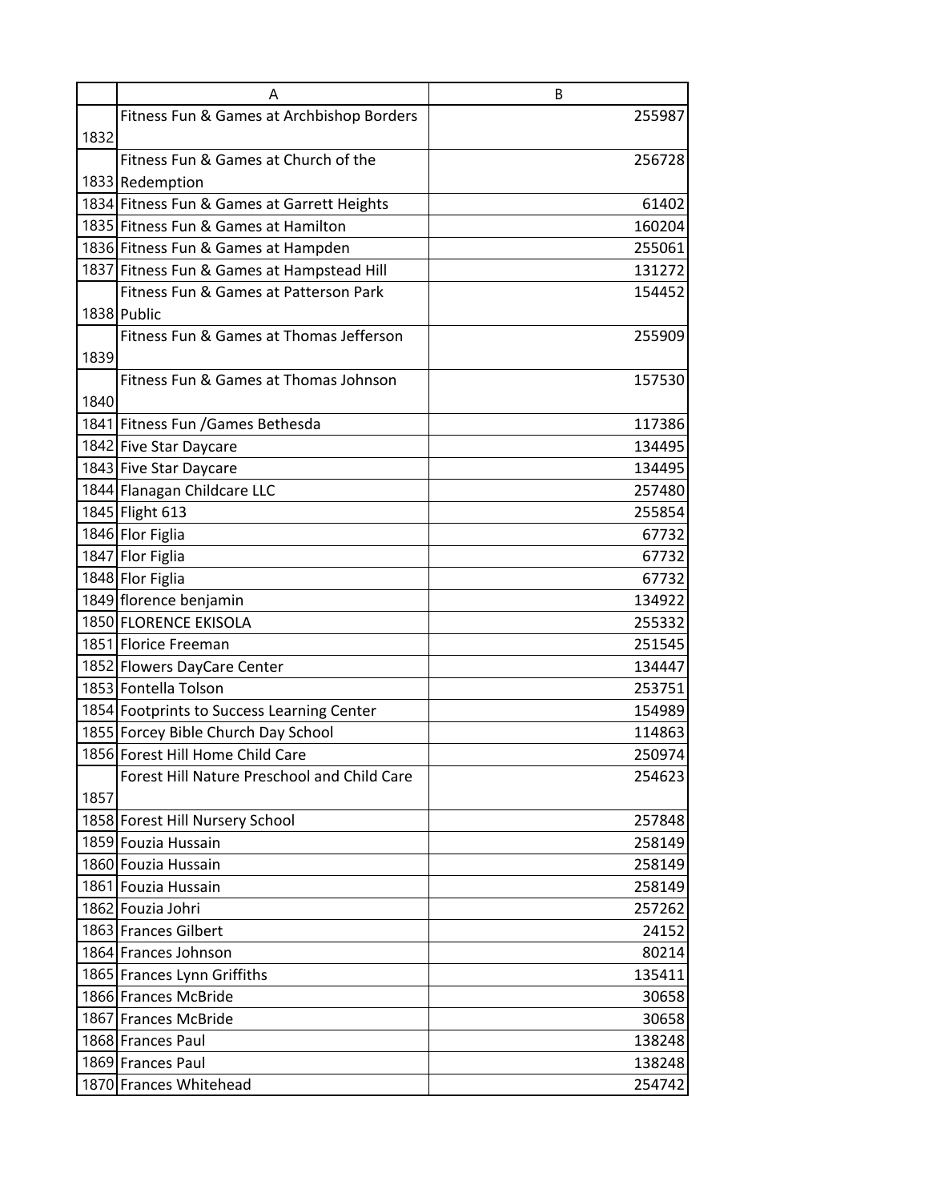| | A | B |
|---|---|---|
| 1832 | Fitness Fun & Games at Archbishop Borders | 255987 |
| 1833 | Fitness Fun & Games at Church of the Redemption | 256728 |
| 1834 | Fitness Fun & Games at Garrett Heights | 61402 |
| 1835 | Fitness Fun & Games at Hamilton | 160204 |
| 1836 | Fitness Fun & Games at Hampden | 255061 |
| 1837 | Fitness Fun & Games at Hampstead Hill | 131272 |
| 1838 | Fitness Fun & Games at Patterson Park Public | 154452 |
| 1839 | Fitness Fun & Games at Thomas Jefferson | 255909 |
| 1840 | Fitness Fun & Games at Thomas Johnson | 157530 |
| 1841 | Fitness Fun /Games Bethesda | 117386 |
| 1842 | Five Star Daycare | 134495 |
| 1843 | Five Star Daycare | 134495 |
| 1844 | Flanagan Childcare LLC | 257480 |
| 1845 | Flight 613 | 255854 |
| 1846 | Flor Figlia | 67732 |
| 1847 | Flor Figlia | 67732 |
| 1848 | Flor Figlia | 67732 |
| 1849 | florence benjamin | 134922 |
| 1850 | FLORENCE EKISOLA | 255332 |
| 1851 | Florice Freeman | 251545 |
| 1852 | Flowers DayCare Center | 134447 |
| 1853 | Fontella Tolson | 253751 |
| 1854 | Footprints to Success Learning Center | 154989 |
| 1855 | Forcey Bible Church Day School | 114863 |
| 1856 | Forest Hill Home Child Care | 250974 |
| 1857 | Forest Hill Nature Preschool and Child Care | 254623 |
| 1858 | Forest Hill Nursery School | 257848 |
| 1859 | Fouzia Hussain | 258149 |
| 1860 | Fouzia Hussain | 258149 |
| 1861 | Fouzia Hussain | 258149 |
| 1862 | Fouzia Johri | 257262 |
| 1863 | Frances Gilbert | 24152 |
| 1864 | Frances Johnson | 80214 |
| 1865 | Frances Lynn Griffiths | 135411 |
| 1866 | Frances McBride | 30658 |
| 1867 | Frances McBride | 30658 |
| 1868 | Frances Paul | 138248 |
| 1869 | Frances Paul | 138248 |
| 1870 | Frances Whitehead | 254742 |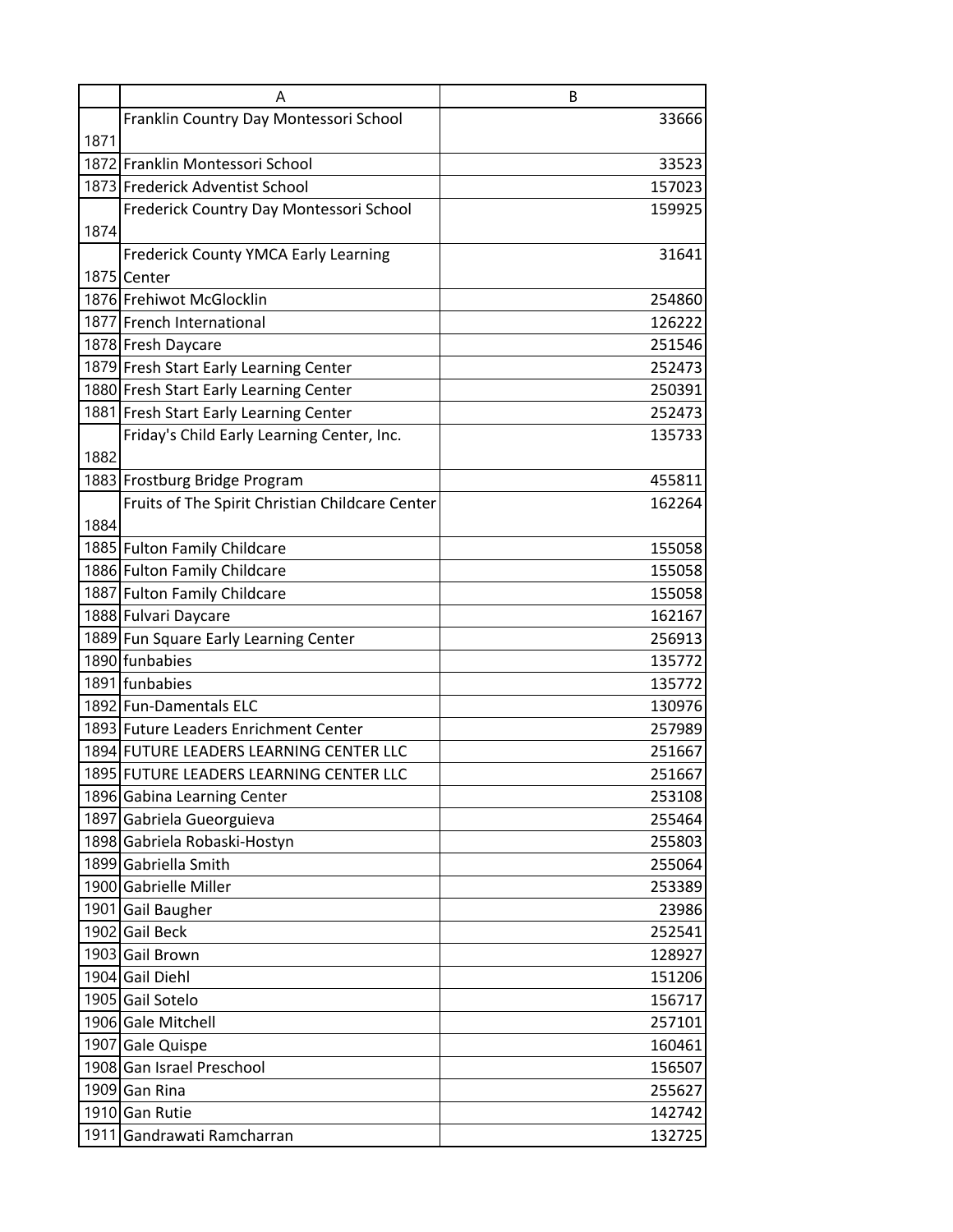| | A | B |
|---|---|---|
| 1871 | Franklin Country Day Montessori School | 33666 |
| 1872 | Franklin Montessori School | 33523 |
| 1873 | Frederick Adventist School | 157023 |
| 1874 | Frederick Country Day Montessori School | 159925 |
| 1875 | Frederick County YMCA Early Learning Center | 31641 |
| 1876 | Frehiwot McGlocklin | 254860 |
| 1877 | French International | 126222 |
| 1878 | Fresh Daycare | 251546 |
| 1879 | Fresh Start Early Learning Center | 252473 |
| 1880 | Fresh Start Early Learning Center | 250391 |
| 1881 | Fresh Start Early Learning Center | 252473 |
| 1882 | Friday's Child Early Learning Center, Inc. | 135733 |
| 1883 | Frostburg Bridge Program | 455811 |
| 1884 | Fruits of The Spirit Christian Childcare Center | 162264 |
| 1885 | Fulton Family Childcare | 155058 |
| 1886 | Fulton Family Childcare | 155058 |
| 1887 | Fulton Family Childcare | 155058 |
| 1888 | Fulvari Daycare | 162167 |
| 1889 | Fun Square Early Learning Center | 256913 |
| 1890 | funbabies | 135772 |
| 1891 | funbabies | 135772 |
| 1892 | Fun-Damentals ELC | 130976 |
| 1893 | Future Leaders Enrichment Center | 257989 |
| 1894 | FUTURE LEADERS LEARNING CENTER LLC | 251667 |
| 1895 | FUTURE LEADERS LEARNING CENTER LLC | 251667 |
| 1896 | Gabina Learning Center | 253108 |
| 1897 | Gabriela Gueorguieva | 255464 |
| 1898 | Gabriela Robaski-Hostyn | 255803 |
| 1899 | Gabriella Smith | 255064 |
| 1900 | Gabrielle Miller | 253389 |
| 1901 | Gail Baugher | 23986 |
| 1902 | Gail Beck | 252541 |
| 1903 | Gail Brown | 128927 |
| 1904 | Gail Diehl | 151206 |
| 1905 | Gail Sotelo | 156717 |
| 1906 | Gale Mitchell | 257101 |
| 1907 | Gale Quispe | 160461 |
| 1908 | Gan Israel Preschool | 156507 |
| 1909 | Gan Rina | 255627 |
| 1910 | Gan Rutie | 142742 |
| 1911 | Gandrawati Ramcharran | 132725 |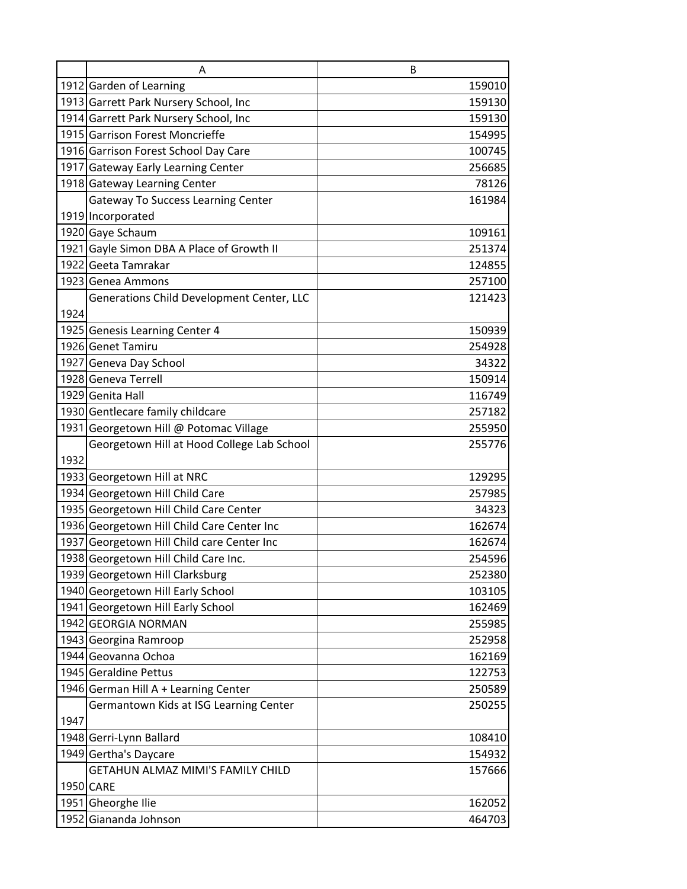| | A | B |
|---|---|---|
| 1912 | Garden of Learning | 159010 |
| 1913 | Garrett Park Nursery School, Inc | 159130 |
| 1914 | Garrett Park Nursery School, Inc | 159130 |
| 1915 | Garrison Forest Moncrieffe | 154995 |
| 1916 | Garrison Forest School Day Care | 100745 |
| 1917 | Gateway Early Learning Center | 256685 |
| 1918 | Gateway Learning Center | 78126 |
| 1919 | Gateway To Success Learning Center Incorporated | 161984 |
| 1920 | Gaye Schaum | 109161 |
| 1921 | Gayle Simon DBA A Place of Growth II | 251374 |
| 1922 | Geeta Tamrakar | 124855 |
| 1923 | Genea Ammons | 257100 |
| 1924 | Generations Child Development Center, LLC | 121423 |
| 1925 | Genesis Learning Center 4 | 150939 |
| 1926 | Genet Tamiru | 254928 |
| 1927 | Geneva Day School | 34322 |
| 1928 | Geneva Terrell | 150914 |
| 1929 | Genita Hall | 116749 |
| 1930 | Gentlecare family childcare | 257182 |
| 1931 | Georgetown Hill @ Potomac Village | 255950 |
| 1932 | Georgetown Hill at Hood College Lab School | 255776 |
| 1933 | Georgetown Hill at NRC | 129295 |
| 1934 | Georgetown Hill Child Care | 257985 |
| 1935 | Georgetown Hill Child Care Center | 34323 |
| 1936 | Georgetown Hill Child Care Center Inc | 162674 |
| 1937 | Georgetown Hill Child care Center Inc | 162674 |
| 1938 | Georgetown Hill Child Care Inc. | 254596 |
| 1939 | Georgetown Hill Clarksburg | 252380 |
| 1940 | Georgetown Hill Early School | 103105 |
| 1941 | Georgetown Hill Early School | 162469 |
| 1942 | GEORGIA NORMAN | 255985 |
| 1943 | Georgina Ramroop | 252958 |
| 1944 | Geovanna Ochoa | 162169 |
| 1945 | Geraldine Pettus | 122753 |
| 1946 | German Hill A + Learning Center | 250589 |
| 1947 | Germantown Kids at ISG Learning Center | 250255 |
| 1948 | Gerri-Lynn Ballard | 108410 |
| 1949 | Gertha's Daycare | 154932 |
| 1950 | GETAHUN ALMAZ MIMI'S FAMILY CHILD CARE | 157666 |
| 1951 | Gheorghe Ilie | 162052 |
| 1952 | Giananda Johnson | 464703 |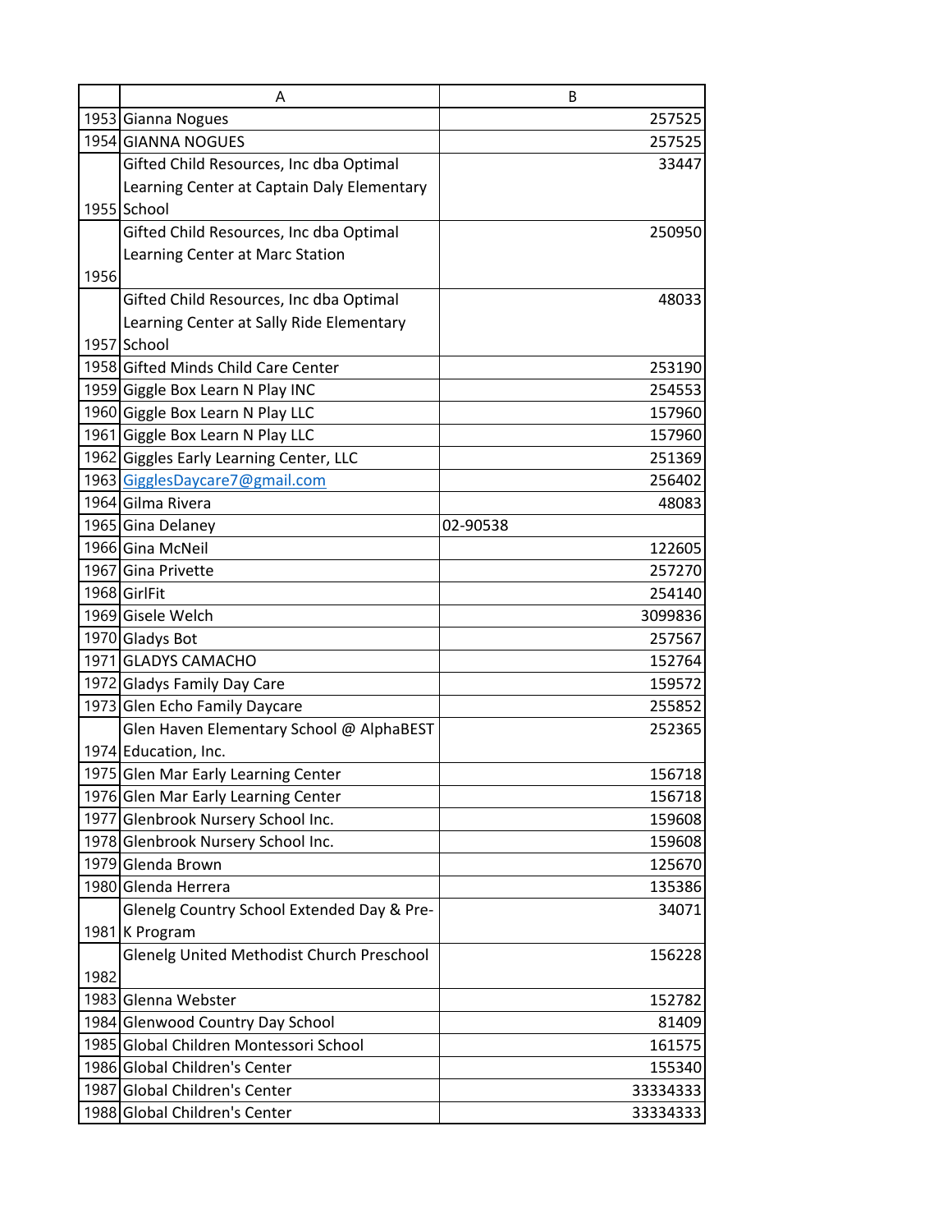| | A | B |
|---|---|---|
| 1953 | Gianna Nogues | 257525 |
| 1954 | GIANNA NOGUES | 257525 |
| 1955 | Gifted Child Resources, Inc dba Optimal Learning Center at Captain Daly Elementary School | 33447 |
| 1956 | Gifted Child Resources, Inc dba Optimal Learning Center at Marc Station | 250950 |
| 1957 | Gifted Child Resources, Inc dba Optimal Learning Center at Sally Ride Elementary School | 48033 |
| 1958 | Gifted Minds Child Care Center | 253190 |
| 1959 | Giggle Box Learn N Play INC | 254553 |
| 1960 | Giggle Box Learn N Play LLC | 157960 |
| 1961 | Giggle Box Learn N Play LLC | 157960 |
| 1962 | Giggles Early Learning Center, LLC | 251369 |
| 1963 | GigglesDaycare7@gmail.com | 256402 |
| 1964 | Gilma Rivera | 48083 |
| 1965 | Gina Delaney | 02-90538 |
| 1966 | Gina McNeil | 122605 |
| 1967 | Gina Privette | 257270 |
| 1968 | GirlFit | 254140 |
| 1969 | Gisele Welch | 3099836 |
| 1970 | Gladys Bot | 257567 |
| 1971 | GLADYS CAMACHO | 152764 |
| 1972 | Gladys Family Day Care | 159572 |
| 1973 | Glen Echo Family Daycare | 255852 |
| 1974 | Glen Haven Elementary School @ AlphaBEST Education, Inc. | 252365 |
| 1975 | Glen Mar Early Learning Center | 156718 |
| 1976 | Glen Mar Early Learning Center | 156718 |
| 1977 | Glenbrook Nursery School Inc. | 159608 |
| 1978 | Glenbrook Nursery School Inc. | 159608 |
| 1979 | Glenda Brown | 125670 |
| 1980 | Glenda Herrera | 135386 |
| 1981 | Glenelg Country School Extended Day & Pre-K Program | 34071 |
| 1982 | Glenelg United Methodist Church Preschool | 156228 |
| 1983 | Glenna Webster | 152782 |
| 1984 | Glenwood Country Day School | 81409 |
| 1985 | Global Children Montessori School | 161575 |
| 1986 | Global Children's Center | 155340 |
| 1987 | Global Children's Center | 33334333 |
| 1988 | Global Children's Center | 33334333 |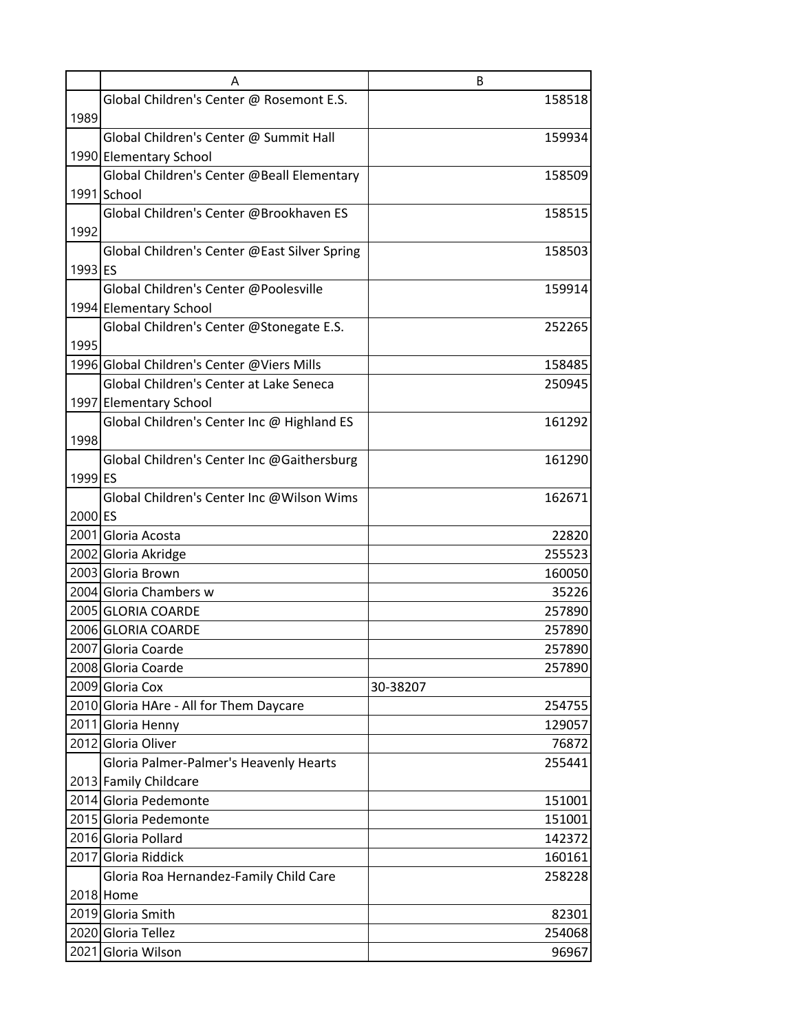| | A | B |
|---|---|---|
| 1989 | Global Children's Center @ Rosemont E.S. | 158518 |
| 1990 | Global Children's Center @ Summit Hall Elementary School | 159934 |
| 1991 | Global Children's Center @Beall Elementary School | 158509 |
| 1992 | Global Children's Center @Brookhaven ES | 158515 |
| 1993 | Global Children's Center @East Silver Spring ES | 158503 |
| 1994 | Global Children's Center @Poolesville Elementary School | 159914 |
| 1995 | Global Children's Center @Stonegate E.S. | 252265 |
| 1996 | Global Children's Center @Viers Mills | 158485 |
| 1997 | Global Children's Center at Lake Seneca Elementary School | 250945 |
| 1998 | Global Children's Center Inc @ Highland ES | 161292 |
| 1999 | Global Children's Center Inc @Gaithersburg ES | 161290 |
| 2000 | Global Children's Center Inc @Wilson Wims ES | 162671 |
| 2001 | Gloria Acosta | 22820 |
| 2002 | Gloria Akridge | 255523 |
| 2003 | Gloria Brown | 160050 |
| 2004 | Gloria Chambers w | 35226 |
| 2005 | GLORIA COARDE | 257890 |
| 2006 | GLORIA COARDE | 257890 |
| 2007 | Gloria Coarde | 257890 |
| 2008 | Gloria Coarde | 257890 |
| 2009 | Gloria Cox | 30-38207 |
| 2010 | Gloria HAre - All for Them Daycare | 254755 |
| 2011 | Gloria Henny | 129057 |
| 2012 | Gloria Oliver | 76872 |
| 2013 | Gloria Palmer-Palmer's Heavenly Hearts Family Childcare | 255441 |
| 2014 | Gloria Pedemonte | 151001 |
| 2015 | Gloria Pedemonte | 151001 |
| 2016 | Gloria Pollard | 142372 |
| 2017 | Gloria Riddick | 160161 |
| 2018 | Gloria Roa Hernandez-Family Child Care Home | 258228 |
| 2019 | Gloria Smith | 82301 |
| 2020 | Gloria Tellez | 254068 |
| 2021 | Gloria Wilson | 96967 |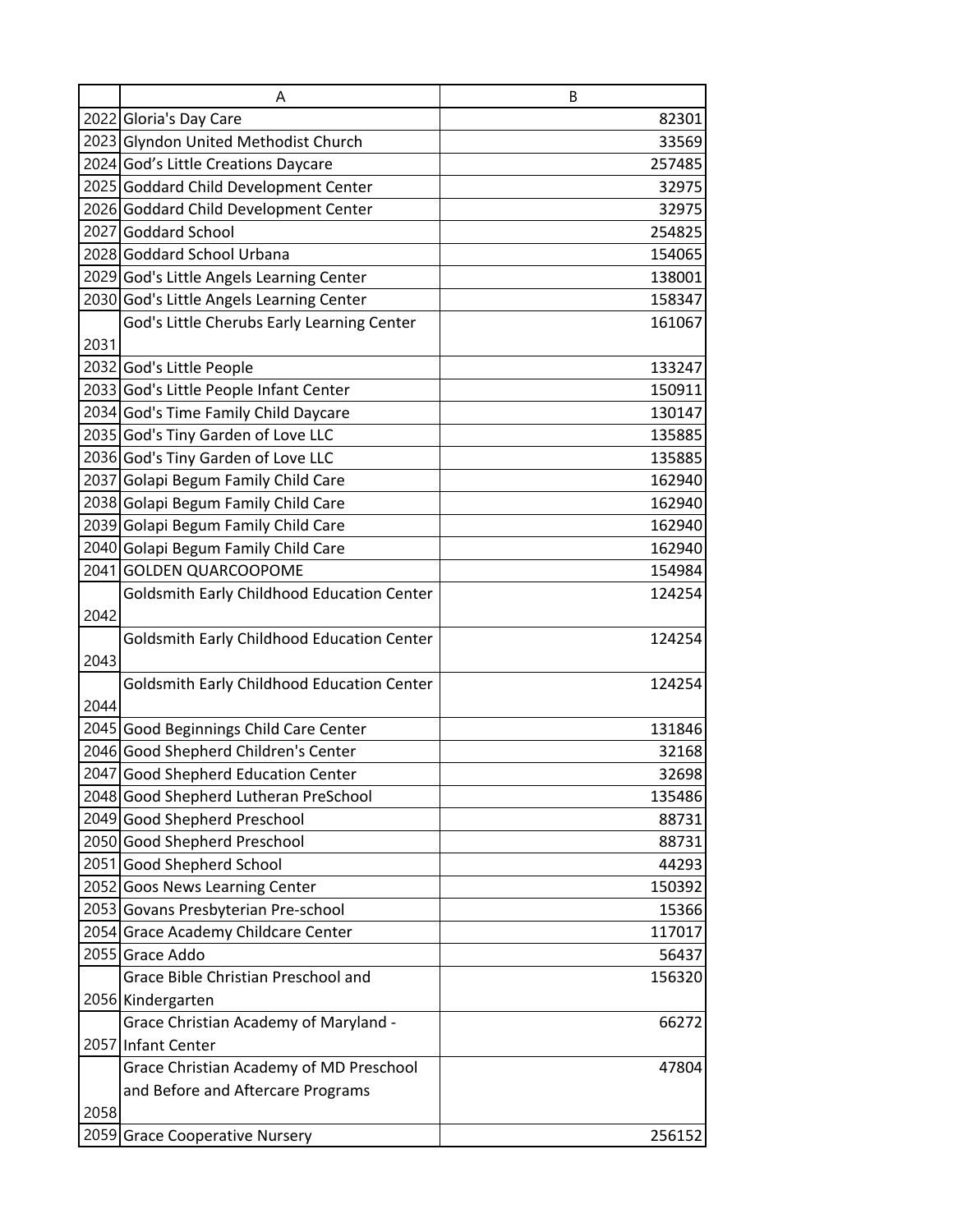| | A | B |
|---|---|---|
| 2022 | Gloria's Day Care | 82301 |
| 2023 | Glyndon United Methodist Church | 33569 |
| 2024 | God's Little Creations Daycare | 257485 |
| 2025 | Goddard Child Development Center | 32975 |
| 2026 | Goddard Child Development Center | 32975 |
| 2027 | Goddard School | 254825 |
| 2028 | Goddard School Urbana | 154065 |
| 2029 | God's Little Angels Learning Center | 138001 |
| 2030 | God's Little Angels Learning Center | 158347 |
| 2031 | God's Little Cherubs Early Learning Center | 161067 |
| 2032 | God's Little People | 133247 |
| 2033 | God's Little People Infant Center | 150911 |
| 2034 | God's Time Family Child Daycare | 130147 |
| 2035 | God's Tiny Garden of Love LLC | 135885 |
| 2036 | God's Tiny Garden of Love LLC | 135885 |
| 2037 | Golapi Begum Family Child Care | 162940 |
| 2038 | Golapi Begum Family Child Care | 162940 |
| 2039 | Golapi Begum Family Child Care | 162940 |
| 2040 | Golapi Begum Family Child Care | 162940 |
| 2041 | GOLDEN QUARCOOPOME | 154984 |
| 2042 | Goldsmith Early Childhood Education Center | 124254 |
| 2043 | Goldsmith Early Childhood Education Center | 124254 |
| 2044 | Goldsmith Early Childhood Education Center | 124254 |
| 2045 | Good Beginnings Child Care Center | 131846 |
| 2046 | Good Shepherd Children's Center | 32168 |
| 2047 | Good Shepherd Education Center | 32698 |
| 2048 | Good Shepherd Lutheran PreSchool | 135486 |
| 2049 | Good Shepherd Preschool | 88731 |
| 2050 | Good Shepherd Preschool | 88731 |
| 2051 | Good Shepherd School | 44293 |
| 2052 | Goos News Learning Center | 150392 |
| 2053 | Govans Presbyterian Pre-school | 15366 |
| 2054 | Grace Academy Childcare Center | 117017 |
| 2055 | Grace Addo | 56437 |
| 2056 | Grace Bible Christian Preschool and Kindergarten | 156320 |
| 2057 | Grace Christian Academy of Maryland - Infant Center | 66272 |
| 2058 | Grace Christian Academy of MD Preschool and Before and Aftercare Programs | 47804 |
| 2059 | Grace Cooperative Nursery | 256152 |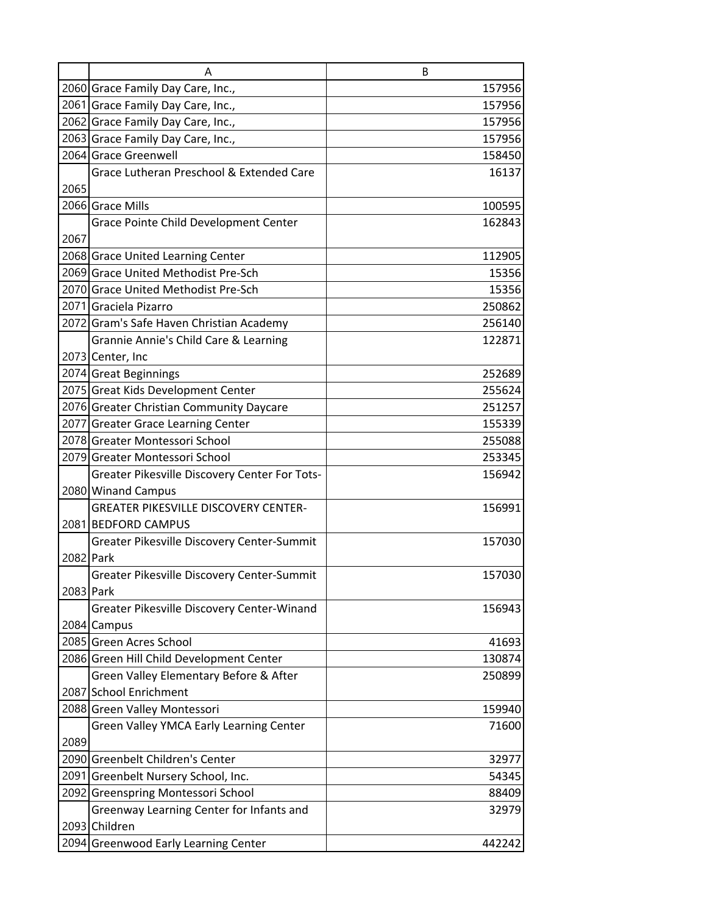| | A | B |
|---|---|---|
| 2060 | Grace Family Day Care, Inc., | 157956 |
| 2061 | Grace Family Day Care, Inc., | 157956 |
| 2062 | Grace Family Day Care, Inc., | 157956 |
| 2063 | Grace Family Day Care, Inc., | 157956 |
| 2064 | Grace Greenwell | 158450 |
| 2065 | Grace Lutheran Preschool & Extended Care | 16137 |
| 2066 | Grace Mills | 100595 |
| 2067 | Grace Pointe Child Development Center | 162843 |
| 2068 | Grace United Learning Center | 112905 |
| 2069 | Grace United Methodist Pre-Sch | 15356 |
| 2070 | Grace United Methodist Pre-Sch | 15356 |
| 2071 | Graciela Pizarro | 250862 |
| 2072 | Gram's Safe Haven Christian Academy | 256140 |
| 2073 | Grannie Annie's Child Care & Learning Center, Inc | 122871 |
| 2074 | Great Beginnings | 252689 |
| 2075 | Great Kids Development Center | 255624 |
| 2076 | Greater Christian Community Daycare | 251257 |
| 2077 | Greater Grace Learning Center | 155339 |
| 2078 | Greater Montessori School | 255088 |
| 2079 | Greater Montessori School | 253345 |
| 2080 | Greater Pikesville Discovery Center For Tots-Winand Campus | 156942 |
| 2081 | GREATER PIKESVILLE DISCOVERY CENTER-BEDFORD CAMPUS | 156991 |
| 2082 | Greater Pikesville Discovery Center-Summit Park | 157030 |
| 2083 | Greater Pikesville Discovery Center-Summit Park | 157030 |
| 2084 | Greater Pikesville Discovery Center-Winand Campus | 156943 |
| 2085 | Green Acres School | 41693 |
| 2086 | Green Hill Child Development Center | 130874 |
| 2087 | Green Valley Elementary Before & After School Enrichment | 250899 |
| 2088 | Green Valley Montessori | 159940 |
| 2089 | Green Valley YMCA Early Learning Center | 71600 |
| 2090 | Greenbelt Children's Center | 32977 |
| 2091 | Greenbelt Nursery School, Inc. | 54345 |
| 2092 | Greenspring Montessori School | 88409 |
| 2093 | Greenway Learning Center for Infants and Children | 32979 |
| 2094 | Greenwood Early Learning Center | 442242 |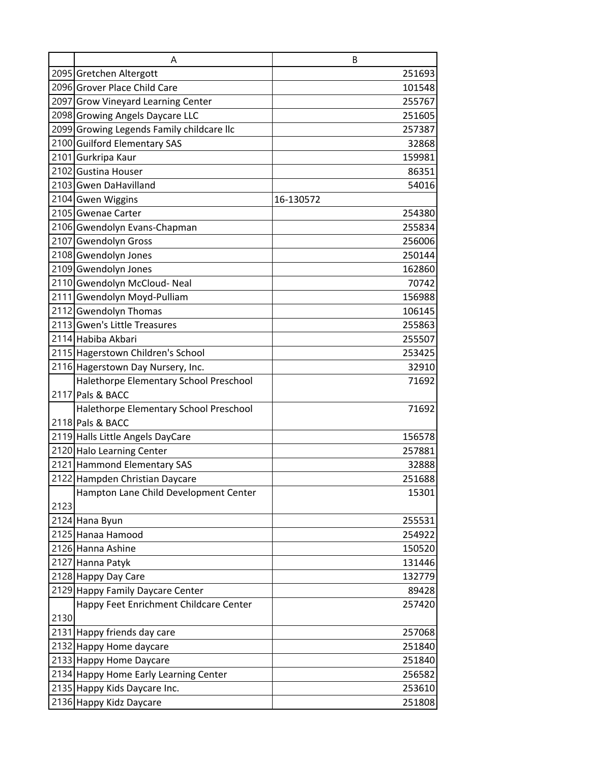| | A | B |
|---|---|---|
| 2095 | Gretchen Altergott | 251693 |
| 2096 | Grover Place Child Care | 101548 |
| 2097 | Grow Vineyard Learning Center | 255767 |
| 2098 | Growing Angels Daycare LLC | 251605 |
| 2099 | Growing Legends Family childcare llc | 257387 |
| 2100 | Guilford Elementary SAS | 32868 |
| 2101 | Gurkripa Kaur | 159981 |
| 2102 | Gustina Houser | 86351 |
| 2103 | Gwen DaHavilland | 54016 |
| 2104 | Gwen Wiggins | 16-130572 |
| 2105 | Gwenae Carter | 254380 |
| 2106 | Gwendolyn Evans-Chapman | 255834 |
| 2107 | Gwendolyn Gross | 256006 |
| 2108 | Gwendolyn Jones | 250144 |
| 2109 | Gwendolyn Jones | 162860 |
| 2110 | Gwendolyn McCloud- Neal | 70742 |
| 2111 | Gwendolyn Moyd-Pulliam | 156988 |
| 2112 | Gwendolyn Thomas | 106145 |
| 2113 | Gwen's Little Treasures | 255863 |
| 2114 | Habiba Akbari | 255507 |
| 2115 | Hagerstown Children's School | 253425 |
| 2116 | Hagerstown Day Nursery, Inc. | 32910 |
| 2117 | Halethorpe Elementary School Preschool Pals & BACC | 71692 |
| 2118 | Halethorpe Elementary School Preschool Pals & BACC | 71692 |
| 2119 | Halls Little Angels DayCare | 156578 |
| 2120 | Halo Learning Center | 257881 |
| 2121 | Hammond Elementary SAS | 32888 |
| 2122 | Hampden Christian Daycare | 251688 |
| 2123 | Hampton Lane Child Development Center | 15301 |
| 2124 | Hana Byun | 255531 |
| 2125 | Hanaa Hamood | 254922 |
| 2126 | Hanna Ashine | 150520 |
| 2127 | Hanna Patyk | 131446 |
| 2128 | Happy Day Care | 132779 |
| 2129 | Happy Family Daycare Center | 89428 |
| 2130 | Happy Feet Enrichment Childcare Center | 257420 |
| 2131 | Happy friends day care | 257068 |
| 2132 | Happy Home daycare | 251840 |
| 2133 | Happy Home Daycare | 251840 |
| 2134 | Happy Home Early Learning Center | 256582 |
| 2135 | Happy Kids Daycare Inc. | 253610 |
| 2136 | Happy Kidz Daycare | 251808 |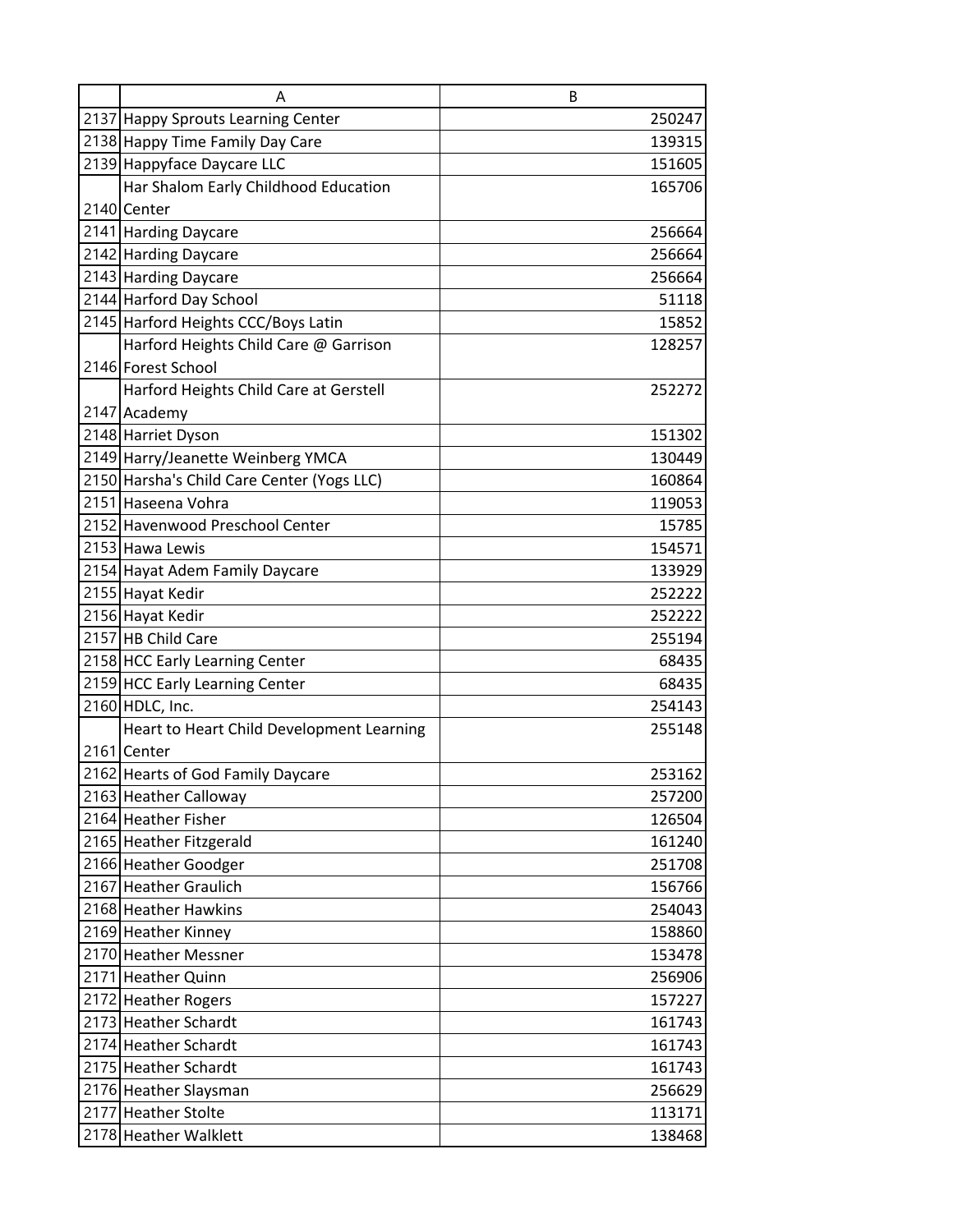| | A | B |
|---|---|---|
| 2137 | Happy Sprouts Learning Center | 250247 |
| 2138 | Happy Time Family Day Care | 139315 |
| 2139 | Happyface Daycare LLC | 151605 |
| 2140 | Har Shalom Early Childhood Education Center | 165706 |
| 2141 | Harding Daycare | 256664 |
| 2142 | Harding Daycare | 256664 |
| 2143 | Harding Daycare | 256664 |
| 2144 | Harford Day School | 51118 |
| 2145 | Harford Heights CCC/Boys Latin | 15852 |
| 2146 | Harford Heights Child Care @ Garrison Forest School | 128257 |
| 2147 | Harford Heights Child Care at Gerstell Academy | 252272 |
| 2148 | Harriet Dyson | 151302 |
| 2149 | Harry/Jeanette Weinberg YMCA | 130449 |
| 2150 | Harsha's Child Care Center (Yogs LLC) | 160864 |
| 2151 | Haseena Vohra | 119053 |
| 2152 | Havenwood Preschool Center | 15785 |
| 2153 | Hawa Lewis | 154571 |
| 2154 | Hayat Adem Family Daycare | 133929 |
| 2155 | Hayat Kedir | 252222 |
| 2156 | Hayat Kedir | 252222 |
| 2157 | HB Child Care | 255194 |
| 2158 | HCC Early Learning Center | 68435 |
| 2159 | HCC Early Learning Center | 68435 |
| 2160 | HDLC, Inc. | 254143 |
| 2161 | Heart to Heart Child Development Learning Center | 255148 |
| 2162 | Hearts of God Family Daycare | 253162 |
| 2163 | Heather Calloway | 257200 |
| 2164 | Heather Fisher | 126504 |
| 2165 | Heather Fitzgerald | 161240 |
| 2166 | Heather Goodger | 251708 |
| 2167 | Heather Graulich | 156766 |
| 2168 | Heather Hawkins | 254043 |
| 2169 | Heather Kinney | 158860 |
| 2170 | Heather Messner | 153478 |
| 2171 | Heather Quinn | 256906 |
| 2172 | Heather Rogers | 157227 |
| 2173 | Heather Schardt | 161743 |
| 2174 | Heather Schardt | 161743 |
| 2175 | Heather Schardt | 161743 |
| 2176 | Heather Slaysman | 256629 |
| 2177 | Heather Stolte | 113171 |
| 2178 | Heather Walklett | 138468 |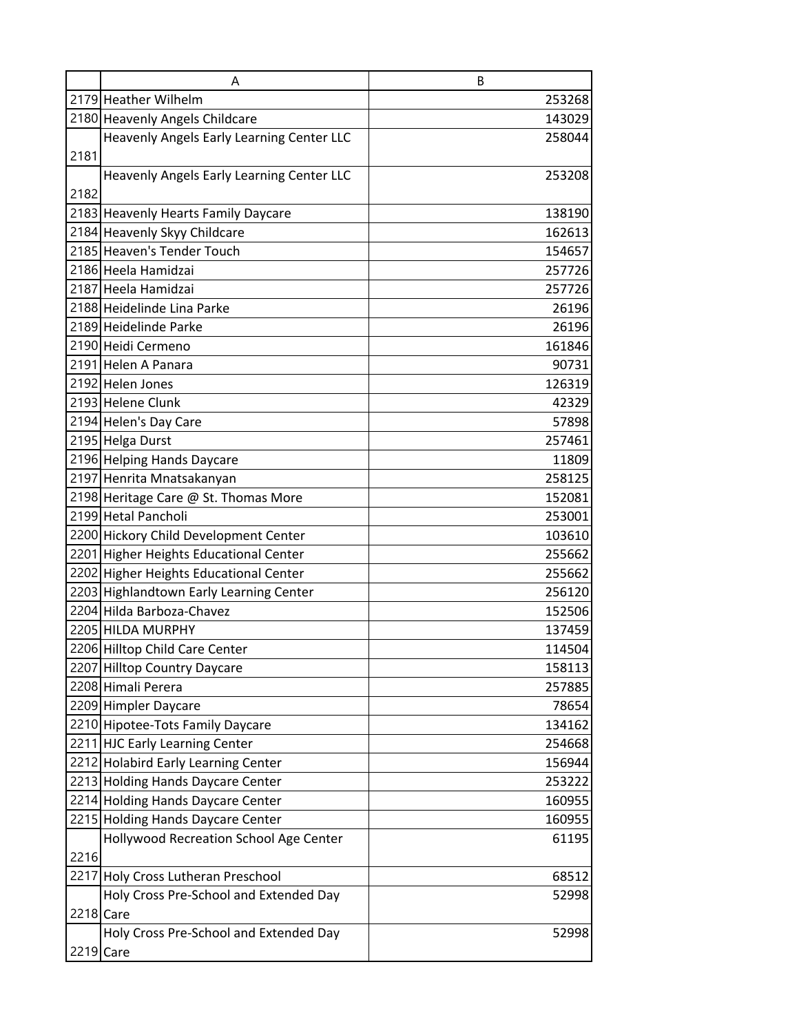| | A | B |
|---|---|---|
| 2179 | Heather Wilhelm | 253268 |
| 2180 | Heavenly Angels Childcare | 143029 |
| 2181 | Heavenly Angels Early Learning Center LLC | 258044 |
| 2182 | Heavenly Angels Early Learning Center LLC | 253208 |
| 2183 | Heavenly Hearts Family Daycare | 138190 |
| 2184 | Heavenly Skyy Childcare | 162613 |
| 2185 | Heaven's Tender Touch | 154657 |
| 2186 | Heela Hamidzai | 257726 |
| 2187 | Heela Hamidzai | 257726 |
| 2188 | Heidelinde Lina Parke | 26196 |
| 2189 | Heidelinde Parke | 26196 |
| 2190 | Heidi Cermeno | 161846 |
| 2191 | Helen A Panara | 90731 |
| 2192 | Helen Jones | 126319 |
| 2193 | Helene Clunk | 42329 |
| 2194 | Helen's Day Care | 57898 |
| 2195 | Helga Durst | 257461 |
| 2196 | Helping Hands Daycare | 11809 |
| 2197 | Henrita Mnatsakanyan | 258125 |
| 2198 | Heritage Care @ St. Thomas More | 152081 |
| 2199 | Hetal Pancholi | 253001 |
| 2200 | Hickory Child Development Center | 103610 |
| 2201 | Higher Heights Educational Center | 255662 |
| 2202 | Higher Heights Educational Center | 255662 |
| 2203 | Highlandtown Early Learning Center | 256120 |
| 2204 | Hilda Barboza-Chavez | 152506 |
| 2205 | HILDA MURPHY | 137459 |
| 2206 | Hilltop Child Care Center | 114504 |
| 2207 | Hilltop Country Daycare | 158113 |
| 2208 | Himali Perera | 257885 |
| 2209 | Himpler Daycare | 78654 |
| 2210 | Hipotee-Tots Family Daycare | 134162 |
| 2211 | HJC Early Learning Center | 254668 |
| 2212 | Holabird Early Learning Center | 156944 |
| 2213 | Holding Hands Daycare Center | 253222 |
| 2214 | Holding Hands Daycare Center | 160955 |
| 2215 | Holding Hands Daycare Center | 160955 |
| 2216 | Hollywood Recreation School Age Center | 61195 |
| 2217 | Holy Cross Lutheran Preschool | 68512 |
| 2218 | Holy Cross Pre-School and Extended Day Care | 52998 |
| 2219 | Holy Cross Pre-School and Extended Day Care | 52998 |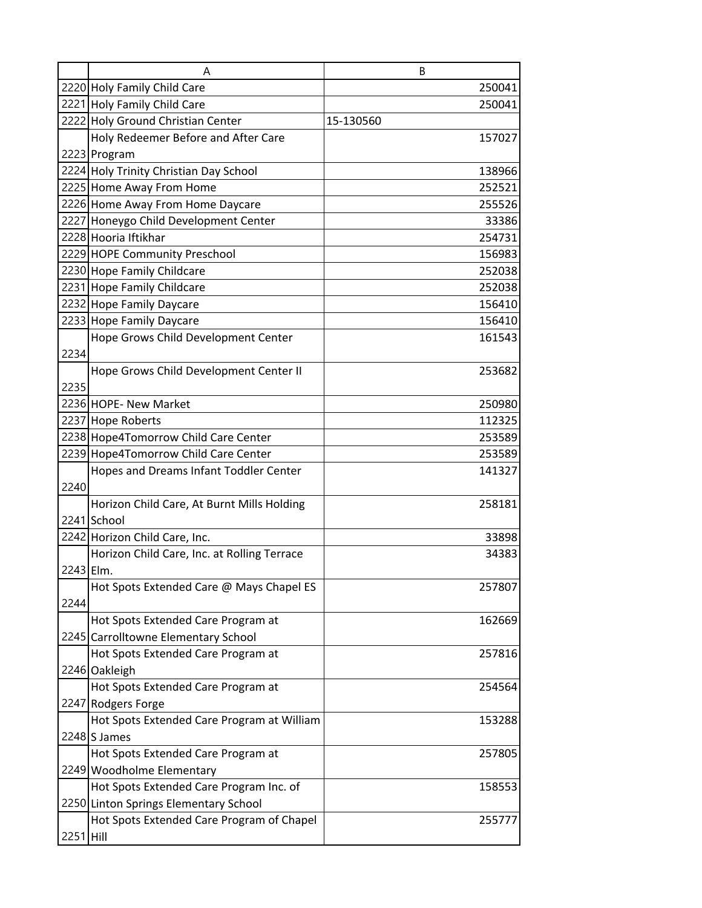|  | A | B |
|---|---|---|
| 2220 | Holy Family Child Care | 250041 |
| 2221 | Holy Family Child Care | 250041 |
| 2222 | Holy Ground Christian Center | 15-130560 |
| 2223 | Holy Redeemer Before and After Care Program | 157027 |
| 2224 | Holy Trinity Christian Day School | 138966 |
| 2225 | Home Away From Home | 252521 |
| 2226 | Home Away From Home Daycare | 255526 |
| 2227 | Honeygo Child Development Center | 33386 |
| 2228 | Hooria Iftikhar | 254731 |
| 2229 | HOPE Community Preschool | 156983 |
| 2230 | Hope Family Childcare | 252038 |
| 2231 | Hope Family Childcare | 252038 |
| 2232 | Hope Family Daycare | 156410 |
| 2233 | Hope Family Daycare | 156410 |
| 2234 | Hope Grows Child Development Center | 161543 |
| 2235 | Hope Grows Child Development Center II | 253682 |
| 2236 | HOPE- New Market | 250980 |
| 2237 | Hope Roberts | 112325 |
| 2238 | Hope4Tomorrow Child Care Center | 253589 |
| 2239 | Hope4Tomorrow Child Care Center | 253589 |
| 2240 | Hopes and Dreams Infant Toddler Center | 141327 |
| 2241 | Horizon Child Care, At Burnt Mills Holding School | 258181 |
| 2242 | Horizon Child Care, Inc. | 33898 |
| 2243 | Horizon Child Care, Inc. at Rolling Terrace Elm. | 34383 |
| 2244 | Hot Spots Extended Care @ Mays Chapel ES | 257807 |
| 2245 | Hot Spots Extended Care Program at Carrolltowne Elementary School | 162669 |
| 2246 | Hot Spots Extended Care Program at Oakleigh | 257816 |
| 2247 | Hot Spots Extended Care Program at Rodgers Forge | 254564 |
| 2248 | Hot Spots Extended Care Program at William S James | 153288 |
| 2249 | Hot Spots Extended Care Program at Woodholme Elementary | 257805 |
| 2250 | Hot Spots Extended Care Program Inc. of Linton Springs Elementary School | 158553 |
| 2251 | Hot Spots Extended Care Program of Chapel Hill | 255777 |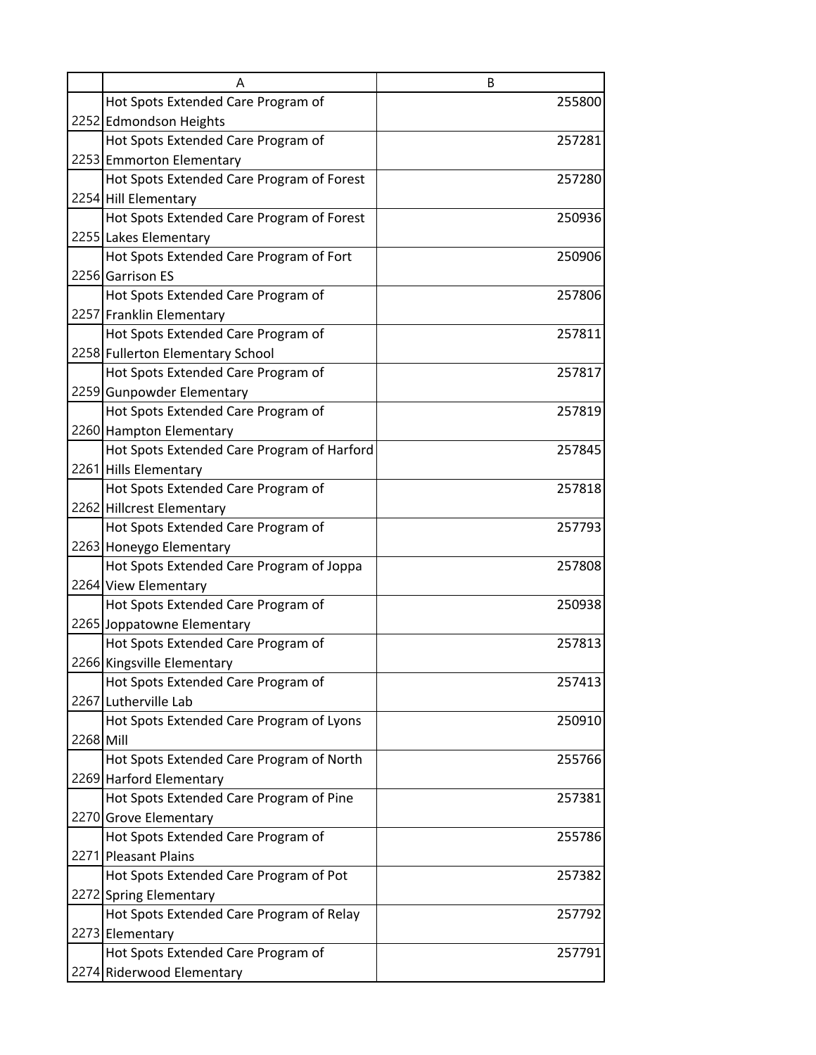| | A | B |
|---|---|---|
| 2252 | Hot Spots Extended Care Program of Edmondson Heights | 255800 |
| 2253 | Hot Spots Extended Care Program of Emmorton Elementary | 257281 |
| 2254 | Hot Spots Extended Care Program of Forest Hill Elementary | 257280 |
| 2255 | Hot Spots Extended Care Program of Forest Lakes Elementary | 250936 |
| 2256 | Hot Spots Extended Care Program of Fort Garrison ES | 250906 |
| 2257 | Hot Spots Extended Care Program of Franklin Elementary | 257806 |
| 2258 | Hot Spots Extended Care Program of Fullerton Elementary School | 257811 |
| 2259 | Hot Spots Extended Care Program of Gunpowder Elementary | 257817 |
| 2260 | Hot Spots Extended Care Program of Hampton Elementary | 257819 |
| 2261 | Hot Spots Extended Care Program of Harford Hills Elementary | 257845 |
| 2262 | Hot Spots Extended Care Program of Hillcrest Elementary | 257818 |
| 2263 | Hot Spots Extended Care Program of Honeygo Elementary | 257793 |
| 2264 | Hot Spots Extended Care Program of Joppa View Elementary | 257808 |
| 2265 | Hot Spots Extended Care Program of Joppatowne Elementary | 250938 |
| 2266 | Hot Spots Extended Care Program of Kingsville Elementary | 257813 |
| 2267 | Hot Spots Extended Care Program of Lutherville Lab | 257413 |
| 2268 | Hot Spots Extended Care Program of Lyons Mill | 250910 |
| 2269 | Hot Spots Extended Care Program of North Harford Elementary | 255766 |
| 2270 | Hot Spots Extended Care Program of Pine Grove Elementary | 257381 |
| 2271 | Hot Spots Extended Care Program of Pleasant Plains | 255786 |
| 2272 | Hot Spots Extended Care Program of Pot Spring Elementary | 257382 |
| 2273 | Hot Spots Extended Care Program of Relay Elementary | 257792 |
| 2274 | Hot Spots Extended Care Program of Riderwood Elementary | 257791 |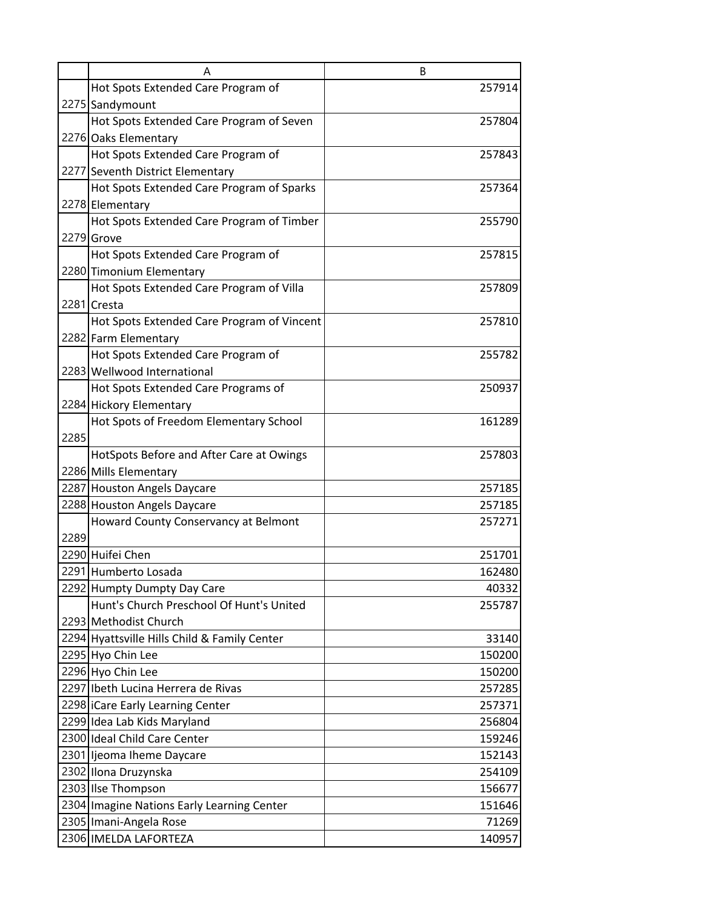| | A | B |
|---|---|---|
| 2275 | Hot Spots Extended Care Program of Sandymount | 257914 |
| 2276 | Hot Spots Extended Care Program of Seven Oaks Elementary | 257804 |
| 2277 | Hot Spots Extended Care Program of Seventh District Elementary | 257843 |
| 2278 | Hot Spots Extended Care Program of Sparks Elementary | 257364 |
| 2279 | Hot Spots Extended Care Program of Timber Grove | 255790 |
| 2280 | Hot Spots Extended Care Program of Timonium Elementary | 257815 |
| 2281 | Hot Spots Extended Care Program of Villa Cresta | 257809 |
| 2282 | Hot Spots Extended Care Program of Vincent Farm Elementary | 257810 |
| 2283 | Hot Spots Extended Care Program of Wellwood International | 255782 |
| 2284 | Hot Spots Extended Care Programs of Hickory Elementary | 250937 |
| 2285 | Hot Spots of Freedom Elementary School | 161289 |
| 2286 | HotSpots Before and After Care at Owings Mills Elementary | 257803 |
| 2287 | Houston Angels Daycare | 257185 |
| 2288 | Houston Angels Daycare | 257185 |
| 2289 | Howard County Conservancy at Belmont | 257271 |
| 2290 | Huifei Chen | 251701 |
| 2291 | Humberto Losada | 162480 |
| 2292 | Humpty Dumpty Day Care | 40332 |
| 2293 | Hunt's Church Preschool Of Hunt's United Methodist Church | 255787 |
| 2294 | Hyattsville Hills Child & Family Center | 33140 |
| 2295 | Hyo Chin Lee | 150200 |
| 2296 | Hyo Chin Lee | 150200 |
| 2297 | Ibeth Lucina Herrera de Rivas | 257285 |
| 2298 | iCare Early Learning Center | 257371 |
| 2299 | Idea Lab Kids Maryland | 256804 |
| 2300 | Ideal Child Care Center | 159246 |
| 2301 | Ijeoma Iheme Daycare | 152143 |
| 2302 | Ilona Druzynska | 254109 |
| 2303 | Ilse Thompson | 156677 |
| 2304 | Imagine Nations Early Learning Center | 151646 |
| 2305 | Imani-Angela Rose | 71269 |
| 2306 | IMELDA LAFORTEZA | 140957 |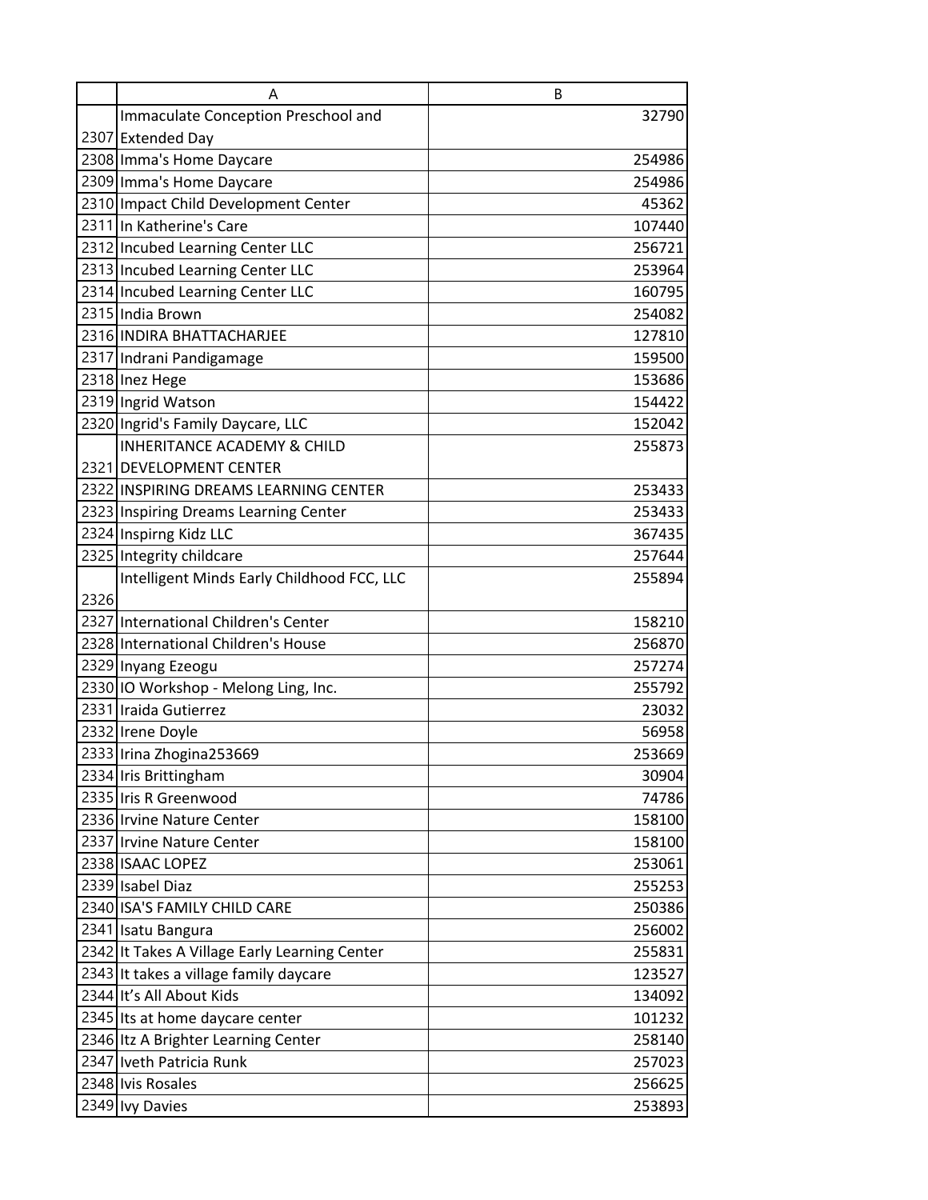| | A | B |
|---|---|---|
| 2307 | Immaculate Conception Preschool and Extended Day | 32790 |
| 2308 | Imma's Home Daycare | 254986 |
| 2309 | Imma's Home Daycare | 254986 |
| 2310 | Impact Child Development Center | 45362 |
| 2311 | In Katherine's Care | 107440 |
| 2312 | Incubed Learning Center LLC | 256721 |
| 2313 | Incubed Learning Center LLC | 253964 |
| 2314 | Incubed Learning Center LLC | 160795 |
| 2315 | India Brown | 254082 |
| 2316 | INDIRA BHATTACHARJEE | 127810 |
| 2317 | Indrani Pandigamage | 159500 |
| 2318 | Inez Hege | 153686 |
| 2319 | Ingrid Watson | 154422 |
| 2320 | Ingrid's Family Daycare, LLC | 152042 |
| 2321 | INHERITANCE ACADEMY & CHILD DEVELOPMENT CENTER | 255873 |
| 2322 | INSPIRING DREAMS LEARNING CENTER | 253433 |
| 2323 | Inspiring Dreams Learning Center | 253433 |
| 2324 | Inspirng Kidz LLC | 367435 |
| 2325 | Integrity childcare | 257644 |
| 2326 | Intelligent Minds Early Childhood FCC, LLC | 255894 |
| 2327 | International Children's Center | 158210 |
| 2328 | International Children's House | 256870 |
| 2329 | Inyang Ezeogu | 257274 |
| 2330 | IO Workshop - Melong Ling, Inc. | 255792 |
| 2331 | Iraida Gutierrez | 23032 |
| 2332 | Irene Doyle | 56958 |
| 2333 | Irina Zhogina253669 | 253669 |
| 2334 | Iris Brittingham | 30904 |
| 2335 | Iris R Greenwood | 74786 |
| 2336 | Irvine Nature Center | 158100 |
| 2337 | Irvine Nature Center | 158100 |
| 2338 | ISAAC LOPEZ | 253061 |
| 2339 | Isabel Diaz | 255253 |
| 2340 | ISA'S FAMILY CHILD CARE | 250386 |
| 2341 | Isatu Bangura | 256002 |
| 2342 | It Takes A Village Early Learning Center | 255831 |
| 2343 | It takes a village family daycare | 123527 |
| 2344 | It's All About Kids | 134092 |
| 2345 | Its at home daycare center | 101232 |
| 2346 | Itz A Brighter Learning Center | 258140 |
| 2347 | Iveth Patricia Runk | 257023 |
| 2348 | Ivis Rosales | 256625 |
| 2349 | Ivy Davies | 253893 |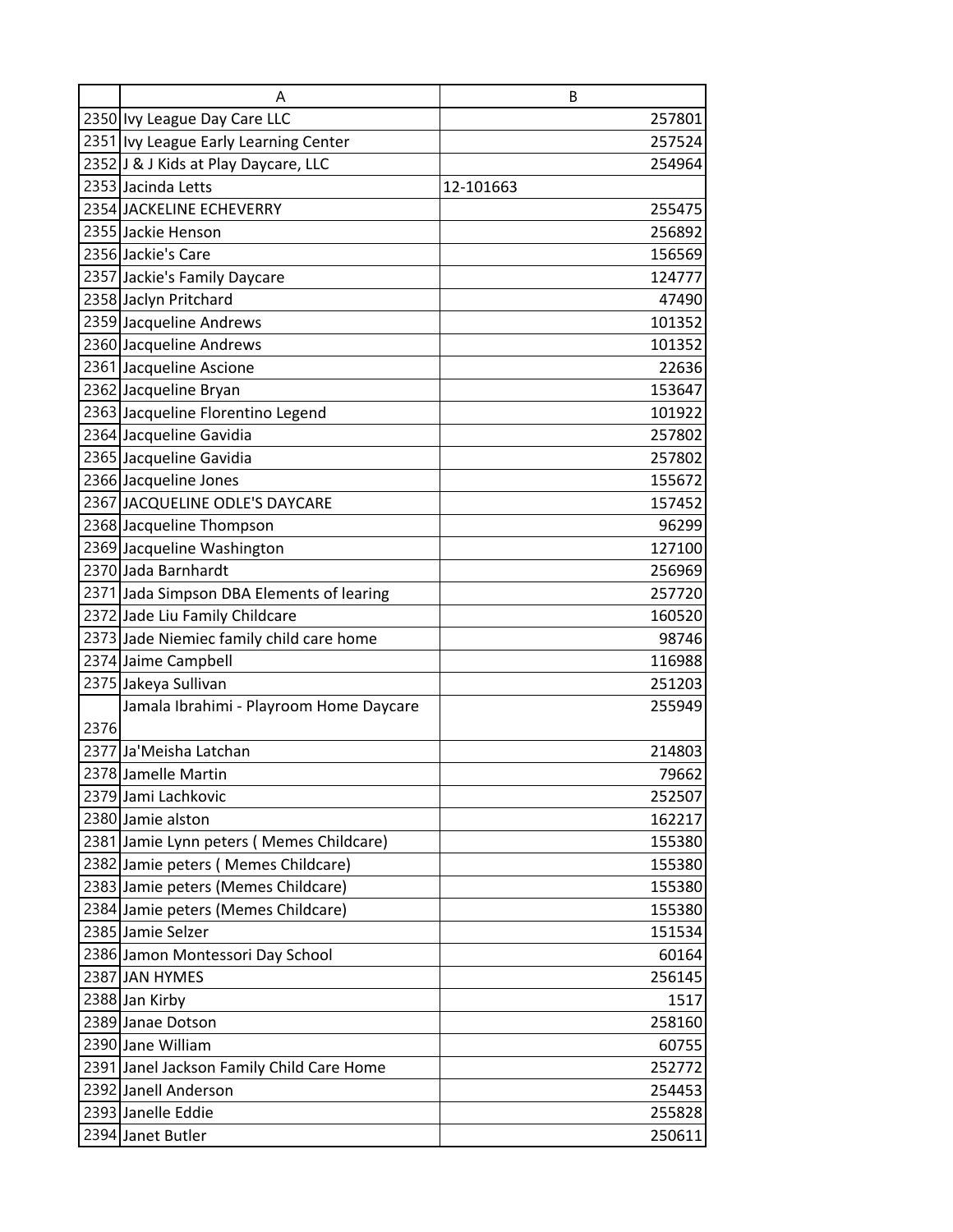| | A | B |
|---|---|---|
| 2350 | Ivy League Day Care LLC | 257801 |
| 2351 | Ivy League Early Learning Center | 257524 |
| 2352 | J & J Kids at Play Daycare, LLC | 254964 |
| 2353 | Jacinda Letts | 12-101663 |
| 2354 | JACKELINE ECHEVERRY | 255475 |
| 2355 | Jackie Henson | 256892 |
| 2356 | Jackie's Care | 156569 |
| 2357 | Jackie's Family Daycare | 124777 |
| 2358 | Jaclyn Pritchard | 47490 |
| 2359 | Jacqueline Andrews | 101352 |
| 2360 | Jacqueline Andrews | 101352 |
| 2361 | Jacqueline Ascione | 22636 |
| 2362 | Jacqueline Bryan | 153647 |
| 2363 | Jacqueline Florentino Legend | 101922 |
| 2364 | Jacqueline Gavidia | 257802 |
| 2365 | Jacqueline Gavidia | 257802 |
| 2366 | Jacqueline Jones | 155672 |
| 2367 | JACQUELINE ODLE'S DAYCARE | 157452 |
| 2368 | Jacqueline Thompson | 96299 |
| 2369 | Jacqueline Washington | 127100 |
| 2370 | Jada Barnhardt | 256969 |
| 2371 | Jada Simpson DBA Elements of learing | 257720 |
| 2372 | Jade Liu Family Childcare | 160520 |
| 2373 | Jade Niemiec family child care home | 98746 |
| 2374 | Jaime Campbell | 116988 |
| 2375 | Jakeya Sullivan | 251203 |
| 2376 | Jamala Ibrahimi - Playroom Home Daycare | 255949 |
| 2377 | Ja'Meisha Latchan | 214803 |
| 2378 | Jamelle Martin | 79662 |
| 2379 | Jami Lachkovic | 252507 |
| 2380 | Jamie alston | 162217 |
| 2381 | Jamie Lynn peters ( Memes Childcare) | 155380 |
| 2382 | Jamie peters ( Memes Childcare) | 155380 |
| 2383 | Jamie peters (Memes Childcare) | 155380 |
| 2384 | Jamie peters (Memes Childcare) | 155380 |
| 2385 | Jamie Selzer | 151534 |
| 2386 | Jamon Montessori Day School | 60164 |
| 2387 | JAN HYMES | 256145 |
| 2388 | Jan Kirby | 1517 |
| 2389 | Janae Dotson | 258160 |
| 2390 | Jane William | 60755 |
| 2391 | Janel Jackson Family Child Care Home | 252772 |
| 2392 | Janell Anderson | 254453 |
| 2393 | Janelle Eddie | 255828 |
| 2394 | Janet Butler | 250611 |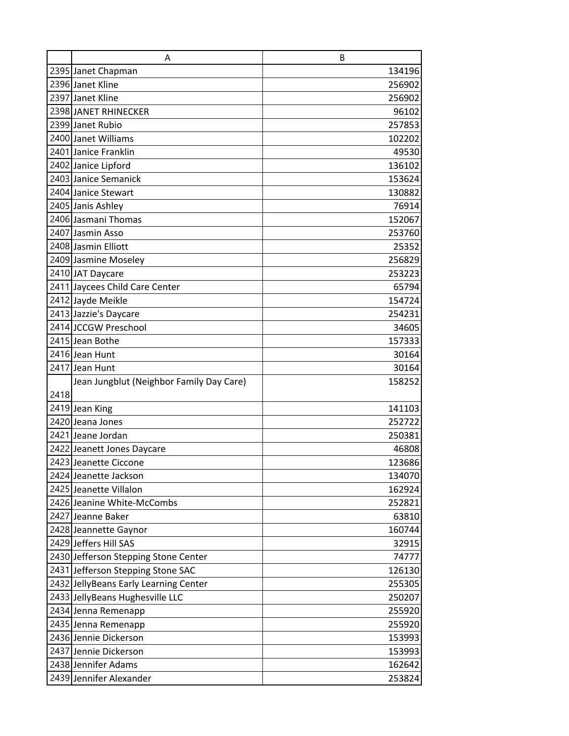|  | A | B |
|---|---|---|
| 2395 | Janet Chapman | 134196 |
| 2396 | Janet Kline | 256902 |
| 2397 | Janet Kline | 256902 |
| 2398 | JANET RHINECKER | 96102 |
| 2399 | Janet Rubio | 257853 |
| 2400 | Janet Williams | 102202 |
| 2401 | Janice Franklin | 49530 |
| 2402 | Janice Lipford | 136102 |
| 2403 | Janice Semanick | 153624 |
| 2404 | Janice Stewart | 130882 |
| 2405 | Janis Ashley | 76914 |
| 2406 | Jasmani Thomas | 152067 |
| 2407 | Jasmin Asso | 253760 |
| 2408 | Jasmin Elliott | 25352 |
| 2409 | Jasmine Moseley | 256829 |
| 2410 | JAT Daycare | 253223 |
| 2411 | Jaycees Child Care Center | 65794 |
| 2412 | Jayde Meikle | 154724 |
| 2413 | Jazzie's Daycare | 254231 |
| 2414 | JCCGW Preschool | 34605 |
| 2415 | Jean Bothe | 157333 |
| 2416 | Jean Hunt | 30164 |
| 2417 | Jean Hunt | 30164 |
| 2418 | Jean Jungblut (Neighbor Family Day Care) | 158252 |
| 2419 | Jean King | 141103 |
| 2420 | Jeana Jones | 252722 |
| 2421 | Jeane Jordan | 250381 |
| 2422 | Jeanett Jones Daycare | 46808 |
| 2423 | Jeanette Ciccone | 123686 |
| 2424 | Jeanette Jackson | 134070 |
| 2425 | Jeanette Villalon | 162924 |
| 2426 | Jeanine White-McCombs | 252821 |
| 2427 | Jeanne Baker | 63810 |
| 2428 | Jeannette Gaynor | 160744 |
| 2429 | Jeffers Hill SAS | 32915 |
| 2430 | Jefferson Stepping Stone Center | 74777 |
| 2431 | Jefferson Stepping Stone SAC | 126130 |
| 2432 | JellyBeans Early Learning Center | 255305 |
| 2433 | JellyBeans Hughesville LLC | 250207 |
| 2434 | Jenna Remenapp | 255920 |
| 2435 | Jenna Remenapp | 255920 |
| 2436 | Jennie Dickerson | 153993 |
| 2437 | Jennie Dickerson | 153993 |
| 2438 | Jennifer Adams | 162642 |
| 2439 | Jennifer Alexander | 253824 |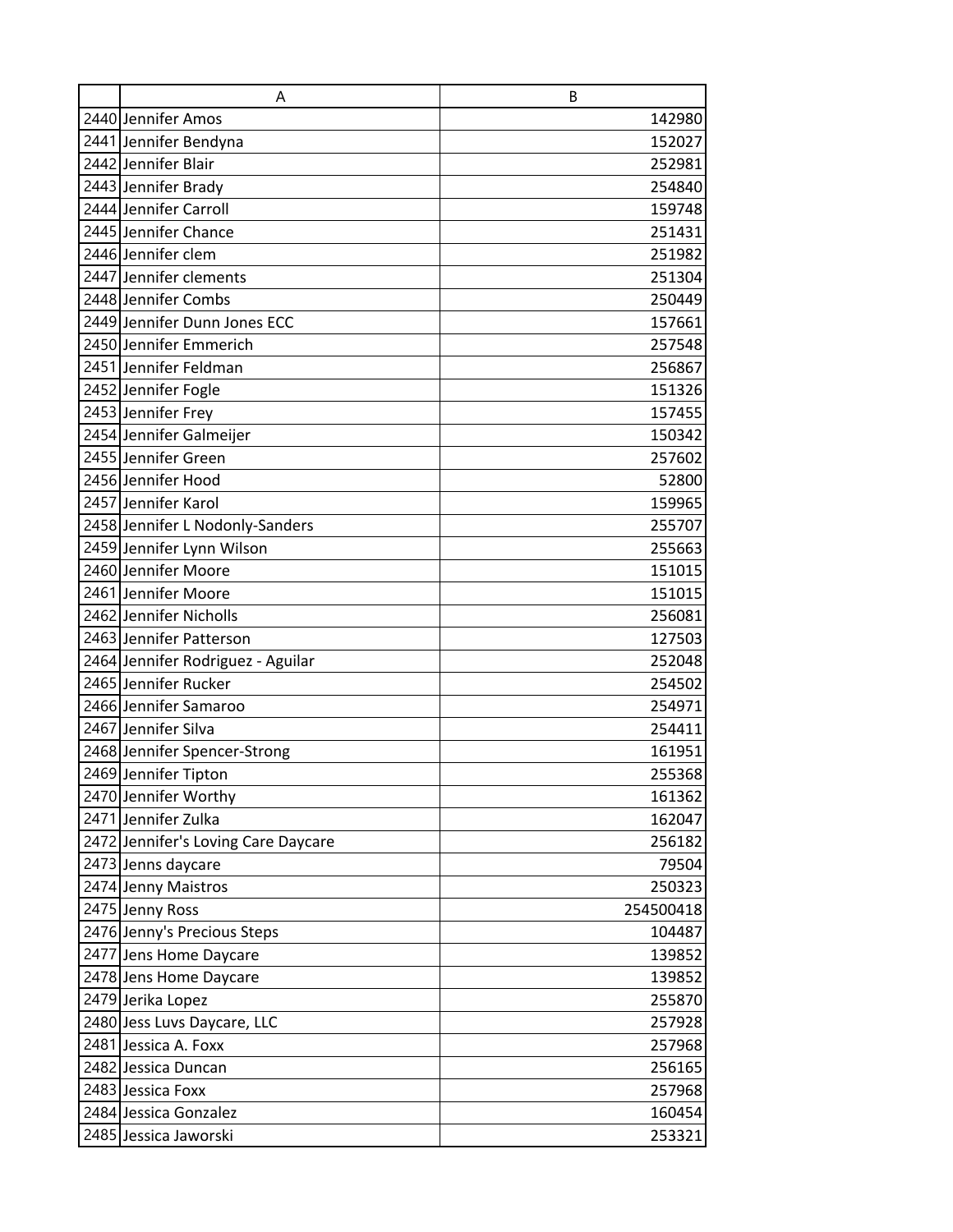| | A | B |
|---|---|---|
| 2440 | Jennifer Amos | 142980 |
| 2441 | Jennifer Bendyna | 152027 |
| 2442 | Jennifer Blair | 252981 |
| 2443 | Jennifer Brady | 254840 |
| 2444 | Jennifer Carroll | 159748 |
| 2445 | Jennifer Chance | 251431 |
| 2446 | Jennifer clem | 251982 |
| 2447 | Jennifer clements | 251304 |
| 2448 | Jennifer Combs | 250449 |
| 2449 | Jennifer Dunn Jones ECC | 157661 |
| 2450 | Jennifer Emmerich | 257548 |
| 2451 | Jennifer Feldman | 256867 |
| 2452 | Jennifer Fogle | 151326 |
| 2453 | Jennifer Frey | 157455 |
| 2454 | Jennifer Galmeijer | 150342 |
| 2455 | Jennifer Green | 257602 |
| 2456 | Jennifer Hood | 52800 |
| 2457 | Jennifer Karol | 159965 |
| 2458 | Jennifer L Nodonly-Sanders | 255707 |
| 2459 | Jennifer Lynn Wilson | 255663 |
| 2460 | Jennifer Moore | 151015 |
| 2461 | Jennifer Moore | 151015 |
| 2462 | Jennifer Nicholls | 256081 |
| 2463 | Jennifer Patterson | 127503 |
| 2464 | Jennifer Rodriguez - Aguilar | 252048 |
| 2465 | Jennifer Rucker | 254502 |
| 2466 | Jennifer Samaroo | 254971 |
| 2467 | Jennifer Silva | 254411 |
| 2468 | Jennifer Spencer-Strong | 161951 |
| 2469 | Jennifer Tipton | 255368 |
| 2470 | Jennifer Worthy | 161362 |
| 2471 | Jennifer Zulka | 162047 |
| 2472 | Jennifer's Loving Care Daycare | 256182 |
| 2473 | Jenns daycare | 79504 |
| 2474 | Jenny Maistros | 250323 |
| 2475 | Jenny Ross | 254500418 |
| 2476 | Jenny's Precious Steps | 104487 |
| 2477 | Jens Home Daycare | 139852 |
| 2478 | Jens Home Daycare | 139852 |
| 2479 | Jerika Lopez | 255870 |
| 2480 | Jess Luvs Daycare, LLC | 257928 |
| 2481 | Jessica A. Foxx | 257968 |
| 2482 | Jessica Duncan | 256165 |
| 2483 | Jessica Foxx | 257968 |
| 2484 | Jessica Gonzalez | 160454 |
| 2485 | Jessica Jaworski | 253321 |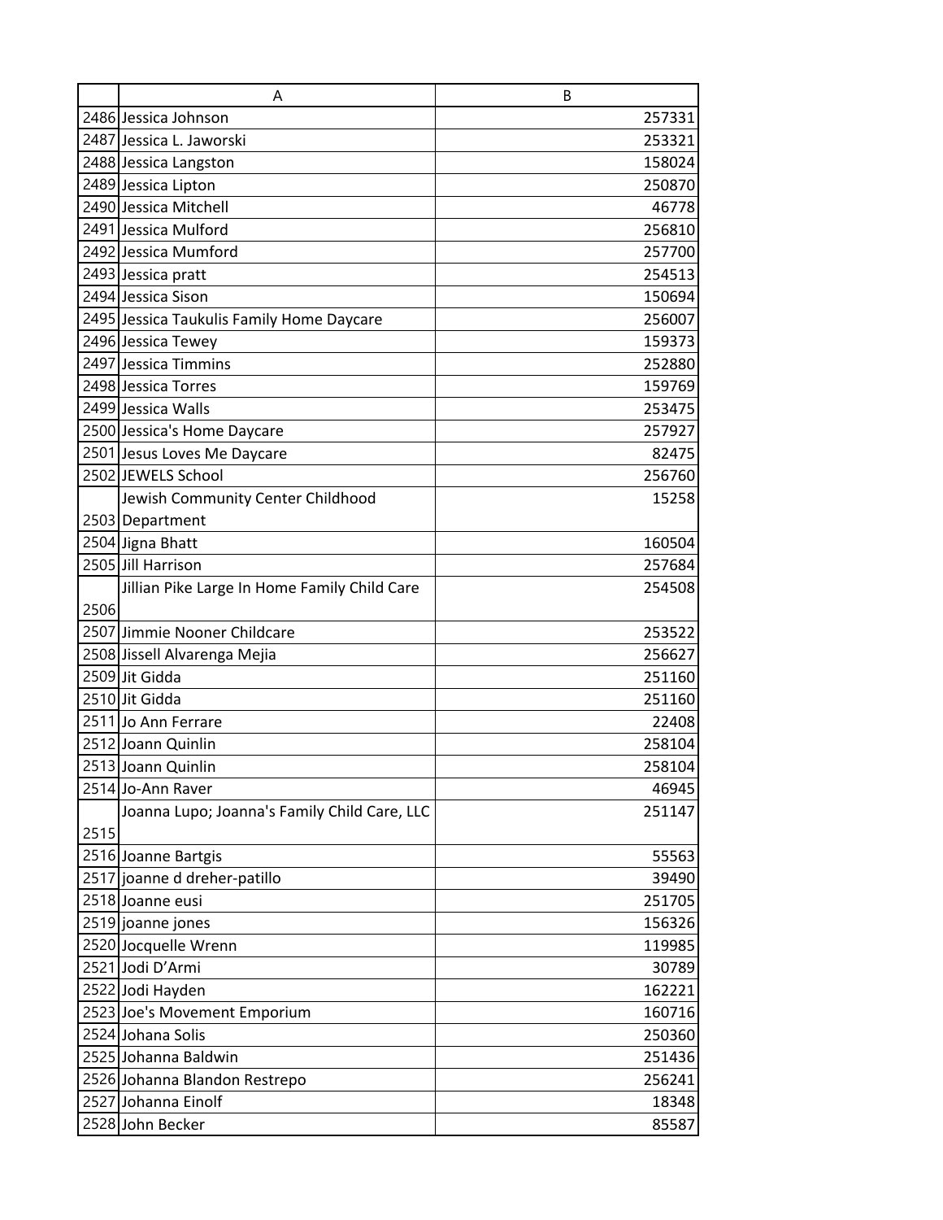| | A | B |
|---|---|---|
| 2486 | Jessica Johnson | 257331 |
| 2487 | Jessica L. Jaworski | 253321 |
| 2488 | Jessica Langston | 158024 |
| 2489 | Jessica Lipton | 250870 |
| 2490 | Jessica Mitchell | 46778 |
| 2491 | Jessica Mulford | 256810 |
| 2492 | Jessica Mumford | 257700 |
| 2493 | Jessica pratt | 254513 |
| 2494 | Jessica Sison | 150694 |
| 2495 | Jessica Taukulis Family Home Daycare | 256007 |
| 2496 | Jessica Tewey | 159373 |
| 2497 | Jessica Timmins | 252880 |
| 2498 | Jessica Torres | 159769 |
| 2499 | Jessica Walls | 253475 |
| 2500 | Jessica's Home Daycare | 257927 |
| 2501 | Jesus Loves Me Daycare | 82475 |
| 2502 | JEWELS School | 256760 |
| 2503 | Jewish Community Center Childhood Department | 15258 |
| 2504 | Jigna Bhatt | 160504 |
| 2505 | Jill Harrison | 257684 |
| 2506 | Jillian Pike Large In Home Family Child Care | 254508 |
| 2507 | Jimmie Nooner Childcare | 253522 |
| 2508 | Jissell Alvarenga Mejia | 256627 |
| 2509 | Jit Gidda | 251160 |
| 2510 | Jit Gidda | 251160 |
| 2511 | Jo Ann Ferrare | 22408 |
| 2512 | Joann Quinlin | 258104 |
| 2513 | Joann Quinlin | 258104 |
| 2514 | Jo-Ann Raver | 46945 |
| 2515 | Joanna Lupo; Joanna's Family Child Care, LLC | 251147 |
| 2516 | Joanne Bartgis | 55563 |
| 2517 | joanne d dreher-patillo | 39490 |
| 2518 | Joanne eusi | 251705 |
| 2519 | joanne jones | 156326 |
| 2520 | Jocquelle Wrenn | 119985 |
| 2521 | Jodi D'Armi | 30789 |
| 2522 | Jodi Hayden | 162221 |
| 2523 | Joe's Movement Emporium | 160716 |
| 2524 | Johana Solis | 250360 |
| 2525 | Johanna Baldwin | 251436 |
| 2526 | Johanna Blandon Restrepo | 256241 |
| 2527 | Johanna Einolf | 18348 |
| 2528 | John Becker | 85587 |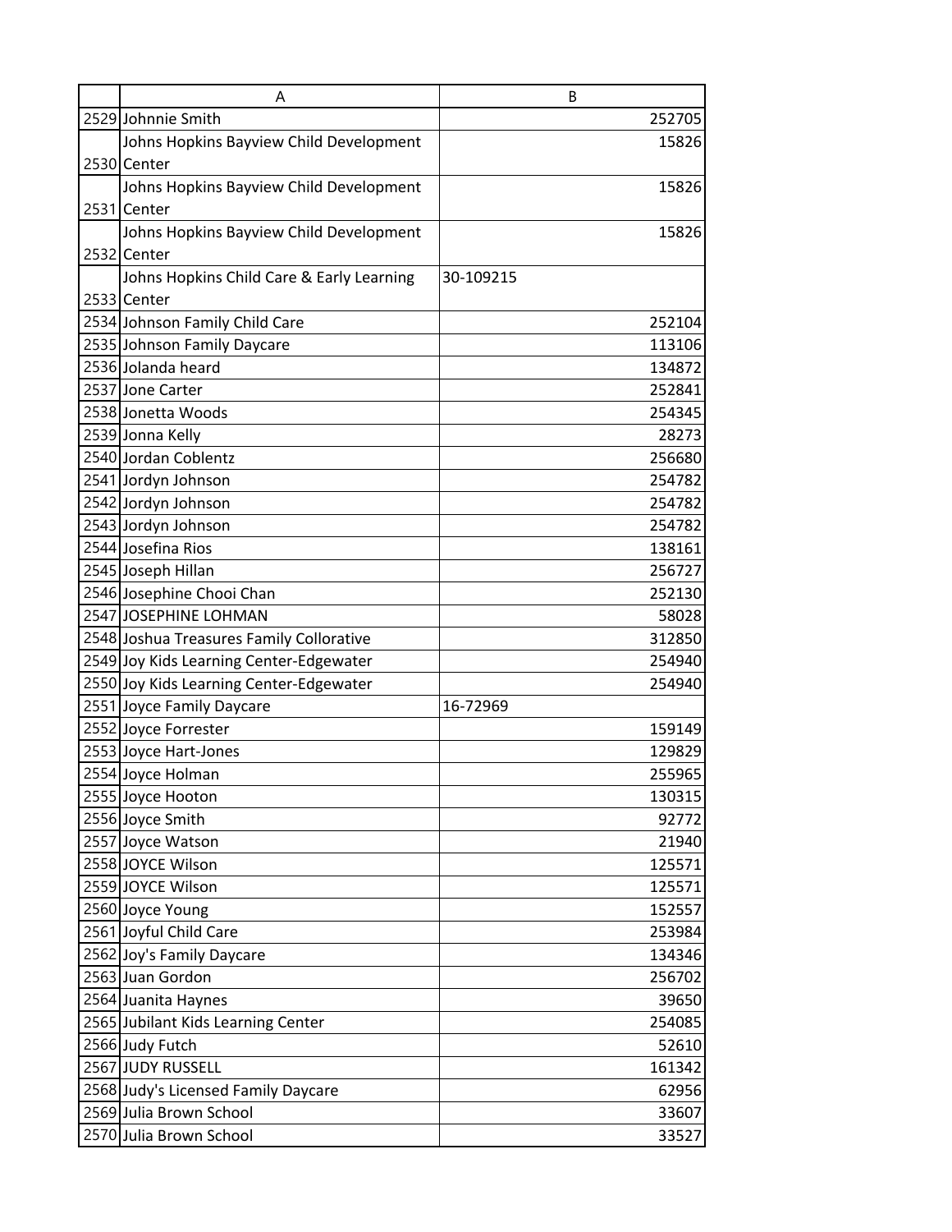| | A | B |
|---|---|---|
| 2529 | Johnnie Smith | 252705 |
| 2530 | Johns Hopkins Bayview Child Development Center | 15826 |
| 2531 | Johns Hopkins Bayview Child Development Center | 15826 |
| 2532 | Johns Hopkins Bayview Child Development Center | 15826 |
| 2533 | Johns Hopkins Child Care & Early Learning Center | 30-109215 |
| 2534 | Johnson Family Child Care | 252104 |
| 2535 | Johnson Family Daycare | 113106 |
| 2536 | Jolanda heard | 134872 |
| 2537 | Jone Carter | 252841 |
| 2538 | Jonetta Woods | 254345 |
| 2539 | Jonna Kelly | 28273 |
| 2540 | Jordan Coblentz | 256680 |
| 2541 | Jordyn Johnson | 254782 |
| 2542 | Jordyn Johnson | 254782 |
| 2543 | Jordyn Johnson | 254782 |
| 2544 | Josefina Rios | 138161 |
| 2545 | Joseph Hillan | 256727 |
| 2546 | Josephine Chooi Chan | 252130 |
| 2547 | JOSEPHINE LOHMAN | 58028 |
| 2548 | Joshua Treasures Family Collorative | 312850 |
| 2549 | Joy Kids Learning Center-Edgewater | 254940 |
| 2550 | Joy Kids Learning Center-Edgewater | 254940 |
| 2551 | Joyce Family Daycare | 16-72969 |
| 2552 | Joyce Forrester | 159149 |
| 2553 | Joyce Hart-Jones | 129829 |
| 2554 | Joyce Holman | 255965 |
| 2555 | Joyce Hooton | 130315 |
| 2556 | Joyce Smith | 92772 |
| 2557 | Joyce Watson | 21940 |
| 2558 | JOYCE Wilson | 125571 |
| 2559 | JOYCE Wilson | 125571 |
| 2560 | Joyce Young | 152557 |
| 2561 | Joyful Child Care | 253984 |
| 2562 | Joy's Family Daycare | 134346 |
| 2563 | Juan Gordon | 256702 |
| 2564 | Juanita Haynes | 39650 |
| 2565 | Jubilant Kids Learning Center | 254085 |
| 2566 | Judy Futch | 52610 |
| 2567 | JUDY RUSSELL | 161342 |
| 2568 | Judy's Licensed Family Daycare | 62956 |
| 2569 | Julia Brown School | 33607 |
| 2570 | Julia Brown School | 33527 |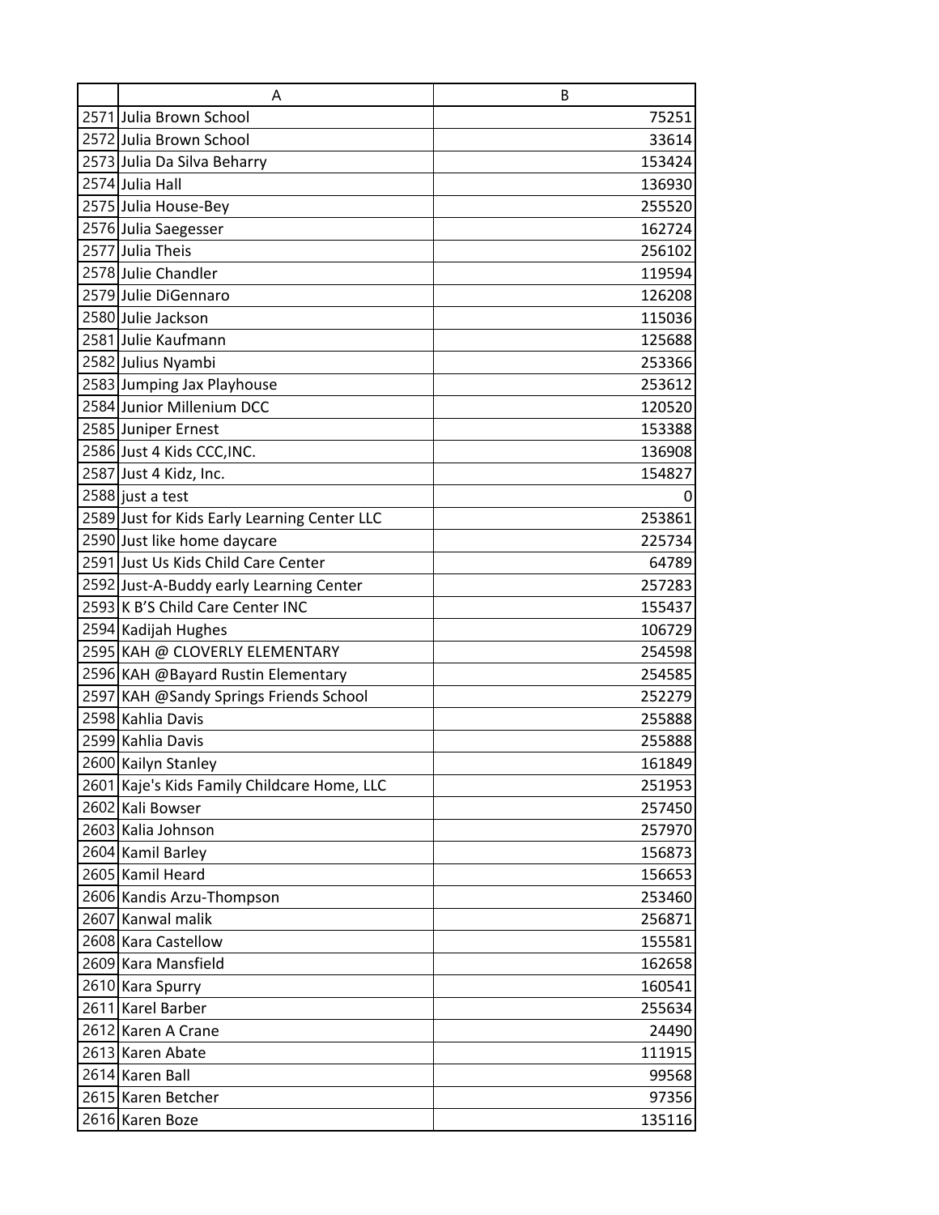| | A | B |
|---|---|---|
| 2571 | Julia Brown School | 75251 |
| 2572 | Julia Brown School | 33614 |
| 2573 | Julia Da Silva Beharry | 153424 |
| 2574 | Julia Hall | 136930 |
| 2575 | Julia House-Bey | 255520 |
| 2576 | Julia Saegesser | 162724 |
| 2577 | Julia Theis | 256102 |
| 2578 | Julie Chandler | 119594 |
| 2579 | Julie DiGennaro | 126208 |
| 2580 | Julie Jackson | 115036 |
| 2581 | Julie Kaufmann | 125688 |
| 2582 | Julius Nyambi | 253366 |
| 2583 | Jumping Jax Playhouse | 253612 |
| 2584 | Junior Millenium DCC | 120520 |
| 2585 | Juniper Ernest | 153388 |
| 2586 | Just 4 Kids CCC,INC. | 136908 |
| 2587 | Just 4 Kidz, Inc. | 154827 |
| 2588 | just a test | 0 |
| 2589 | Just for Kids Early Learning Center LLC | 253861 |
| 2590 | Just like home daycare | 225734 |
| 2591 | Just Us Kids Child Care Center | 64789 |
| 2592 | Just-A-Buddy early Learning Center | 257283 |
| 2593 | K B'S Child Care Center INC | 155437 |
| 2594 | Kadijah Hughes | 106729 |
| 2595 | KAH @ CLOVERLY ELEMENTARY | 254598 |
| 2596 | KAH @Bayard Rustin Elementary | 254585 |
| 2597 | KAH @Sandy Springs Friends School | 252279 |
| 2598 | Kahlia Davis | 255888 |
| 2599 | Kahlia Davis | 255888 |
| 2600 | Kailyn Stanley | 161849 |
| 2601 | Kaje's Kids Family Childcare Home, LLC | 251953 |
| 2602 | Kali Bowser | 257450 |
| 2603 | Kalia Johnson | 257970 |
| 2604 | Kamil Barley | 156873 |
| 2605 | Kamil Heard | 156653 |
| 2606 | Kandis Arzu-Thompson | 253460 |
| 2607 | Kanwal malik | 256871 |
| 2608 | Kara Castellow | 155581 |
| 2609 | Kara Mansfield | 162658 |
| 2610 | Kara Spurry | 160541 |
| 2611 | Karel Barber | 255634 |
| 2612 | Karen A Crane | 24490 |
| 2613 | Karen Abate | 111915 |
| 2614 | Karen Ball | 99568 |
| 2615 | Karen Betcher | 97356 |
| 2616 | Karen Boze | 135116 |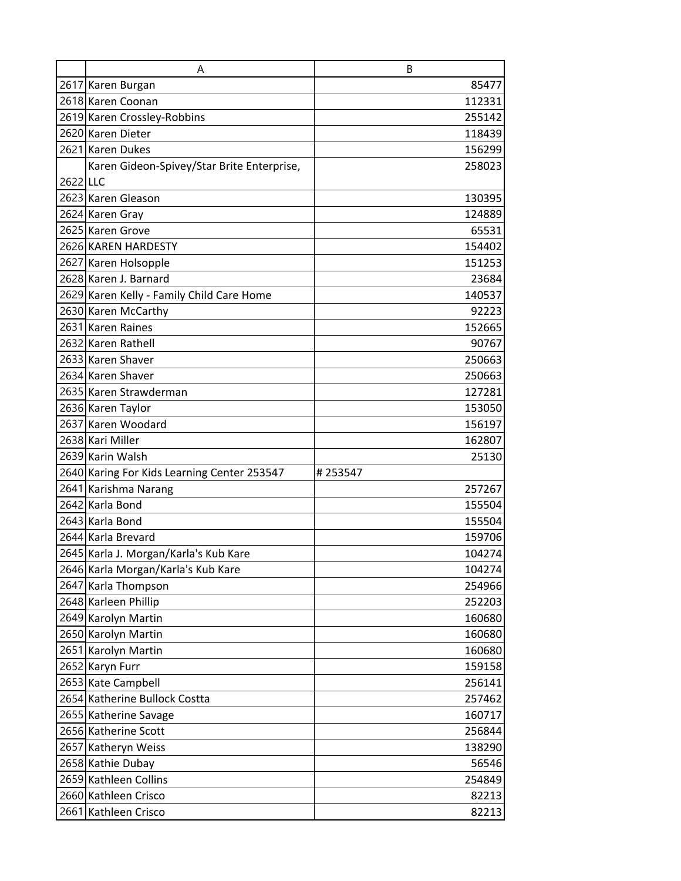| | A | B |
|---|---|---|
| 2617 | Karen Burgan | 85477 |
| 2618 | Karen Coonan | 112331 |
| 2619 | Karen Crossley-Robbins | 255142 |
| 2620 | Karen Dieter | 118439 |
| 2621 | Karen Dukes | 156299 |
| 2622 | Karen Gideon-Spivey/Star Brite Enterprise, LLC | 258023 |
| 2623 | Karen Gleason | 130395 |
| 2624 | Karen Gray | 124889 |
| 2625 | Karen Grove | 65531 |
| 2626 | KAREN HARDESTY | 154402 |
| 2627 | Karen Holsopple | 151253 |
| 2628 | Karen J. Barnard | 23684 |
| 2629 | Karen Kelly - Family Child Care Home | 140537 |
| 2630 | Karen McCarthy | 92223 |
| 2631 | Karen Raines | 152665 |
| 2632 | Karen Rathell | 90767 |
| 2633 | Karen Shaver | 250663 |
| 2634 | Karen Shaver | 250663 |
| 2635 | Karen Strawderman | 127281 |
| 2636 | Karen Taylor | 153050 |
| 2637 | Karen Woodard | 156197 |
| 2638 | Kari Miller | 162807 |
| 2639 | Karin Walsh | 25130 |
| 2640 | Karing For Kids Learning Center 253547 | # 253547 |
| 2641 | Karishma Narang | 257267 |
| 2642 | Karla Bond | 155504 |
| 2643 | Karla Bond | 155504 |
| 2644 | Karla Brevard | 159706 |
| 2645 | Karla J. Morgan/Karla's Kub Kare | 104274 |
| 2646 | Karla Morgan/Karla's Kub Kare | 104274 |
| 2647 | Karla Thompson | 254966 |
| 2648 | Karleen Phillip | 252203 |
| 2649 | Karolyn Martin | 160680 |
| 2650 | Karolyn Martin | 160680 |
| 2651 | Karolyn Martin | 160680 |
| 2652 | Karyn Furr | 159158 |
| 2653 | Kate Campbell | 256141 |
| 2654 | Katherine Bullock Costta | 257462 |
| 2655 | Katherine Savage | 160717 |
| 2656 | Katherine Scott | 256844 |
| 2657 | Katheryn Weiss | 138290 |
| 2658 | Kathie Dubay | 56546 |
| 2659 | Kathleen Collins | 254849 |
| 2660 | Kathleen Crisco | 82213 |
| 2661 | Kathleen Crisco | 82213 |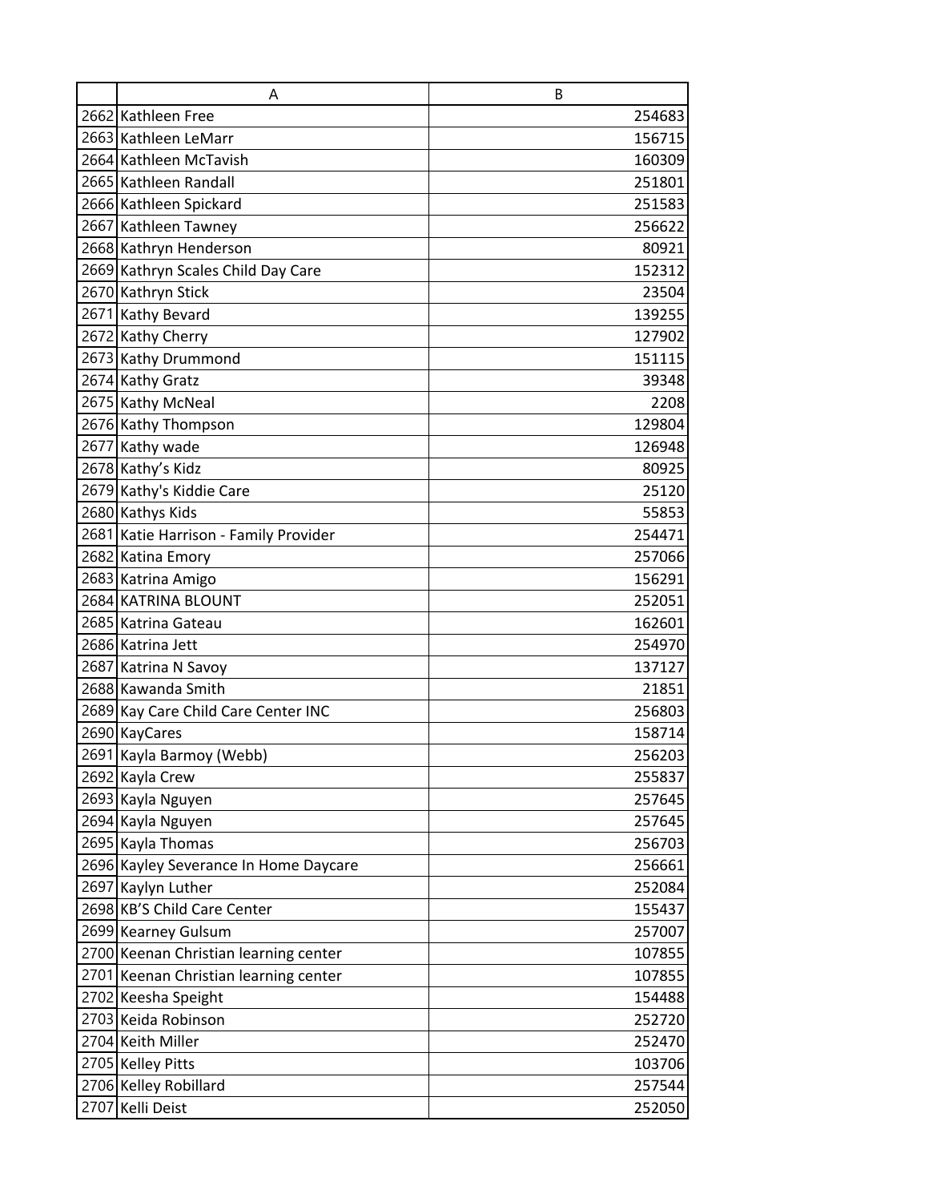| | A | B |
|---|---|---|
| 2662 | Kathleen Free | 254683 |
| 2663 | Kathleen LeMarr | 156715 |
| 2664 | Kathleen McTavish | 160309 |
| 2665 | Kathleen Randall | 251801 |
| 2666 | Kathleen Spickard | 251583 |
| 2667 | Kathleen Tawney | 256622 |
| 2668 | Kathryn Henderson | 80921 |
| 2669 | Kathryn Scales Child Day Care | 152312 |
| 2670 | Kathryn Stick | 23504 |
| 2671 | Kathy Bevard | 139255 |
| 2672 | Kathy Cherry | 127902 |
| 2673 | Kathy Drummond | 151115 |
| 2674 | Kathy Gratz | 39348 |
| 2675 | Kathy McNeal | 2208 |
| 2676 | Kathy Thompson | 129804 |
| 2677 | Kathy wade | 126948 |
| 2678 | Kathy’s Kidz | 80925 |
| 2679 | Kathy's Kiddie Care | 25120 |
| 2680 | Kathys Kids | 55853 |
| 2681 | Katie Harrison - Family Provider | 254471 |
| 2682 | Katina Emory | 257066 |
| 2683 | Katrina Amigo | 156291 |
| 2684 | KATRINA BLOUNT | 252051 |
| 2685 | Katrina Gateau | 162601 |
| 2686 | Katrina Jett | 254970 |
| 2687 | Katrina N Savoy | 137127 |
| 2688 | Kawanda Smith | 21851 |
| 2689 | Kay Care Child Care Center INC | 256803 |
| 2690 | KayCares | 158714 |
| 2691 | Kayla Barmoy (Webb) | 256203 |
| 2692 | Kayla Crew | 255837 |
| 2693 | Kayla Nguyen | 257645 |
| 2694 | Kayla Nguyen | 257645 |
| 2695 | Kayla Thomas | 256703 |
| 2696 | Kayley Severance In Home Daycare | 256661 |
| 2697 | Kaylyn Luther | 252084 |
| 2698 | KB’S Child Care Center | 155437 |
| 2699 | Kearney Gulsum | 257007 |
| 2700 | Keenan Christian learning center | 107855 |
| 2701 | Keenan Christian learning center | 107855 |
| 2702 | Keesha Speight | 154488 |
| 2703 | Keida Robinson | 252720 |
| 2704 | Keith Miller | 252470 |
| 2705 | Kelley Pitts | 103706 |
| 2706 | Kelley Robillard | 257544 |
| 2707 | Kelli Deist | 252050 |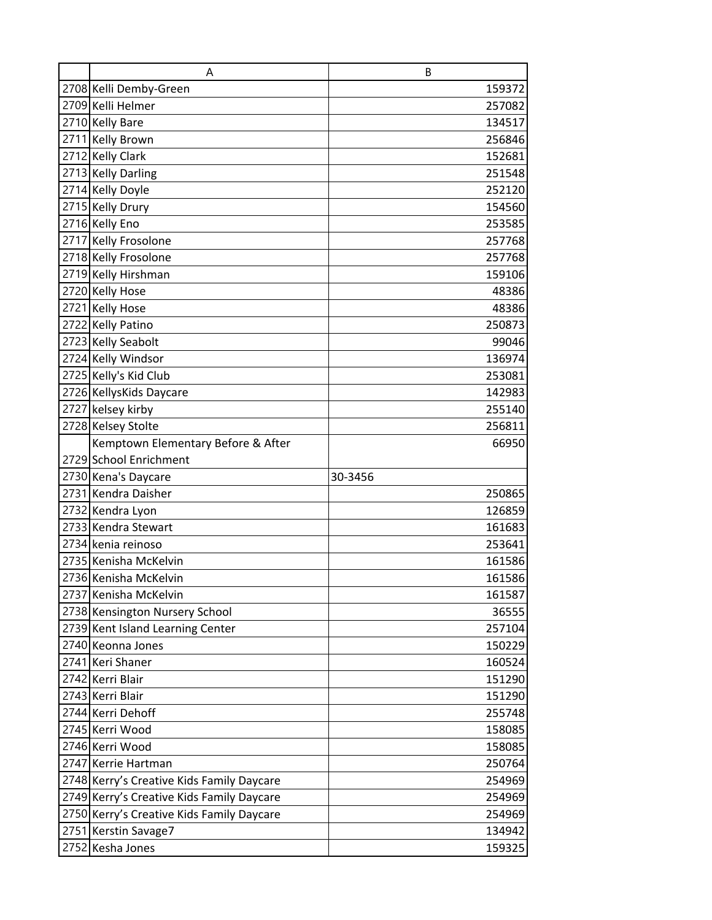| | A | B |
|---|---|---|
| 2708 | Kelli Demby-Green | 159372 |
| 2709 | Kelli Helmer | 257082 |
| 2710 | Kelly Bare | 134517 |
| 2711 | Kelly Brown | 256846 |
| 2712 | Kelly Clark | 152681 |
| 2713 | Kelly Darling | 251548 |
| 2714 | Kelly Doyle | 252120 |
| 2715 | Kelly Drury | 154560 |
| 2716 | Kelly Eno | 253585 |
| 2717 | Kelly Frosolone | 257768 |
| 2718 | Kelly Frosolone | 257768 |
| 2719 | Kelly Hirshman | 159106 |
| 2720 | Kelly Hose | 48386 |
| 2721 | Kelly Hose | 48386 |
| 2722 | Kelly Patino | 250873 |
| 2723 | Kelly Seabolt | 99046 |
| 2724 | Kelly Windsor | 136974 |
| 2725 | Kelly's Kid Club | 253081 |
| 2726 | KellysKids Daycare | 142983 |
| 2727 | kelsey kirby | 255140 |
| 2728 | Kelsey Stolte | 256811 |
| 2729 | Kemptown Elementary Before & After School Enrichment | 66950 |
| 2730 | Kena's Daycare | 30-3456 |
| 2731 | Kendra Daisher | 250865 |
| 2732 | Kendra Lyon | 126859 |
| 2733 | Kendra Stewart | 161683 |
| 2734 | kenia reinoso | 253641 |
| 2735 | Kenisha McKelvin | 161586 |
| 2736 | Kenisha McKelvin | 161586 |
| 2737 | Kenisha McKelvin | 161587 |
| 2738 | Kensington Nursery School | 36555 |
| 2739 | Kent Island Learning Center | 257104 |
| 2740 | Keonna Jones | 150229 |
| 2741 | Keri Shaner | 160524 |
| 2742 | Kerri Blair | 151290 |
| 2743 | Kerri Blair | 151290 |
| 2744 | Kerri Dehoff | 255748 |
| 2745 | Kerri Wood | 158085 |
| 2746 | Kerri Wood | 158085 |
| 2747 | Kerrie Hartman | 250764 |
| 2748 | Kerry's Creative Kids Family Daycare | 254969 |
| 2749 | Kerry's Creative Kids Family Daycare | 254969 |
| 2750 | Kerry's Creative Kids Family Daycare | 254969 |
| 2751 | Kerstin Savage7 | 134942 |
| 2752 | Kesha Jones | 159325 |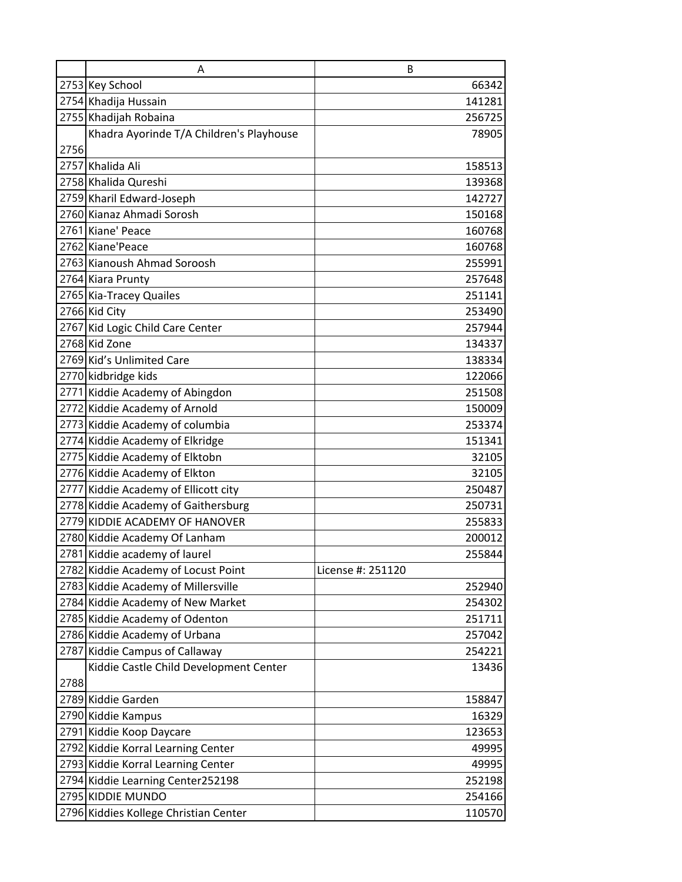| | A | B |
|---|---|---|
| 2753 | Key School | 66342 |
| 2754 | Khadija Hussain | 141281 |
| 2755 | Khadijah Robaina | 256725 |
| 2756 | Khadra Ayorinde T/A Children's Playhouse | 78905 |
| 2757 | Khalida Ali | 158513 |
| 2758 | Khalida Qureshi | 139368 |
| 2759 | Kharil Edward-Joseph | 142727 |
| 2760 | Kianaz Ahmadi Sorosh | 150168 |
| 2761 | Kiane' Peace | 160768 |
| 2762 | Kiane'Peace | 160768 |
| 2763 | Kianoush Ahmad Soroosh | 255991 |
| 2764 | Kiara Prunty | 257648 |
| 2765 | Kia-Tracey Quailes | 251141 |
| 2766 | Kid City | 253490 |
| 2767 | Kid Logic Child Care Center | 257944 |
| 2768 | Kid Zone | 134337 |
| 2769 | Kid's Unlimited Care | 138334 |
| 2770 | kidbridge kids | 122066 |
| 2771 | Kiddie Academy of Abingdon | 251508 |
| 2772 | Kiddie Academy of Arnold | 150009 |
| 2773 | Kiddie Academy of columbia | 253374 |
| 2774 | Kiddie Academy of Elkridge | 151341 |
| 2775 | Kiddie Academy of Elktobn | 32105 |
| 2776 | Kiddie Academy of Elkton | 32105 |
| 2777 | Kiddie Academy of Ellicott city | 250487 |
| 2778 | Kiddie Academy of Gaithersburg | 250731 |
| 2779 | KIDDIE ACADEMY OF HANOVER | 255833 |
| 2780 | Kiddie Academy Of Lanham | 200012 |
| 2781 | Kiddie academy of laurel | 255844 |
| 2782 | Kiddie Academy of Locust Point | License #: 251120 |
| 2783 | Kiddie Academy of Millersville | 252940 |
| 2784 | Kiddie Academy of New Market | 254302 |
| 2785 | Kiddie Academy of Odenton | 251711 |
| 2786 | Kiddie Academy of Urbana | 257042 |
| 2787 | Kiddie Campus of Callaway | 254221 |
| 2788 | Kiddie Castle Child Development Center | 13436 |
| 2789 | Kiddie Garden | 158847 |
| 2790 | Kiddie Kampus | 16329 |
| 2791 | Kiddie Koop Daycare | 123653 |
| 2792 | Kiddie Korral Learning Center | 49995 |
| 2793 | Kiddie Korral Learning Center | 49995 |
| 2794 | Kiddie Learning Center252198 | 252198 |
| 2795 | KIDDIE MUNDO | 254166 |
| 2796 | Kiddies Kollege Christian Center | 110570 |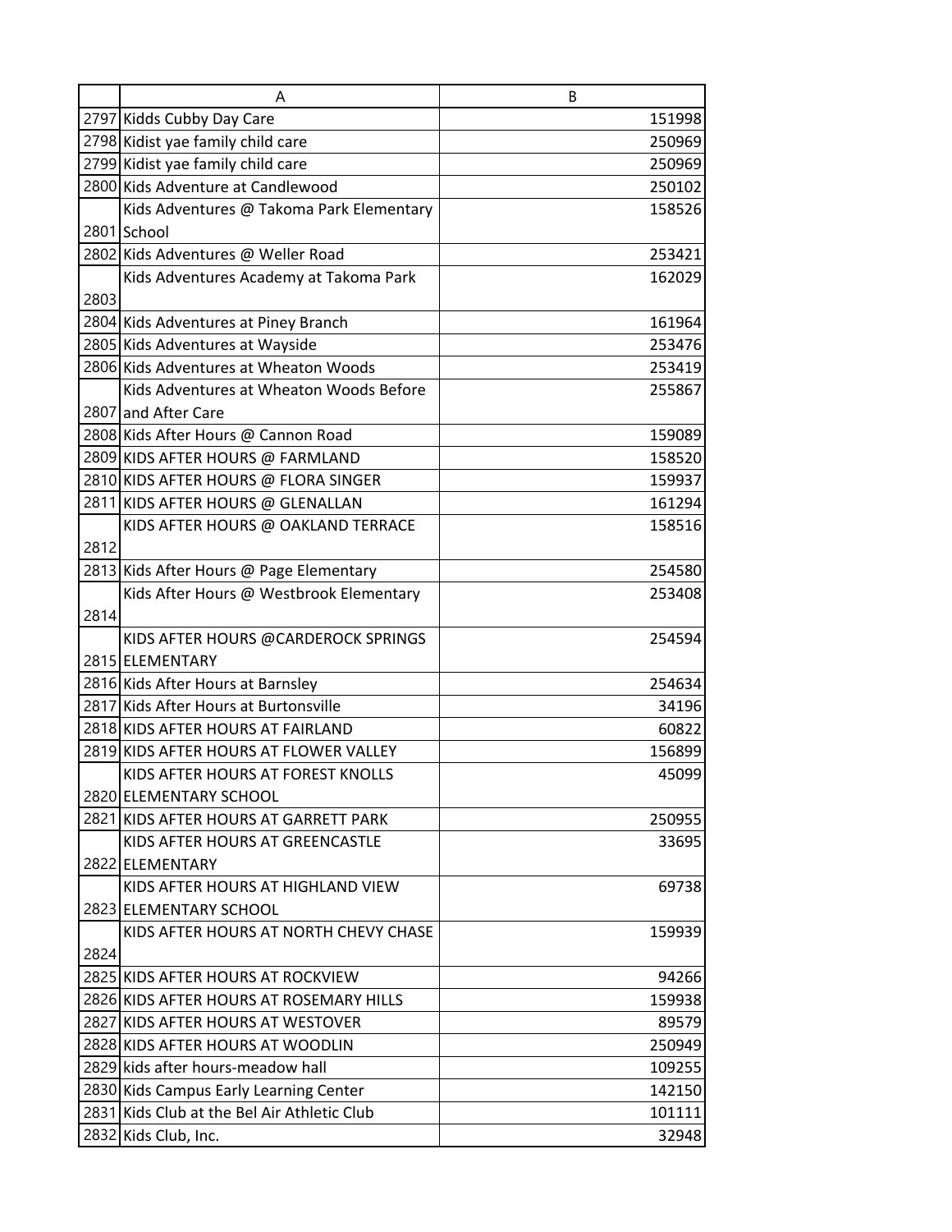| | A | B |
|---|---|---|
| 2797 | Kidds Cubby Day Care | 151998 |
| 2798 | Kidist yae family child care | 250969 |
| 2799 | Kidist yae family child care | 250969 |
| 2800 | Kids Adventure at Candlewood | 250102 |
| 2801 | Kids Adventures @ Takoma Park Elementary School | 158526 |
| 2802 | Kids Adventures @ Weller Road | 253421 |
| 2803 | Kids Adventures Academy at Takoma Park | 162029 |
| 2804 | Kids Adventures at Piney Branch | 161964 |
| 2805 | Kids Adventures at Wayside | 253476 |
| 2806 | Kids Adventures at Wheaton Woods | 253419 |
| 2807 | Kids Adventures at Wheaton Woods Before and After Care | 255867 |
| 2808 | Kids After Hours @ Cannon Road | 159089 |
| 2809 | KIDS AFTER HOURS @ FARMLAND | 158520 |
| 2810 | KIDS AFTER HOURS @ FLORA SINGER | 159937 |
| 2811 | KIDS AFTER HOURS @ GLENALLAN | 161294 |
| 2812 | KIDS AFTER HOURS @ OAKLAND TERRACE | 158516 |
| 2813 | Kids After Hours @ Page Elementary | 254580 |
| 2814 | Kids After Hours @ Westbrook Elementary | 253408 |
| 2815 | KIDS AFTER HOURS @CARDEROCK SPRINGS ELEMENTARY | 254594 |
| 2816 | Kids After Hours at Barnsley | 254634 |
| 2817 | Kids After Hours at Burtonsville | 34196 |
| 2818 | KIDS AFTER HOURS AT FAIRLAND | 60822 |
| 2819 | KIDS AFTER HOURS AT FLOWER VALLEY | 156899 |
| 2820 | KIDS AFTER HOURS AT FOREST KNOLLS ELEMENTARY SCHOOL | 45099 |
| 2821 | KIDS AFTER HOURS AT GARRETT PARK | 250955 |
| 2822 | KIDS AFTER HOURS AT GREENCASTLE ELEMENTARY | 33695 |
| 2823 | KIDS AFTER HOURS AT HIGHLAND VIEW ELEMENTARY SCHOOL | 69738 |
| 2824 | KIDS AFTER HOURS AT NORTH CHEVY CHASE | 159939 |
| 2825 | KIDS AFTER HOURS AT ROCKVIEW | 94266 |
| 2826 | KIDS AFTER HOURS AT ROSEMARY HILLS | 159938 |
| 2827 | KIDS AFTER HOURS AT WESTOVER | 89579 |
| 2828 | KIDS AFTER HOURS AT WOODLIN | 250949 |
| 2829 | kids after hours-meadow hall | 109255 |
| 2830 | Kids Campus Early Learning Center | 142150 |
| 2831 | Kids Club at the Bel Air Athletic Club | 101111 |
| 2832 | Kids Club, Inc. | 32948 |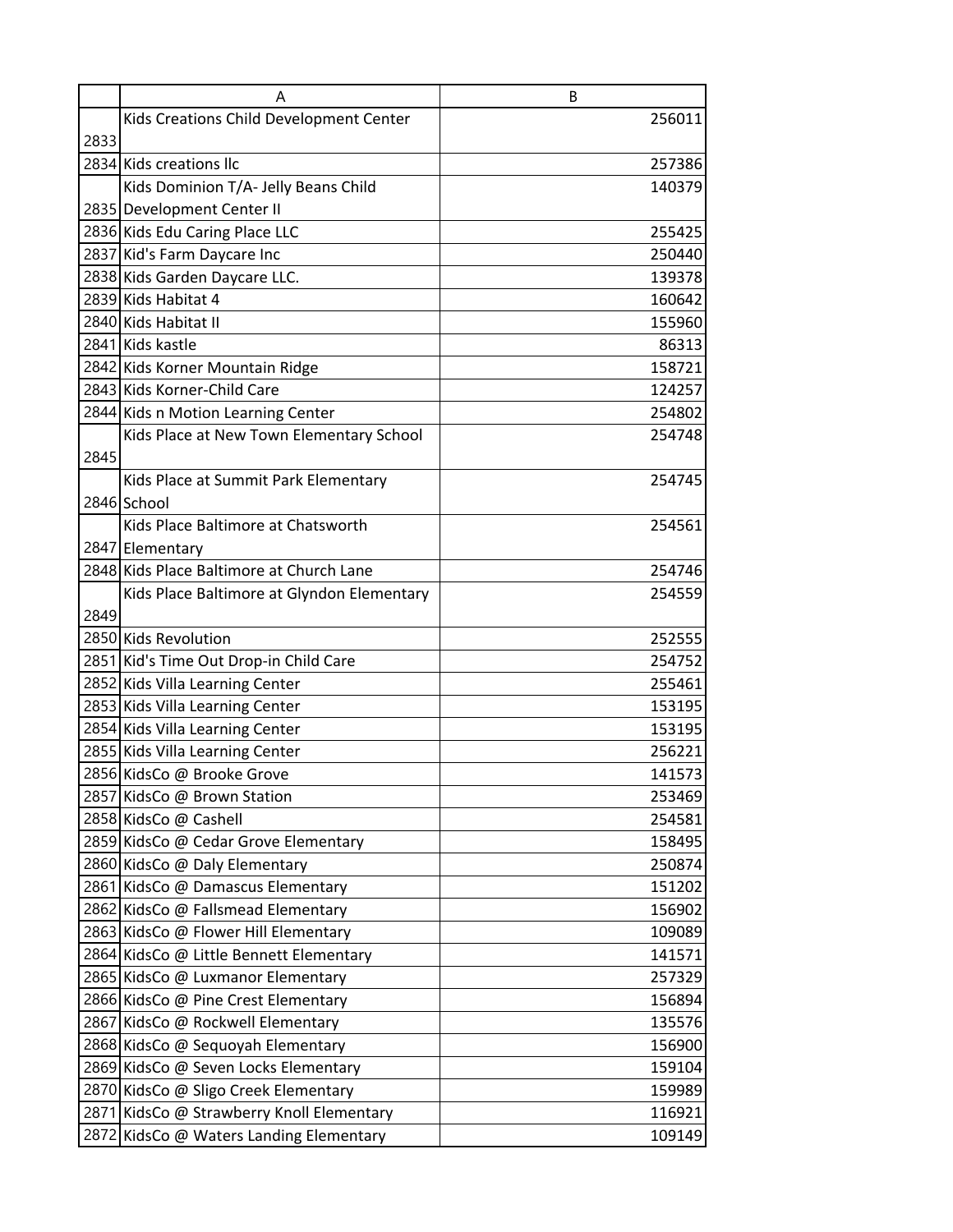|  | A | B |
|---|---|---|
| 2833 | Kids Creations Child Development Center | 256011 |
| 2834 | Kids creations llc | 257386 |
| 2835 | Kids Dominion T/A- Jelly Beans Child Development Center II | 140379 |
| 2836 | Kids Edu Caring Place LLC | 255425 |
| 2837 | Kid's Farm Daycare Inc | 250440 |
| 2838 | Kids Garden Daycare LLC. | 139378 |
| 2839 | Kids Habitat 4 | 160642 |
| 2840 | Kids Habitat II | 155960 |
| 2841 | Kids kastle | 86313 |
| 2842 | Kids Korner Mountain Ridge | 158721 |
| 2843 | Kids Korner-Child Care | 124257 |
| 2844 | Kids n Motion Learning Center | 254802 |
| 2845 | Kids Place at New Town Elementary School | 254748 |
| 2846 | Kids Place at Summit Park Elementary School | 254745 |
| 2847 | Kids Place Baltimore at Chatsworth Elementary | 254561 |
| 2848 | Kids Place Baltimore at Church Lane | 254746 |
| 2849 | Kids Place Baltimore at Glyndon Elementary | 254559 |
| 2850 | Kids Revolution | 252555 |
| 2851 | Kid's Time Out Drop-in Child Care | 254752 |
| 2852 | Kids Villa Learning Center | 255461 |
| 2853 | Kids Villa Learning Center | 153195 |
| 2854 | Kids Villa Learning Center | 153195 |
| 2855 | Kids Villa Learning Center | 256221 |
| 2856 | KidsCo @ Brooke Grove | 141573 |
| 2857 | KidsCo @ Brown Station | 253469 |
| 2858 | KidsCo @ Cashell | 254581 |
| 2859 | KidsCo @ Cedar Grove Elementary | 158495 |
| 2860 | KidsCo @ Daly Elementary | 250874 |
| 2861 | KidsCo @ Damascus Elementary | 151202 |
| 2862 | KidsCo @ Fallsmead Elementary | 156902 |
| 2863 | KidsCo @ Flower Hill Elementary | 109089 |
| 2864 | KidsCo @ Little Bennett Elementary | 141571 |
| 2865 | KidsCo @ Luxmanor Elementary | 257329 |
| 2866 | KidsCo @ Pine Crest Elementary | 156894 |
| 2867 | KidsCo @ Rockwell Elementary | 135576 |
| 2868 | KidsCo @ Sequoyah Elementary | 156900 |
| 2869 | KidsCo @ Seven Locks Elementary | 159104 |
| 2870 | KidsCo @ Sligo Creek Elementary | 159989 |
| 2871 | KidsCo @ Strawberry Knoll Elementary | 116921 |
| 2872 | KidsCo @ Waters Landing Elementary | 109149 |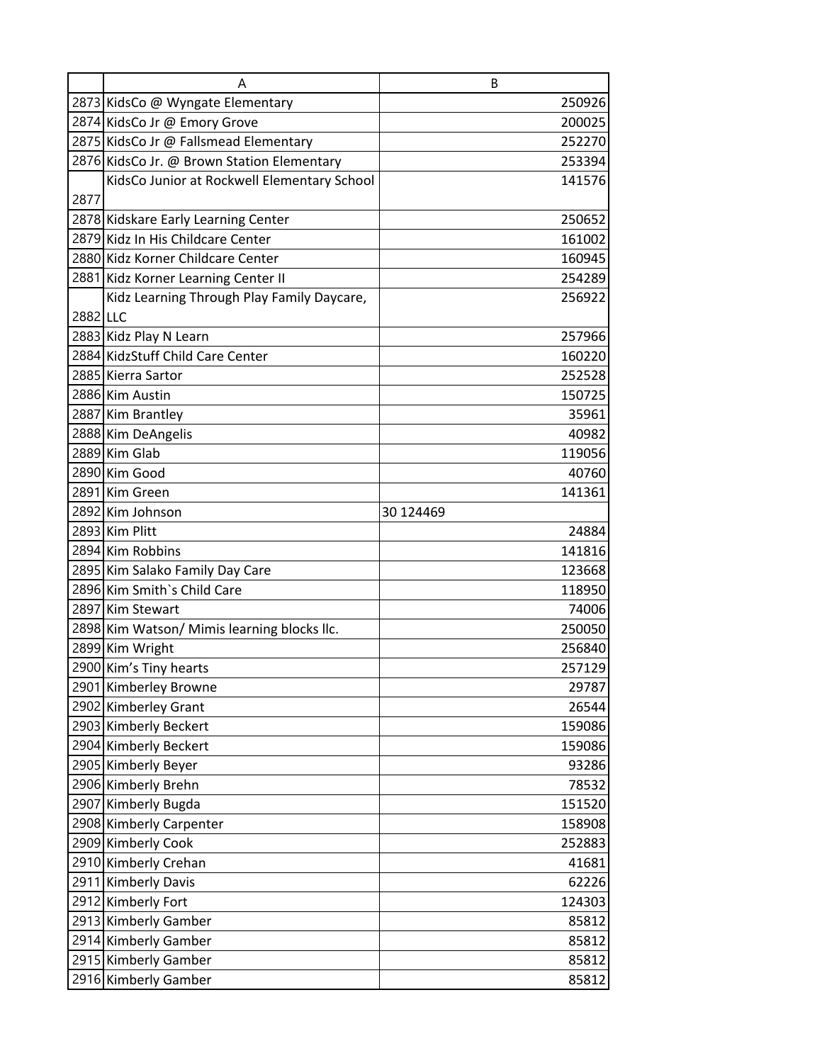|  | A | B |
|---|---|---|
| 2873 | KidsCo @ Wyngate Elementary | 250926 |
| 2874 | KidsCo Jr @ Emory Grove | 200025 |
| 2875 | KidsCo Jr @ Fallsmead Elementary | 252270 |
| 2876 | KidsCo Jr. @ Brown Station Elementary | 253394 |
| 2877 | KidsCo Junior at Rockwell Elementary School | 141576 |
| 2878 | Kidskare Early Learning Center | 250652 |
| 2879 | Kidz In His Childcare Center | 161002 |
| 2880 | Kidz Korner Childcare Center | 160945 |
| 2881 | Kidz Korner Learning Center II | 254289 |
| 2882 | Kidz Learning Through Play Family Daycare, LLC | 256922 |
| 2883 | Kidz Play N Learn | 257966 |
| 2884 | KidzStuff Child Care Center | 160220 |
| 2885 | Kierra Sartor | 252528 |
| 2886 | Kim Austin | 150725 |
| 2887 | Kim Brantley | 35961 |
| 2888 | Kim DeAngelis | 40982 |
| 2889 | Kim Glab | 119056 |
| 2890 | Kim Good | 40760 |
| 2891 | Kim Green | 141361 |
| 2892 | Kim Johnson | 30 124469 |
| 2893 | Kim Plitt | 24884 |
| 2894 | Kim Robbins | 141816 |
| 2895 | Kim Salako Family Day Care | 123668 |
| 2896 | Kim Smith`s Child Care | 118950 |
| 2897 | Kim Stewart | 74006 |
| 2898 | Kim Watson/ Mimis learning blocks llc. | 250050 |
| 2899 | Kim Wright | 256840 |
| 2900 | Kim's Tiny hearts | 257129 |
| 2901 | Kimberley Browne | 29787 |
| 2902 | Kimberley Grant | 26544 |
| 2903 | Kimberly Beckert | 159086 |
| 2904 | Kimberly Beckert | 159086 |
| 2905 | Kimberly Beyer | 93286 |
| 2906 | Kimberly Brehn | 78532 |
| 2907 | Kimberly Bugda | 151520 |
| 2908 | Kimberly Carpenter | 158908 |
| 2909 | Kimberly Cook | 252883 |
| 2910 | Kimberly Crehan | 41681 |
| 2911 | Kimberly Davis | 62226 |
| 2912 | Kimberly Fort | 124303 |
| 2913 | Kimberly Gamber | 85812 |
| 2914 | Kimberly Gamber | 85812 |
| 2915 | Kimberly Gamber | 85812 |
| 2916 | Kimberly Gamber | 85812 |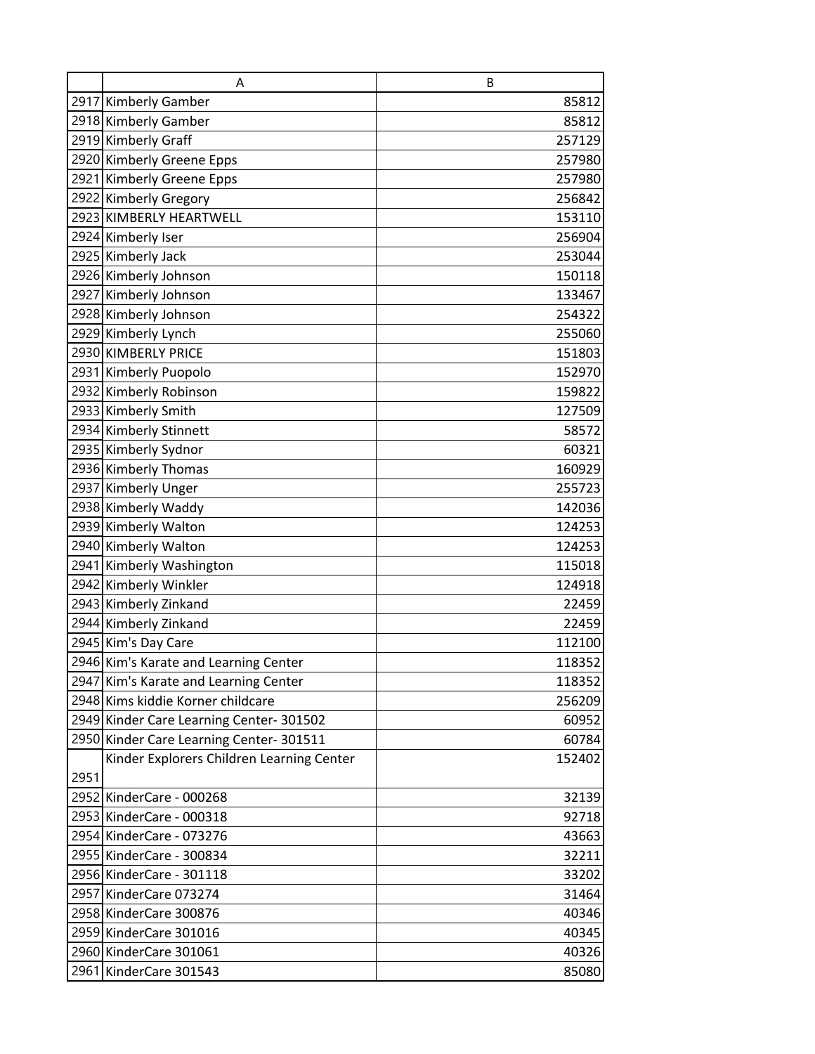| | A | B |
|---|---|---|
| 2917 | Kimberly Gamber | 85812 |
| 2918 | Kimberly Gamber | 85812 |
| 2919 | Kimberly Graff | 257129 |
| 2920 | Kimberly Greene Epps | 257980 |
| 2921 | Kimberly Greene Epps | 257980 |
| 2922 | Kimberly Gregory | 256842 |
| 2923 | KIMBERLY HEARTWELL | 153110 |
| 2924 | Kimberly Iser | 256904 |
| 2925 | Kimberly Jack | 253044 |
| 2926 | Kimberly Johnson | 150118 |
| 2927 | Kimberly Johnson | 133467 |
| 2928 | Kimberly Johnson | 254322 |
| 2929 | Kimberly Lynch | 255060 |
| 2930 | KIMBERLY PRICE | 151803 |
| 2931 | Kimberly Puopolo | 152970 |
| 2932 | Kimberly Robinson | 159822 |
| 2933 | Kimberly Smith | 127509 |
| 2934 | Kimberly Stinnett | 58572 |
| 2935 | Kimberly Sydnor | 60321 |
| 2936 | Kimberly Thomas | 160929 |
| 2937 | Kimberly Unger | 255723 |
| 2938 | Kimberly Waddy | 142036 |
| 2939 | Kimberly Walton | 124253 |
| 2940 | Kimberly Walton | 124253 |
| 2941 | Kimberly Washington | 115018 |
| 2942 | Kimberly Winkler | 124918 |
| 2943 | Kimberly Zinkand | 22459 |
| 2944 | Kimberly Zinkand | 22459 |
| 2945 | Kim's Day Care | 112100 |
| 2946 | Kim's Karate and Learning Center | 118352 |
| 2947 | Kim's Karate and Learning Center | 118352 |
| 2948 | Kims kiddie Korner childcare | 256209 |
| 2949 | Kinder Care Learning Center- 301502 | 60952 |
| 2950 | Kinder Care Learning Center- 301511 | 60784 |
| 2951 | Kinder Explorers Children Learning Center | 152402 |
| 2952 | KinderCare - 000268 | 32139 |
| 2953 | KinderCare - 000318 | 92718 |
| 2954 | KinderCare - 073276 | 43663 |
| 2955 | KinderCare - 300834 | 32211 |
| 2956 | KinderCare - 301118 | 33202 |
| 2957 | KinderCare 073274 | 31464 |
| 2958 | KinderCare 300876 | 40346 |
| 2959 | KinderCare 301016 | 40345 |
| 2960 | KinderCare 301061 | 40326 |
| 2961 | KinderCare 301543 | 85080 |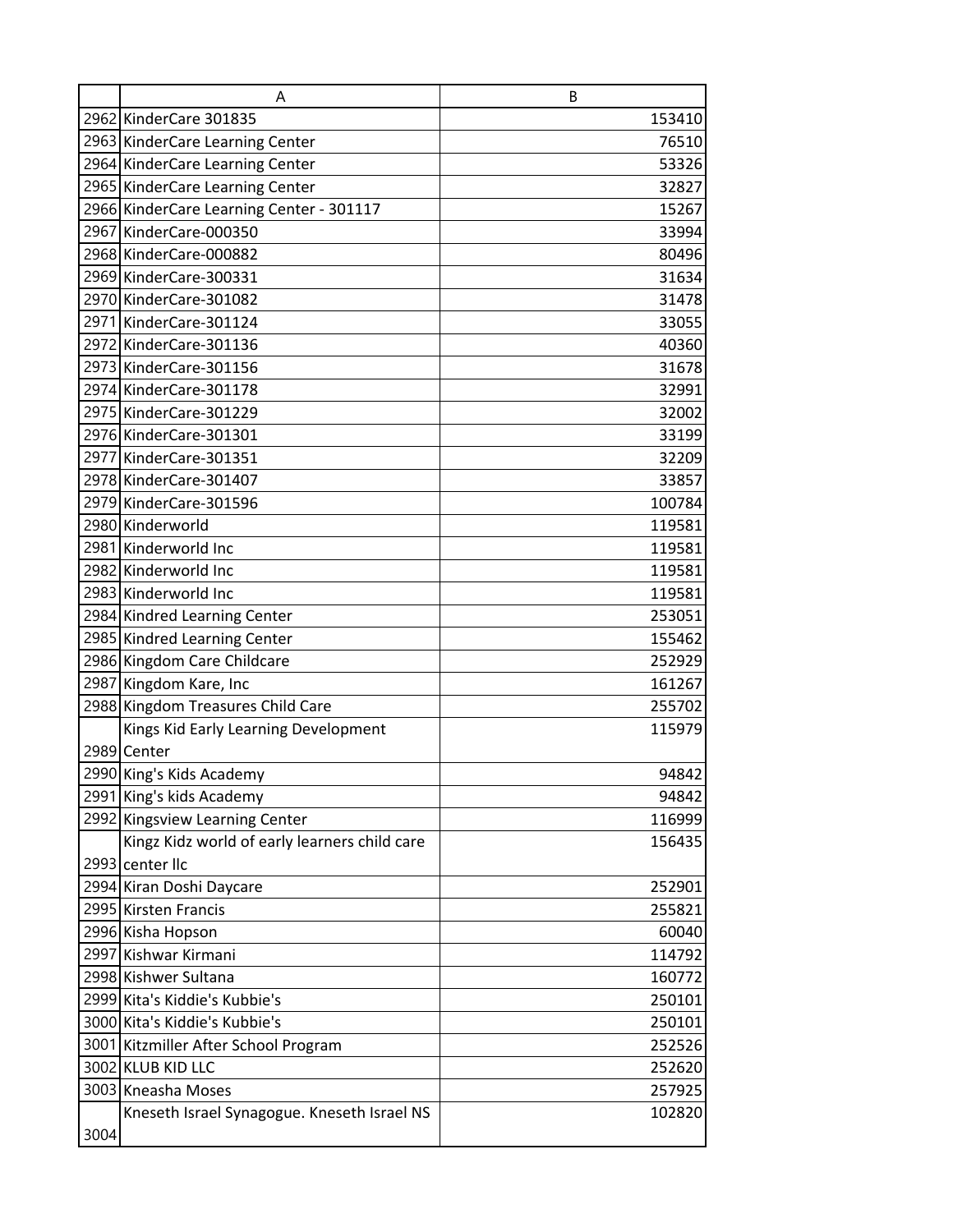| | A | B |
|---|---|---|
| 2962 | KinderCare 301835 | 153410 |
| 2963 | KinderCare Learning Center | 76510 |
| 2964 | KinderCare Learning Center | 53326 |
| 2965 | KinderCare Learning Center | 32827 |
| 2966 | KinderCare Learning Center - 301117 | 15267 |
| 2967 | KinderCare-000350 | 33994 |
| 2968 | KinderCare-000882 | 80496 |
| 2969 | KinderCare-300331 | 31634 |
| 2970 | KinderCare-301082 | 31478 |
| 2971 | KinderCare-301124 | 33055 |
| 2972 | KinderCare-301136 | 40360 |
| 2973 | KinderCare-301156 | 31678 |
| 2974 | KinderCare-301178 | 32991 |
| 2975 | KinderCare-301229 | 32002 |
| 2976 | KinderCare-301301 | 33199 |
| 2977 | KinderCare-301351 | 32209 |
| 2978 | KinderCare-301407 | 33857 |
| 2979 | KinderCare-301596 | 100784 |
| 2980 | Kinderworld | 119581 |
| 2981 | Kinderworld Inc | 119581 |
| 2982 | Kinderworld Inc | 119581 |
| 2983 | Kinderworld Inc | 119581 |
| 2984 | Kindred Learning Center | 253051 |
| 2985 | Kindred Learning Center | 155462 |
| 2986 | Kingdom Care Childcare | 252929 |
| 2987 | Kingdom Kare, Inc | 161267 |
| 2988 | Kingdom Treasures Child Care | 255702 |
| 2989 | Kings Kid Early Learning Development Center | 115979 |
| 2990 | King's Kids Academy | 94842 |
| 2991 | King's kids Academy | 94842 |
| 2992 | Kingsview Learning Center | 116999 |
| 2993 | Kingz Kidz world of early learners child care center llc | 156435 |
| 2994 | Kiran Doshi Daycare | 252901 |
| 2995 | Kirsten Francis | 255821 |
| 2996 | Kisha Hopson | 60040 |
| 2997 | Kishwar Kirmani | 114792 |
| 2998 | Kishwer Sultana | 160772 |
| 2999 | Kita's Kiddie's Kubbie's | 250101 |
| 3000 | Kita's Kiddie's Kubbie's | 250101 |
| 3001 | Kitzmiller After School Program | 252526 |
| 3002 | KLUB KID LLC | 252620 |
| 3003 | Kneasha Moses | 257925 |
| 3004 | Kneseth Israel Synagogue. Kneseth Israel NS | 102820 |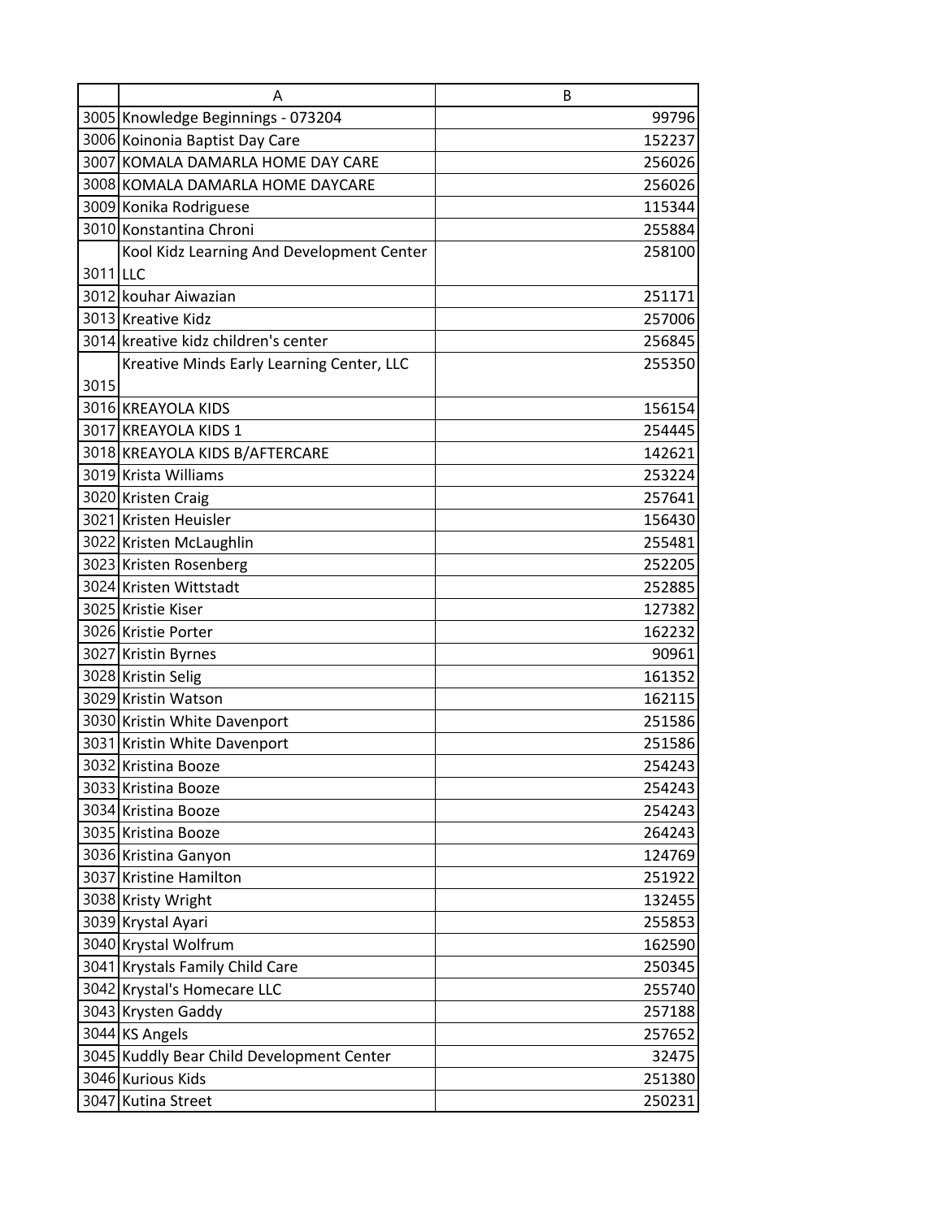| | A | B |
|---|---|---|
| 3005 | Knowledge Beginnings - 073204 | 99796 |
| 3006 | Koinonia Baptist Day Care | 152237 |
| 3007 | KOMALA DAMARLA HOME DAY CARE | 256026 |
| 3008 | KOMALA DAMARLA HOME DAYCARE | 256026 |
| 3009 | Konika Rodriguese | 115344 |
| 3010 | Konstantina Chroni | 255884 |
| 3011 | Kool Kidz Learning And Development Center LLC | 258100 |
| 3012 | kouhar Aiwazian | 251171 |
| 3013 | Kreative Kidz | 257006 |
| 3014 | kreative kidz children's center | 256845 |
| 3015 | Kreative Minds Early Learning Center, LLC | 255350 |
| 3016 | KREAYOLA KIDS | 156154 |
| 3017 | KREAYOLA KIDS 1 | 254445 |
| 3018 | KREAYOLA KIDS B/AFTERCARE | 142621 |
| 3019 | Krista Williams | 253224 |
| 3020 | Kristen Craig | 257641 |
| 3021 | Kristen Heuisler | 156430 |
| 3022 | Kristen McLaughlin | 255481 |
| 3023 | Kristen Rosenberg | 252205 |
| 3024 | Kristen Wittstadt | 252885 |
| 3025 | Kristie Kiser | 127382 |
| 3026 | Kristie Porter | 162232 |
| 3027 | Kristin Byrnes | 90961 |
| 3028 | Kristin Selig | 161352 |
| 3029 | Kristin Watson | 162115 |
| 3030 | Kristin White Davenport | 251586 |
| 3031 | Kristin White Davenport | 251586 |
| 3032 | Kristina Booze | 254243 |
| 3033 | Kristina Booze | 254243 |
| 3034 | Kristina Booze | 254243 |
| 3035 | Kristina Booze | 264243 |
| 3036 | Kristina Ganyon | 124769 |
| 3037 | Kristine Hamilton | 251922 |
| 3038 | Kristy Wright | 132455 |
| 3039 | Krystal Ayari | 255853 |
| 3040 | Krystal Wolfrum | 162590 |
| 3041 | Krystals Family Child Care | 250345 |
| 3042 | Krystal's Homecare LLC | 255740 |
| 3043 | Krysten Gaddy | 257188 |
| 3044 | KS Angels | 257652 |
| 3045 | Kuddly Bear Child Development Center | 32475 |
| 3046 | Kurious Kids | 251380 |
| 3047 | Kutina Street | 250231 |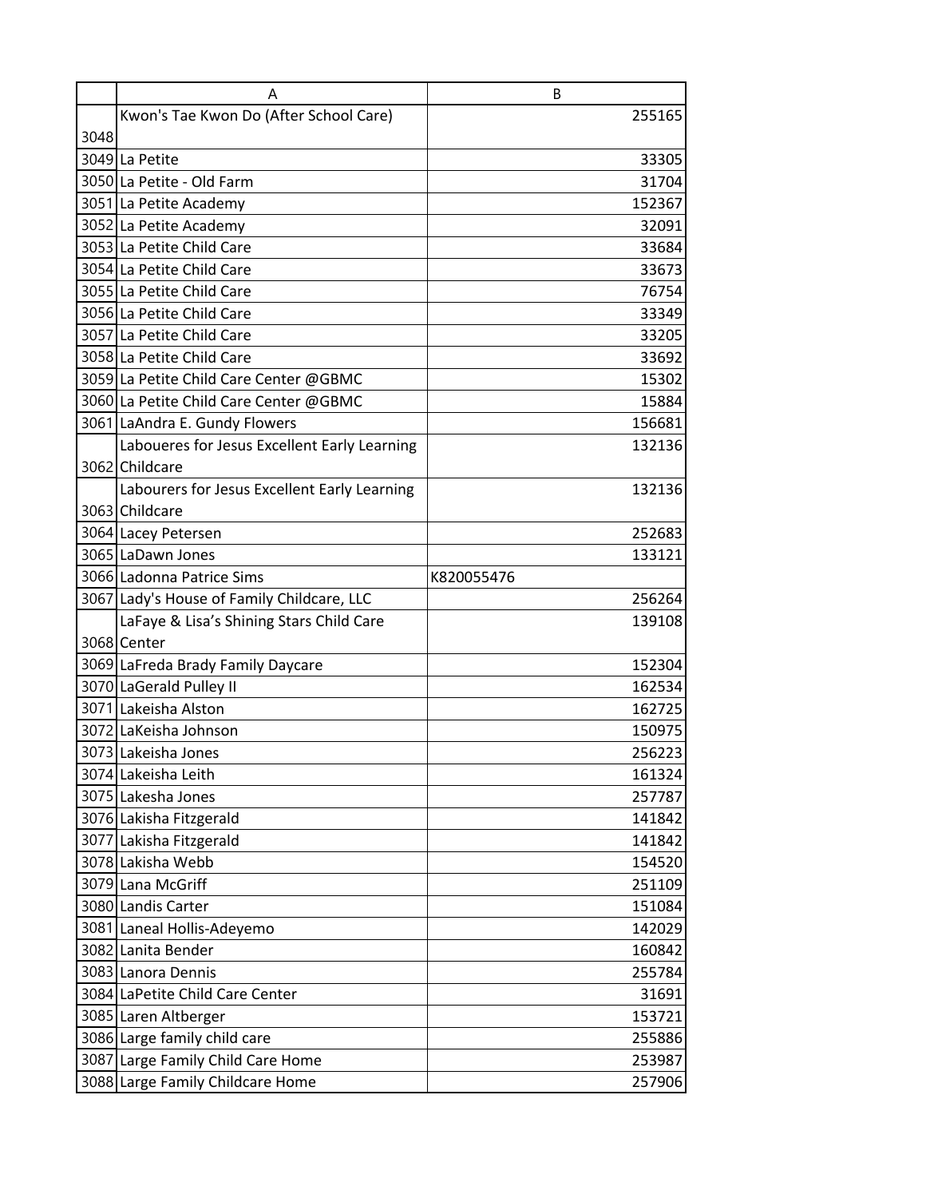| | A | B |
|---|---|---|
| 3048 | Kwon's Tae Kwon Do (After School Care) | 255165 |
| 3049 | La Petite | 33305 |
| 3050 | La Petite - Old Farm | 31704 |
| 3051 | La Petite Academy | 152367 |
| 3052 | La Petite Academy | 32091 |
| 3053 | La Petite Child Care | 33684 |
| 3054 | La Petite Child Care | 33673 |
| 3055 | La Petite Child Care | 76754 |
| 3056 | La Petite Child Care | 33349 |
| 3057 | La Petite Child Care | 33205 |
| 3058 | La Petite Child Care | 33692 |
| 3059 | La Petite Child Care Center @GBMC | 15302 |
| 3060 | La Petite Child Care Center @GBMC | 15884 |
| 3061 | LaAndra E. Gundy Flowers | 156681 |
| 3062 | Laboueres for Jesus Excellent Early Learning Childcare | 132136 |
| 3063 | Labourers for Jesus Excellent Early Learning Childcare | 132136 |
| 3064 | Lacey Petersen | 252683 |
| 3065 | LaDawn Jones | 133121 |
| 3066 | Ladonna Patrice Sims | K820055476 |
| 3067 | Lady's House of Family Childcare, LLC | 256264 |
| 3068 | LaFaye & Lisa's Shining Stars Child Care Center | 139108 |
| 3069 | LaFreda Brady Family Daycare | 152304 |
| 3070 | LaGerald Pulley II | 162534 |
| 3071 | Lakeisha Alston | 162725 |
| 3072 | LaKeisha Johnson | 150975 |
| 3073 | Lakeisha Jones | 256223 |
| 3074 | Lakeisha Leith | 161324 |
| 3075 | Lakesha Jones | 257787 |
| 3076 | Lakisha Fitzgerald | 141842 |
| 3077 | Lakisha Fitzgerald | 141842 |
| 3078 | Lakisha Webb | 154520 |
| 3079 | Lana McGriff | 251109 |
| 3080 | Landis Carter | 151084 |
| 3081 | Laneal Hollis-Adeyemo | 142029 |
| 3082 | Lanita Bender | 160842 |
| 3083 | Lanora Dennis | 255784 |
| 3084 | LaPetite Child Care Center | 31691 |
| 3085 | Laren Altberger | 153721 |
| 3086 | Large family child care | 255886 |
| 3087 | Large Family Child Care Home | 253987 |
| 3088 | Large Family Childcare Home | 257906 |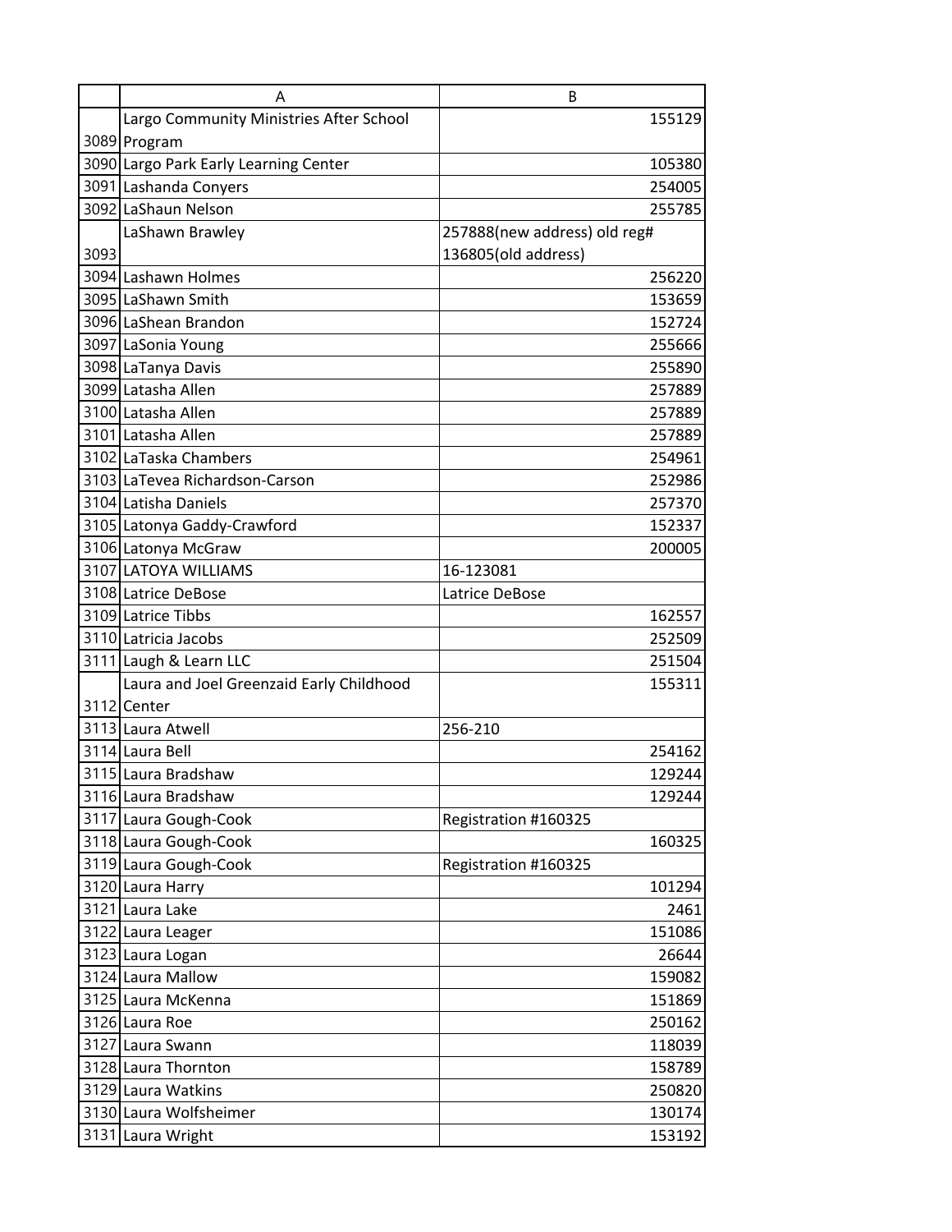| | A | B |
|---|---|---|
| 3089 | Largo Community Ministries After School Program | 155129 |
| 3090 | Largo Park Early Learning Center | 105380 |
| 3091 | Lashanda Conyers | 254005 |
| 3092 | LaShaun Nelson | 255785 |
| 3093 | LaShawn Brawley | 257888(new address) old reg# 136805(old address) |
| 3094 | Lashawn Holmes | 256220 |
| 3095 | LaShawn Smith | 153659 |
| 3096 | LaShean Brandon | 152724 |
| 3097 | LaSonia Young | 255666 |
| 3098 | LaTanya Davis | 255890 |
| 3099 | Latasha Allen | 257889 |
| 3100 | Latasha Allen | 257889 |
| 3101 | Latasha Allen | 257889 |
| 3102 | LaTaska Chambers | 254961 |
| 3103 | LaTevea Richardson-Carson | 252986 |
| 3104 | Latisha Daniels | 257370 |
| 3105 | Latonya Gaddy-Crawford | 152337 |
| 3106 | Latonya McGraw | 200005 |
| 3107 | LATOYA WILLIAMS | 16-123081 |
| 3108 | Latrice DeBose | Latrice DeBose |
| 3109 | Latrice Tibbs | 162557 |
| 3110 | Latricia Jacobs | 252509 |
| 3111 | Laugh & Learn LLC | 251504 |
| 3112 | Laura and Joel Greenzaid Early Childhood Center | 155311 |
| 3113 | Laura Atwell | 256-210 |
| 3114 | Laura Bell | 254162 |
| 3115 | Laura Bradshaw | 129244 |
| 3116 | Laura Bradshaw | 129244 |
| 3117 | Laura Gough-Cook | Registration #160325 |
| 3118 | Laura Gough-Cook | 160325 |
| 3119 | Laura Gough-Cook | Registration #160325 |
| 3120 | Laura Harry | 101294 |
| 3121 | Laura Lake | 2461 |
| 3122 | Laura Leager | 151086 |
| 3123 | Laura Logan | 26644 |
| 3124 | Laura Mallow | 159082 |
| 3125 | Laura McKenna | 151869 |
| 3126 | Laura Roe | 250162 |
| 3127 | Laura Swann | 118039 |
| 3128 | Laura Thornton | 158789 |
| 3129 | Laura Watkins | 250820 |
| 3130 | Laura Wolfsheimer | 130174 |
| 3131 | Laura Wright | 153192 |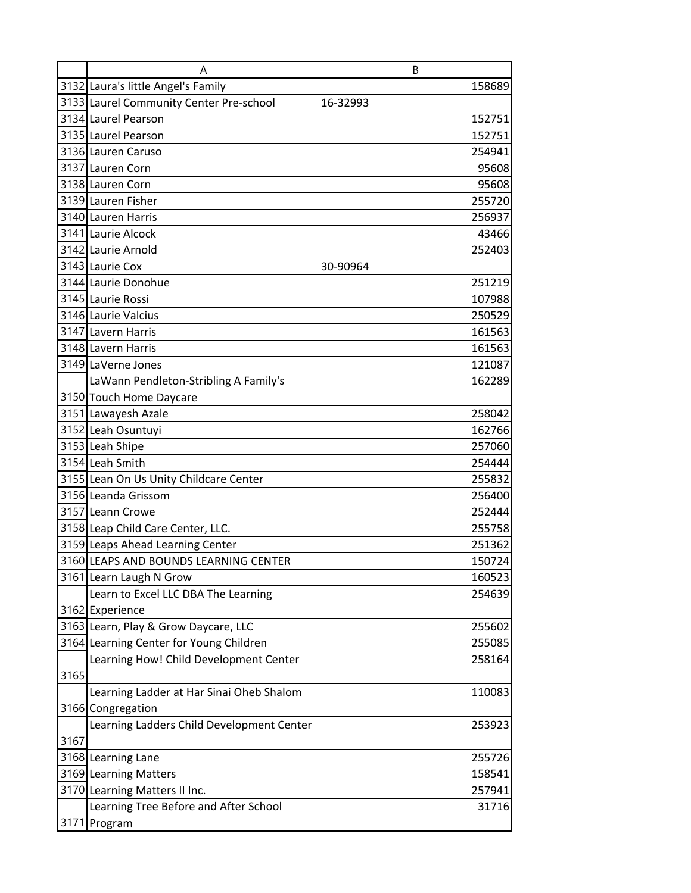| | A | B |
|---|---|---|
| 3132 | Laura's little Angel's Family | 158689 |
| 3133 | Laurel Community Center Pre-school | 16-32993 |
| 3134 | Laurel Pearson | 152751 |
| 3135 | Laurel Pearson | 152751 |
| 3136 | Lauren Caruso | 254941 |
| 3137 | Lauren Corn | 95608 |
| 3138 | Lauren Corn | 95608 |
| 3139 | Lauren Fisher | 255720 |
| 3140 | Lauren Harris | 256937 |
| 3141 | Laurie Alcock | 43466 |
| 3142 | Laurie Arnold | 252403 |
| 3143 | Laurie Cox | 30-90964 |
| 3144 | Laurie Donohue | 251219 |
| 3145 | Laurie Rossi | 107988 |
| 3146 | Laurie Valcius | 250529 |
| 3147 | Lavern Harris | 161563 |
| 3148 | Lavern Harris | 161563 |
| 3149 | LaVerne Jones | 121087 |
| 3150 | LaWann Pendleton-Stribling A Family's Touch Home Daycare | 162289 |
| 3151 | Lawayesh Azale | 258042 |
| 3152 | Leah Osuntuyi | 162766 |
| 3153 | Leah Shipe | 257060 |
| 3154 | Leah Smith | 254444 |
| 3155 | Lean On Us Unity Childcare Center | 255832 |
| 3156 | Leanda Grissom | 256400 |
| 3157 | Leann Crowe | 252444 |
| 3158 | Leap Child Care Center, LLC. | 255758 |
| 3159 | Leaps Ahead Learning Center | 251362 |
| 3160 | LEAPS AND BOUNDS LEARNING CENTER | 150724 |
| 3161 | Learn Laugh N Grow | 160523 |
| 3162 | Learn to Excel LLC DBA The Learning Experience | 254639 |
| 3163 | Learn, Play & Grow Daycare, LLC | 255602 |
| 3164 | Learning Center for Young Children | 255085 |
| 3165 | Learning How! Child Development Center | 258164 |
| 3166 | Learning Ladder at Har Sinai Oheb Shalom Congregation | 110083 |
| 3167 | Learning Ladders Child Development Center | 253923 |
| 3168 | Learning Lane | 255726 |
| 3169 | Learning Matters | 158541 |
| 3170 | Learning Matters II Inc. | 257941 |
| 3171 | Learning Tree Before and After School Program | 31716 |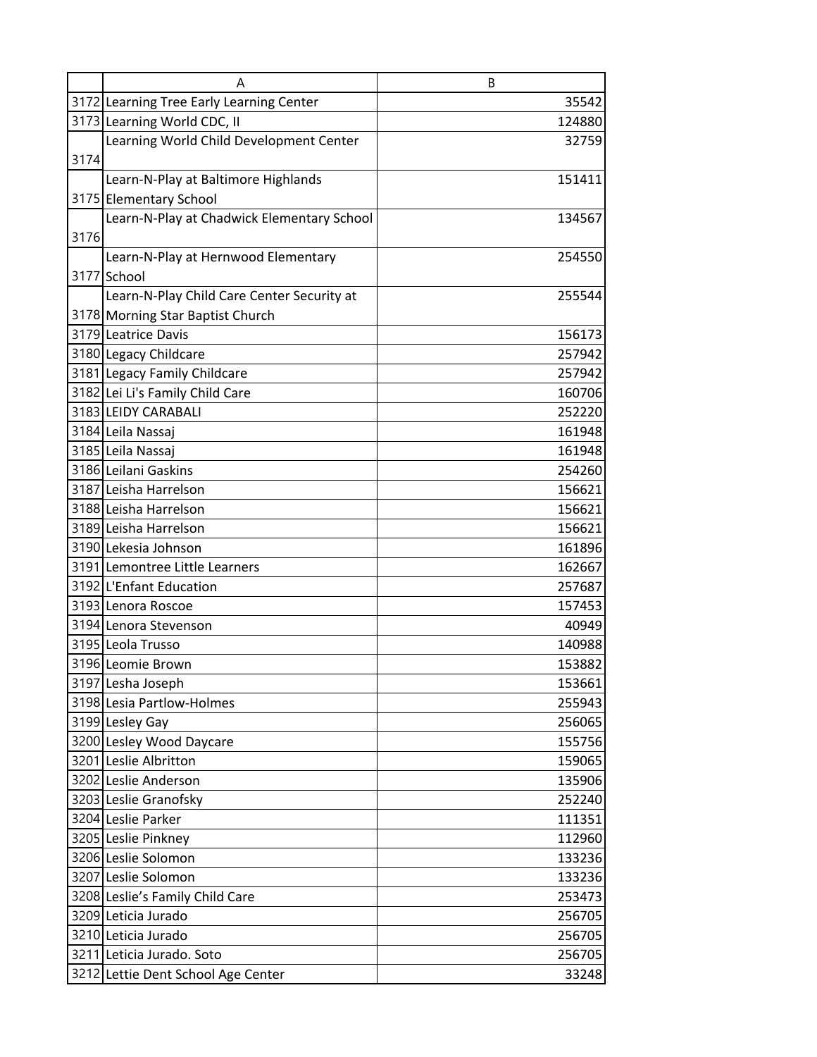| | A | B |
|---|---|---|
| 3172 | Learning Tree Early Learning Center | 35542 |
| 3173 | Learning World CDC, II | 124880 |
| 3174 | Learning World Child Development Center | 32759 |
| 3175 | Learn-N-Play at Baltimore Highlands Elementary School | 151411 |
| 3176 | Learn-N-Play at Chadwick Elementary School | 134567 |
| 3177 | Learn-N-Play at Hernwood Elementary School | 254550 |
| 3178 | Learn-N-Play Child Care Center Security at Morning Star Baptist Church | 255544 |
| 3179 | Leatrice Davis | 156173 |
| 3180 | Legacy Childcare | 257942 |
| 3181 | Legacy Family Childcare | 257942 |
| 3182 | Lei Li's Family Child Care | 160706 |
| 3183 | LEIDY CARABALI | 252220 |
| 3184 | Leila Nassaj | 161948 |
| 3185 | Leila Nassaj | 161948 |
| 3186 | Leilani Gaskins | 254260 |
| 3187 | Leisha Harrelson | 156621 |
| 3188 | Leisha Harrelson | 156621 |
| 3189 | Leisha Harrelson | 156621 |
| 3190 | Lekesia Johnson | 161896 |
| 3191 | Lemontree Little Learners | 162667 |
| 3192 | L'Enfant Education | 257687 |
| 3193 | Lenora Roscoe | 157453 |
| 3194 | Lenora Stevenson | 40949 |
| 3195 | Leola Trusso | 140988 |
| 3196 | Leomie Brown | 153882 |
| 3197 | Lesha Joseph | 153661 |
| 3198 | Lesia Partlow-Holmes | 255943 |
| 3199 | Lesley Gay | 256065 |
| 3200 | Lesley Wood Daycare | 155756 |
| 3201 | Leslie Albritton | 159065 |
| 3202 | Leslie Anderson | 135906 |
| 3203 | Leslie Granofsky | 252240 |
| 3204 | Leslie Parker | 111351 |
| 3205 | Leslie Pinkney | 112960 |
| 3206 | Leslie Solomon | 133236 |
| 3207 | Leslie Solomon | 133236 |
| 3208 | Leslie's Family Child Care | 253473 |
| 3209 | Leticia Jurado | 256705 |
| 3210 | Leticia Jurado | 256705 |
| 3211 | Leticia Jurado. Soto | 256705 |
| 3212 | Lettie Dent School Age Center | 33248 |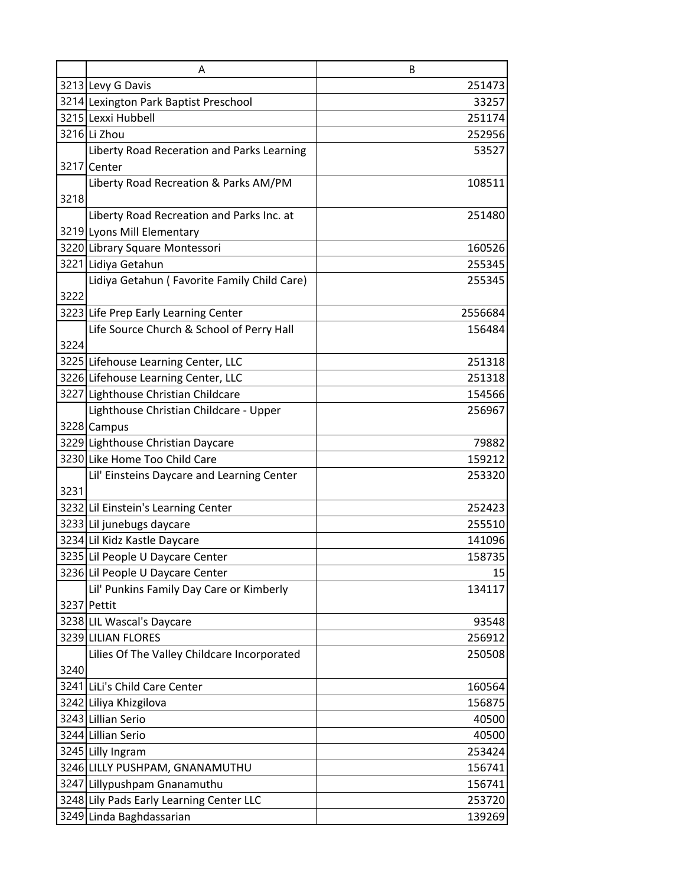| | A | B |
|---|---|---|
| 3213 | Levy G Davis | 251473 |
| 3214 | Lexington Park Baptist Preschool | 33257 |
| 3215 | Lexxi Hubbell | 251174 |
| 3216 | Li Zhou | 252956 |
| 3217 | Liberty Road Receration and Parks Learning Center | 53527 |
| 3218 | Liberty Road Recreation & Parks AM/PM | 108511 |
| 3219 | Liberty Road Recreation and Parks Inc. at Lyons Mill Elementary | 251480 |
| 3220 | Library Square Montessori | 160526 |
| 3221 | Lidiya Getahun | 255345 |
| 3222 | Lidiya Getahun ( Favorite Family Child Care) | 255345 |
| 3223 | Life Prep Early Learning Center | 2556684 |
| 3224 | Life Source Church & School of Perry Hall | 156484 |
| 3225 | Lifehouse Learning Center, LLC | 251318 |
| 3226 | Lifehouse Learning Center, LLC | 251318 |
| 3227 | Lighthouse Christian Childcare | 154566 |
| 3228 | Lighthouse Christian Childcare - Upper Campus | 256967 |
| 3229 | Lighthouse Christian Daycare | 79882 |
| 3230 | Like Home Too Child Care | 159212 |
| 3231 | Lil' Einsteins Daycare and Learning Center | 253320 |
| 3232 | Lil Einstein's Learning Center | 252423 |
| 3233 | Lil junebugs daycare | 255510 |
| 3234 | Lil Kidz Kastle Daycare | 141096 |
| 3235 | Lil People U Daycare Center | 158735 |
| 3236 | Lil People U Daycare Center | 15 |
| 3237 | Lil' Punkins Family Day Care or Kimberly Pettit | 134117 |
| 3238 | LIL Wascal's Daycare | 93548 |
| 3239 | LILIAN FLORES | 256912 |
| 3240 | Lilies Of The Valley Childcare Incorporated | 250508 |
| 3241 | LiLi's Child Care Center | 160564 |
| 3242 | Liliya Khizgilova | 156875 |
| 3243 | Lillian Serio | 40500 |
| 3244 | Lillian Serio | 40500 |
| 3245 | Lilly Ingram | 253424 |
| 3246 | LILLY PUSHPAM, GNANAMUTHU | 156741 |
| 3247 | Lillypushpam Gnanamuthu | 156741 |
| 3248 | Lily Pads Early Learning Center LLC | 253720 |
| 3249 | Linda Baghdassarian | 139269 |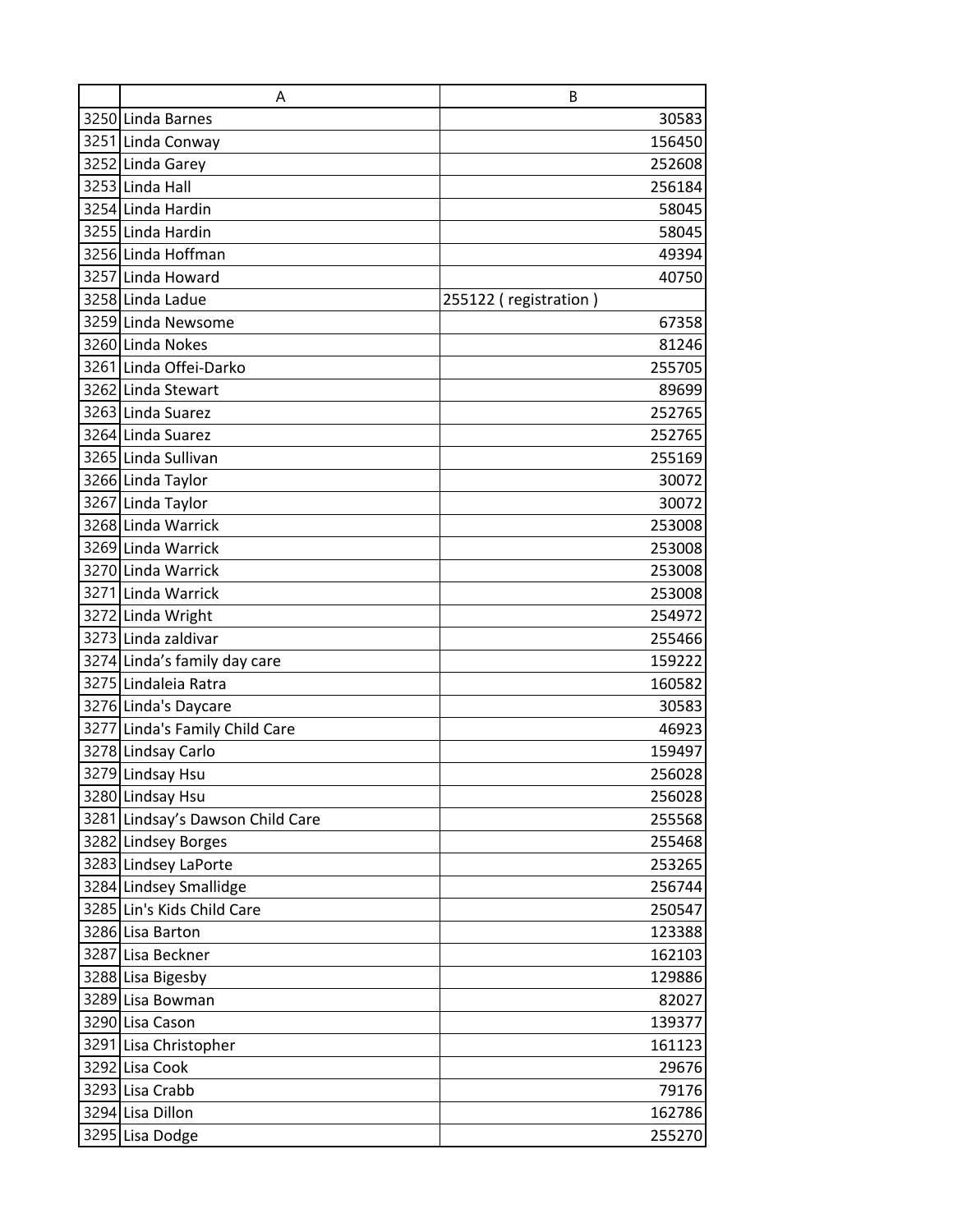| | A | B |
|---|---|---|
| 3250 | Linda Barnes | 30583 |
| 3251 | Linda Conway | 156450 |
| 3252 | Linda Garey | 252608 |
| 3253 | Linda Hall | 256184 |
| 3254 | Linda Hardin | 58045 |
| 3255 | Linda Hardin | 58045 |
| 3256 | Linda Hoffman | 49394 |
| 3257 | Linda Howard | 40750 |
| 3258 | Linda Ladue | 255122 ( registration ) |
| 3259 | Linda Newsome | 67358 |
| 3260 | Linda Nokes | 81246 |
| 3261 | Linda Offei-Darko | 255705 |
| 3262 | Linda Stewart | 89699 |
| 3263 | Linda Suarez | 252765 |
| 3264 | Linda Suarez | 252765 |
| 3265 | Linda Sullivan | 255169 |
| 3266 | Linda Taylor | 30072 |
| 3267 | Linda Taylor | 30072 |
| 3268 | Linda Warrick | 253008 |
| 3269 | Linda Warrick | 253008 |
| 3270 | Linda Warrick | 253008 |
| 3271 | Linda Warrick | 253008 |
| 3272 | Linda Wright | 254972 |
| 3273 | Linda zaldivar | 255466 |
| 3274 | Linda’s family day care | 159222 |
| 3275 | Lindaleia Ratra | 160582 |
| 3276 | Linda's Daycare | 30583 |
| 3277 | Linda's Family Child Care | 46923 |
| 3278 | Lindsay Carlo | 159497 |
| 3279 | Lindsay Hsu | 256028 |
| 3280 | Lindsay Hsu | 256028 |
| 3281 | Lindsay’s Dawson Child Care | 255568 |
| 3282 | Lindsey Borges | 255468 |
| 3283 | Lindsey LaPorte | 253265 |
| 3284 | Lindsey Smallidge | 256744 |
| 3285 | Lin's Kids Child Care | 250547 |
| 3286 | Lisa Barton | 123388 |
| 3287 | Lisa Beckner | 162103 |
| 3288 | Lisa Bigesby | 129886 |
| 3289 | Lisa Bowman | 82027 |
| 3290 | Lisa Cason | 139377 |
| 3291 | Lisa Christopher | 161123 |
| 3292 | Lisa Cook | 29676 |
| 3293 | Lisa Crabb | 79176 |
| 3294 | Lisa Dillon | 162786 |
| 3295 | Lisa Dodge | 255270 |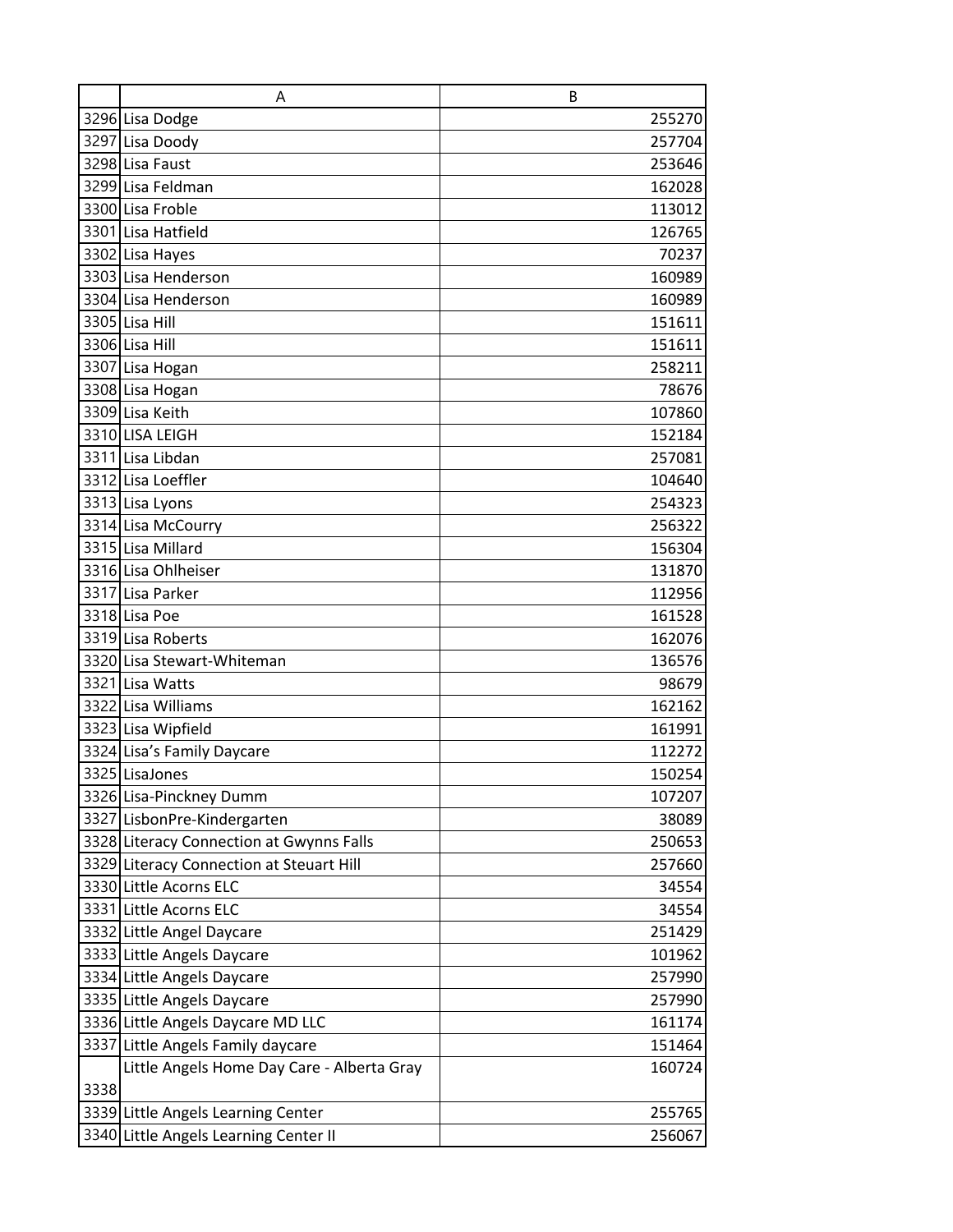| | A | B |
|---|---|---|
| 3296 | Lisa Dodge | 255270 |
| 3297 | Lisa Doody | 257704 |
| 3298 | Lisa Faust | 253646 |
| 3299 | Lisa Feldman | 162028 |
| 3300 | Lisa Froble | 113012 |
| 3301 | Lisa Hatfield | 126765 |
| 3302 | Lisa Hayes | 70237 |
| 3303 | Lisa Henderson | 160989 |
| 3304 | Lisa Henderson | 160989 |
| 3305 | Lisa Hill | 151611 |
| 3306 | Lisa Hill | 151611 |
| 3307 | Lisa Hogan | 258211 |
| 3308 | Lisa Hogan | 78676 |
| 3309 | Lisa Keith | 107860 |
| 3310 | LISA LEIGH | 152184 |
| 3311 | Lisa Libdan | 257081 |
| 3312 | Lisa Loeffler | 104640 |
| 3313 | Lisa Lyons | 254323 |
| 3314 | Lisa McCourry | 256322 |
| 3315 | Lisa Millard | 156304 |
| 3316 | Lisa Ohlheiser | 131870 |
| 3317 | Lisa Parker | 112956 |
| 3318 | Lisa Poe | 161528 |
| 3319 | Lisa Roberts | 162076 |
| 3320 | Lisa Stewart-Whiteman | 136576 |
| 3321 | Lisa Watts | 98679 |
| 3322 | Lisa Williams | 162162 |
| 3323 | Lisa Wipfield | 161991 |
| 3324 | Lisa’s Family Daycare | 112272 |
| 3325 | LisaJones | 150254 |
| 3326 | Lisa-Pinckney Dumm | 107207 |
| 3327 | LisbonPre-Kindergarten | 38089 |
| 3328 | Literacy Connection at Gwynns Falls | 250653 |
| 3329 | Literacy Connection at Steuart Hill | 257660 |
| 3330 | Little Acorns ELC | 34554 |
| 3331 | Little Acorns ELC | 34554 |
| 3332 | Little Angel Daycare | 251429 |
| 3333 | Little Angels Daycare | 101962 |
| 3334 | Little Angels Daycare | 257990 |
| 3335 | Little Angels Daycare | 257990 |
| 3336 | Little Angels Daycare MD LLC | 161174 |
| 3337 | Little Angels Family daycare | 151464 |
| 3338 | Little Angels Home Day Care - Alberta Gray | 160724 |
| 3339 | Little Angels Learning Center | 255765 |
| 3340 | Little Angels Learning Center II | 256067 |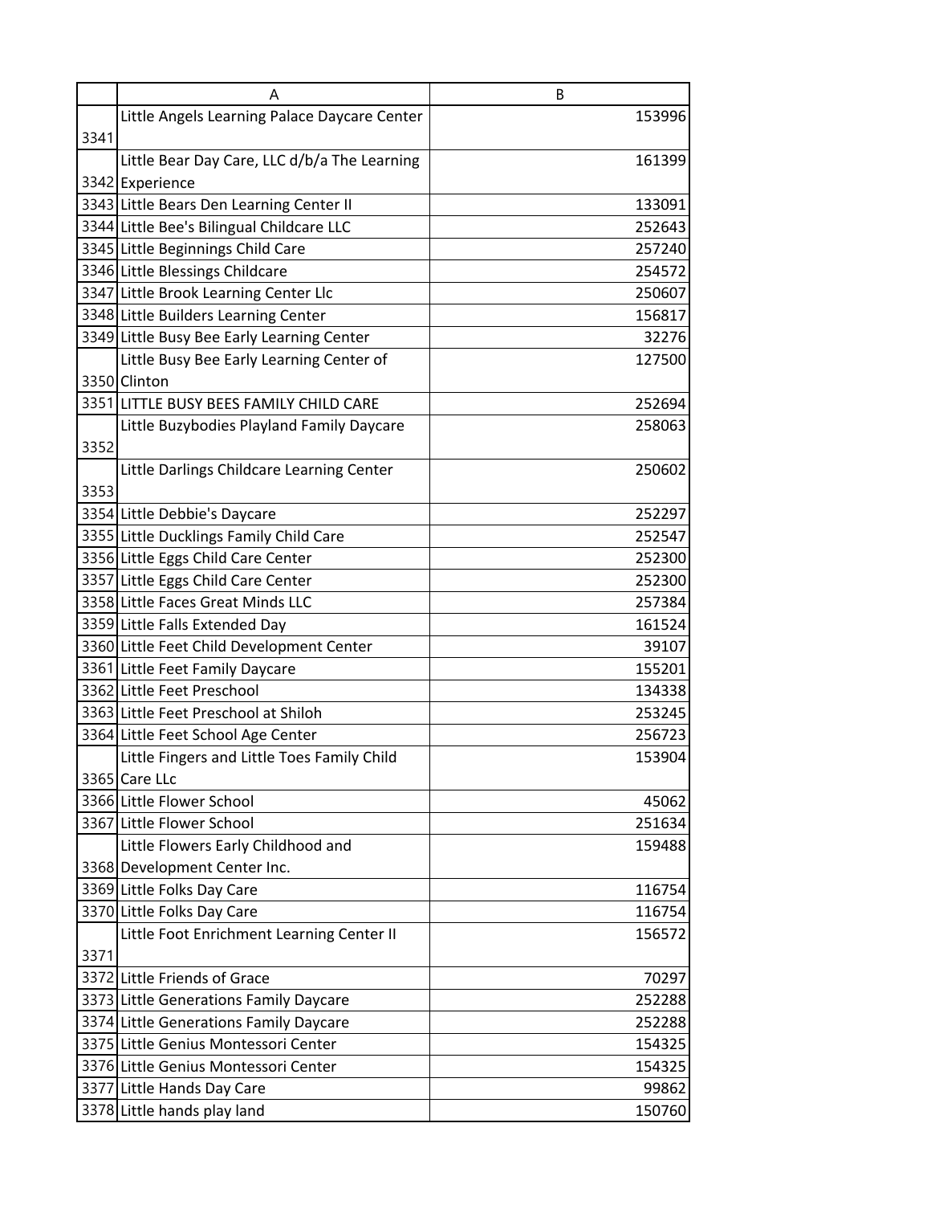| | A | B |
|---|---|---|
| 3341 | Little Angels Learning Palace Daycare Center | 153996 |
| 3342 | Little Bear Day Care, LLC d/b/a The Learning Experience | 161399 |
| 3343 | Little Bears Den Learning Center II | 133091 |
| 3344 | Little Bee's Bilingual Childcare LLC | 252643 |
| 3345 | Little Beginnings Child Care | 257240 |
| 3346 | Little Blessings Childcare | 254572 |
| 3347 | Little Brook Learning Center Llc | 250607 |
| 3348 | Little Builders Learning Center | 156817 |
| 3349 | Little Busy Bee Early Learning Center | 32276 |
| 3350 | Little Busy Bee Early Learning Center of Clinton | 127500 |
| 3351 | LITTLE BUSY BEES FAMILY CHILD CARE | 252694 |
| 3352 | Little Buzybodies Playland Family Daycare | 258063 |
| 3353 | Little Darlings Childcare Learning Center | 250602 |
| 3354 | Little Debbie's Daycare | 252297 |
| 3355 | Little Ducklings Family Child Care | 252547 |
| 3356 | Little Eggs Child Care Center | 252300 |
| 3357 | Little Eggs Child Care Center | 252300 |
| 3358 | Little Faces Great Minds LLC | 257384 |
| 3359 | Little Falls Extended Day | 161524 |
| 3360 | Little Feet Child Development Center | 39107 |
| 3361 | Little Feet Family Daycare | 155201 |
| 3362 | Little Feet Preschool | 134338 |
| 3363 | Little Feet Preschool at Shiloh | 253245 |
| 3364 | Little Feet School Age Center | 256723 |
| 3365 | Little Fingers and Little Toes Family Child Care LLc | 153904 |
| 3366 | Little Flower School | 45062 |
| 3367 | Little Flower School | 251634 |
| 3368 | Little Flowers Early Childhood and Development Center Inc. | 159488 |
| 3369 | Little Folks Day Care | 116754 |
| 3370 | Little Folks Day Care | 116754 |
| 3371 | Little Foot Enrichment Learning Center II | 156572 |
| 3372 | Little Friends of Grace | 70297 |
| 3373 | Little Generations Family Daycare | 252288 |
| 3374 | Little Generations Family Daycare | 252288 |
| 3375 | Little Genius Montessori Center | 154325 |
| 3376 | Little Genius Montessori Center | 154325 |
| 3377 | Little Hands Day Care | 99862 |
| 3378 | Little hands play land | 150760 |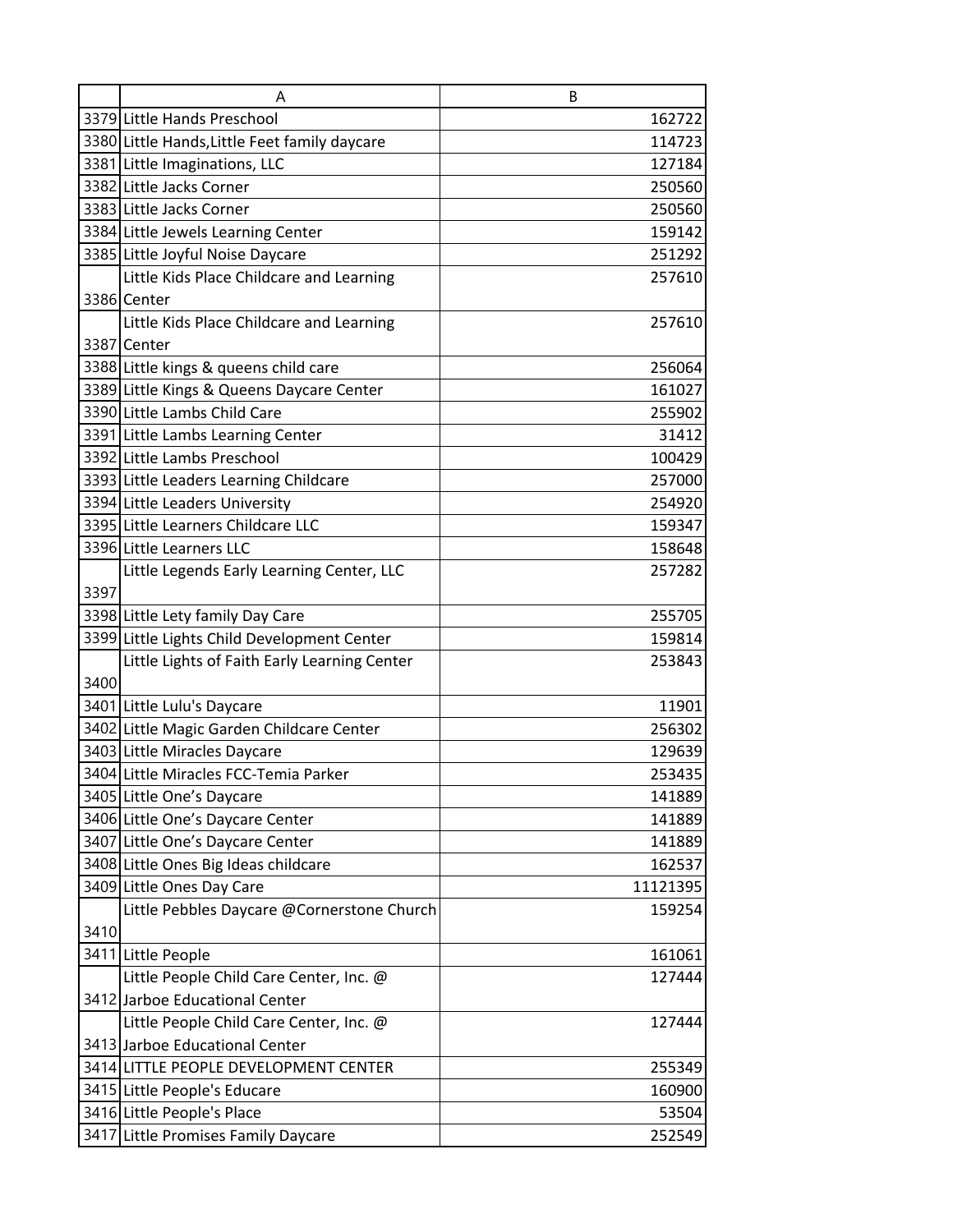| | A | B |
|---|---|---|
| 3379 | Little Hands Preschool | 162722 |
| 3380 | Little Hands,Little Feet family daycare | 114723 |
| 3381 | Little Imaginations, LLC | 127184 |
| 3382 | Little Jacks Corner | 250560 |
| 3383 | Little Jacks Corner | 250560 |
| 3384 | Little Jewels Learning Center | 159142 |
| 3385 | Little Joyful Noise Daycare | 251292 |
| 3386 | Little Kids Place Childcare and Learning Center | 257610 |
| 3387 | Little Kids Place Childcare and Learning Center | 257610 |
| 3388 | Little kings & queens child care | 256064 |
| 3389 | Little Kings & Queens Daycare Center | 161027 |
| 3390 | Little Lambs Child Care | 255902 |
| 3391 | Little Lambs Learning Center | 31412 |
| 3392 | Little Lambs Preschool | 100429 |
| 3393 | Little Leaders Learning Childcare | 257000 |
| 3394 | Little Leaders University | 254920 |
| 3395 | Little Learners Childcare LLC | 159347 |
| 3396 | Little Learners LLC | 158648 |
| 3397 | Little Legends Early Learning Center, LLC | 257282 |
| 3398 | Little Lety family Day Care | 255705 |
| 3399 | Little Lights Child Development Center | 159814 |
| 3400 | Little Lights of Faith Early Learning Center | 253843 |
| 3401 | Little Lulu's Daycare | 11901 |
| 3402 | Little Magic Garden Childcare Center | 256302 |
| 3403 | Little Miracles Daycare | 129639 |
| 3404 | Little Miracles FCC-Temia Parker | 253435 |
| 3405 | Little One's Daycare | 141889 |
| 3406 | Little One's Daycare Center | 141889 |
| 3407 | Little One's Daycare Center | 141889 |
| 3408 | Little Ones Big Ideas childcare | 162537 |
| 3409 | Little Ones Day Care | 11121395 |
| 3410 | Little Pebbles Daycare @Cornerstone Church | 159254 |
| 3411 | Little People | 161061 |
| 3412 | Little People Child Care Center, Inc. @ Jarboe Educational Center | 127444 |
| 3413 | Little People Child Care Center, Inc. @ Jarboe Educational Center | 127444 |
| 3414 | LITTLE PEOPLE DEVELOPMENT CENTER | 255349 |
| 3415 | Little People's Educare | 160900 |
| 3416 | Little People's Place | 53504 |
| 3417 | Little Promises Family Daycare | 252549 |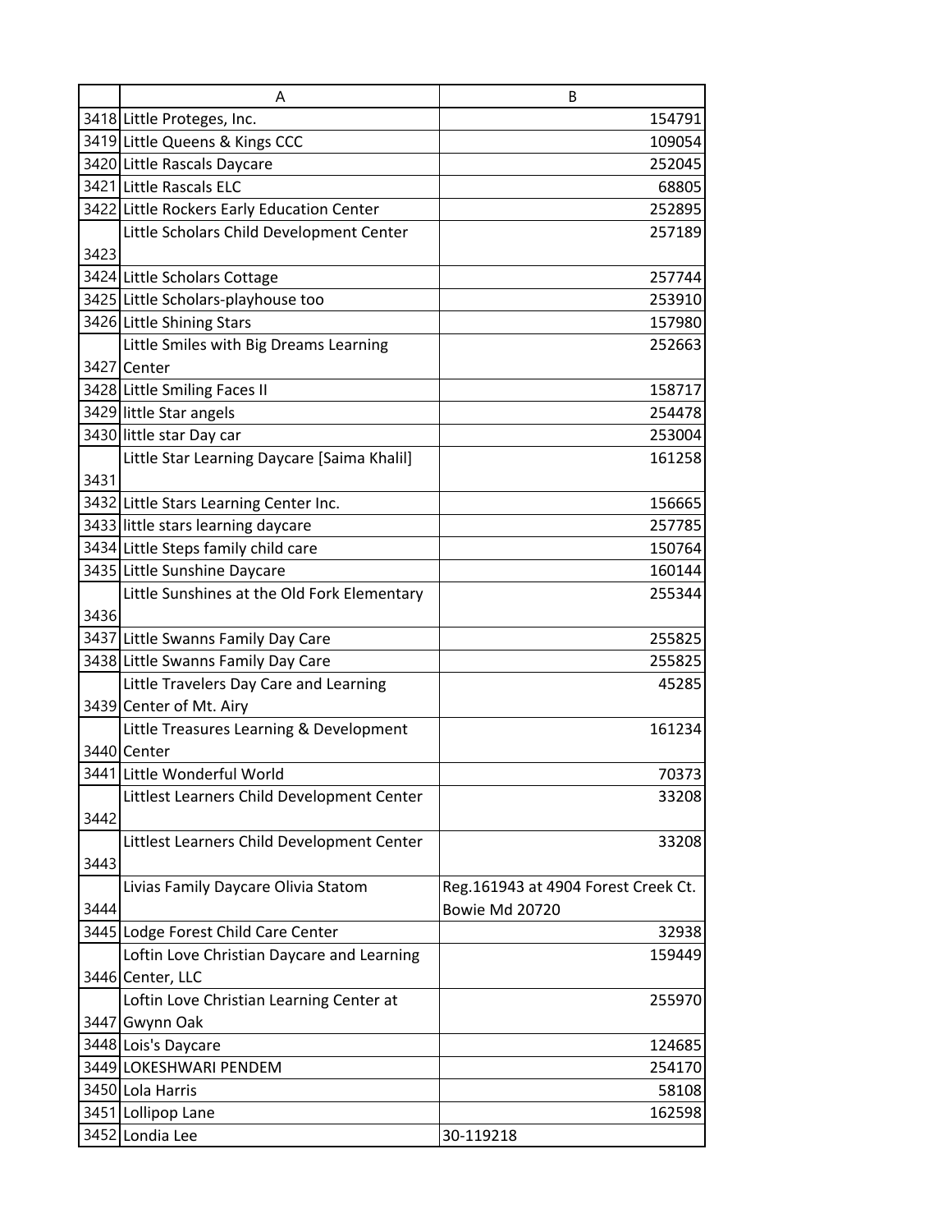| | A | B |
|---|---|---|
| 3418 | Little Proteges, Inc. | 154791 |
| 3419 | Little Queens & Kings CCC | 109054 |
| 3420 | Little Rascals Daycare | 252045 |
| 3421 | Little Rascals ELC | 68805 |
| 3422 | Little Rockers Early Education Center | 252895 |
| 3423 | Little Scholars Child Development Center | 257189 |
| 3424 | Little Scholars Cottage | 257744 |
| 3425 | Little Scholars-playhouse too | 253910 |
| 3426 | Little Shining Stars | 157980 |
| 3427 | Little Smiles with Big Dreams Learning Center | 252663 |
| 3428 | Little Smiling Faces II | 158717 |
| 3429 | little Star angels | 254478 |
| 3430 | little star Day car | 253004 |
| 3431 | Little Star Learning Daycare [Saima Khalil] | 161258 |
| 3432 | Little Stars Learning Center Inc. | 156665 |
| 3433 | little stars learning daycare | 257785 |
| 3434 | Little Steps family child care | 150764 |
| 3435 | Little Sunshine Daycare | 160144 |
| 3436 | Little Sunshines at the Old Fork Elementary | 255344 |
| 3437 | Little Swanns Family Day Care | 255825 |
| 3438 | Little Swanns Family Day Care | 255825 |
| 3439 | Little Travelers Day Care and Learning Center of Mt. Airy | 45285 |
| 3440 | Little Treasures Learning & Development Center | 161234 |
| 3441 | Little Wonderful World | 70373 |
| 3442 | Littlest Learners Child Development Center | 33208 |
| 3443 | Littlest Learners Child Development Center | 33208 |
| 3444 | Livias Family Daycare Olivia Statom | Reg.161943 at 4904 Forest Creek Ct. Bowie Md 20720 |
| 3445 | Lodge Forest Child Care Center | 32938 |
| 3446 | Loftin Love Christian Daycare and Learning Center, LLC | 159449 |
| 3447 | Loftin Love Christian Learning Center at Gwynn Oak | 255970 |
| 3448 | Lois's Daycare | 124685 |
| 3449 | LOKESHWARI PENDEM | 254170 |
| 3450 | Lola Harris | 58108 |
| 3451 | Lollipop Lane | 162598 |
| 3452 | Londia Lee | 30-119218 |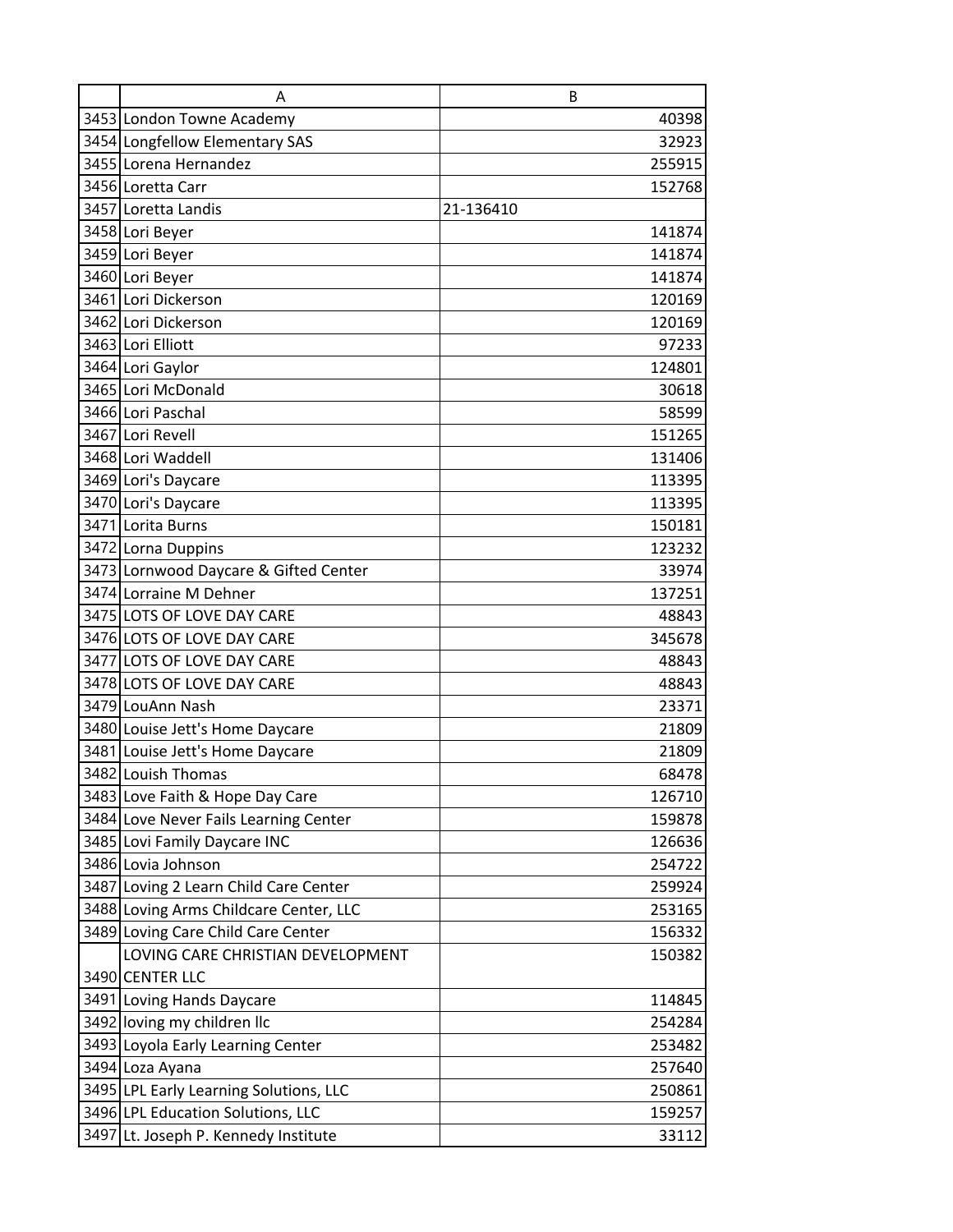| | A | B |
|---|---|---|
| 3453 | London Towne Academy | 40398 |
| 3454 | Longfellow Elementary SAS | 32923 |
| 3455 | Lorena Hernandez | 255915 |
| 3456 | Loretta Carr | 152768 |
| 3457 | Loretta Landis | 21-136410 |
| 3458 | Lori Beyer | 141874 |
| 3459 | Lori Beyer | 141874 |
| 3460 | Lori Beyer | 141874 |
| 3461 | Lori Dickerson | 120169 |
| 3462 | Lori Dickerson | 120169 |
| 3463 | Lori Elliott | 97233 |
| 3464 | Lori Gaylor | 124801 |
| 3465 | Lori McDonald | 30618 |
| 3466 | Lori Paschal | 58599 |
| 3467 | Lori Revell | 151265 |
| 3468 | Lori Waddell | 131406 |
| 3469 | Lori's Daycare | 113395 |
| 3470 | Lori's Daycare | 113395 |
| 3471 | Lorita Burns | 150181 |
| 3472 | Lorna Duppins | 123232 |
| 3473 | Lornwood Daycare & Gifted Center | 33974 |
| 3474 | Lorraine M Dehner | 137251 |
| 3475 | LOTS OF LOVE DAY CARE | 48843 |
| 3476 | LOTS OF LOVE DAY CARE | 345678 |
| 3477 | LOTS OF LOVE DAY CARE | 48843 |
| 3478 | LOTS OF LOVE DAY CARE | 48843 |
| 3479 | LouAnn Nash | 23371 |
| 3480 | Louise Jett's Home Daycare | 21809 |
| 3481 | Louise Jett's Home Daycare | 21809 |
| 3482 | Louish Thomas | 68478 |
| 3483 | Love Faith & Hope Day Care | 126710 |
| 3484 | Love Never Fails Learning Center | 159878 |
| 3485 | Lovi Family Daycare INC | 126636 |
| 3486 | Lovia Johnson | 254722 |
| 3487 | Loving 2 Learn Child Care Center | 259924 |
| 3488 | Loving Arms Childcare Center, LLC | 253165 |
| 3489 | Loving Care Child Care Center | 156332 |
| 3490 | LOVING CARE CHRISTIAN DEVELOPMENT CENTER LLC | 150382 |
| 3491 | Loving Hands Daycare | 114845 |
| 3492 | loving my children llc | 254284 |
| 3493 | Loyola Early Learning Center | 253482 |
| 3494 | Loza Ayana | 257640 |
| 3495 | LPL Early Learning Solutions, LLC | 250861 |
| 3496 | LPL Education Solutions, LLC | 159257 |
| 3497 | Lt. Joseph P. Kennedy Institute | 33112 |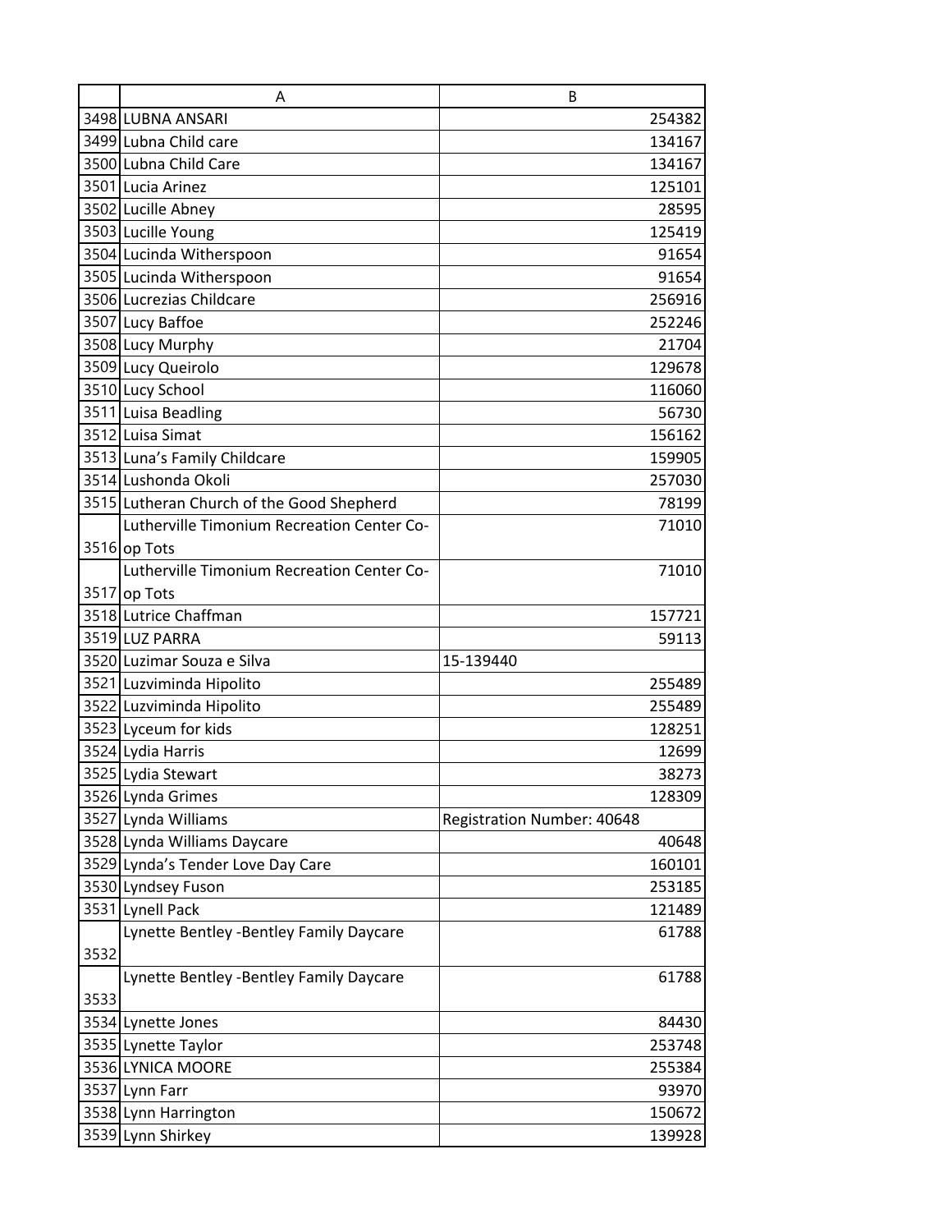| | A | B |
|---|---|---|
| 3498 | LUBNA ANSARI | 254382 |
| 3499 | Lubna Child care | 134167 |
| 3500 | Lubna Child Care | 134167 |
| 3501 | Lucia Arinez | 125101 |
| 3502 | Lucille Abney | 28595 |
| 3503 | Lucille Young | 125419 |
| 3504 | Lucinda Witherspoon | 91654 |
| 3505 | Lucinda Witherspoon | 91654 |
| 3506 | Lucrezias Childcare | 256916 |
| 3507 | Lucy Baffoe | 252246 |
| 3508 | Lucy Murphy | 21704 |
| 3509 | Lucy Queirolo | 129678 |
| 3510 | Lucy School | 116060 |
| 3511 | Luisa Beadling | 56730 |
| 3512 | Luisa Simat | 156162 |
| 3513 | Luna's Family Childcare | 159905 |
| 3514 | Lushonda Okoli | 257030 |
| 3515 | Lutheran Church of the Good Shepherd | 78199 |
| 3516 | Lutherville Timonium Recreation Center Co-op Tots | 71010 |
| 3517 | Lutherville Timonium Recreation Center Co-op Tots | 71010 |
| 3518 | Lutrice Chaffman | 157721 |
| 3519 | LUZ PARRA | 59113 |
| 3520 | Luzimar Souza e Silva | 15-139440 |
| 3521 | Luzviminda Hipolito | 255489 |
| 3522 | Luzviminda Hipolito | 255489 |
| 3523 | Lyceum for kids | 128251 |
| 3524 | Lydia Harris | 12699 |
| 3525 | Lydia Stewart | 38273 |
| 3526 | Lynda Grimes | 128309 |
| 3527 | Lynda Williams | Registration Number: 40648 |
| 3528 | Lynda Williams Daycare | 40648 |
| 3529 | Lynda's Tender Love Day Care | 160101 |
| 3530 | Lyndsey Fuson | 253185 |
| 3531 | Lynell Pack | 121489 |
| 3532 | Lynette Bentley -Bentley Family Daycare | 61788 |
| 3533 | Lynette Bentley -Bentley Family Daycare | 61788 |
| 3534 | Lynette Jones | 84430 |
| 3535 | Lynette Taylor | 253748 |
| 3536 | LYNICA MOORE | 255384 |
| 3537 | Lynn Farr | 93970 |
| 3538 | Lynn Harrington | 150672 |
| 3539 | Lynn Shirkey | 139928 |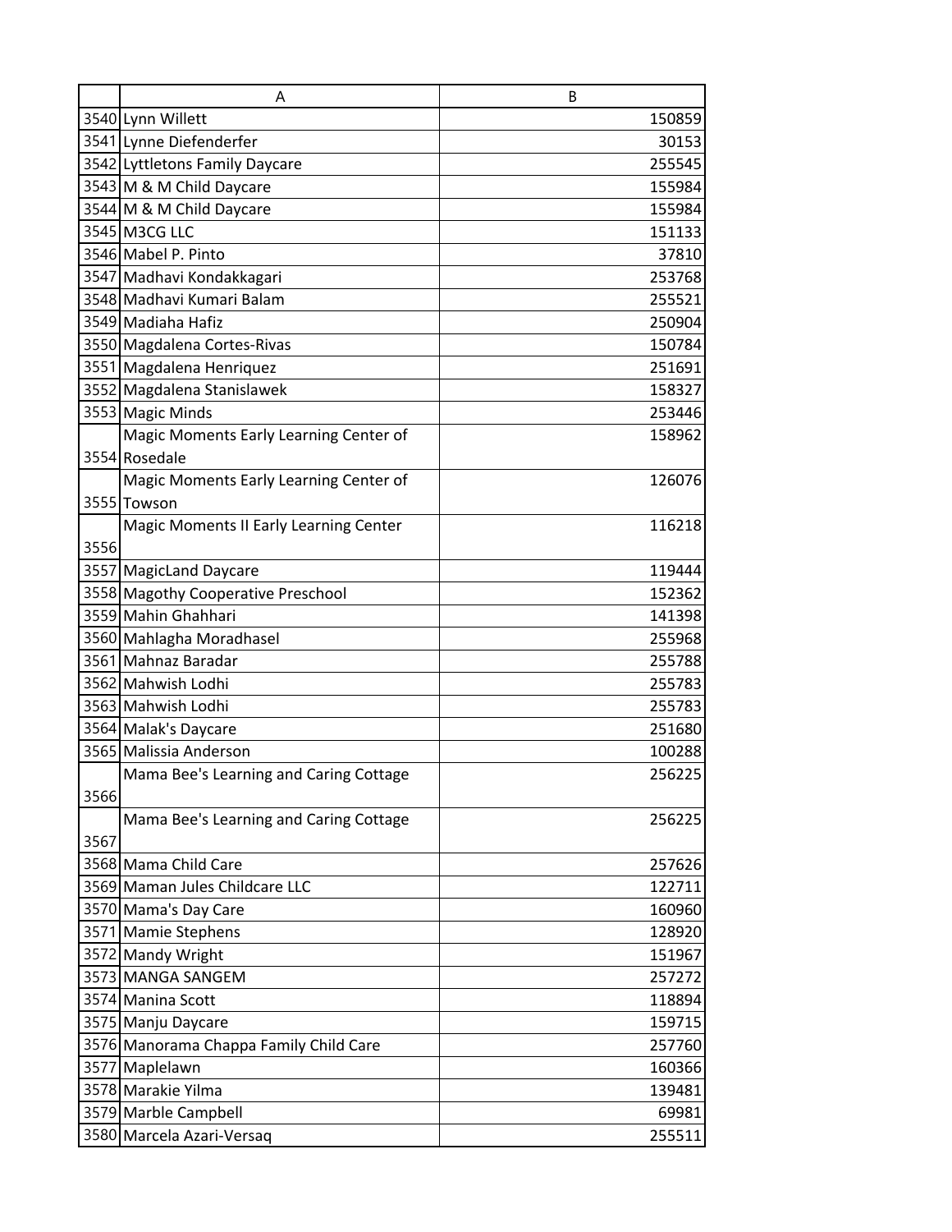| | A | B |
|---|---|---|
| 3540 | Lynn Willett | 150859 |
| 3541 | Lynne Diefenderfer | 30153 |
| 3542 | Lyttletons Family Daycare | 255545 |
| 3543 | M & M Child Daycare | 155984 |
| 3544 | M & M Child Daycare | 155984 |
| 3545 | M3CG LLC | 151133 |
| 3546 | Mabel P. Pinto | 37810 |
| 3547 | Madhavi Kondakkagari | 253768 |
| 3548 | Madhavi Kumari Balam | 255521 |
| 3549 | Madiaha Hafiz | 250904 |
| 3550 | Magdalena Cortes-Rivas | 150784 |
| 3551 | Magdalena Henriquez | 251691 |
| 3552 | Magdalena Stanislawek | 158327 |
| 3553 | Magic Minds | 253446 |
| 3554 | Magic Moments Early Learning Center of Rosedale | 158962 |
| 3555 | Magic Moments Early Learning Center of Towson | 126076 |
| 3556 | Magic Moments II Early Learning Center | 116218 |
| 3557 | MagicLand Daycare | 119444 |
| 3558 | Magothy Cooperative Preschool | 152362 |
| 3559 | Mahin Ghahhari | 141398 |
| 3560 | Mahlagha Moradhasel | 255968 |
| 3561 | Mahnaz Baradar | 255788 |
| 3562 | Mahwish Lodhi | 255783 |
| 3563 | Mahwish Lodhi | 255783 |
| 3564 | Malak's Daycare | 251680 |
| 3565 | Malissia Anderson | 100288 |
| 3566 | Mama Bee's Learning and Caring Cottage | 256225 |
| 3567 | Mama Bee's Learning and Caring Cottage | 256225 |
| 3568 | Mama Child Care | 257626 |
| 3569 | Maman Jules Childcare LLC | 122711 |
| 3570 | Mama's Day Care | 160960 |
| 3571 | Mamie Stephens | 128920 |
| 3572 | Mandy Wright | 151967 |
| 3573 | MANGA SANGEM | 257272 |
| 3574 | Manina Scott | 118894 |
| 3575 | Manju Daycare | 159715 |
| 3576 | Manorama Chappa Family Child Care | 257760 |
| 3577 | Maplelawn | 160366 |
| 3578 | Marakie Yilma | 139481 |
| 3579 | Marble Campbell | 69981 |
| 3580 | Marcela Azari-Versaq | 255511 |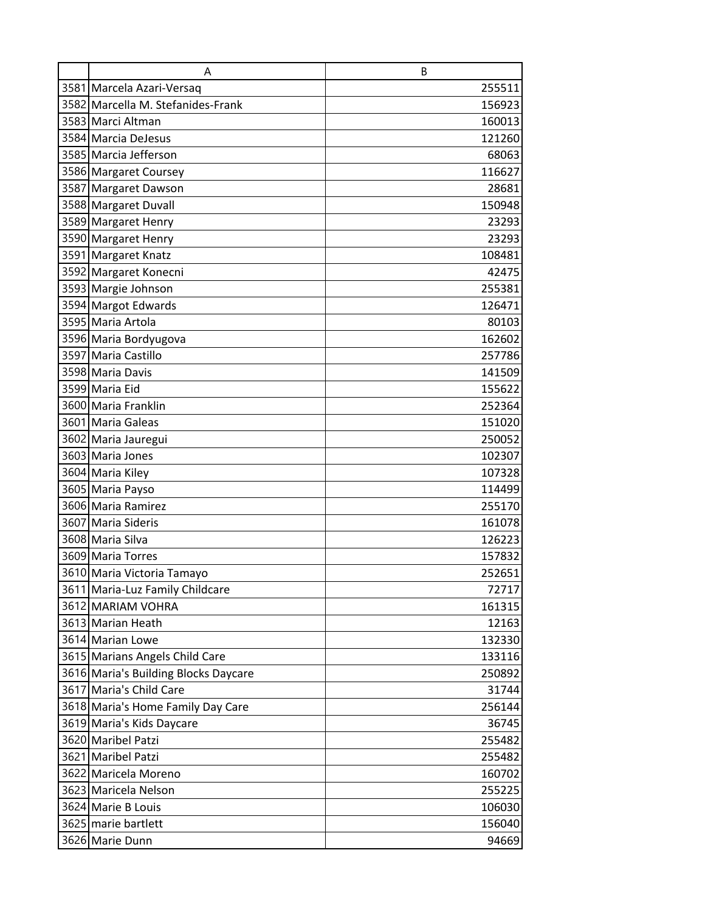| | A | B |
|---|---|---|
| 3581 | Marcela Azari-Versaq | 255511 |
| 3582 | Marcella M. Stefanides-Frank | 156923 |
| 3583 | Marci Altman | 160013 |
| 3584 | Marcia DeJesus | 121260 |
| 3585 | Marcia Jefferson | 68063 |
| 3586 | Margaret Coursey | 116627 |
| 3587 | Margaret Dawson | 28681 |
| 3588 | Margaret Duvall | 150948 |
| 3589 | Margaret Henry | 23293 |
| 3590 | Margaret Henry | 23293 |
| 3591 | Margaret Knatz | 108481 |
| 3592 | Margaret Konecni | 42475 |
| 3593 | Margie Johnson | 255381 |
| 3594 | Margot Edwards | 126471 |
| 3595 | Maria Artola | 80103 |
| 3596 | Maria Bordyugova | 162602 |
| 3597 | Maria Castillo | 257786 |
| 3598 | Maria Davis | 141509 |
| 3599 | Maria Eid | 155622 |
| 3600 | Maria Franklin | 252364 |
| 3601 | Maria Galeas | 151020 |
| 3602 | Maria Jauregui | 250052 |
| 3603 | Maria Jones | 102307 |
| 3604 | Maria Kiley | 107328 |
| 3605 | Maria Payso | 114499 |
| 3606 | Maria Ramirez | 255170 |
| 3607 | Maria Sideris | 161078 |
| 3608 | Maria Silva | 126223 |
| 3609 | Maria Torres | 157832 |
| 3610 | Maria Victoria Tamayo | 252651 |
| 3611 | Maria-Luz Family Childcare | 72717 |
| 3612 | MARIAM VOHRA | 161315 |
| 3613 | Marian Heath | 12163 |
| 3614 | Marian Lowe | 132330 |
| 3615 | Marians Angels Child Care | 133116 |
| 3616 | Maria's Building Blocks Daycare | 250892 |
| 3617 | Maria's Child Care | 31744 |
| 3618 | Maria's Home Family Day Care | 256144 |
| 3619 | Maria's Kids Daycare | 36745 |
| 3620 | Maribel Patzi | 255482 |
| 3621 | Maribel Patzi | 255482 |
| 3622 | Maricela Moreno | 160702 |
| 3623 | Maricela Nelson | 255225 |
| 3624 | Marie B Louis | 106030 |
| 3625 | marie bartlett | 156040 |
| 3626 | Marie Dunn | 94669 |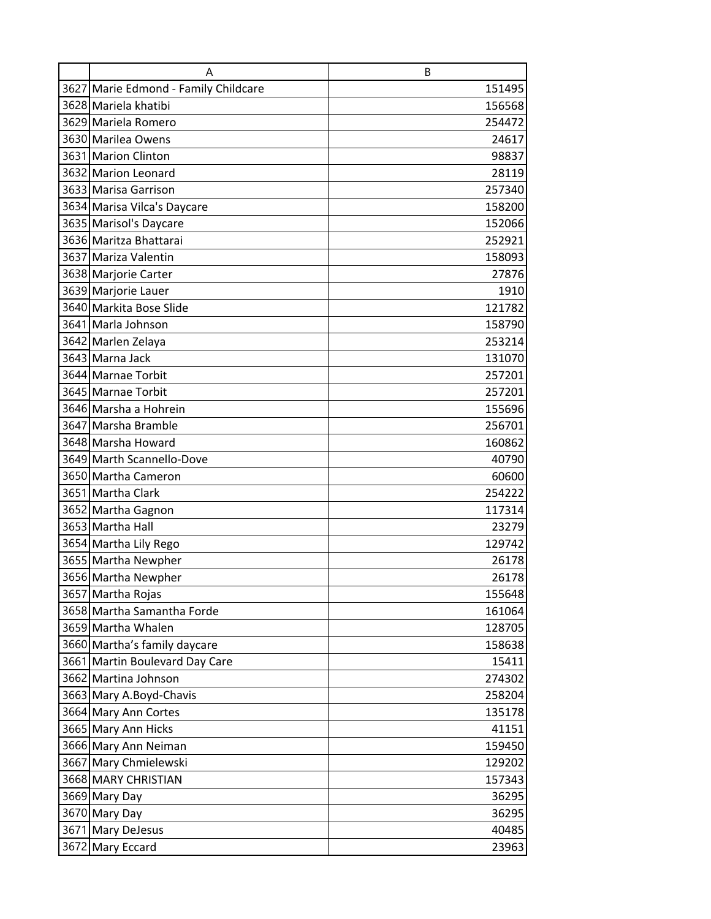| | A | B |
|---|---|---|
| 3627 | Marie Edmond - Family Childcare | 151495 |
| 3628 | Mariela khatibi | 156568 |
| 3629 | Mariela Romero | 254472 |
| 3630 | Marilea Owens | 24617 |
| 3631 | Marion Clinton | 98837 |
| 3632 | Marion Leonard | 28119 |
| 3633 | Marisa Garrison | 257340 |
| 3634 | Marisa Vilca's Daycare | 158200 |
| 3635 | Marisol's Daycare | 152066 |
| 3636 | Maritza Bhattarai | 252921 |
| 3637 | Mariza Valentin | 158093 |
| 3638 | Marjorie Carter | 27876 |
| 3639 | Marjorie Lauer | 1910 |
| 3640 | Markita Bose Slide | 121782 |
| 3641 | Marla Johnson | 158790 |
| 3642 | Marlen Zelaya | 253214 |
| 3643 | Marna Jack | 131070 |
| 3644 | Marnae Torbit | 257201 |
| 3645 | Marnae Torbit | 257201 |
| 3646 | Marsha a Hohrein | 155696 |
| 3647 | Marsha Bramble | 256701 |
| 3648 | Marsha Howard | 160862 |
| 3649 | Marth Scannello-Dove | 40790 |
| 3650 | Martha Cameron | 60600 |
| 3651 | Martha Clark | 254222 |
| 3652 | Martha Gagnon | 117314 |
| 3653 | Martha Hall | 23279 |
| 3654 | Martha Lily Rego | 129742 |
| 3655 | Martha Newpher | 26178 |
| 3656 | Martha Newpher | 26178 |
| 3657 | Martha Rojas | 155648 |
| 3658 | Martha Samantha Forde | 161064 |
| 3659 | Martha Whalen | 128705 |
| 3660 | Martha’s family daycare | 158638 |
| 3661 | Martin Boulevard Day Care | 15411 |
| 3662 | Martina Johnson | 274302 |
| 3663 | Mary A.Boyd-Chavis | 258204 |
| 3664 | Mary Ann Cortes | 135178 |
| 3665 | Mary Ann Hicks | 41151 |
| 3666 | Mary Ann Neiman | 159450 |
| 3667 | Mary Chmielewski | 129202 |
| 3668 | MARY CHRISTIAN | 157343 |
| 3669 | Mary Day | 36295 |
| 3670 | Mary Day | 36295 |
| 3671 | Mary DeJesus | 40485 |
| 3672 | Mary Eccard | 23963 |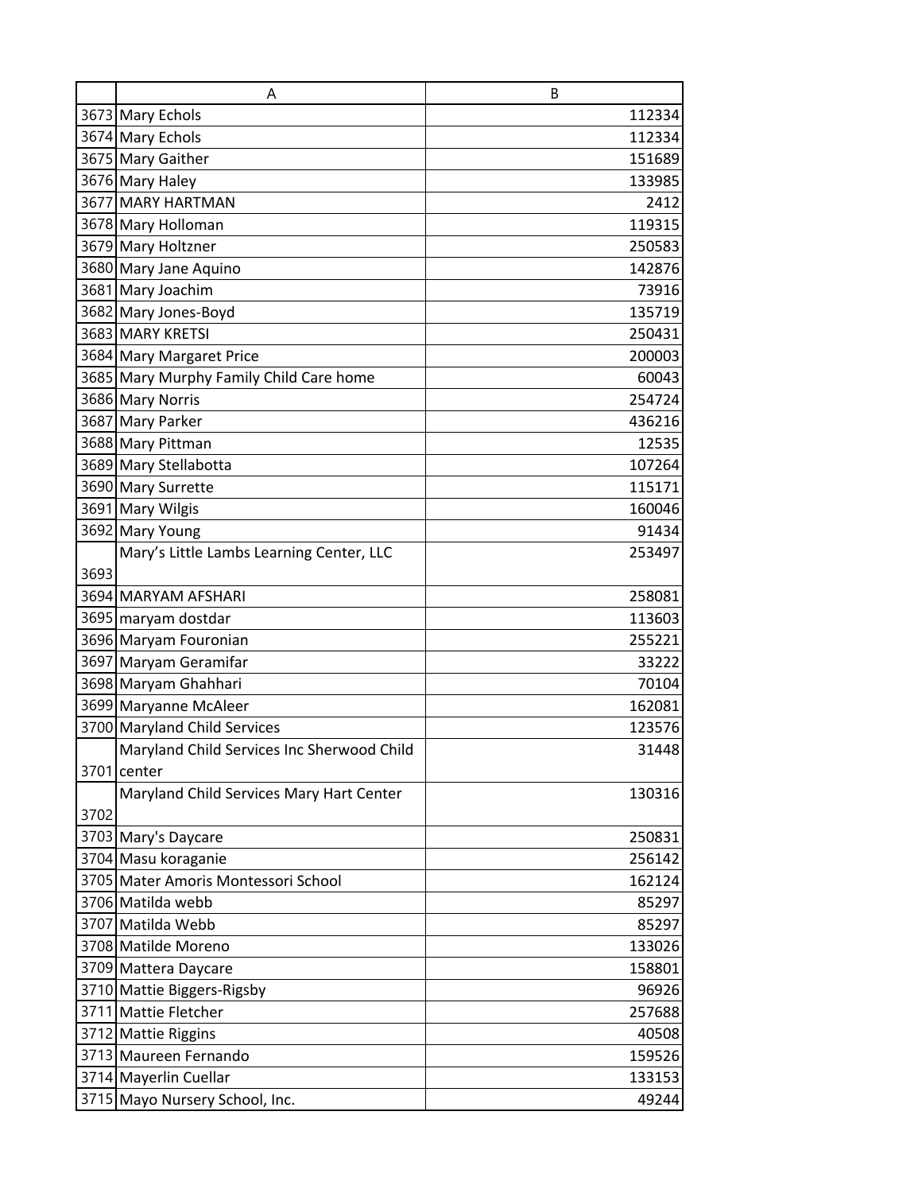| | A | B |
|---|---|---|
| 3673 | Mary Echols | 112334 |
| 3674 | Mary Echols | 112334 |
| 3675 | Mary Gaither | 151689 |
| 3676 | Mary Haley | 133985 |
| 3677 | MARY HARTMAN | 2412 |
| 3678 | Mary Holloman | 119315 |
| 3679 | Mary Holtzner | 250583 |
| 3680 | Mary Jane Aquino | 142876 |
| 3681 | Mary Joachim | 73916 |
| 3682 | Mary Jones-Boyd | 135719 |
| 3683 | MARY KRETSI | 250431 |
| 3684 | Mary Margaret Price | 200003 |
| 3685 | Mary Murphy Family Child Care home | 60043 |
| 3686 | Mary Norris | 254724 |
| 3687 | Mary Parker | 436216 |
| 3688 | Mary Pittman | 12535 |
| 3689 | Mary Stellabotta | 107264 |
| 3690 | Mary Surrette | 115171 |
| 3691 | Mary Wilgis | 160046 |
| 3692 | Mary Young | 91434 |
| 3693 | Mary’s Little Lambs Learning Center, LLC | 253497 |
| 3694 | MARYAM AFSHARI | 258081 |
| 3695 | maryam dostdar | 113603 |
| 3696 | Maryam Fouronian | 255221 |
| 3697 | Maryam Geramifar | 33222 |
| 3698 | Maryam Ghahhari | 70104 |
| 3699 | Maryanne McAleer | 162081 |
| 3700 | Maryland Child Services | 123576 |
| 3701 | Maryland Child Services Inc Sherwood Child center | 31448 |
| 3702 | Maryland Child Services Mary Hart Center | 130316 |
| 3703 | Mary's Daycare | 250831 |
| 3704 | Masu koraganie | 256142 |
| 3705 | Mater Amoris Montessori School | 162124 |
| 3706 | Matilda webb | 85297 |
| 3707 | Matilda Webb | 85297 |
| 3708 | Matilde Moreno | 133026 |
| 3709 | Mattera Daycare | 158801 |
| 3710 | Mattie Biggers-Rigsby | 96926 |
| 3711 | Mattie Fletcher | 257688 |
| 3712 | Mattie Riggins | 40508 |
| 3713 | Maureen Fernando | 159526 |
| 3714 | Mayerlin Cuellar | 133153 |
| 3715 | Mayo Nursery School, Inc. | 49244 |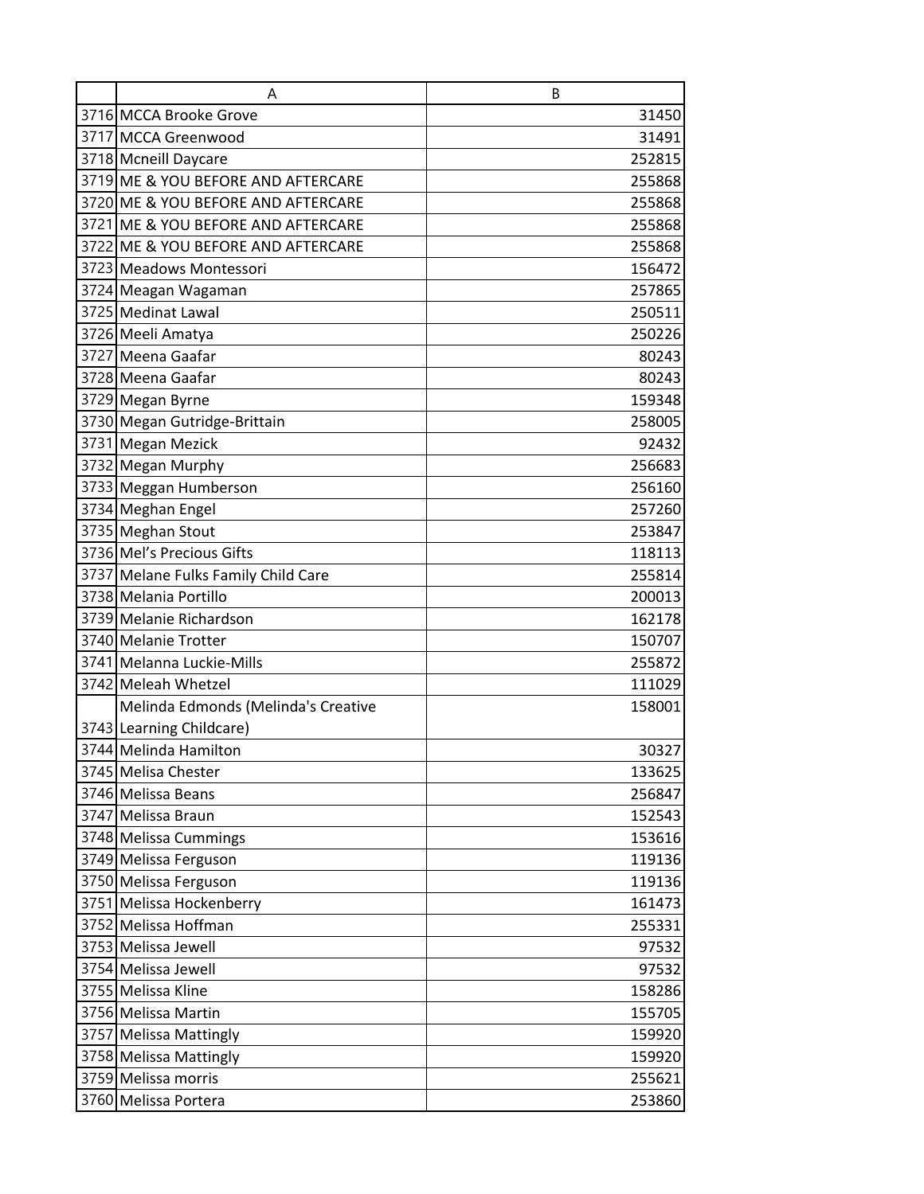| | A | B |
|---|---|---|
| 3716 | MCCA Brooke Grove | 31450 |
| 3717 | MCCA Greenwood | 31491 |
| 3718 | Mcneill Daycare | 252815 |
| 3719 | ME & YOU BEFORE AND AFTERCARE | 255868 |
| 3720 | ME & YOU BEFORE AND AFTERCARE | 255868 |
| 3721 | ME & YOU BEFORE AND AFTERCARE | 255868 |
| 3722 | ME & YOU BEFORE AND AFTERCARE | 255868 |
| 3723 | Meadows Montessori | 156472 |
| 3724 | Meagan Wagaman | 257865 |
| 3725 | Medinat Lawal | 250511 |
| 3726 | Meeli Amatya | 250226 |
| 3727 | Meena Gaafar | 80243 |
| 3728 | Meena Gaafar | 80243 |
| 3729 | Megan Byrne | 159348 |
| 3730 | Megan Gutridge-Brittain | 258005 |
| 3731 | Megan Mezick | 92432 |
| 3732 | Megan Murphy | 256683 |
| 3733 | Meggan Humberson | 256160 |
| 3734 | Meghan Engel | 257260 |
| 3735 | Meghan Stout | 253847 |
| 3736 | Mel's Precious Gifts | 118113 |
| 3737 | Melane Fulks Family Child Care | 255814 |
| 3738 | Melania Portillo | 200013 |
| 3739 | Melanie Richardson | 162178 |
| 3740 | Melanie Trotter | 150707 |
| 3741 | Melanna Luckie-Mills | 255872 |
| 3742 | Meleah Whetzel | 111029 |
| 3743 | Melinda Edmonds (Melinda's Creative Learning Childcare) | 158001 |
| 3744 | Melinda Hamilton | 30327 |
| 3745 | Melisa Chester | 133625 |
| 3746 | Melissa Beans | 256847 |
| 3747 | Melissa Braun | 152543 |
| 3748 | Melissa Cummings | 153616 |
| 3749 | Melissa Ferguson | 119136 |
| 3750 | Melissa Ferguson | 119136 |
| 3751 | Melissa Hockenberry | 161473 |
| 3752 | Melissa Hoffman | 255331 |
| 3753 | Melissa Jewell | 97532 |
| 3754 | Melissa Jewell | 97532 |
| 3755 | Melissa Kline | 158286 |
| 3756 | Melissa Martin | 155705 |
| 3757 | Melissa Mattingly | 159920 |
| 3758 | Melissa Mattingly | 159920 |
| 3759 | Melissa morris | 255621 |
| 3760 | Melissa Portera | 253860 |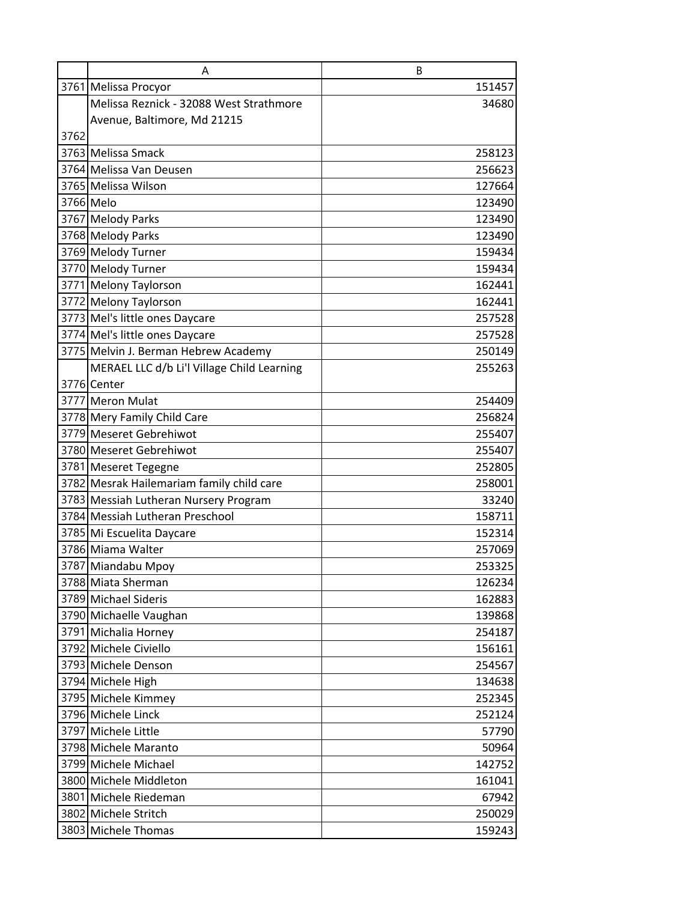| | A | B |
|---|---|---|
| 3761 | Melissa Procyor | 151457 |
| 3762 | Melissa Reznick - 32088 West Strathmore Avenue, Baltimore, Md 21215 | 34680 |
| 3763 | Melissa Smack | 258123 |
| 3764 | Melissa Van Deusen | 256623 |
| 3765 | Melissa Wilson | 127664 |
| 3766 | Melo | 123490 |
| 3767 | Melody Parks | 123490 |
| 3768 | Melody Parks | 123490 |
| 3769 | Melody Turner | 159434 |
| 3770 | Melody Turner | 159434 |
| 3771 | Melony Taylorson | 162441 |
| 3772 | Melony Taylorson | 162441 |
| 3773 | Mel's little ones Daycare | 257528 |
| 3774 | Mel's little ones Daycare | 257528 |
| 3775 | Melvin J. Berman Hebrew Academy | 250149 |
| 3776 | MERAEL LLC d/b Li'l Village Child Learning Center | 255263 |
| 3777 | Meron Mulat | 254409 |
| 3778 | Mery Family Child Care | 256824 |
| 3779 | Meseret Gebrehiwot | 255407 |
| 3780 | Meseret Gebrehiwot | 255407 |
| 3781 | Meseret Tegegne | 252805 |
| 3782 | Mesrak Hailemariam family child care | 258001 |
| 3783 | Messiah Lutheran Nursery Program | 33240 |
| 3784 | Messiah Lutheran Preschool | 158711 |
| 3785 | Mi Escuelita Daycare | 152314 |
| 3786 | Miama Walter | 257069 |
| 3787 | Miandabu Mpoy | 253325 |
| 3788 | Miata Sherman | 126234 |
| 3789 | Michael Sideris | 162883 |
| 3790 | Michaelle Vaughan | 139868 |
| 3791 | Michalia Horney | 254187 |
| 3792 | Michele Civiello | 156161 |
| 3793 | Michele Denson | 254567 |
| 3794 | Michele High | 134638 |
| 3795 | Michele Kimmey | 252345 |
| 3796 | Michele Linck | 252124 |
| 3797 | Michele Little | 57790 |
| 3798 | Michele Maranto | 50964 |
| 3799 | Michele Michael | 142752 |
| 3800 | Michele Middleton | 161041 |
| 3801 | Michele Riedeman | 67942 |
| 3802 | Michele Stritch | 250029 |
| 3803 | Michele Thomas | 159243 |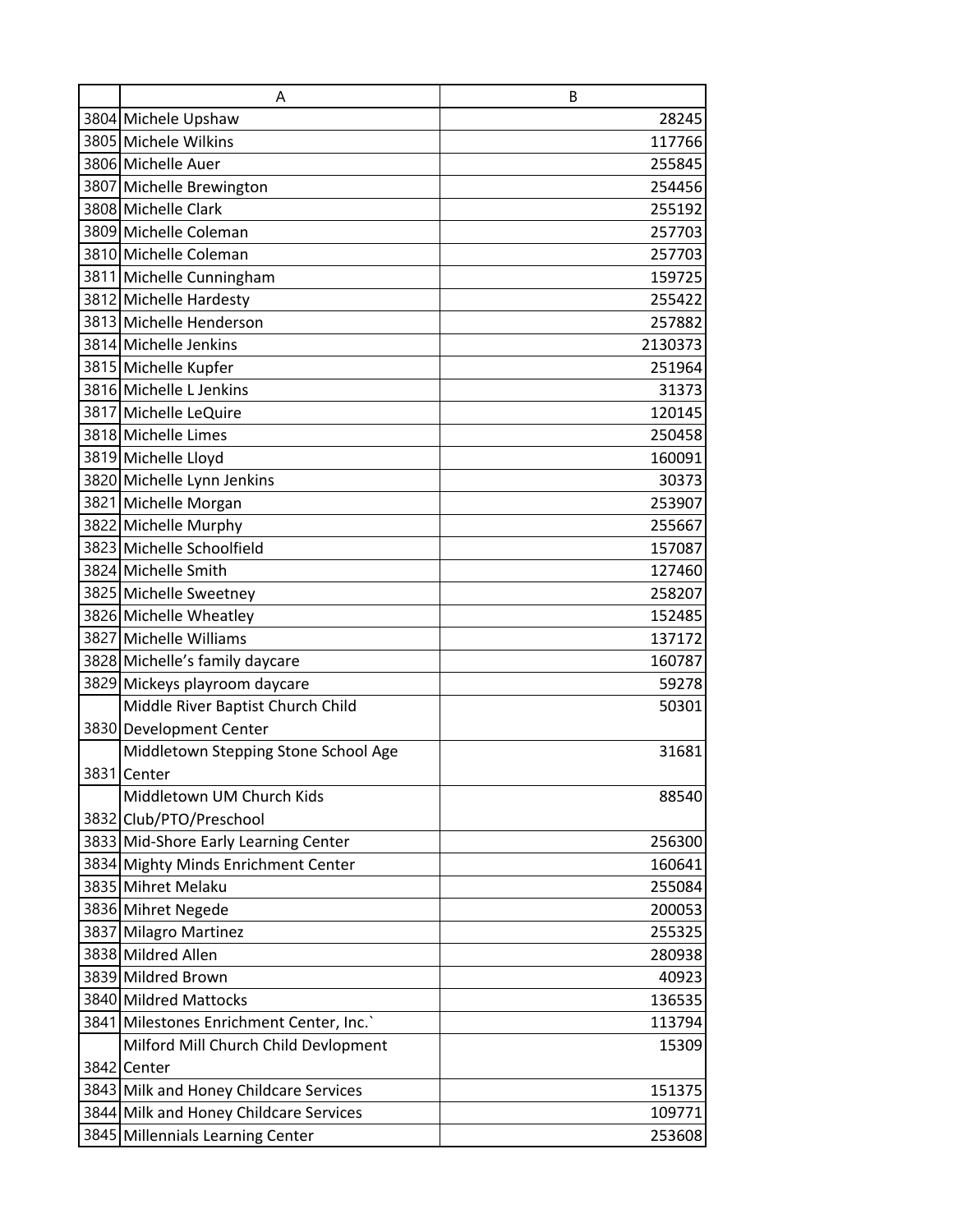| | A | B |
|---|---|---|
| 3804 | Michele Upshaw | 28245 |
| 3805 | Michele Wilkins | 117766 |
| 3806 | Michelle Auer | 255845 |
| 3807 | Michelle Brewington | 254456 |
| 3808 | Michelle Clark | 255192 |
| 3809 | Michelle Coleman | 257703 |
| 3810 | Michelle Coleman | 257703 |
| 3811 | Michelle Cunningham | 159725 |
| 3812 | Michelle Hardesty | 255422 |
| 3813 | Michelle Henderson | 257882 |
| 3814 | Michelle Jenkins | 2130373 |
| 3815 | Michelle Kupfer | 251964 |
| 3816 | Michelle L Jenkins | 31373 |
| 3817 | Michelle LeQuire | 120145 |
| 3818 | Michelle Limes | 250458 |
| 3819 | Michelle Lloyd | 160091 |
| 3820 | Michelle Lynn Jenkins | 30373 |
| 3821 | Michelle Morgan | 253907 |
| 3822 | Michelle Murphy | 255667 |
| 3823 | Michelle Schoolfield | 157087 |
| 3824 | Michelle Smith | 127460 |
| 3825 | Michelle Sweetney | 258207 |
| 3826 | Michelle Wheatley | 152485 |
| 3827 | Michelle Williams | 137172 |
| 3828 | Michelle's family daycare | 160787 |
| 3829 | Mickeys playroom daycare | 59278 |
| 3830 | Middle River Baptist Church Child Development Center | 50301 |
| 3831 | Middletown Stepping Stone School Age Center | 31681 |
| 3832 | Middletown UM Church Kids Club/PTO/Preschool | 88540 |
| 3833 | Mid-Shore Early Learning Center | 256300 |
| 3834 | Mighty Minds Enrichment Center | 160641 |
| 3835 | Mihret Melaku | 255084 |
| 3836 | Mihret Negede | 200053 |
| 3837 | Milagro Martinez | 255325 |
| 3838 | Mildred Allen | 280938 |
| 3839 | Mildred Brown | 40923 |
| 3840 | Mildred Mattocks | 136535 |
| 3841 | Milestones Enrichment Center, Inc.` | 113794 |
| 3842 | Milford Mill Church Child Devlopment Center | 15309 |
| 3843 | Milk and Honey Childcare Services | 151375 |
| 3844 | Milk and Honey Childcare Services | 109771 |
| 3845 | Millennials Learning Center | 253608 |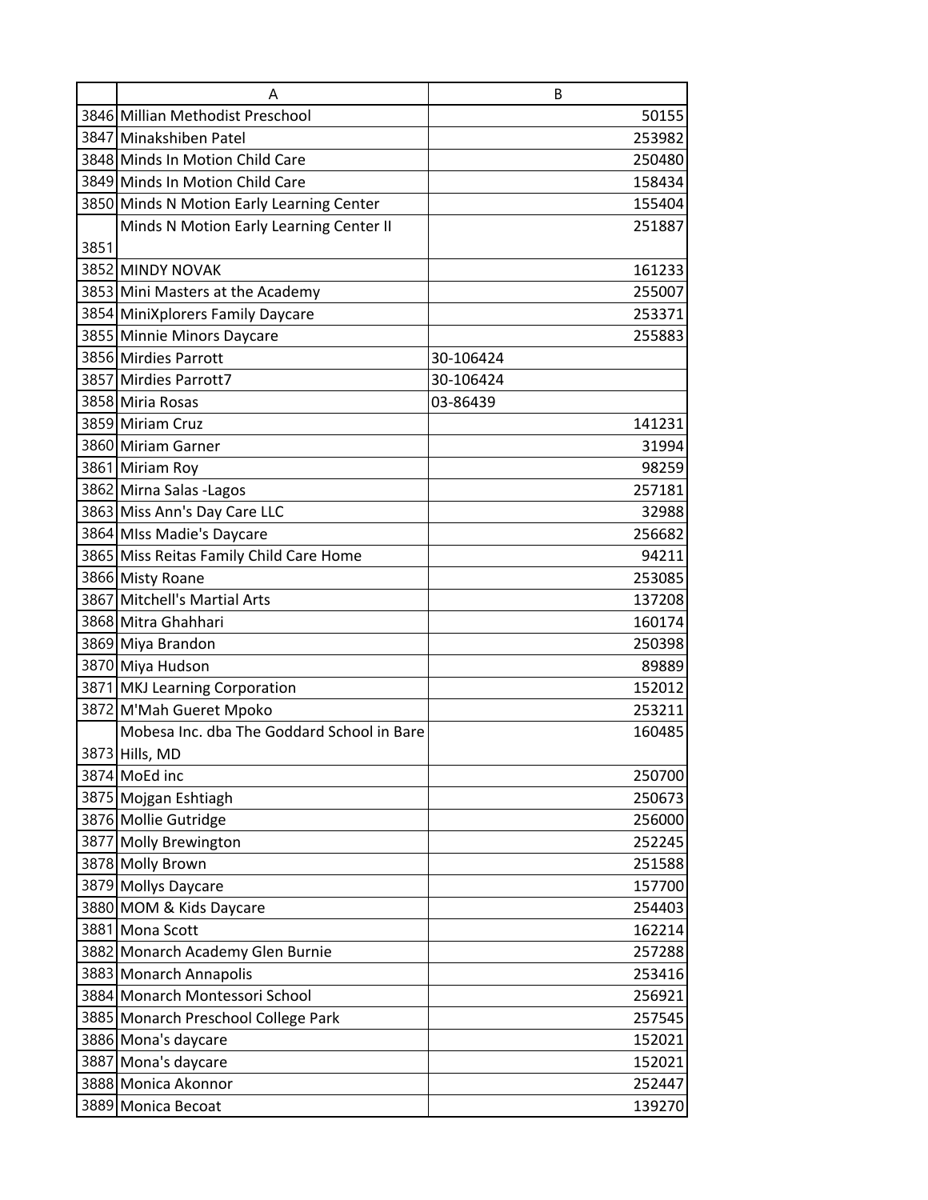| | A | B |
|---|---|---|
| 3846 | Millian Methodist Preschool | 50155 |
| 3847 | Minakshiben Patel | 253982 |
| 3848 | Minds In Motion Child Care | 250480 |
| 3849 | Minds In Motion Child Care | 158434 |
| 3850 | Minds N Motion Early Learning Center | 155404 |
| 3851 | Minds N Motion Early Learning Center II | 251887 |
| 3852 | MINDY NOVAK | 161233 |
| 3853 | Mini Masters at the Academy | 255007 |
| 3854 | MiniXplorers Family Daycare | 253371 |
| 3855 | Minnie Minors Daycare | 255883 |
| 3856 | Mirdies Parrott | 30-106424 |
| 3857 | Mirdies Parrott7 | 30-106424 |
| 3858 | Miria Rosas | 03-86439 |
| 3859 | Miriam Cruz | 141231 |
| 3860 | Miriam Garner | 31994 |
| 3861 | Miriam Roy | 98259 |
| 3862 | Mirna Salas -Lagos | 257181 |
| 3863 | Miss Ann's Day Care LLC | 32988 |
| 3864 | MIss Madie's Daycare | 256682 |
| 3865 | Miss Reitas Family Child Care Home | 94211 |
| 3866 | Misty Roane | 253085 |
| 3867 | Mitchell's Martial Arts | 137208 |
| 3868 | Mitra Ghahhari | 160174 |
| 3869 | Miya Brandon | 250398 |
| 3870 | Miya Hudson | 89889 |
| 3871 | MKJ Learning Corporation | 152012 |
| 3872 | M'Mah Gueret Mpoko | 253211 |
| 3873 | Mobesa Inc. dba The Goddard School in Bare Hills, MD | 160485 |
| 3874 | MoEd inc | 250700 |
| 3875 | Mojgan Eshtiagh | 250673 |
| 3876 | Mollie Gutridge | 256000 |
| 3877 | Molly Brewington | 252245 |
| 3878 | Molly Brown | 251588 |
| 3879 | Mollys Daycare | 157700 |
| 3880 | MOM & Kids Daycare | 254403 |
| 3881 | Mona Scott | 162214 |
| 3882 | Monarch Academy Glen Burnie | 257288 |
| 3883 | Monarch Annapolis | 253416 |
| 3884 | Monarch Montessori School | 256921 |
| 3885 | Monarch Preschool College Park | 257545 |
| 3886 | Mona's daycare | 152021 |
| 3887 | Mona's daycare | 152021 |
| 3888 | Monica Akonnor | 252447 |
| 3889 | Monica Becoat | 139270 |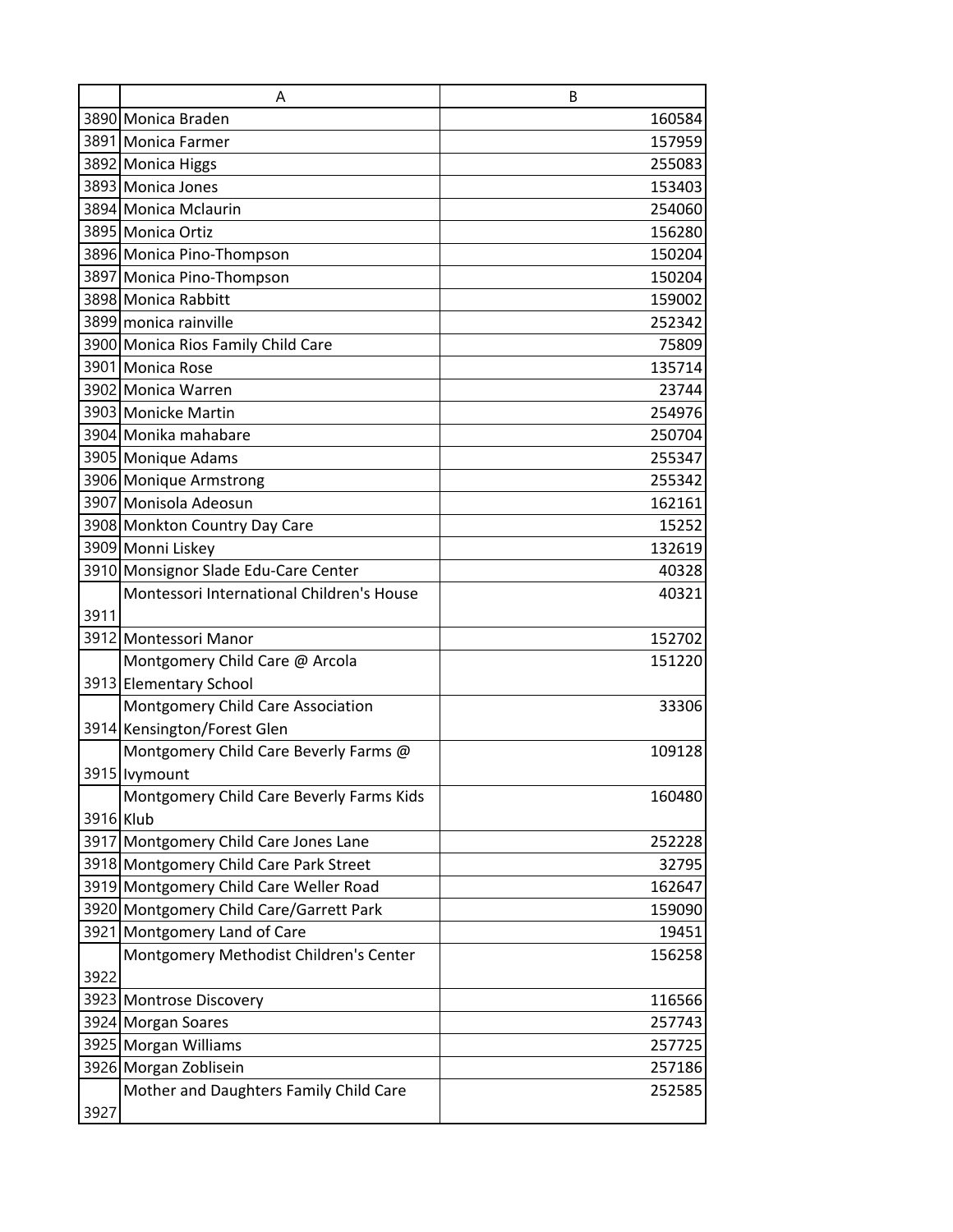|  | A | B |
|---|---|---|
| 3890 | Monica Braden | 160584 |
| 3891 | Monica Farmer | 157959 |
| 3892 | Monica Higgs | 255083 |
| 3893 | Monica Jones | 153403 |
| 3894 | Monica Mclaurin | 254060 |
| 3895 | Monica Ortiz | 156280 |
| 3896 | Monica Pino-Thompson | 150204 |
| 3897 | Monica Pino-Thompson | 150204 |
| 3898 | Monica Rabbitt | 159002 |
| 3899 | monica rainville | 252342 |
| 3900 | Monica Rios Family Child Care | 75809 |
| 3901 | Monica Rose | 135714 |
| 3902 | Monica Warren | 23744 |
| 3903 | Monicke Martin | 254976 |
| 3904 | Monika mahabare | 250704 |
| 3905 | Monique Adams | 255347 |
| 3906 | Monique Armstrong | 255342 |
| 3907 | Monisola Adeosun | 162161 |
| 3908 | Monkton Country Day Care | 15252 |
| 3909 | Monni Liskey | 132619 |
| 3910 | Monsignor Slade Edu-Care Center | 40328 |
| 3911 | Montessori International Children's House | 40321 |
| 3912 | Montessori Manor | 152702 |
| 3913 | Montgomery Child Care @ Arcola Elementary School | 151220 |
| 3914 | Montgomery Child Care Association Kensington/Forest Glen | 33306 |
| 3915 | Montgomery Child Care Beverly Farms @ Ivymount | 109128 |
| 3916 | Montgomery Child Care Beverly Farms Kids Klub | 160480 |
| 3917 | Montgomery Child Care Jones Lane | 252228 |
| 3918 | Montgomery Child Care Park Street | 32795 |
| 3919 | Montgomery Child Care Weller Road | 162647 |
| 3920 | Montgomery Child Care/Garrett Park | 159090 |
| 3921 | Montgomery Land of Care | 19451 |
| 3922 | Montgomery Methodist Children's Center | 156258 |
| 3923 | Montrose Discovery | 116566 |
| 3924 | Morgan Soares | 257743 |
| 3925 | Morgan Williams | 257725 |
| 3926 | Morgan Zoblisein | 257186 |
| 3927 | Mother and Daughters Family Child Care | 252585 |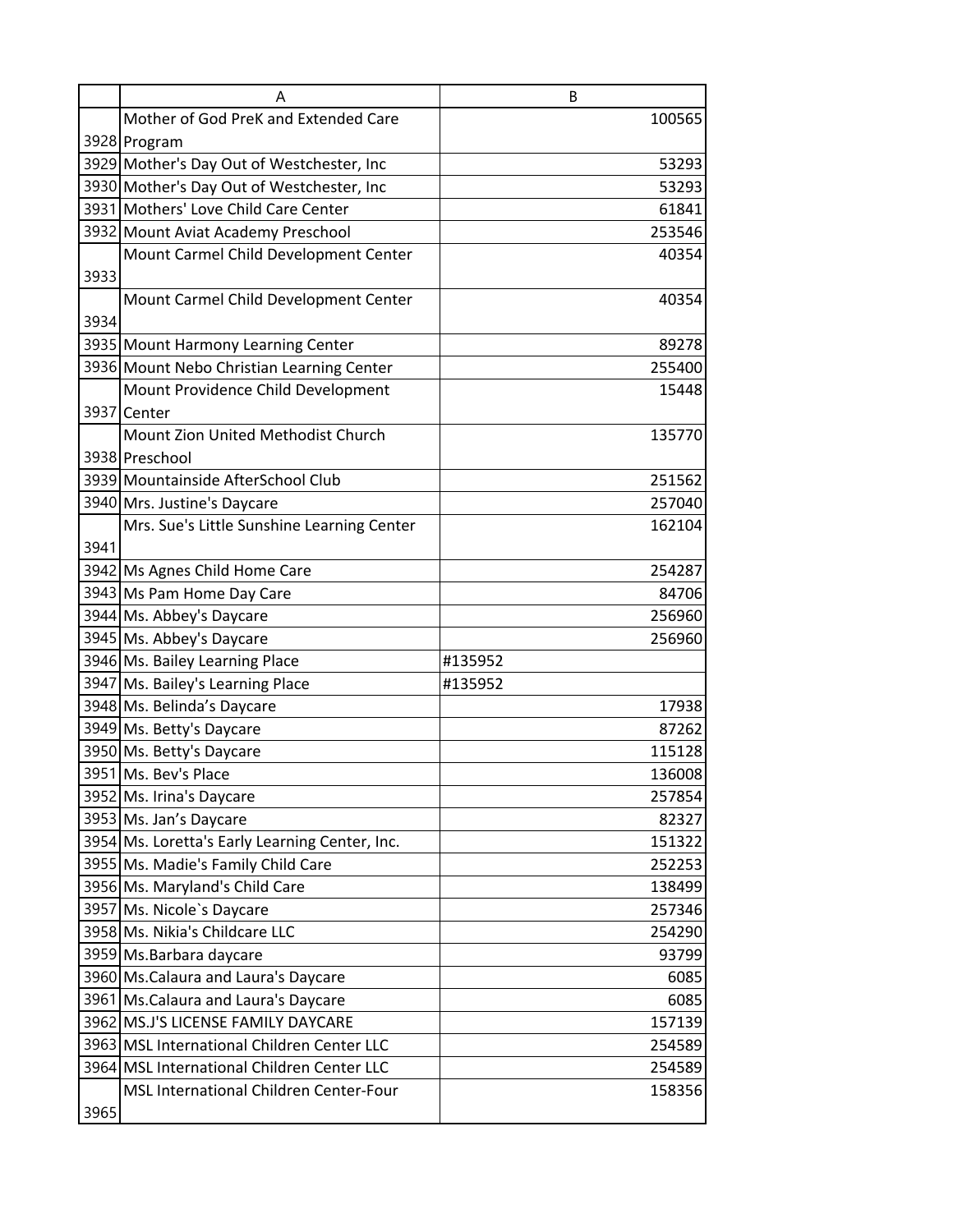|  | A | B |
|---|---|---|
| 3928 | Mother of God PreK and Extended Care Program | 100565 |
| 3929 | Mother's Day Out of Westchester, Inc | 53293 |
| 3930 | Mother's Day Out of Westchester, Inc | 53293 |
| 3931 | Mothers' Love Child Care Center | 61841 |
| 3932 | Mount Aviat Academy Preschool | 253546 |
| 3933 | Mount Carmel Child Development Center | 40354 |
| 3934 | Mount Carmel Child Development Center | 40354 |
| 3935 | Mount Harmony Learning Center | 89278 |
| 3936 | Mount Nebo Christian Learning Center | 255400 |
| 3937 | Mount Providence Child Development Center | 15448 |
| 3938 | Mount Zion United Methodist Church Preschool | 135770 |
| 3939 | Mountainside AfterSchool Club | 251562 |
| 3940 | Mrs. Justine's Daycare | 257040 |
| 3941 | Mrs. Sue's Little Sunshine Learning Center | 162104 |
| 3942 | Ms Agnes Child Home Care | 254287 |
| 3943 | Ms Pam Home Day Care | 84706 |
| 3944 | Ms. Abbey's Daycare | 256960 |
| 3945 | Ms. Abbey's Daycare | 256960 |
| 3946 | Ms. Bailey Learning Place | #135952 |
| 3947 | Ms. Bailey's Learning Place | #135952 |
| 3948 | Ms. Belinda's Daycare | 17938 |
| 3949 | Ms. Betty's Daycare | 87262 |
| 3950 | Ms. Betty's Daycare | 115128 |
| 3951 | Ms. Bev's Place | 136008 |
| 3952 | Ms. Irina's Daycare | 257854 |
| 3953 | Ms. Jan's Daycare | 82327 |
| 3954 | Ms. Loretta's Early Learning Center, Inc. | 151322 |
| 3955 | Ms. Madie's Family Child Care | 252253 |
| 3956 | Ms. Maryland's Child Care | 138499 |
| 3957 | Ms. Nicole`s Daycare | 257346 |
| 3958 | Ms. Nikia's Childcare LLC | 254290 |
| 3959 | Ms.Barbara daycare | 93799 |
| 3960 | Ms.Calaura and Laura's Daycare | 6085 |
| 3961 | Ms.Calaura and Laura's Daycare | 6085 |
| 3962 | MS.J'S LICENSE FAMILY DAYCARE | 157139 |
| 3963 | MSL International Children Center LLC | 254589 |
| 3964 | MSL International Children Center LLC | 254589 |
| 3965 | MSL International Children Center-Four | 158356 |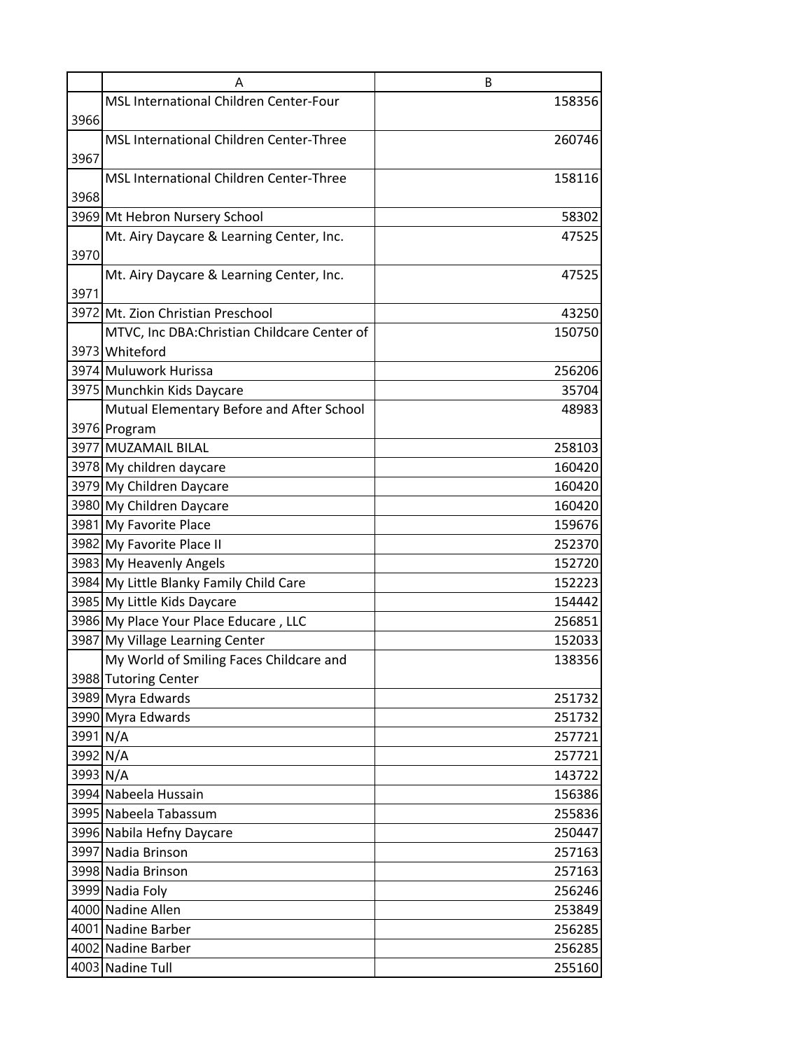| | A | B |
|---|---|---|
| 3966 | MSL International Children Center-Four | 158356 |
| 3967 | MSL International Children Center-Three | 260746 |
| 3968 | MSL International Children Center-Three | 158116 |
| 3969 | Mt Hebron Nursery School | 58302 |
| 3970 | Mt. Airy Daycare & Learning Center, Inc. | 47525 |
| 3971 | Mt. Airy Daycare & Learning Center, Inc. | 47525 |
| 3972 | Mt. Zion Christian Preschool | 43250 |
| 3973 | MTVC, Inc DBA:Christian Childcare Center of Whiteford | 150750 |
| 3974 | Muluwork Hurissa | 256206 |
| 3975 | Munchkin Kids Daycare | 35704 |
| 3976 | Mutual Elementary Before and After School Program | 48983 |
| 3977 | MUZAMAIL BILAL | 258103 |
| 3978 | My children daycare | 160420 |
| 3979 | My Children Daycare | 160420 |
| 3980 | My Children Daycare | 160420 |
| 3981 | My Favorite Place | 159676 |
| 3982 | My Favorite Place II | 252370 |
| 3983 | My Heavenly Angels | 152720 |
| 3984 | My Little Blanky Family Child Care | 152223 |
| 3985 | My Little Kids Daycare | 154442 |
| 3986 | My Place Your Place Educare , LLC | 256851 |
| 3987 | My Village Learning Center | 152033 |
| 3988 | My World of Smiling Faces Childcare and Tutoring Center | 138356 |
| 3989 | Myra Edwards | 251732 |
| 3990 | Myra Edwards | 251732 |
| 3991 | N/A | 257721 |
| 3992 | N/A | 257721 |
| 3993 | N/A | 143722 |
| 3994 | Nabeela Hussain | 156386 |
| 3995 | Nabeela Tabassum | 255836 |
| 3996 | Nabila Hefny Daycare | 250447 |
| 3997 | Nadia Brinson | 257163 |
| 3998 | Nadia Brinson | 257163 |
| 3999 | Nadia Foly | 256246 |
| 4000 | Nadine Allen | 253849 |
| 4001 | Nadine Barber | 256285 |
| 4002 | Nadine Barber | 256285 |
| 4003 | Nadine Tull | 255160 |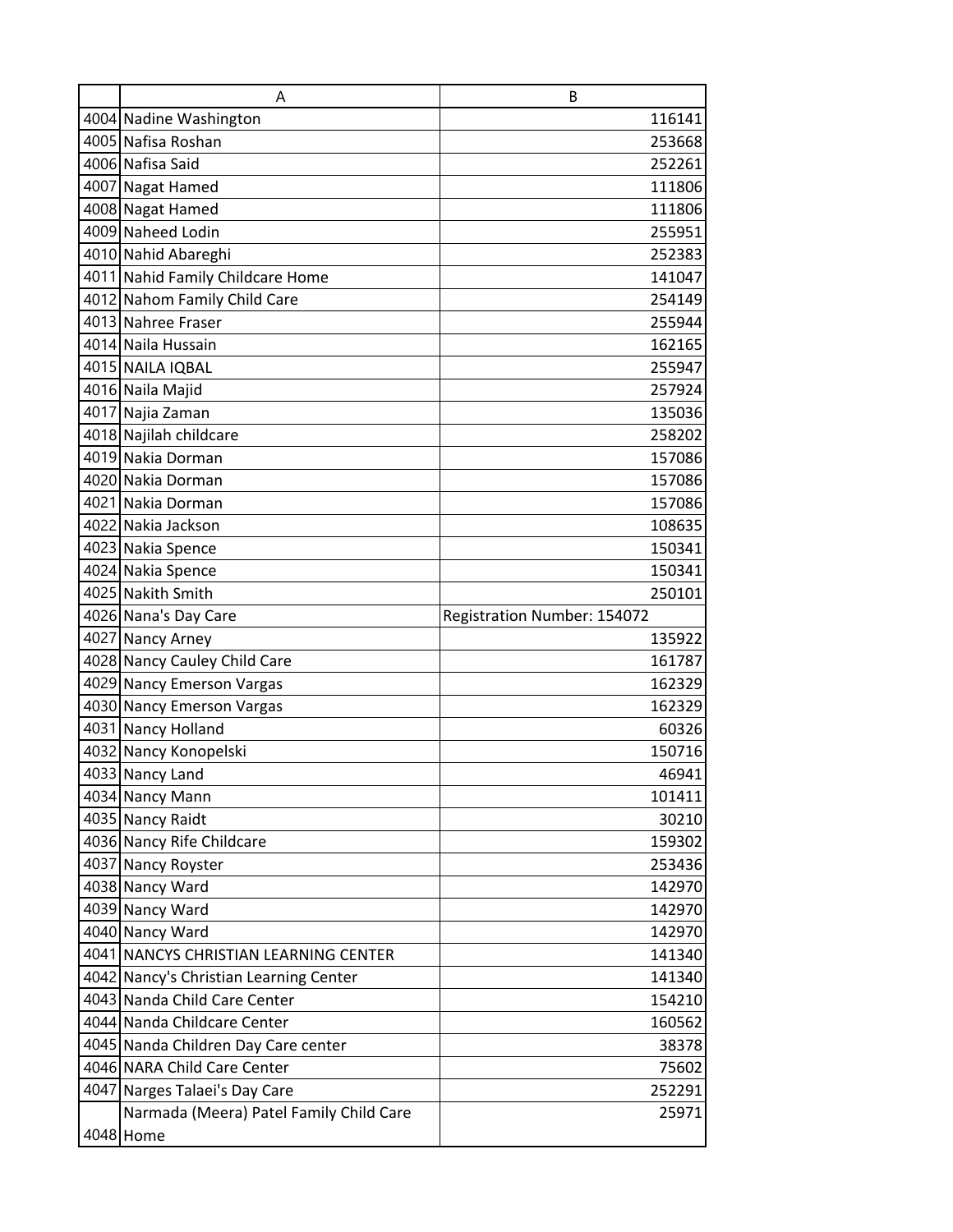|  | A | B |
|---|---|---|
| 4004 | Nadine Washington | 116141 |
| 4005 | Nafisa Roshan | 253668 |
| 4006 | Nafisa Said | 252261 |
| 4007 | Nagat Hamed | 111806 |
| 4008 | Nagat Hamed | 111806 |
| 4009 | Naheed Lodin | 255951 |
| 4010 | Nahid Abareghi | 252383 |
| 4011 | Nahid Family Childcare Home | 141047 |
| 4012 | Nahom Family Child Care | 254149 |
| 4013 | Nahree Fraser | 255944 |
| 4014 | Naila Hussain | 162165 |
| 4015 | NAILA IQBAL | 255947 |
| 4016 | Naila Majid | 257924 |
| 4017 | Najia Zaman | 135036 |
| 4018 | Najilah childcare | 258202 |
| 4019 | Nakia Dorman | 157086 |
| 4020 | Nakia Dorman | 157086 |
| 4021 | Nakia Dorman | 157086 |
| 4022 | Nakia Jackson | 108635 |
| 4023 | Nakia Spence | 150341 |
| 4024 | Nakia Spence | 150341 |
| 4025 | Nakith Smith | 250101 |
| 4026 | Nana's Day Care | Registration Number: 154072 |
| 4027 | Nancy Arney | 135922 |
| 4028 | Nancy Cauley Child Care | 161787 |
| 4029 | Nancy Emerson Vargas | 162329 |
| 4030 | Nancy Emerson Vargas | 162329 |
| 4031 | Nancy Holland | 60326 |
| 4032 | Nancy Konopelski | 150716 |
| 4033 | Nancy Land | 46941 |
| 4034 | Nancy Mann | 101411 |
| 4035 | Nancy Raidt | 30210 |
| 4036 | Nancy Rife Childcare | 159302 |
| 4037 | Nancy Royster | 253436 |
| 4038 | Nancy Ward | 142970 |
| 4039 | Nancy Ward | 142970 |
| 4040 | Nancy Ward | 142970 |
| 4041 | NANCYS CHRISTIAN LEARNING CENTER | 141340 |
| 4042 | Nancy's Christian Learning Center | 141340 |
| 4043 | Nanda Child Care Center | 154210 |
| 4044 | Nanda Childcare Center | 160562 |
| 4045 | Nanda Children Day Care center | 38378 |
| 4046 | NARA Child Care Center | 75602 |
| 4047 | Narges Talaei's Day Care | 252291 |
| 4048 | Narmada (Meera) Patel Family Child Care Home | 25971 |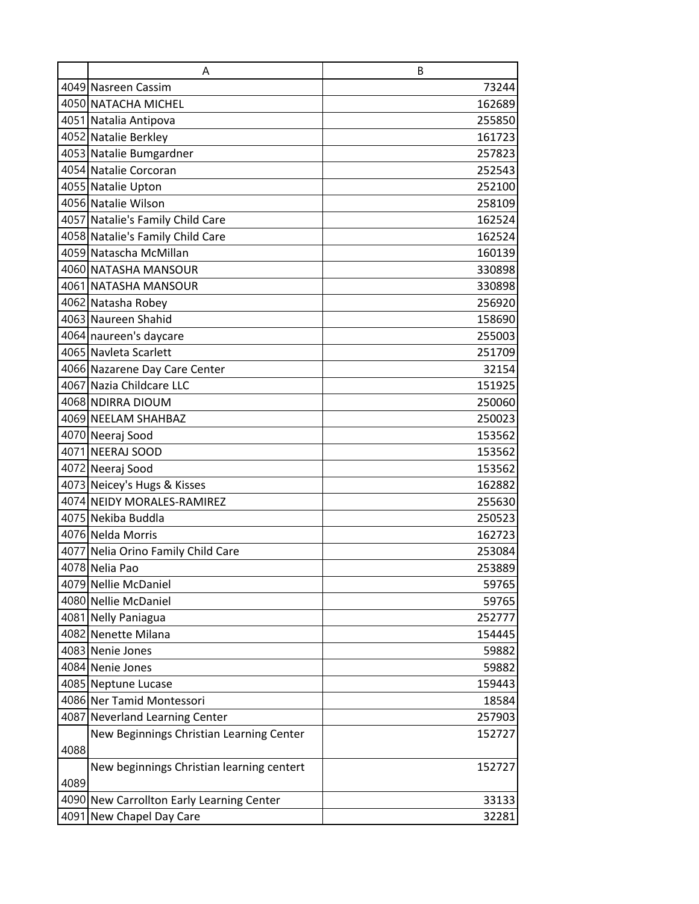| | A | B |
|---|---|---|
| 4049 | Nasreen Cassim | 73244 |
| 4050 | NATACHA MICHEL | 162689 |
| 4051 | Natalia Antipova | 255850 |
| 4052 | Natalie Berkley | 161723 |
| 4053 | Natalie Bumgardner | 257823 |
| 4054 | Natalie Corcoran | 252543 |
| 4055 | Natalie Upton | 252100 |
| 4056 | Natalie Wilson | 258109 |
| 4057 | Natalie's Family Child Care | 162524 |
| 4058 | Natalie's Family Child Care | 162524 |
| 4059 | Natascha McMillan | 160139 |
| 4060 | NATASHA MANSOUR | 330898 |
| 4061 | NATASHA MANSOUR | 330898 |
| 4062 | Natasha Robey | 256920 |
| 4063 | Naureen Shahid | 158690 |
| 4064 | naureen's daycare | 255003 |
| 4065 | Navleta Scarlett | 251709 |
| 4066 | Nazarene Day Care Center | 32154 |
| 4067 | Nazia Childcare LLC | 151925 |
| 4068 | NDIRRA DIOUM | 250060 |
| 4069 | NEELAM SHAHBAZ | 250023 |
| 4070 | Neeraj Sood | 153562 |
| 4071 | NEERAJ SOOD | 153562 |
| 4072 | Neeraj Sood | 153562 |
| 4073 | Neicey's Hugs & Kisses | 162882 |
| 4074 | NEIDY MORALES-RAMIREZ | 255630 |
| 4075 | Nekiba Buddla | 250523 |
| 4076 | Nelda Morris | 162723 |
| 4077 | Nelia Orino Family Child Care | 253084 |
| 4078 | Nelia Pao | 253889 |
| 4079 | Nellie McDaniel | 59765 |
| 4080 | Nellie McDaniel | 59765 |
| 4081 | Nelly Paniagua | 252777 |
| 4082 | Nenette Milana | 154445 |
| 4083 | Nenie Jones | 59882 |
| 4084 | Nenie Jones | 59882 |
| 4085 | Neptune Lucase | 159443 |
| 4086 | Ner Tamid Montessori | 18584 |
| 4087 | Neverland Learning Center | 257903 |
| 4088 | New Beginnings Christian Learning Center | 152727 |
| 4089 | New beginnings Christian learning centert | 152727 |
| 4090 | New Carrollton Early Learning Center | 33133 |
| 4091 | New Chapel Day Care | 32281 |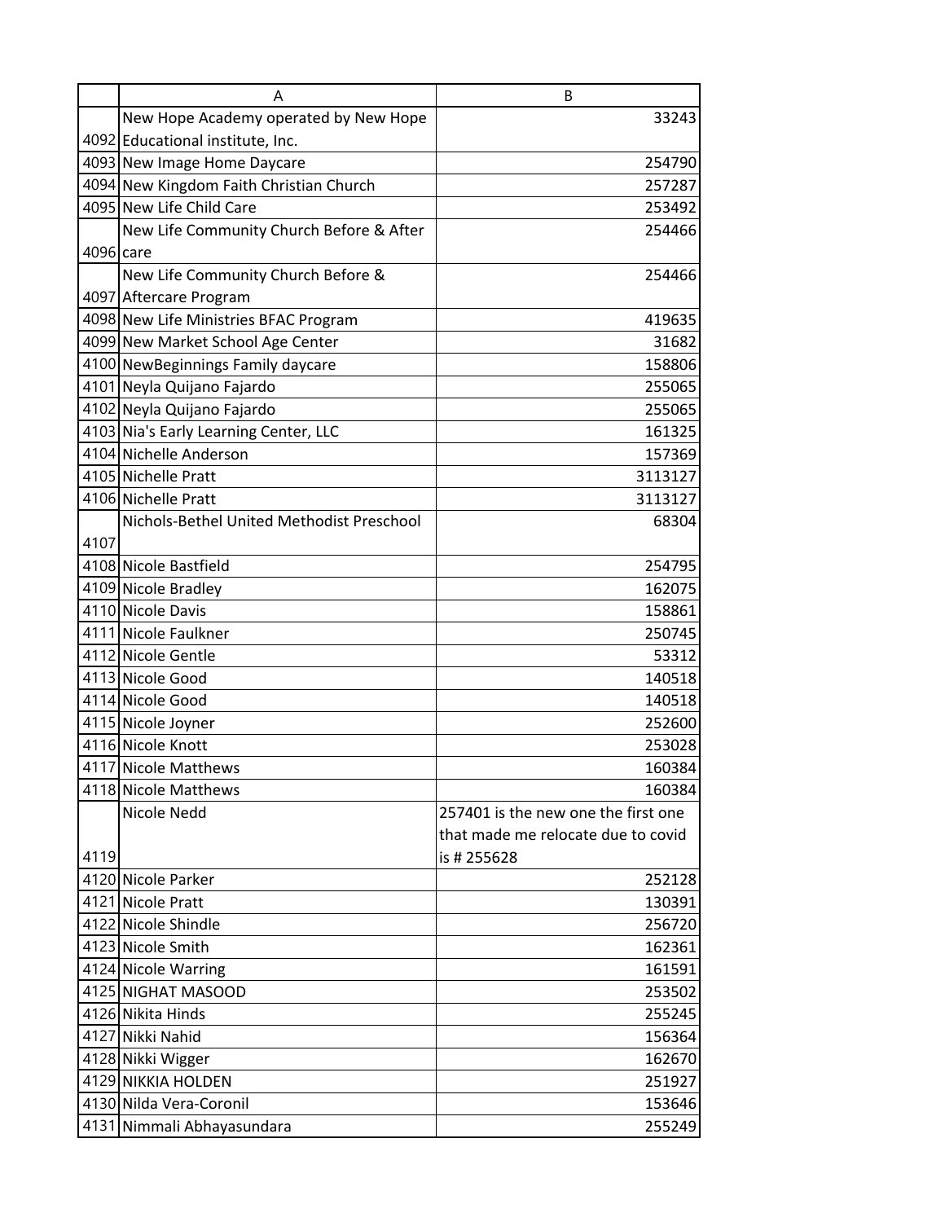| | A | B |
|---|---|---|
| 4092 | New Hope Academy operated by New Hope Educational institute, Inc. | 33243 |
| 4093 | New Image Home Daycare | 254790 |
| 4094 | New Kingdom Faith Christian Church | 257287 |
| 4095 | New Life Child Care | 253492 |
| 4096 | New Life Community Church Before & After care | 254466 |
| 4097 | New Life Community Church Before & Aftercare Program | 254466 |
| 4098 | New Life Ministries BFAC Program | 419635 |
| 4099 | New Market School Age Center | 31682 |
| 4100 | NewBeginnings Family daycare | 158806 |
| 4101 | Neyla Quijano Fajardo | 255065 |
| 4102 | Neyla Quijano Fajardo | 255065 |
| 4103 | Nia's Early Learning Center, LLC | 161325 |
| 4104 | Nichelle Anderson | 157369 |
| 4105 | Nichelle Pratt | 3113127 |
| 4106 | Nichelle Pratt | 3113127 |
| 4107 | Nichols-Bethel United Methodist Preschool | 68304 |
| 4108 | Nicole Bastfield | 254795 |
| 4109 | Nicole Bradley | 162075 |
| 4110 | Nicole Davis | 158861 |
| 4111 | Nicole Faulkner | 250745 |
| 4112 | Nicole Gentle | 53312 |
| 4113 | Nicole Good | 140518 |
| 4114 | Nicole Good | 140518 |
| 4115 | Nicole Joyner | 252600 |
| 4116 | Nicole Knott | 253028 |
| 4117 | Nicole Matthews | 160384 |
| 4118 | Nicole Matthews | 160384 |
| 4119 | Nicole Nedd | 257401 is the new one the first one that made me relocate due to covid is # 255628 |
| 4120 | Nicole Parker | 252128 |
| 4121 | Nicole Pratt | 130391 |
| 4122 | Nicole Shindle | 256720 |
| 4123 | Nicole Smith | 162361 |
| 4124 | Nicole Warring | 161591 |
| 4125 | NIGHAT MASOOD | 253502 |
| 4126 | Nikita Hinds | 255245 |
| 4127 | Nikki Nahid | 156364 |
| 4128 | Nikki Wigger | 162670 |
| 4129 | NIKKIA HOLDEN | 251927 |
| 4130 | Nilda Vera-Coronil | 153646 |
| 4131 | Nimmali Abhayasundara | 255249 |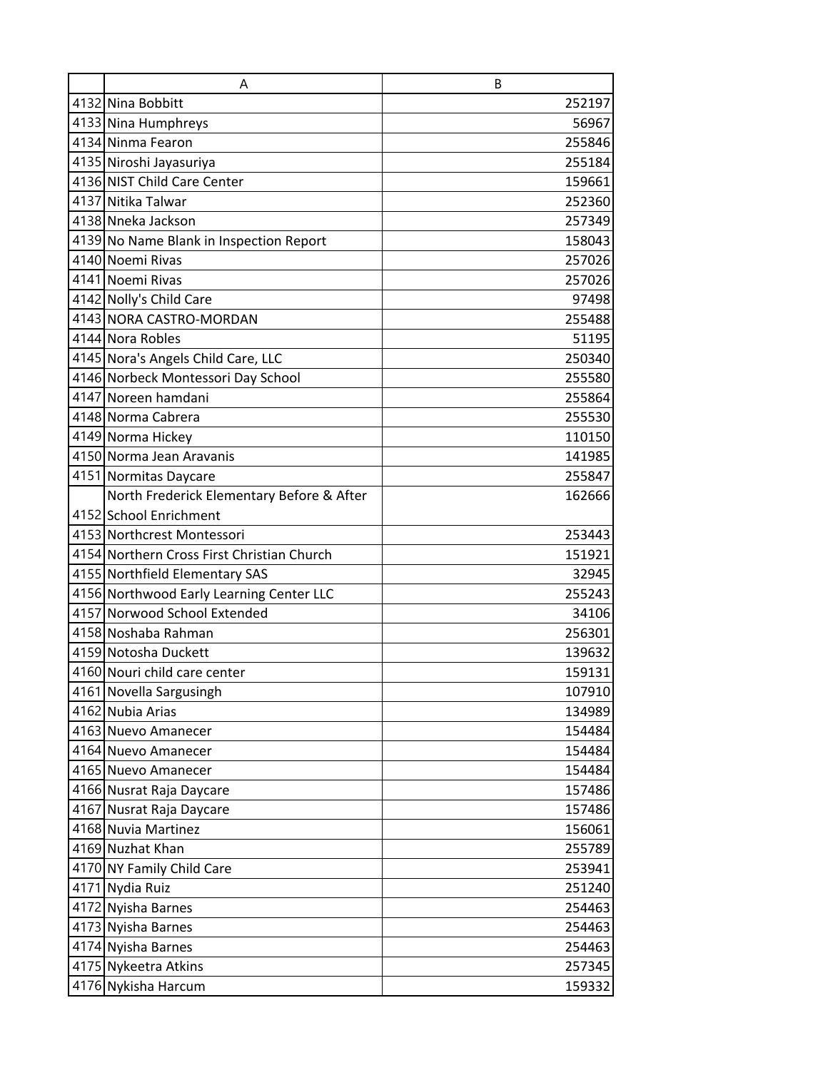| | A | B |
|---|---|---|
| 4132 | Nina Bobbitt | 252197 |
| 4133 | Nina Humphreys | 56967 |
| 4134 | Ninma Fearon | 255846 |
| 4135 | Niroshi Jayasuriya | 255184 |
| 4136 | NIST Child Care Center | 159661 |
| 4137 | Nitika Talwar | 252360 |
| 4138 | Nneka Jackson | 257349 |
| 4139 | No Name Blank in Inspection Report | 158043 |
| 4140 | Noemi Rivas | 257026 |
| 4141 | Noemi Rivas | 257026 |
| 4142 | Nolly's Child Care | 97498 |
| 4143 | NORA CASTRO-MORDAN | 255488 |
| 4144 | Nora Robles | 51195 |
| 4145 | Nora's Angels Child Care, LLC | 250340 |
| 4146 | Norbeck Montessori Day School | 255580 |
| 4147 | Noreen hamdani | 255864 |
| 4148 | Norma Cabrera | 255530 |
| 4149 | Norma Hickey | 110150 |
| 4150 | Norma Jean Aravanis | 141985 |
| 4151 | Normitas Daycare | 255847 |
| 4152 | North Frederick Elementary Before & After School Enrichment | 162666 |
| 4153 | Northcrest Montessori | 253443 |
| 4154 | Northern Cross First Christian Church | 151921 |
| 4155 | Northfield Elementary SAS | 32945 |
| 4156 | Northwood Early Learning Center LLC | 255243 |
| 4157 | Norwood School Extended | 34106 |
| 4158 | Noshaba Rahman | 256301 |
| 4159 | Notosha Duckett | 139632 |
| 4160 | Nouri child care center | 159131 |
| 4161 | Novella Sargusingh | 107910 |
| 4162 | Nubia Arias | 134989 |
| 4163 | Nuevo Amanecer | 154484 |
| 4164 | Nuevo Amanecer | 154484 |
| 4165 | Nuevo Amanecer | 154484 |
| 4166 | Nusrat Raja Daycare | 157486 |
| 4167 | Nusrat Raja Daycare | 157486 |
| 4168 | Nuvia Martinez | 156061 |
| 4169 | Nuzhat Khan | 255789 |
| 4170 | NY Family Child Care | 253941 |
| 4171 | Nydia Ruiz | 251240 |
| 4172 | Nyisha Barnes | 254463 |
| 4173 | Nyisha Barnes | 254463 |
| 4174 | Nyisha Barnes | 254463 |
| 4175 | Nykeetra Atkins | 257345 |
| 4176 | Nykisha Harcum | 159332 |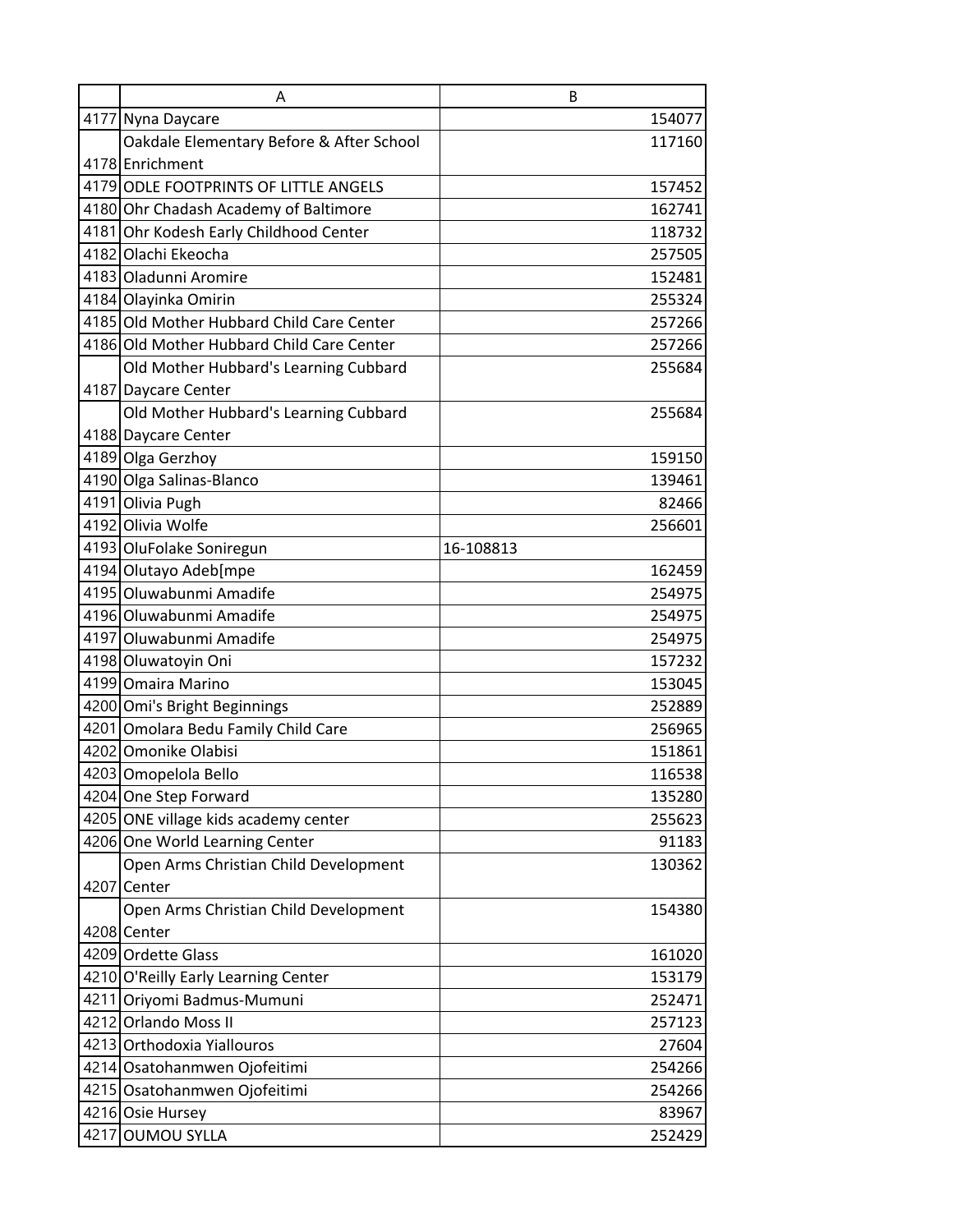| | A | B |
|---|---|---|
| 4177 | Nyna Daycare | 154077 |
| 4178 | Oakdale Elementary Before & After School Enrichment | 117160 |
| 4179 | ODLE FOOTPRINTS OF LITTLE ANGELS | 157452 |
| 4180 | Ohr Chadash Academy of Baltimore | 162741 |
| 4181 | Ohr Kodesh Early Childhood Center | 118732 |
| 4182 | Olachi Ekeocha | 257505 |
| 4183 | Oladunni Aromire | 152481 |
| 4184 | Olayinka Omirin | 255324 |
| 4185 | Old Mother Hubbard Child Care Center | 257266 |
| 4186 | Old Mother Hubbard Child Care Center | 257266 |
| 4187 | Old Mother Hubbard's Learning Cubbard Daycare Center | 255684 |
| 4188 | Old Mother Hubbard's Learning Cubbard Daycare Center | 255684 |
| 4189 | Olga Gerzhoy | 159150 |
| 4190 | Olga Salinas-Blanco | 139461 |
| 4191 | Olivia Pugh | 82466 |
| 4192 | Olivia Wolfe | 256601 |
| 4193 | OluFolake Soniregun | 16-108813 |
| 4194 | Olutayo Adeb[mpe | 162459 |
| 4195 | Oluwabunmi Amadife | 254975 |
| 4196 | Oluwabunmi Amadife | 254975 |
| 4197 | Oluwabunmi Amadife | 254975 |
| 4198 | Oluwatoyin Oni | 157232 |
| 4199 | Omaira Marino | 153045 |
| 4200 | Omi's Bright Beginnings | 252889 |
| 4201 | Omolara Bedu Family Child Care | 256965 |
| 4202 | Omonike Olabisi | 151861 |
| 4203 | Omopelola Bello | 116538 |
| 4204 | One Step Forward | 135280 |
| 4205 | ONE village kids academy center | 255623 |
| 4206 | One World Learning Center | 91183 |
| 4207 | Open Arms Christian Child Development Center | 130362 |
| 4208 | Open Arms Christian Child Development Center | 154380 |
| 4209 | Ordette Glass | 161020 |
| 4210 | O'Reilly Early Learning Center | 153179 |
| 4211 | Oriyomi Badmus-Mumuni | 252471 |
| 4212 | Orlando Moss II | 257123 |
| 4213 | Orthodoxia Yiallouros | 27604 |
| 4214 | Osatohanmwen Ojofeitimi | 254266 |
| 4215 | Osatohanmwen Ojofeitimi | 254266 |
| 4216 | Osie Hursey | 83967 |
| 4217 | OUMOU SYLLA | 252429 |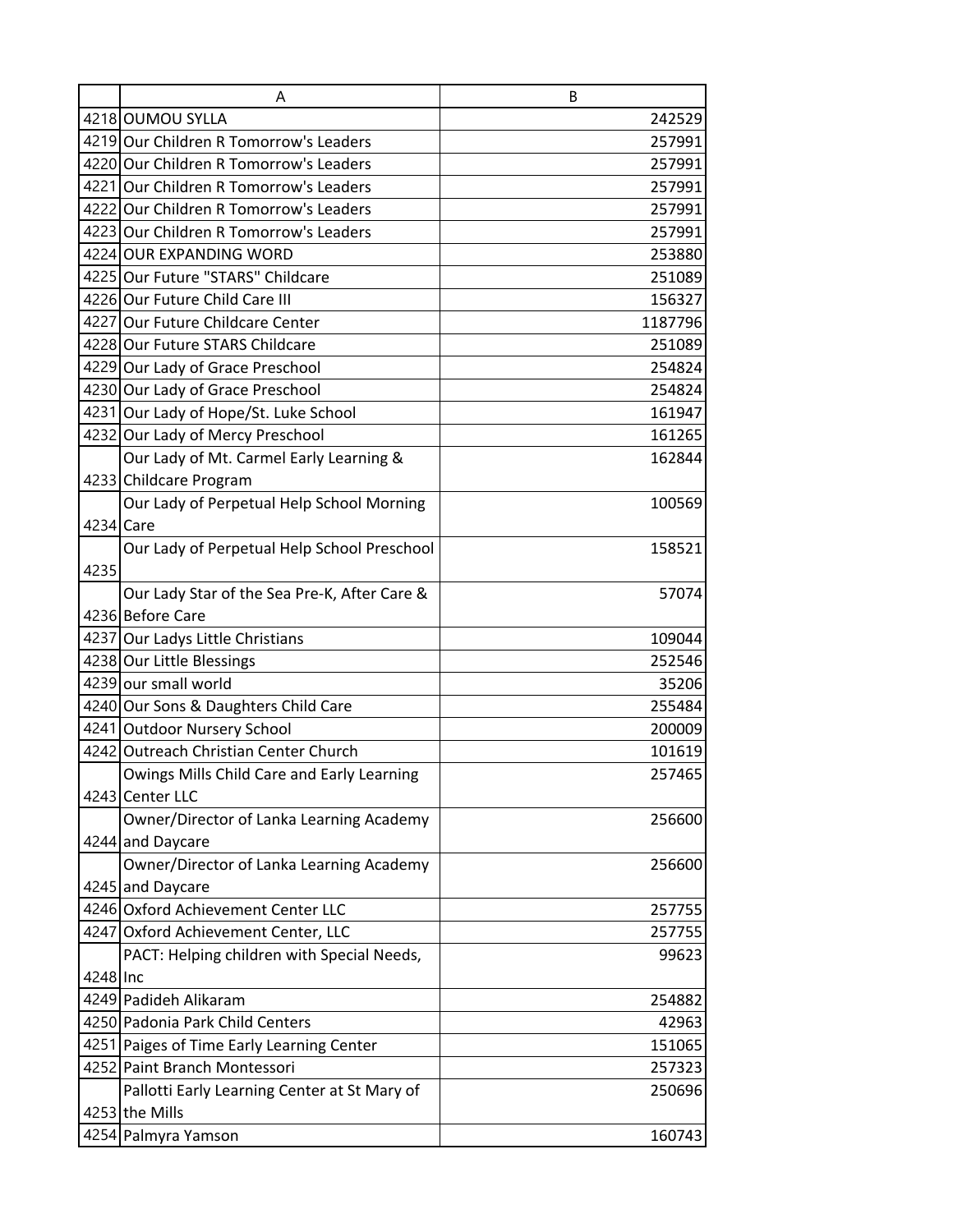| | A | B |
|---|---|---|
| 4218 | OUMOU SYLLA | 242529 |
| 4219 | Our Children R Tomorrow's Leaders | 257991 |
| 4220 | Our Children R Tomorrow's Leaders | 257991 |
| 4221 | Our Children R Tomorrow's Leaders | 257991 |
| 4222 | Our Children R Tomorrow's Leaders | 257991 |
| 4223 | Our Children R Tomorrow's Leaders | 257991 |
| 4224 | OUR EXPANDING WORD | 253880 |
| 4225 | Our Future "STARS" Childcare | 251089 |
| 4226 | Our Future Child Care III | 156327 |
| 4227 | Our Future Childcare Center | 1187796 |
| 4228 | Our Future STARS Childcare | 251089 |
| 4229 | Our Lady of Grace Preschool | 254824 |
| 4230 | Our Lady of Grace Preschool | 254824 |
| 4231 | Our Lady of Hope/St. Luke School | 161947 |
| 4232 | Our Lady of Mercy Preschool | 161265 |
| 4233 | Our Lady of Mt. Carmel Early Learning & Childcare Program | 162844 |
| 4234 | Our Lady of Perpetual Help School Morning Care | 100569 |
| 4235 | Our Lady of Perpetual Help School Preschool | 158521 |
| 4236 | Our Lady Star of the Sea Pre-K, After Care & Before Care | 57074 |
| 4237 | Our Ladys Little Christians | 109044 |
| 4238 | Our Little Blessings | 252546 |
| 4239 | our small world | 35206 |
| 4240 | Our Sons & Daughters Child Care | 255484 |
| 4241 | Outdoor Nursery School | 200009 |
| 4242 | Outreach Christian Center Church | 101619 |
| 4243 | Owings Mills Child Care and Early Learning Center LLC | 257465 |
| 4244 | Owner/Director of Lanka Learning Academy and Daycare | 256600 |
| 4245 | Owner/Director of Lanka Learning Academy and Daycare | 256600 |
| 4246 | Oxford Achievement Center LLC | 257755 |
| 4247 | Oxford Achievement Center, LLC | 257755 |
| 4248 | PACT: Helping children with Special Needs, Inc | 99623 |
| 4249 | Padideh Alikaram | 254882 |
| 4250 | Padonia Park Child Centers | 42963 |
| 4251 | Paiges of Time Early Learning Center | 151065 |
| 4252 | Paint Branch Montessori | 257323 |
| 4253 | Pallotti Early Learning Center at St Mary of the Mills | 250696 |
| 4254 | Palmyra Yamson | 160743 |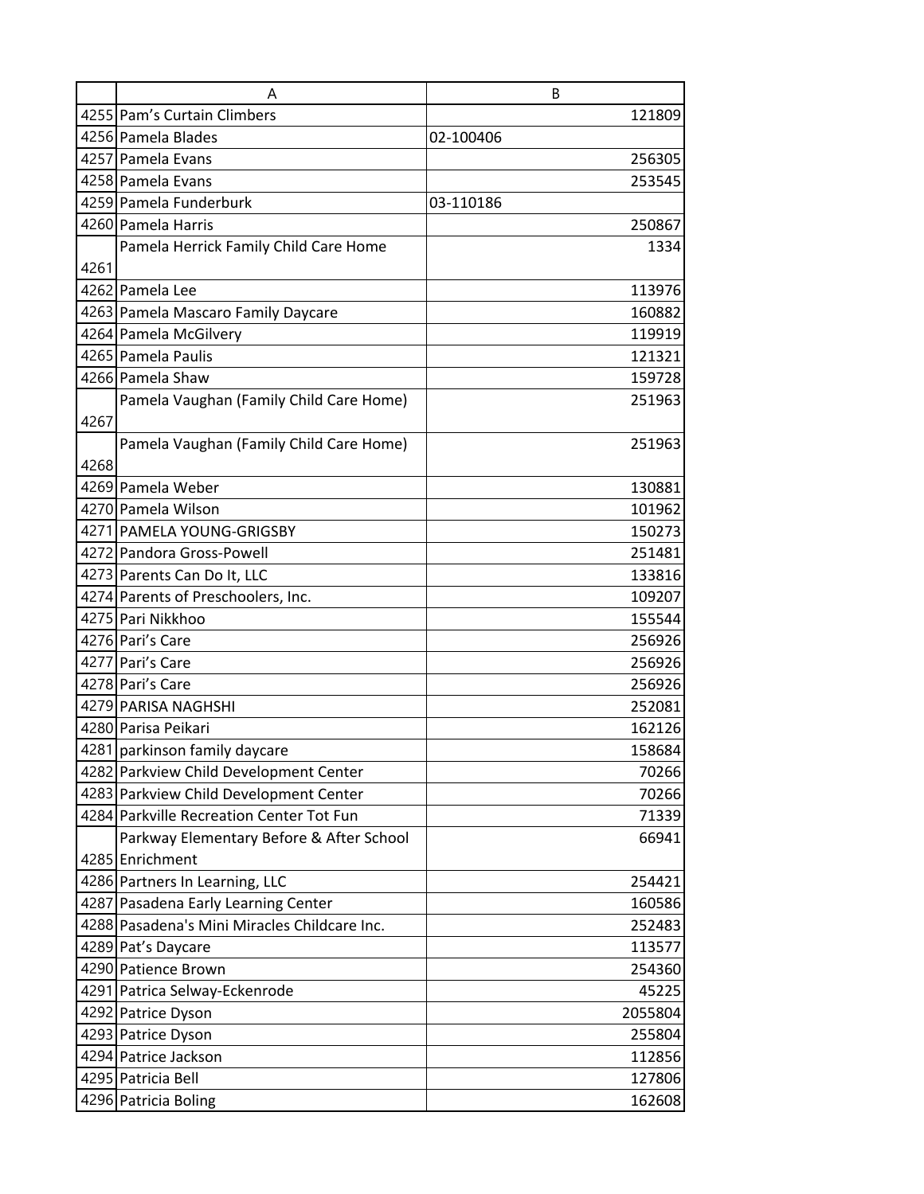| | A | B |
|---|---|---|
| 4255 | Pam’s Curtain Climbers | 121809 |
| 4256 | Pamela Blades | 02-100406 |
| 4257 | Pamela Evans | 256305 |
| 4258 | Pamela Evans | 253545 |
| 4259 | Pamela Funderburk | 03-110186 |
| 4260 | Pamela Harris | 250867 |
| 4261 | Pamela Herrick Family Child Care Home | 1334 |
| 4262 | Pamela Lee | 113976 |
| 4263 | Pamela Mascaro Family Daycare | 160882 |
| 4264 | Pamela McGilvery | 119919 |
| 4265 | Pamela Paulis | 121321 |
| 4266 | Pamela Shaw | 159728 |
| 4267 | Pamela Vaughan (Family Child Care Home) | 251963 |
| 4268 | Pamela Vaughan (Family Child Care Home) | 251963 |
| 4269 | Pamela Weber | 130881 |
| 4270 | Pamela Wilson | 101962 |
| 4271 | PAMELA YOUNG-GRIGSBY | 150273 |
| 4272 | Pandora Gross-Powell | 251481 |
| 4273 | Parents Can Do It, LLC | 133816 |
| 4274 | Parents of Preschoolers, Inc. | 109207 |
| 4275 | Pari Nikkhoo | 155544 |
| 4276 | Pari’s Care | 256926 |
| 4277 | Pari’s Care | 256926 |
| 4278 | Pari’s Care | 256926 |
| 4279 | PARISA NAGHSHI | 252081 |
| 4280 | Parisa Peikari | 162126 |
| 4281 | parkinson family daycare | 158684 |
| 4282 | Parkview Child Development Center | 70266 |
| 4283 | Parkview Child Development Center | 70266 |
| 4284 | Parkville Recreation Center Tot Fun | 71339 |
| 4285 | Parkway Elementary Before & After School Enrichment | 66941 |
| 4286 | Partners In Learning, LLC | 254421 |
| 4287 | Pasadena Early Learning Center | 160586 |
| 4288 | Pasadena's Mini Miracles Childcare Inc. | 252483 |
| 4289 | Pat’s Daycare | 113577 |
| 4290 | Patience Brown | 254360 |
| 4291 | Patrica Selway-Eckenrode | 45225 |
| 4292 | Patrice Dyson | 2055804 |
| 4293 | Patrice Dyson | 255804 |
| 4294 | Patrice Jackson | 112856 |
| 4295 | Patricia Bell | 127806 |
| 4296 | Patricia Boling | 162608 |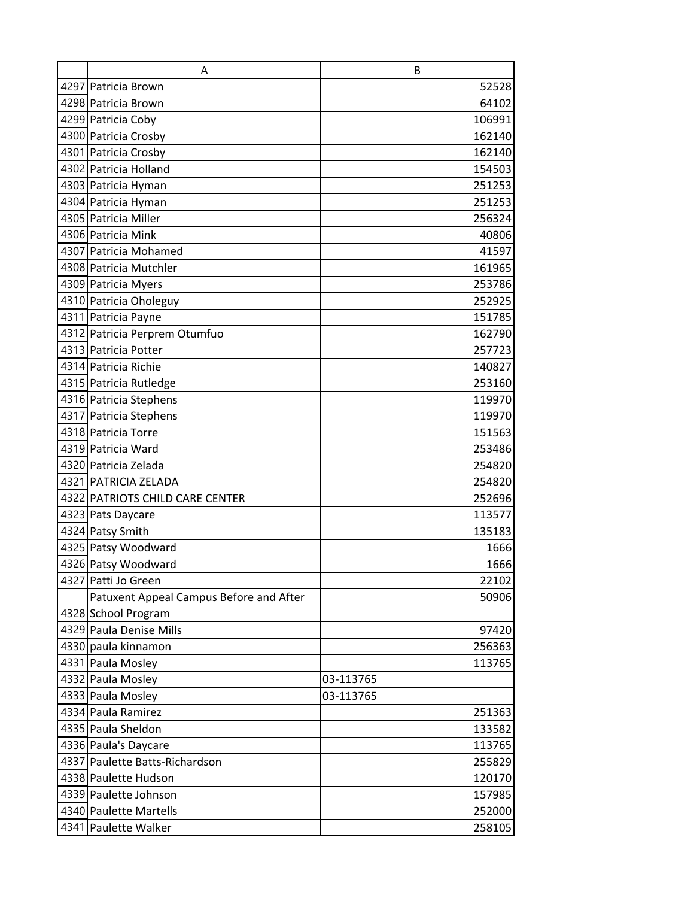| | A | B |
|---|---|---|
| 4297 | Patricia Brown | 52528 |
| 4298 | Patricia Brown | 64102 |
| 4299 | Patricia Coby | 106991 |
| 4300 | Patricia Crosby | 162140 |
| 4301 | Patricia Crosby | 162140 |
| 4302 | Patricia Holland | 154503 |
| 4303 | Patricia Hyman | 251253 |
| 4304 | Patricia Hyman | 251253 |
| 4305 | Patricia Miller | 256324 |
| 4306 | Patricia Mink | 40806 |
| 4307 | Patricia Mohamed | 41597 |
| 4308 | Patricia Mutchler | 161965 |
| 4309 | Patricia Myers | 253786 |
| 4310 | Patricia Oholeguy | 252925 |
| 4311 | Patricia Payne | 151785 |
| 4312 | Patricia Perprem Otumfuo | 162790 |
| 4313 | Patricia Potter | 257723 |
| 4314 | Patricia Richie | 140827 |
| 4315 | Patricia Rutledge | 253160 |
| 4316 | Patricia Stephens | 119970 |
| 4317 | Patricia Stephens | 119970 |
| 4318 | Patricia Torre | 151563 |
| 4319 | Patricia Ward | 253486 |
| 4320 | Patricia Zelada | 254820 |
| 4321 | PATRICIA ZELADA | 254820 |
| 4322 | PATRIOTS CHILD CARE CENTER | 252696 |
| 4323 | Pats Daycare | 113577 |
| 4324 | Patsy Smith | 135183 |
| 4325 | Patsy Woodward | 1666 |
| 4326 | Patsy Woodward | 1666 |
| 4327 | Patti Jo Green | 22102 |
| 4328 | Patuxent Appeal Campus Before and After School Program | 50906 |
| 4329 | Paula Denise Mills | 97420 |
| 4330 | paula kinnamon | 256363 |
| 4331 | Paula Mosley | 113765 |
| 4332 | Paula Mosley | 03-113765 |
| 4333 | Paula Mosley | 03-113765 |
| 4334 | Paula Ramirez | 251363 |
| 4335 | Paula Sheldon | 133582 |
| 4336 | Paula's Daycare | 113765 |
| 4337 | Paulette Batts-Richardson | 255829 |
| 4338 | Paulette Hudson | 120170 |
| 4339 | Paulette Johnson | 157985 |
| 4340 | Paulette Martells | 252000 |
| 4341 | Paulette Walker | 258105 |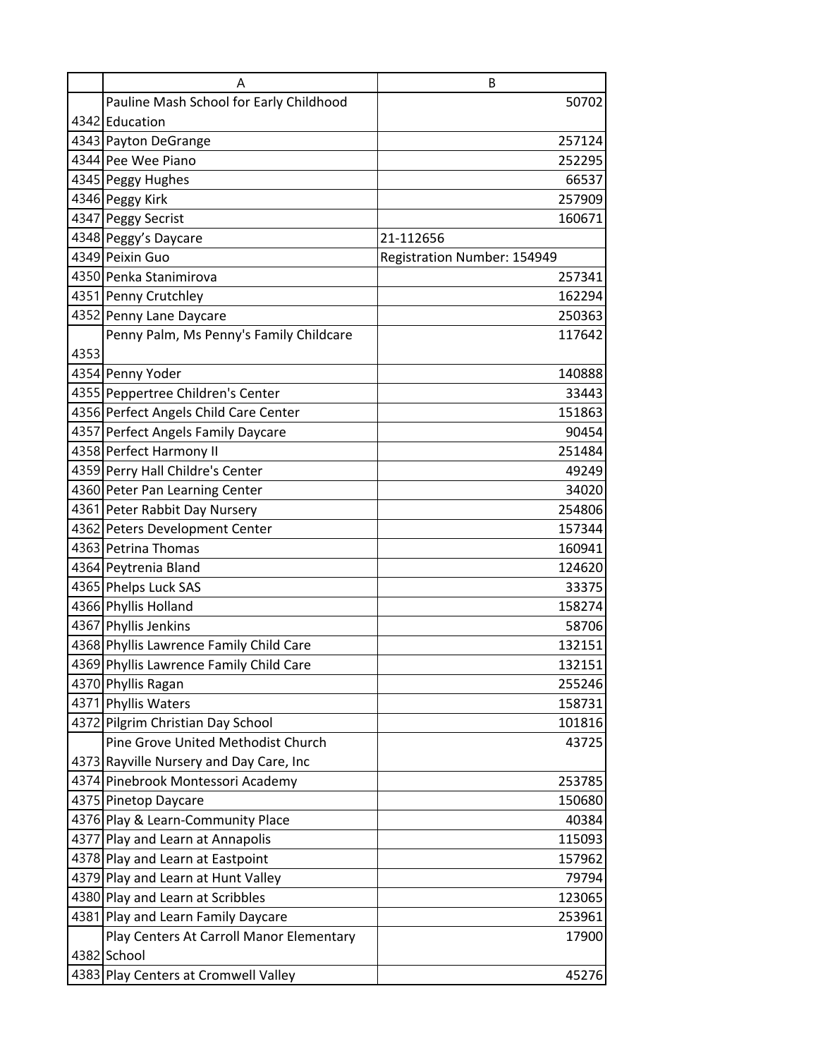| | A | B |
|---|---|---|
| 4342 | Pauline Mash School for Early Childhood Education | 50702 |
| 4343 | Payton DeGrange | 257124 |
| 4344 | Pee Wee Piano | 252295 |
| 4345 | Peggy Hughes | 66537 |
| 4346 | Peggy Kirk | 257909 |
| 4347 | Peggy Secrist | 160671 |
| 4348 | Peggy's Daycare | 21-112656 |
| 4349 | Peixin Guo | Registration Number: 154949 |
| 4350 | Penka Stanimirova | 257341 |
| 4351 | Penny Crutchley | 162294 |
| 4352 | Penny Lane Daycare | 250363 |
| 4353 | Penny Palm, Ms Penny's Family Childcare | 117642 |
| 4354 | Penny Yoder | 140888 |
| 4355 | Peppertree Children's Center | 33443 |
| 4356 | Perfect Angels Child Care Center | 151863 |
| 4357 | Perfect Angels Family Daycare | 90454 |
| 4358 | Perfect Harmony II | 251484 |
| 4359 | Perry Hall Childre's Center | 49249 |
| 4360 | Peter Pan Learning Center | 34020 |
| 4361 | Peter Rabbit Day Nursery | 254806 |
| 4362 | Peters Development Center | 157344 |
| 4363 | Petrina Thomas | 160941 |
| 4364 | Peytrenia Bland | 124620 |
| 4365 | Phelps Luck SAS | 33375 |
| 4366 | Phyllis Holland | 158274 |
| 4367 | Phyllis Jenkins | 58706 |
| 4368 | Phyllis Lawrence Family Child Care | 132151 |
| 4369 | Phyllis Lawrence Family Child Care | 132151 |
| 4370 | Phyllis Ragan | 255246 |
| 4371 | Phyllis Waters | 158731 |
| 4372 | Pilgrim Christian Day School | 101816 |
| 4373 | Pine Grove United Methodist Church Rayville Nursery and Day Care, Inc | 43725 |
| 4374 | Pinebrook Montessori Academy | 253785 |
| 4375 | Pinetop Daycare | 150680 |
| 4376 | Play & Learn-Community Place | 40384 |
| 4377 | Play and Learn at Annapolis | 115093 |
| 4378 | Play and Learn at Eastpoint | 157962 |
| 4379 | Play and Learn at Hunt Valley | 79794 |
| 4380 | Play and Learn at Scribbles | 123065 |
| 4381 | Play and Learn Family Daycare | 253961 |
| 4382 | Play Centers At Carroll Manor Elementary School | 17900 |
| 4383 | Play Centers at Cromwell Valley | 45276 |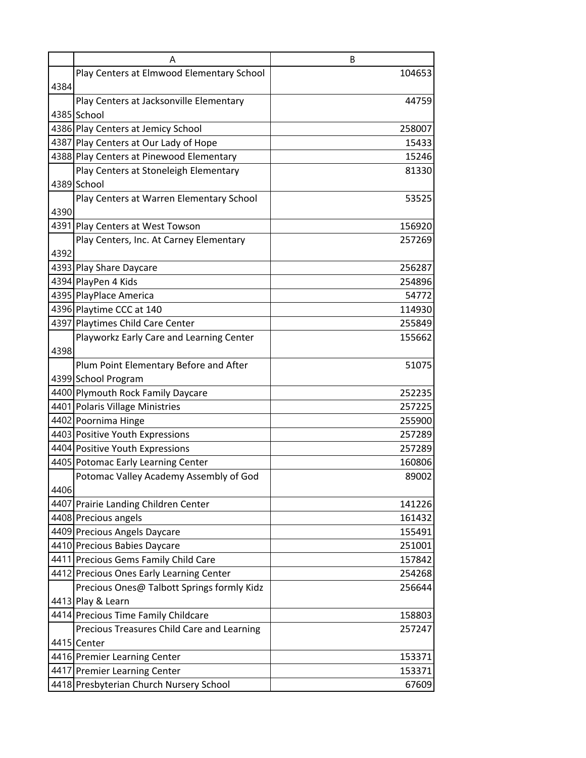| | A | B |
|---|---|---|
| 4384 | Play Centers at Elmwood Elementary School | 104653 |
| 4385 | Play Centers at Jacksonville Elementary School | 44759 |
| 4386 | Play Centers at Jemicy School | 258007 |
| 4387 | Play Centers at Our Lady of Hope | 15433 |
| 4388 | Play Centers at Pinewood Elementary | 15246 |
| 4389 | Play Centers at Stoneleigh Elementary School | 81330 |
| 4390 | Play Centers at Warren Elementary School | 53525 |
| 4391 | Play Centers at West Towson | 156920 |
| 4392 | Play Centers, Inc. At Carney Elementary | 257269 |
| 4393 | Play Share Daycare | 256287 |
| 4394 | PlayPen 4 Kids | 254896 |
| 4395 | PlayPlace America | 54772 |
| 4396 | Playtime CCC at 140 | 114930 |
| 4397 | Playtimes Child Care Center | 255849 |
| 4398 | Playworkz Early Care and Learning Center | 155662 |
| 4399 | Plum Point Elementary Before and After School Program | 51075 |
| 4400 | Plymouth Rock Family Daycare | 252235 |
| 4401 | Polaris Village Ministries | 257225 |
| 4402 | Poornima Hinge | 255900 |
| 4403 | Positive Youth Expressions | 257289 |
| 4404 | Positive Youth Expressions | 257289 |
| 4405 | Potomac Early Learning Center | 160806 |
| 4406 | Potomac Valley Academy Assembly of God | 89002 |
| 4407 | Prairie Landing Children Center | 141226 |
| 4408 | Precious angels | 161432 |
| 4409 | Precious Angels Daycare | 155491 |
| 4410 | Precious Babies Daycare | 251001 |
| 4411 | Precious Gems Family Child Care | 157842 |
| 4412 | Precious Ones Early Learning Center | 254268 |
| 4413 | Precious Ones@ Talbott Springs formly Kidz Play & Learn | 256644 |
| 4414 | Precious Time Family Childcare | 158803 |
| 4415 | Precious Treasures Child Care and Learning Center | 257247 |
| 4416 | Premier Learning Center | 153371 |
| 4417 | Premier Learning Center | 153371 |
| 4418 | Presbyterian Church Nursery School | 67609 |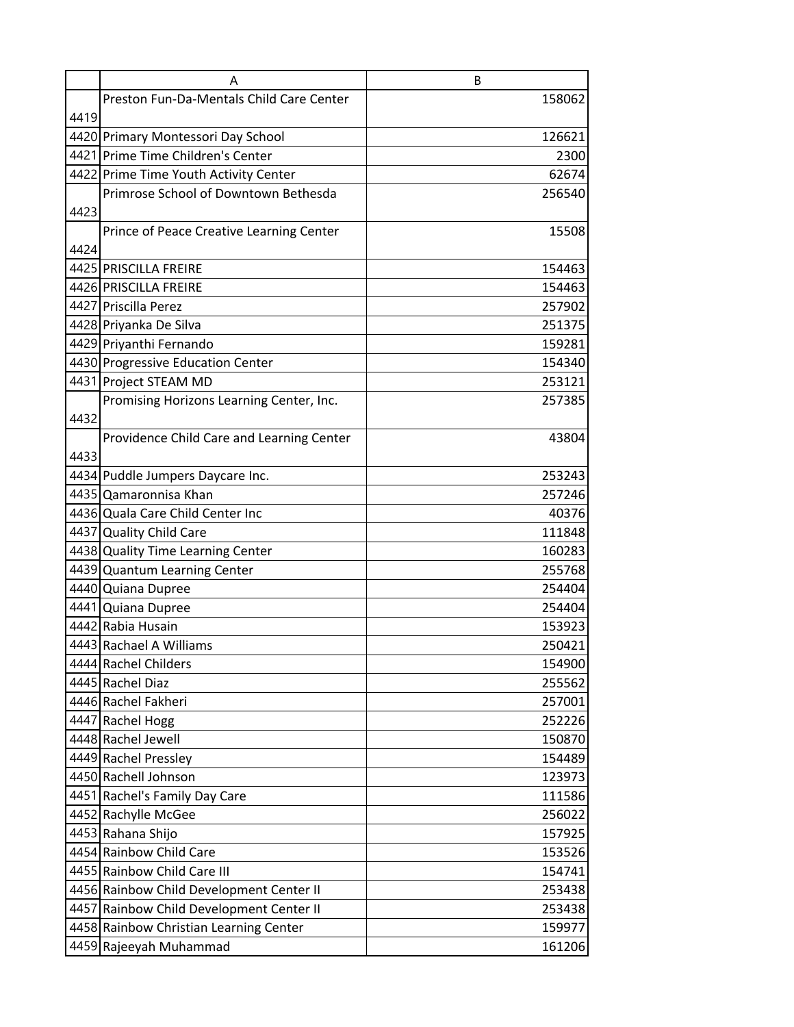| | A | B |
|---|---|---|
| 4419 | Preston Fun-Da-Mentals Child Care Center | 158062 |
| 4420 | Primary Montessori Day School | 126621 |
| 4421 | Prime Time Children's Center | 2300 |
| 4422 | Prime Time Youth Activity Center | 62674 |
| 4423 | Primrose School of Downtown Bethesda | 256540 |
| 4424 | Prince of Peace Creative Learning Center | 15508 |
| 4425 | PRISCILLA FREIRE | 154463 |
| 4426 | PRISCILLA FREIRE | 154463 |
| 4427 | Priscilla Perez | 257902 |
| 4428 | Priyanka De Silva | 251375 |
| 4429 | Priyanthi Fernando | 159281 |
| 4430 | Progressive Education Center | 154340 |
| 4431 | Project STEAM MD | 253121 |
| 4432 | Promising Horizons Learning Center, Inc. | 257385 |
| 4433 | Providence Child Care and Learning Center | 43804 |
| 4434 | Puddle Jumpers Daycare Inc. | 253243 |
| 4435 | Qamaronnisa Khan | 257246 |
| 4436 | Quala Care Child Center Inc | 40376 |
| 4437 | Quality Child Care | 111848 |
| 4438 | Quality Time Learning Center | 160283 |
| 4439 | Quantum Learning Center | 255768 |
| 4440 | Quiana Dupree | 254404 |
| 4441 | Quiana Dupree | 254404 |
| 4442 | Rabia Husain | 153923 |
| 4443 | Rachael A Williams | 250421 |
| 4444 | Rachel Childers | 154900 |
| 4445 | Rachel Diaz | 255562 |
| 4446 | Rachel Fakheri | 257001 |
| 4447 | Rachel Hogg | 252226 |
| 4448 | Rachel Jewell | 150870 |
| 4449 | Rachel Pressley | 154489 |
| 4450 | Rachell Johnson | 123973 |
| 4451 | Rachel's Family Day Care | 111586 |
| 4452 | Rachylle McGee | 256022 |
| 4453 | Rahana Shijo | 157925 |
| 4454 | Rainbow Child Care | 153526 |
| 4455 | Rainbow Child Care III | 154741 |
| 4456 | Rainbow Child Development Center II | 253438 |
| 4457 | Rainbow Child Development Center II | 253438 |
| 4458 | Rainbow Christian Learning Center | 159977 |
| 4459 | Rajeeyah Muhammad | 161206 |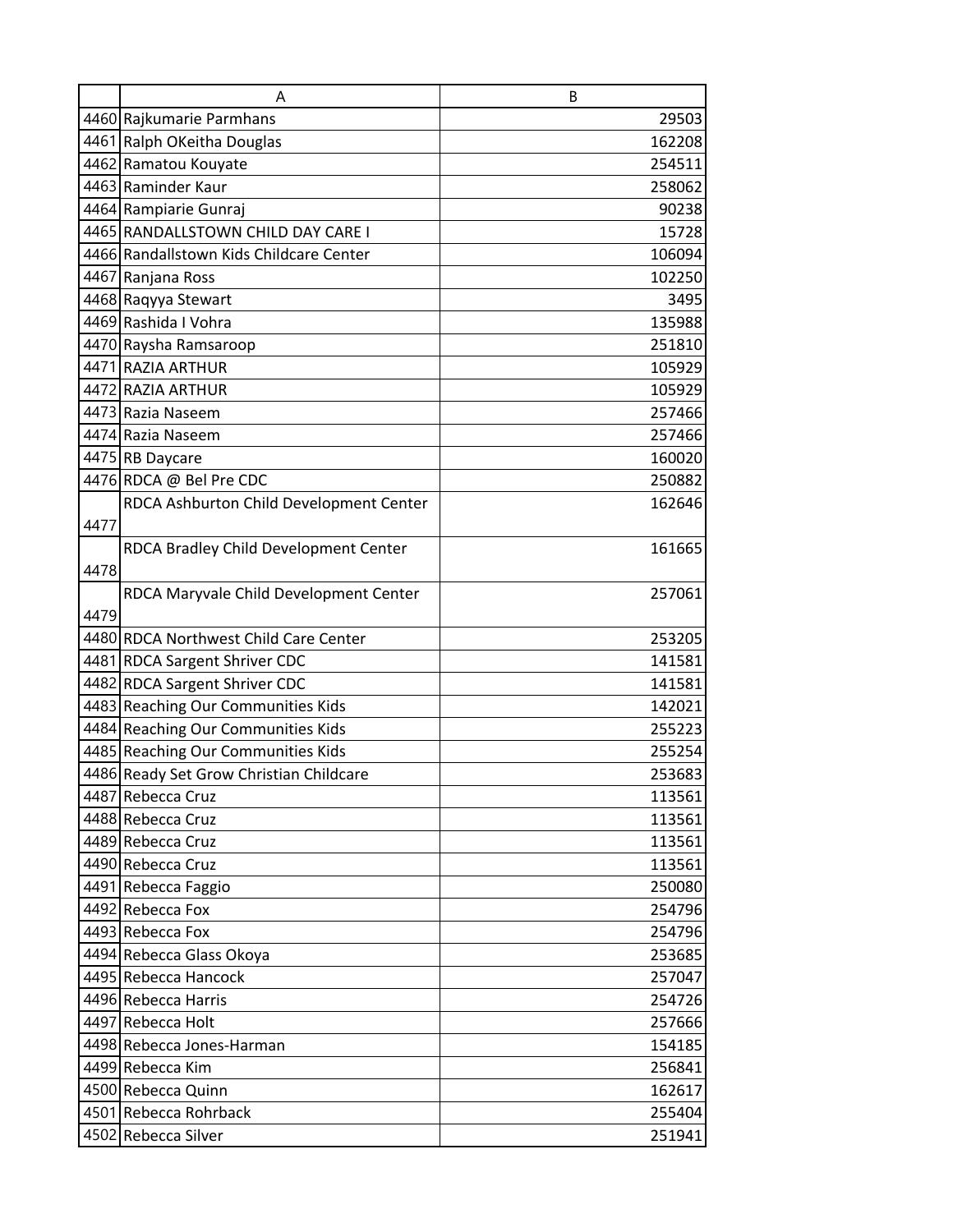| | A | B |
|---|---|---|
| 4460 | Rajkumarie Parmhans | 29503 |
| 4461 | Ralph OKeitha Douglas | 162208 |
| 4462 | Ramatou Kouyate | 254511 |
| 4463 | Raminder Kaur | 258062 |
| 4464 | Rampiarie Gunraj | 90238 |
| 4465 | RANDALLSTOWN CHILD DAY CARE I | 15728 |
| 4466 | Randallstown Kids Childcare Center | 106094 |
| 4467 | Ranjana Ross | 102250 |
| 4468 | Raqyya Stewart | 3495 |
| 4469 | Rashida I Vohra | 135988 |
| 4470 | Raysha Ramsaroop | 251810 |
| 4471 | RAZIA ARTHUR | 105929 |
| 4472 | RAZIA ARTHUR | 105929 |
| 4473 | Razia Naseem | 257466 |
| 4474 | Razia Naseem | 257466 |
| 4475 | RB Daycare | 160020 |
| 4476 | RDCA @ Bel Pre CDC | 250882 |
| 4477 | RDCA Ashburton Child Development Center | 162646 |
| 4478 | RDCA Bradley Child Development Center | 161665 |
| 4479 | RDCA Maryvale Child Development Center | 257061 |
| 4480 | RDCA Northwest Child Care Center | 253205 |
| 4481 | RDCA Sargent Shriver CDC | 141581 |
| 4482 | RDCA Sargent Shriver CDC | 141581 |
| 4483 | Reaching Our Communities Kids | 142021 |
| 4484 | Reaching Our Communities Kids | 255223 |
| 4485 | Reaching Our Communities Kids | 255254 |
| 4486 | Ready Set Grow Christian Childcare | 253683 |
| 4487 | Rebecca Cruz | 113561 |
| 4488 | Rebecca Cruz | 113561 |
| 4489 | Rebecca Cruz | 113561 |
| 4490 | Rebecca Cruz | 113561 |
| 4491 | Rebecca Faggio | 250080 |
| 4492 | Rebecca Fox | 254796 |
| 4493 | Rebecca Fox | 254796 |
| 4494 | Rebecca Glass Okoya | 253685 |
| 4495 | Rebecca Hancock | 257047 |
| 4496 | Rebecca Harris | 254726 |
| 4497 | Rebecca Holt | 257666 |
| 4498 | Rebecca Jones-Harman | 154185 |
| 4499 | Rebecca Kim | 256841 |
| 4500 | Rebecca Quinn | 162617 |
| 4501 | Rebecca Rohrback | 255404 |
| 4502 | Rebecca Silver | 251941 |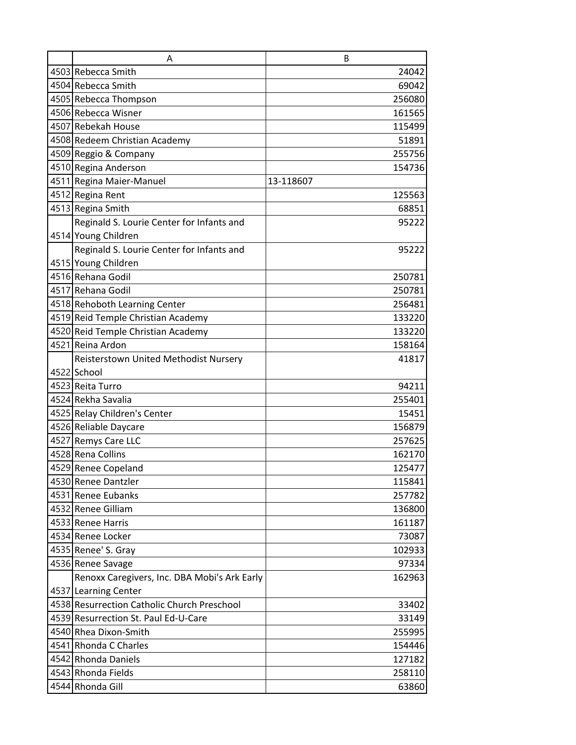| | A | B |
|---|---|---|
| 4503 | Rebecca Smith | 24042 |
| 4504 | Rebecca Smith | 69042 |
| 4505 | Rebecca Thompson | 256080 |
| 4506 | Rebecca Wisner | 161565 |
| 4507 | Rebekah House | 115499 |
| 4508 | Redeem Christian Academy | 51891 |
| 4509 | Reggio & Company | 255756 |
| 4510 | Regina Anderson | 154736 |
| 4511 | Regina Maier-Manuel | 13-118607 |
| 4512 | Regina Rent | 125563 |
| 4513 | Regina Smith | 68851 |
| 4514 | Reginald S. Lourie Center for Infants and Young Children | 95222 |
| 4515 | Reginald S. Lourie Center for Infants and Young Children | 95222 |
| 4516 | Rehana Godil | 250781 |
| 4517 | Rehana Godil | 250781 |
| 4518 | Rehoboth Learning Center | 256481 |
| 4519 | Reid Temple Christian Academy | 133220 |
| 4520 | Reid Temple Christian Academy | 133220 |
| 4521 | Reina Ardon | 158164 |
| 4522 | Reisterstown United Methodist Nursery School | 41817 |
| 4523 | Reita Turro | 94211 |
| 4524 | Rekha Savalia | 255401 |
| 4525 | Relay Children's Center | 15451 |
| 4526 | Reliable Daycare | 156879 |
| 4527 | Remys Care LLC | 257625 |
| 4528 | Rena Collins | 162170 |
| 4529 | Renee Copeland | 125477 |
| 4530 | Renee Dantzler | 115841 |
| 4531 | Renee Eubanks | 257782 |
| 4532 | Renee Gilliam | 136800 |
| 4533 | Renee Harris | 161187 |
| 4534 | Renee Locker | 73087 |
| 4535 | Renee' S. Gray | 102933 |
| 4536 | Renee Savage | 97334 |
| 4537 | Renoxx Caregivers, Inc. DBA Mobi's Ark Early Learning Center | 162963 |
| 4538 | Resurrection Catholic Church Preschool | 33402 |
| 4539 | Resurrection St. Paul Ed-U-Care | 33149 |
| 4540 | Rhea Dixon-Smith | 255995 |
| 4541 | Rhonda C Charles | 154446 |
| 4542 | Rhonda Daniels | 127182 |
| 4543 | Rhonda Fields | 258110 |
| 4544 | Rhonda Gill | 63860 |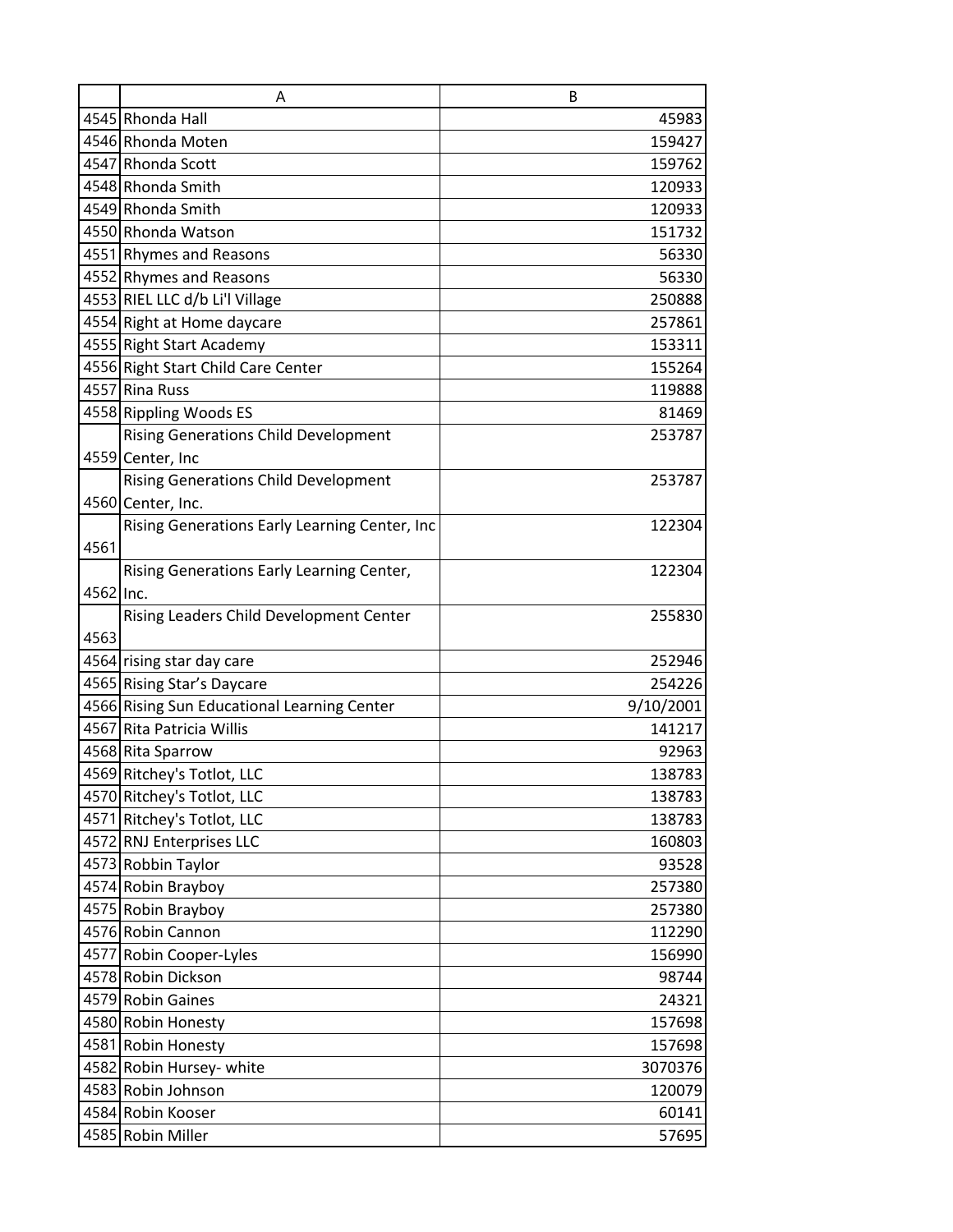| | A | B |
|---|---|---|
| 4545 | Rhonda Hall | 45983 |
| 4546 | Rhonda Moten | 159427 |
| 4547 | Rhonda Scott | 159762 |
| 4548 | Rhonda Smith | 120933 |
| 4549 | Rhonda Smith | 120933 |
| 4550 | Rhonda Watson | 151732 |
| 4551 | Rhymes and Reasons | 56330 |
| 4552 | Rhymes and Reasons | 56330 |
| 4553 | RIEL LLC d/b Li'l Village | 250888 |
| 4554 | Right at Home daycare | 257861 |
| 4555 | Right Start Academy | 153311 |
| 4556 | Right Start Child Care Center | 155264 |
| 4557 | Rina Russ | 119888 |
| 4558 | Rippling Woods ES | 81469 |
| 4559 | Rising Generations Child Development Center, Inc | 253787 |
| 4560 | Rising Generations Child Development Center, Inc. | 253787 |
| 4561 | Rising Generations Early Learning Center, Inc | 122304 |
| 4562 | Rising Generations Early Learning Center, Inc. | 122304 |
| 4563 | Rising Leaders Child Development Center | 255830 |
| 4564 | rising star day care | 252946 |
| 4565 | Rising Star's Daycare | 254226 |
| 4566 | Rising Sun Educational Learning Center | 9/10/2001 |
| 4567 | Rita Patricia Willis | 141217 |
| 4568 | Rita Sparrow | 92963 |
| 4569 | Ritchey's Totlot, LLC | 138783 |
| 4570 | Ritchey's Totlot, LLC | 138783 |
| 4571 | Ritchey's Totlot, LLC | 138783 |
| 4572 | RNJ Enterprises LLC | 160803 |
| 4573 | Robbin Taylor | 93528 |
| 4574 | Robin Brayboy | 257380 |
| 4575 | Robin Brayboy | 257380 |
| 4576 | Robin Cannon | 112290 |
| 4577 | Robin Cooper-Lyles | 156990 |
| 4578 | Robin Dickson | 98744 |
| 4579 | Robin Gaines | 24321 |
| 4580 | Robin Honesty | 157698 |
| 4581 | Robin Honesty | 157698 |
| 4582 | Robin Hursey- white | 3070376 |
| 4583 | Robin Johnson | 120079 |
| 4584 | Robin Kooser | 60141 |
| 4585 | Robin Miller | 57695 |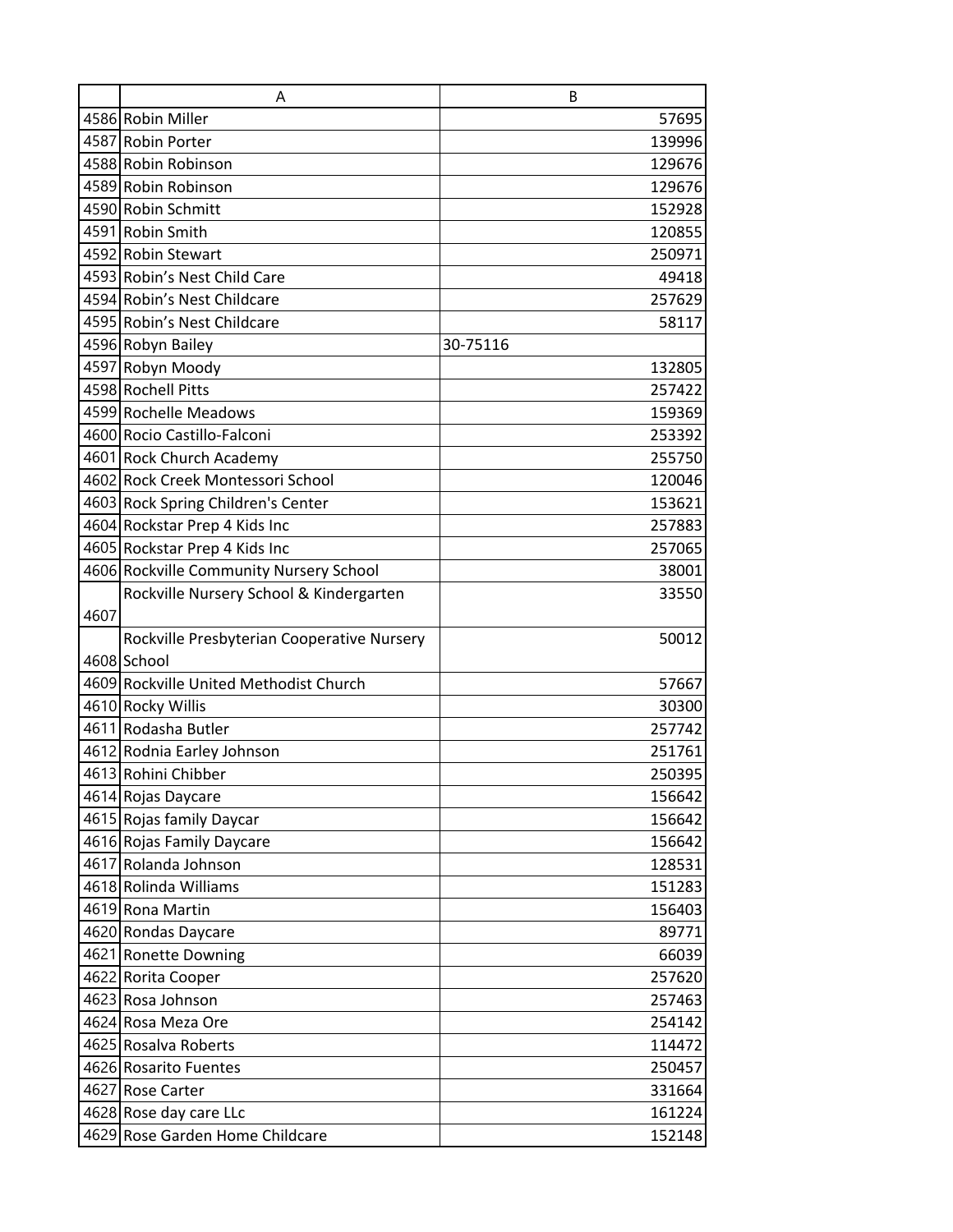| | A | B |
|---|---|---|
| 4586 | Robin Miller | 57695 |
| 4587 | Robin Porter | 139996 |
| 4588 | Robin Robinson | 129676 |
| 4589 | Robin Robinson | 129676 |
| 4590 | Robin Schmitt | 152928 |
| 4591 | Robin Smith | 120855 |
| 4592 | Robin Stewart | 250971 |
| 4593 | Robin’s Nest Child Care | 49418 |
| 4594 | Robin’s Nest Childcare | 257629 |
| 4595 | Robin’s Nest Childcare | 58117 |
| 4596 | Robyn Bailey | 30-75116 |
| 4597 | Robyn Moody | 132805 |
| 4598 | Rochell Pitts | 257422 |
| 4599 | Rochelle Meadows | 159369 |
| 4600 | Rocio Castillo-Falconi | 253392 |
| 4601 | Rock Church Academy | 255750 |
| 4602 | Rock Creek Montessori School | 120046 |
| 4603 | Rock Spring Children's Center | 153621 |
| 4604 | Rockstar Prep 4 Kids Inc | 257883 |
| 4605 | Rockstar Prep 4 Kids Inc | 257065 |
| 4606 | Rockville Community Nursery School | 38001 |
| 4607 | Rockville Nursery School & Kindergarten | 33550 |
| 4608 | Rockville Presbyterian Cooperative Nursery School | 50012 |
| 4609 | Rockville United Methodist Church | 57667 |
| 4610 | Rocky Willis | 30300 |
| 4611 | Rodasha Butler | 257742 |
| 4612 | Rodnia Earley Johnson | 251761 |
| 4613 | Rohini Chibber | 250395 |
| 4614 | Rojas Daycare | 156642 |
| 4615 | Rojas family Daycar | 156642 |
| 4616 | Rojas Family Daycare | 156642 |
| 4617 | Rolanda Johnson | 128531 |
| 4618 | Rolinda Williams | 151283 |
| 4619 | Rona Martin | 156403 |
| 4620 | Rondas Daycare | 89771 |
| 4621 | Ronette Downing | 66039 |
| 4622 | Rorita Cooper | 257620 |
| 4623 | Rosa Johnson | 257463 |
| 4624 | Rosa Meza Ore | 254142 |
| 4625 | Rosalva Roberts | 114472 |
| 4626 | Rosarito Fuentes | 250457 |
| 4627 | Rose Carter | 331664 |
| 4628 | Rose day care LLc | 161224 |
| 4629 | Rose Garden Home Childcare | 152148 |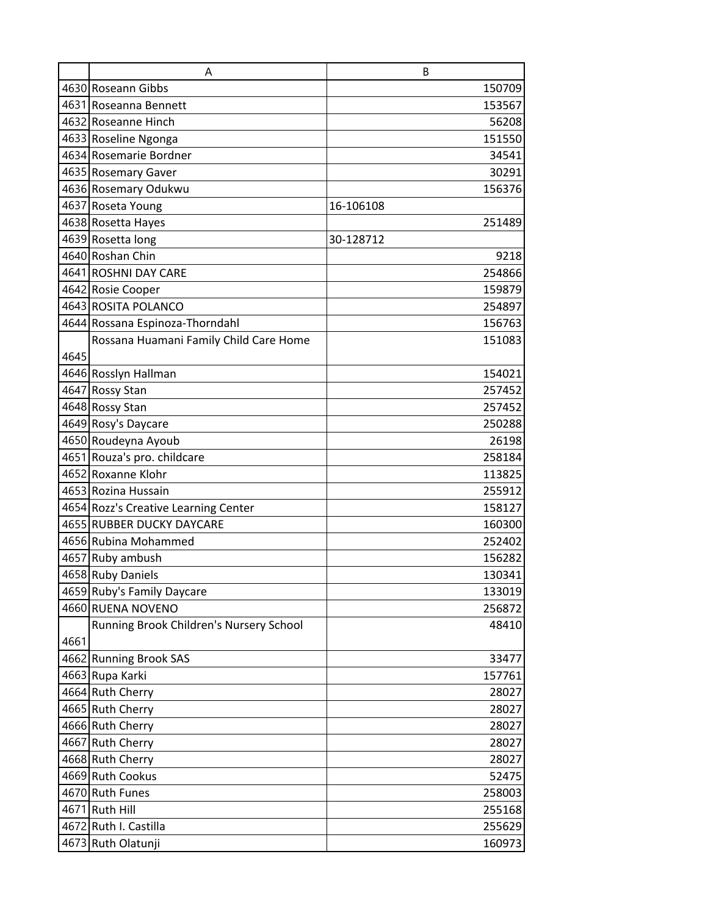| | A | B |
|---|---|---|
| 4630 | Roseann Gibbs | 150709 |
| 4631 | Roseanna Bennett | 153567 |
| 4632 | Roseanne Hinch | 56208 |
| 4633 | Roseline Ngonga | 151550 |
| 4634 | Rosemarie Bordner | 34541 |
| 4635 | Rosemary Gaver | 30291 |
| 4636 | Rosemary Odukwu | 156376 |
| 4637 | Roseta Young | 16-106108 |
| 4638 | Rosetta Hayes | 251489 |
| 4639 | Rosetta long | 30-128712 |
| 4640 | Roshan Chin | 9218 |
| 4641 | ROSHNI DAY CARE | 254866 |
| 4642 | Rosie Cooper | 159879 |
| 4643 | ROSITA POLANCO | 254897 |
| 4644 | Rossana Espinoza-Thorndahl | 156763 |
| 4645 | Rossana Huamani Family Child Care Home | 151083 |
| 4646 | Rosslyn Hallman | 154021 |
| 4647 | Rossy Stan | 257452 |
| 4648 | Rossy Stan | 257452 |
| 4649 | Rosy's Daycare | 250288 |
| 4650 | Roudeyna Ayoub | 26198 |
| 4651 | Rouza's pro. childcare | 258184 |
| 4652 | Roxanne Klohr | 113825 |
| 4653 | Rozina Hussain | 255912 |
| 4654 | Rozz's Creative Learning Center | 158127 |
| 4655 | RUBBER DUCKY DAYCARE | 160300 |
| 4656 | Rubina Mohammed | 252402 |
| 4657 | Ruby ambush | 156282 |
| 4658 | Ruby Daniels | 130341 |
| 4659 | Ruby's Family Daycare | 133019 |
| 4660 | RUENA NOVENO | 256872 |
| 4661 | Running Brook Children's Nursery School | 48410 |
| 4662 | Running Brook SAS | 33477 |
| 4663 | Rupa Karki | 157761 |
| 4664 | Ruth Cherry | 28027 |
| 4665 | Ruth Cherry | 28027 |
| 4666 | Ruth Cherry | 28027 |
| 4667 | Ruth Cherry | 28027 |
| 4668 | Ruth Cherry | 28027 |
| 4669 | Ruth Cookus | 52475 |
| 4670 | Ruth Funes | 258003 |
| 4671 | Ruth Hill | 255168 |
| 4672 | Ruth I. Castilla | 255629 |
| 4673 | Ruth Olatunji | 160973 |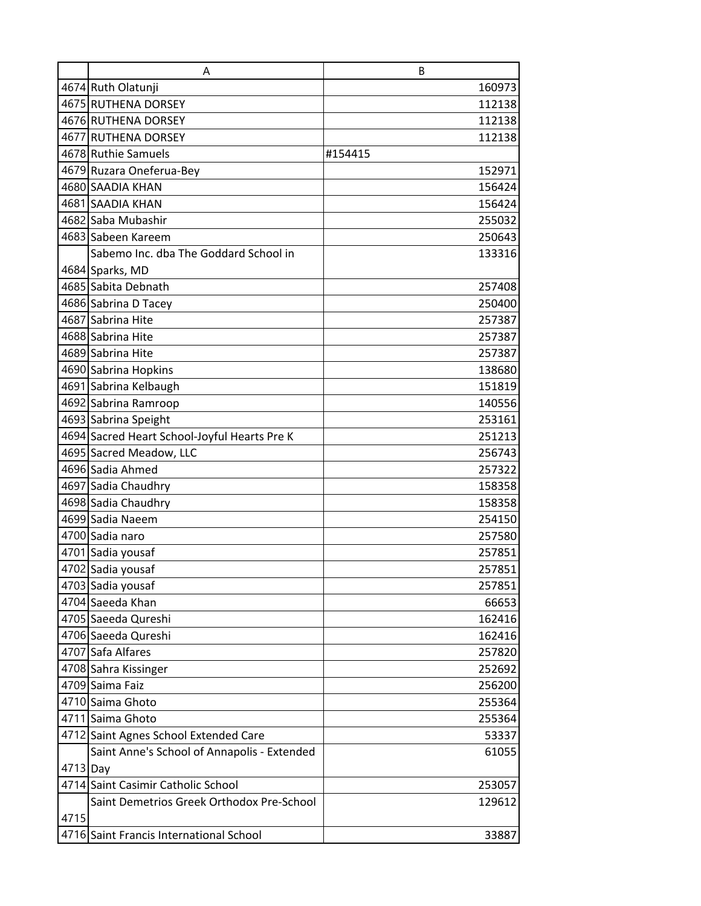| | A | B |
|---|---|---|
| 4674 | Ruth Olatunji | 160973 |
| 4675 | RUTHENA DORSEY | 112138 |
| 4676 | RUTHENA DORSEY | 112138 |
| 4677 | RUTHENA DORSEY | 112138 |
| 4678 | Ruthie Samuels | #154415 |
| 4679 | Ruzara Oneferua-Bey | 152971 |
| 4680 | SAADIA KHAN | 156424 |
| 4681 | SAADIA KHAN | 156424 |
| 4682 | Saba Mubashir | 255032 |
| 4683 | Sabeen Kareem | 250643 |
| 4684 | Sabemo Inc. dba The Goddard School in Sparks, MD | 133316 |
| 4685 | Sabita Debnath | 257408 |
| 4686 | Sabrina D Tacey | 250400 |
| 4687 | Sabrina Hite | 257387 |
| 4688 | Sabrina Hite | 257387 |
| 4689 | Sabrina Hite | 257387 |
| 4690 | Sabrina Hopkins | 138680 |
| 4691 | Sabrina Kelbaugh | 151819 |
| 4692 | Sabrina Ramroop | 140556 |
| 4693 | Sabrina Speight | 253161 |
| 4694 | Sacred Heart School-Joyful Hearts Pre K | 251213 |
| 4695 | Sacred Meadow, LLC | 256743 |
| 4696 | Sadia Ahmed | 257322 |
| 4697 | Sadia Chaudhry | 158358 |
| 4698 | Sadia Chaudhry | 158358 |
| 4699 | Sadia Naeem | 254150 |
| 4700 | Sadia naro | 257580 |
| 4701 | Sadia yousaf | 257851 |
| 4702 | Sadia yousaf | 257851 |
| 4703 | Sadia yousaf | 257851 |
| 4704 | Saeeda Khan | 66653 |
| 4705 | Saeeda Qureshi | 162416 |
| 4706 | Saeeda Qureshi | 162416 |
| 4707 | Safa Alfares | 257820 |
| 4708 | Sahra Kissinger | 252692 |
| 4709 | Saima Faiz | 256200 |
| 4710 | Saima Ghoto | 255364 |
| 4711 | Saima Ghoto | 255364 |
| 4712 | Saint Agnes School Extended Care | 53337 |
| 4713 | Saint Anne's School of Annapolis - Extended Day | 61055 |
| 4714 | Saint Casimir Catholic School | 253057 |
| 4715 | Saint Demetrios Greek Orthodox Pre-School | 129612 |
| 4716 | Saint Francis International School | 33887 |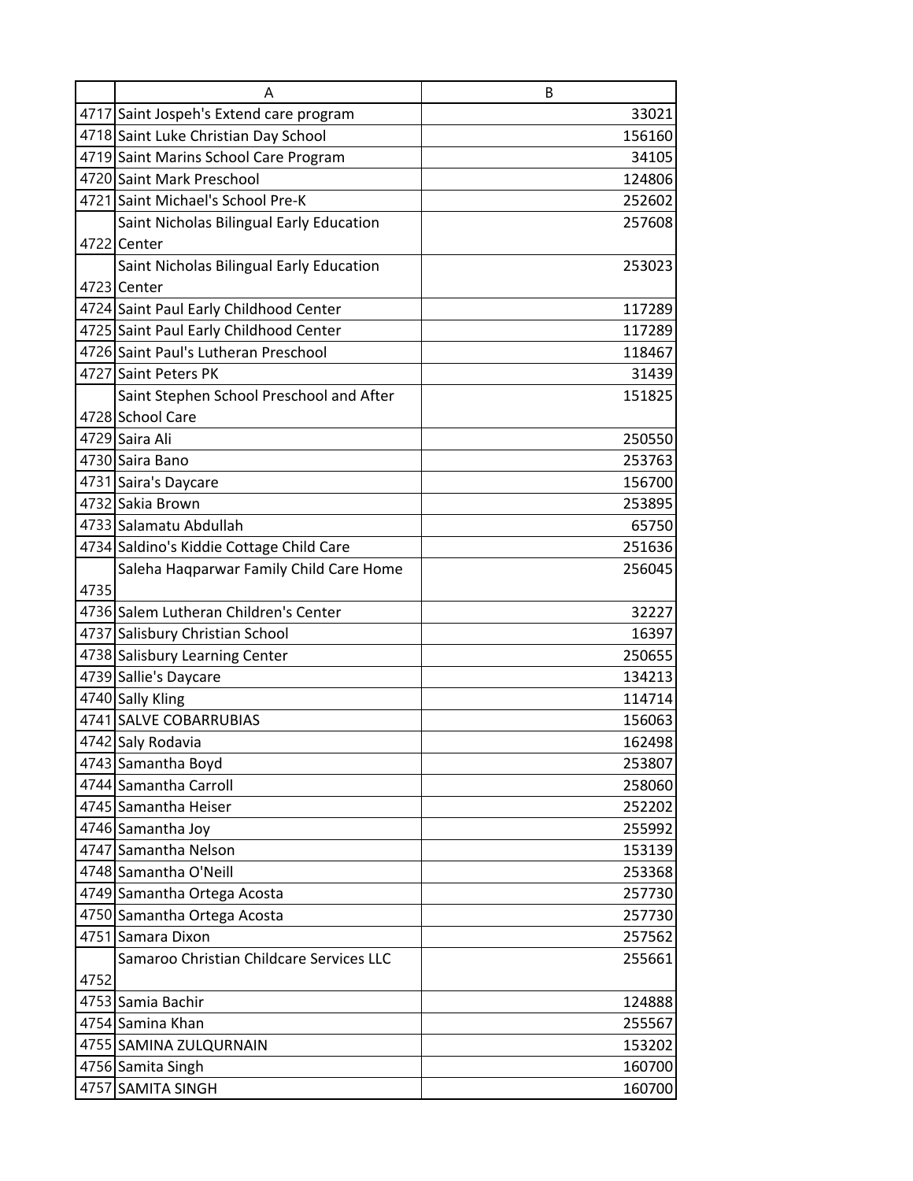| | A | B |
|---|---|---|
| 4717 | Saint Jospeh's Extend care program | 33021 |
| 4718 | Saint Luke Christian Day School | 156160 |
| 4719 | Saint Marins School Care Program | 34105 |
| 4720 | Saint Mark Preschool | 124806 |
| 4721 | Saint Michael's School Pre-K | 252602 |
| 4722 | Saint Nicholas Bilingual Early Education Center | 257608 |
| 4723 | Saint Nicholas Bilingual Early Education Center | 253023 |
| 4724 | Saint Paul Early Childhood Center | 117289 |
| 4725 | Saint Paul Early Childhood Center | 117289 |
| 4726 | Saint Paul's Lutheran Preschool | 118467 |
| 4727 | Saint Peters PK | 31439 |
| 4728 | Saint Stephen School Preschool and After School Care | 151825 |
| 4729 | Saira Ali | 250550 |
| 4730 | Saira Bano | 253763 |
| 4731 | Saira's Daycare | 156700 |
| 4732 | Sakia Brown | 253895 |
| 4733 | Salamatu Abdullah | 65750 |
| 4734 | Saldino's Kiddie Cottage Child Care | 251636 |
| 4735 | Saleha Haqparwar Family Child Care Home | 256045 |
| 4736 | Salem Lutheran Children's Center | 32227 |
| 4737 | Salisbury Christian School | 16397 |
| 4738 | Salisbury Learning Center | 250655 |
| 4739 | Sallie's Daycare | 134213 |
| 4740 | Sally Kling | 114714 |
| 4741 | SALVE COBARRUBIAS | 156063 |
| 4742 | Saly Rodavia | 162498 |
| 4743 | Samantha Boyd | 253807 |
| 4744 | Samantha Carroll | 258060 |
| 4745 | Samantha Heiser | 252202 |
| 4746 | Samantha Joy | 255992 |
| 4747 | Samantha Nelson | 153139 |
| 4748 | Samantha O'Neill | 253368 |
| 4749 | Samantha Ortega Acosta | 257730 |
| 4750 | Samantha Ortega Acosta | 257730 |
| 4751 | Samara Dixon | 257562 |
| 4752 | Samaroo Christian Childcare Services LLC | 255661 |
| 4753 | Samia Bachir | 124888 |
| 4754 | Samina Khan | 255567 |
| 4755 | SAMINA ZULQURNAIN | 153202 |
| 4756 | Samita Singh | 160700 |
| 4757 | SAMITA SINGH | 160700 |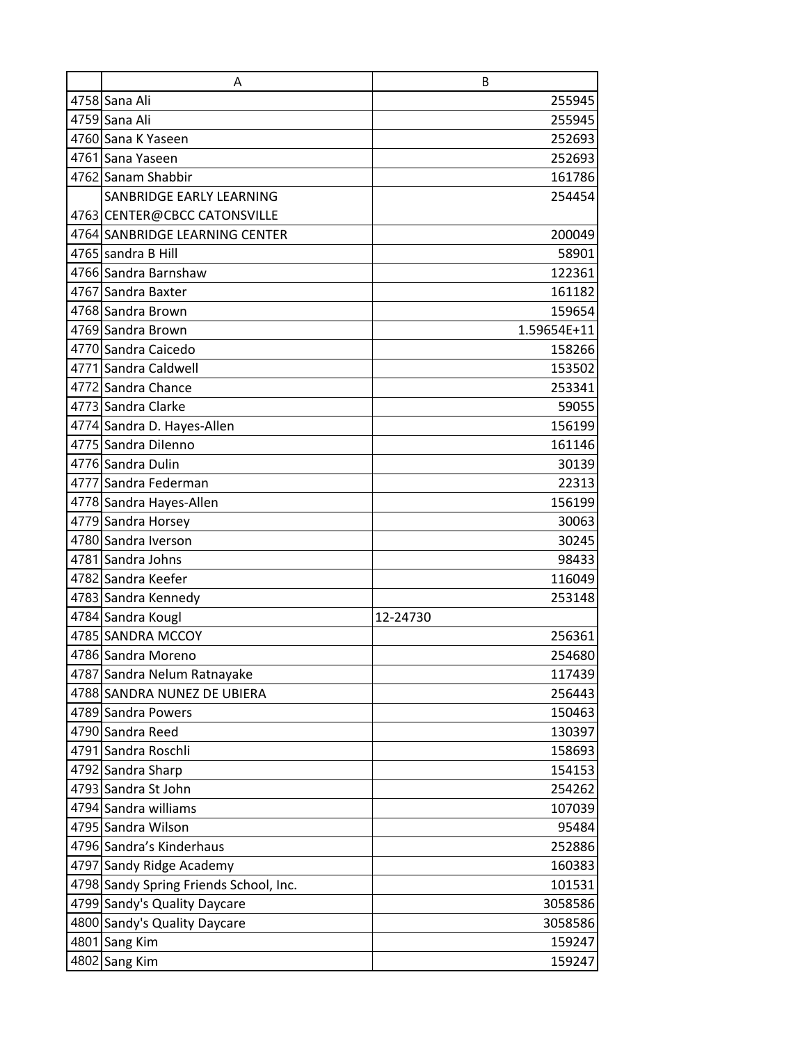| | A | B |
|---|---|---|
| 4758 | Sana Ali | 255945 |
| 4759 | Sana Ali | 255945 |
| 4760 | Sana K Yaseen | 252693 |
| 4761 | Sana Yaseen | 252693 |
| 4762 | Sanam Shabbir | 161786 |
| 4763 | SANBRIDGE EARLY LEARNING CENTER@CBCC CATONSVILLE | 254454 |
| 4764 | SANBRIDGE LEARNING CENTER | 200049 |
| 4765 | sandra B Hill | 58901 |
| 4766 | Sandra Barnshaw | 122361 |
| 4767 | Sandra Baxter | 161182 |
| 4768 | Sandra Brown | 159654 |
| 4769 | Sandra Brown | 1.59654E+11 |
| 4770 | Sandra Caicedo | 158266 |
| 4771 | Sandra Caldwell | 153502 |
| 4772 | Sandra Chance | 253341 |
| 4773 | Sandra Clarke | 59055 |
| 4774 | Sandra D. Hayes-Allen | 156199 |
| 4775 | Sandra DiIenno | 161146 |
| 4776 | Sandra Dulin | 30139 |
| 4777 | Sandra Federman | 22313 |
| 4778 | Sandra Hayes-Allen | 156199 |
| 4779 | Sandra Horsey | 30063 |
| 4780 | Sandra Iverson | 30245 |
| 4781 | Sandra Johns | 98433 |
| 4782 | Sandra Keefer | 116049 |
| 4783 | Sandra Kennedy | 253148 |
| 4784 | Sandra Kougl | 12-24730 |
| 4785 | SANDRA MCCOY | 256361 |
| 4786 | Sandra Moreno | 254680 |
| 4787 | Sandra Nelum Ratnayake | 117439 |
| 4788 | SANDRA NUNEZ DE UBIERA | 256443 |
| 4789 | Sandra Powers | 150463 |
| 4790 | Sandra Reed | 130397 |
| 4791 | Sandra Roschli | 158693 |
| 4792 | Sandra Sharp | 154153 |
| 4793 | Sandra St John | 254262 |
| 4794 | Sandra williams | 107039 |
| 4795 | Sandra Wilson | 95484 |
| 4796 | Sandra’s Kinderhaus | 252886 |
| 4797 | Sandy Ridge Academy | 160383 |
| 4798 | Sandy Spring Friends School, Inc. | 101531 |
| 4799 | Sandy's Quality Daycare | 3058586 |
| 4800 | Sandy's Quality Daycare | 3058586 |
| 4801 | Sang Kim | 159247 |
| 4802 | Sang Kim | 159247 |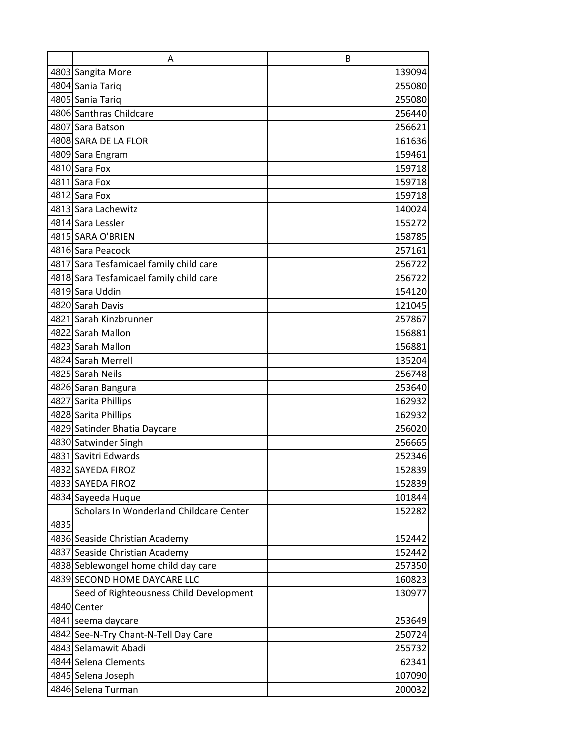|  | A | B |
|---|---|---|
| 4803 | Sangita More | 139094 |
| 4804 | Sania Tariq | 255080 |
| 4805 | Sania Tariq | 255080 |
| 4806 | Santhras Childcare | 256440 |
| 4807 | Sara Batson | 256621 |
| 4808 | SARA DE LA FLOR | 161636 |
| 4809 | Sara Engram | 159461 |
| 4810 | Sara Fox | 159718 |
| 4811 | Sara Fox | 159718 |
| 4812 | Sara Fox | 159718 |
| 4813 | Sara Lachewitz | 140024 |
| 4814 | Sara Lessler | 155272 |
| 4815 | SARA O'BRIEN | 158785 |
| 4816 | Sara Peacock | 257161 |
| 4817 | Sara Tesfamicael family child care | 256722 |
| 4818 | Sara Tesfamicael family child care | 256722 |
| 4819 | Sara Uddin | 154120 |
| 4820 | Sarah Davis | 121045 |
| 4821 | Sarah Kinzbrunner | 257867 |
| 4822 | Sarah Mallon | 156881 |
| 4823 | Sarah Mallon | 156881 |
| 4824 | Sarah Merrell | 135204 |
| 4825 | Sarah Neils | 256748 |
| 4826 | Saran Bangura | 253640 |
| 4827 | Sarita Phillips | 162932 |
| 4828 | Sarita Phillips | 162932 |
| 4829 | Satinder Bhatia Daycare | 256020 |
| 4830 | Satwinder Singh | 256665 |
| 4831 | Savitri Edwards | 252346 |
| 4832 | SAYEDA FIROZ | 152839 |
| 4833 | SAYEDA FIROZ | 152839 |
| 4834 | Sayeeda Huque | 101844 |
| 4835 | Scholars In Wonderland Childcare Center | 152282 |
| 4836 | Seaside Christian Academy | 152442 |
| 4837 | Seaside Christian Academy | 152442 |
| 4838 | Seblewongel home child day care | 257350 |
| 4839 | SECOND HOME DAYCARE LLC | 160823 |
| 4840 | Seed of Righteousness Child Development Center | 130977 |
| 4841 | seema daycare | 253649 |
| 4842 | See-N-Try Chant-N-Tell Day Care | 250724 |
| 4843 | Selamawit Abadi | 255732 |
| 4844 | Selena Clements | 62341 |
| 4845 | Selena Joseph | 107090 |
| 4846 | Selena Turman | 200032 |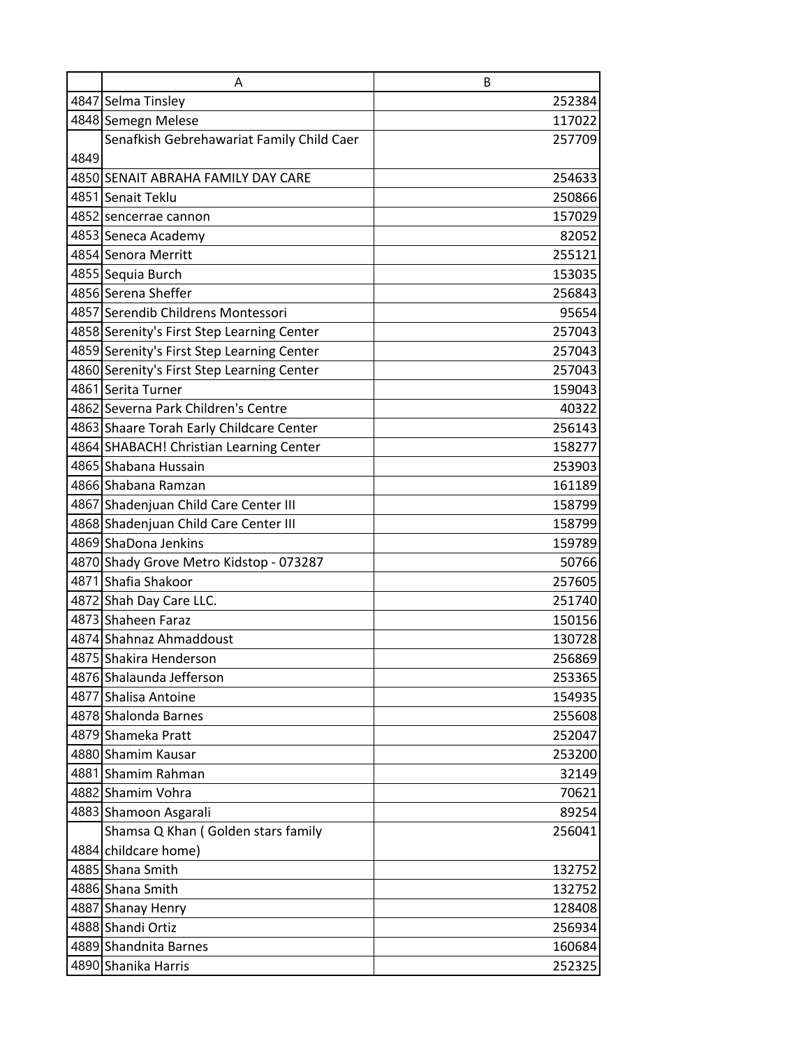| | A | B |
|---|---|---|
| 4847 | Selma Tinsley | 252384 |
| 4848 | Semegn Melese | 117022 |
| 4849 | Senafkish Gebrehawariat Family Child Caer | 257709 |
| 4850 | SENAIT ABRAHA FAMILY DAY CARE | 254633 |
| 4851 | Senait Teklu | 250866 |
| 4852 | sencerrae cannon | 157029 |
| 4853 | Seneca Academy | 82052 |
| 4854 | Senora Merritt | 255121 |
| 4855 | Sequia Burch | 153035 |
| 4856 | Serena Sheffer | 256843 |
| 4857 | Serendib Childrens Montessori | 95654 |
| 4858 | Serenity's First Step Learning Center | 257043 |
| 4859 | Serenity's First Step Learning Center | 257043 |
| 4860 | Serenity's First Step Learning Center | 257043 |
| 4861 | Serita Turner | 159043 |
| 4862 | Severna Park Children's Centre | 40322 |
| 4863 | Shaare Torah Early Childcare Center | 256143 |
| 4864 | SHABACH! Christian Learning Center | 158277 |
| 4865 | Shabana Hussain | 253903 |
| 4866 | Shabana Ramzan | 161189 |
| 4867 | Shadenjuan Child Care Center III | 158799 |
| 4868 | Shadenjuan Child Care Center III | 158799 |
| 4869 | ShaDona Jenkins | 159789 |
| 4870 | Shady Grove Metro Kidstop - 073287 | 50766 |
| 4871 | Shafia Shakoor | 257605 |
| 4872 | Shah Day Care LLC. | 251740 |
| 4873 | Shaheen Faraz | 150156 |
| 4874 | Shahnaz Ahmaddoust | 130728 |
| 4875 | Shakira Henderson | 256869 |
| 4876 | Shalaunda Jefferson | 253365 |
| 4877 | Shalisa Antoine | 154935 |
| 4878 | Shalonda Barnes | 255608 |
| 4879 | Shameka Pratt | 252047 |
| 4880 | Shamim Kausar | 253200 |
| 4881 | Shamim Rahman | 32149 |
| 4882 | Shamim Vohra | 70621 |
| 4883 | Shamoon Asgarali | 89254 |
| 4884 | Shamsa Q Khan ( Golden stars family childcare home) | 256041 |
| 4885 | Shana Smith | 132752 |
| 4886 | Shana Smith | 132752 |
| 4887 | Shanay Henry | 128408 |
| 4888 | Shandi Ortiz | 256934 |
| 4889 | Shandnita Barnes | 160684 |
| 4890 | Shanika Harris | 252325 |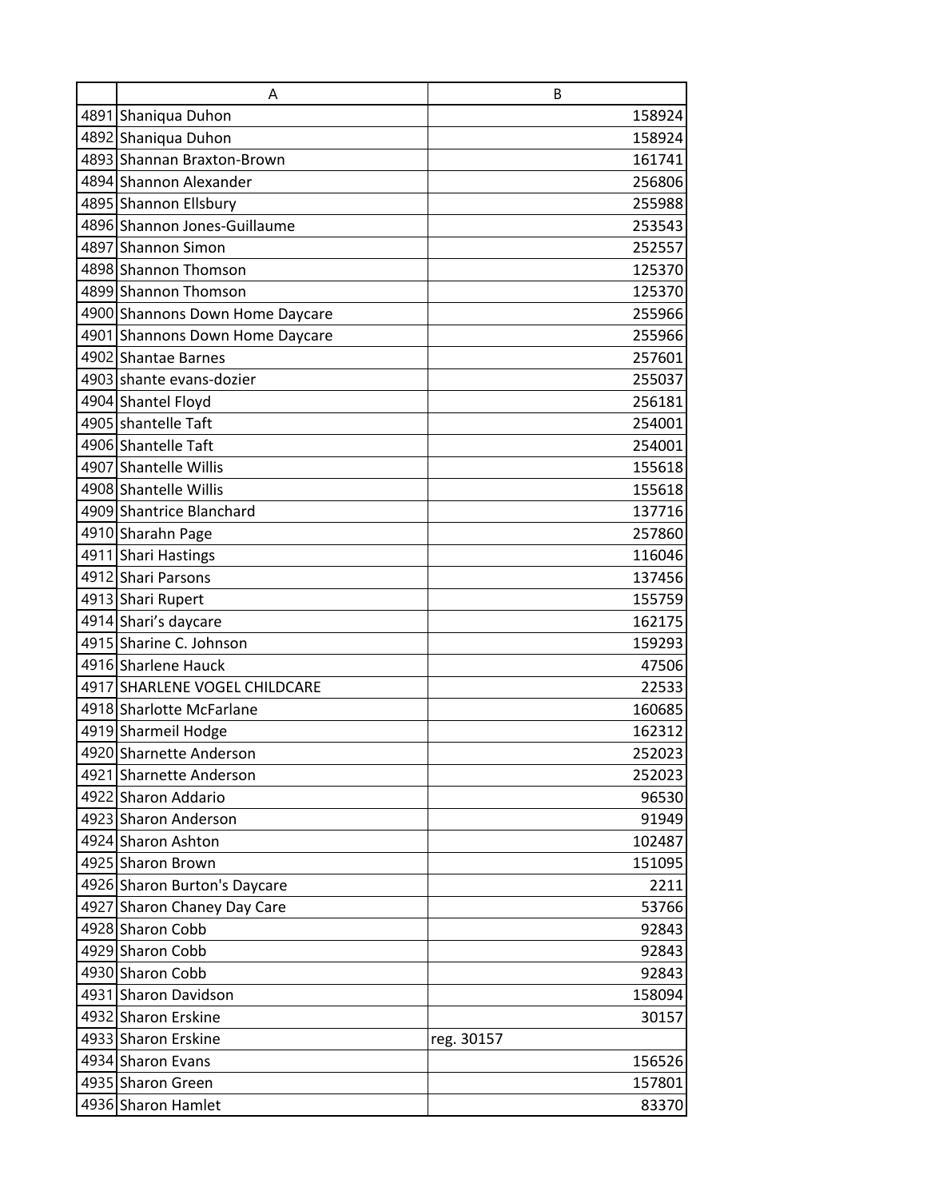| | A | B |
|---|---|---|
| 4891 | Shaniqua Duhon | 158924 |
| 4892 | Shaniqua Duhon | 158924 |
| 4893 | Shannan Braxton-Brown | 161741 |
| 4894 | Shannon Alexander | 256806 |
| 4895 | Shannon Ellsbury | 255988 |
| 4896 | Shannon Jones-Guillaume | 253543 |
| 4897 | Shannon Simon | 252557 |
| 4898 | Shannon Thomson | 125370 |
| 4899 | Shannon Thomson | 125370 |
| 4900 | Shannons Down Home Daycare | 255966 |
| 4901 | Shannons Down Home Daycare | 255966 |
| 4902 | Shantae Barnes | 257601 |
| 4903 | shante evans-dozier | 255037 |
| 4904 | Shantel Floyd | 256181 |
| 4905 | shantelle Taft | 254001 |
| 4906 | Shantelle Taft | 254001 |
| 4907 | Shantelle Willis | 155618 |
| 4908 | Shantelle Willis | 155618 |
| 4909 | Shantrice Blanchard | 137716 |
| 4910 | Sharahn Page | 257860 |
| 4911 | Shari Hastings | 116046 |
| 4912 | Shari Parsons | 137456 |
| 4913 | Shari Rupert | 155759 |
| 4914 | Shari’s daycare | 162175 |
| 4915 | Sharine C. Johnson | 159293 |
| 4916 | Sharlene Hauck | 47506 |
| 4917 | SHARLENE VOGEL CHILDCARE | 22533 |
| 4918 | Sharlotte McFarlane | 160685 |
| 4919 | Sharmeil Hodge | 162312 |
| 4920 | Sharnette Anderson | 252023 |
| 4921 | Sharnette Anderson | 252023 |
| 4922 | Sharon Addario | 96530 |
| 4923 | Sharon Anderson | 91949 |
| 4924 | Sharon Ashton | 102487 |
| 4925 | Sharon Brown | 151095 |
| 4926 | Sharon Burton's Daycare | 2211 |
| 4927 | Sharon Chaney Day Care | 53766 |
| 4928 | Sharon Cobb | 92843 |
| 4929 | Sharon Cobb | 92843 |
| 4930 | Sharon Cobb | 92843 |
| 4931 | Sharon Davidson | 158094 |
| 4932 | Sharon Erskine | 30157 |
| 4933 | Sharon Erskine | reg. 30157 |
| 4934 | Sharon Evans | 156526 |
| 4935 | Sharon Green | 157801 |
| 4936 | Sharon Hamlet | 83370 |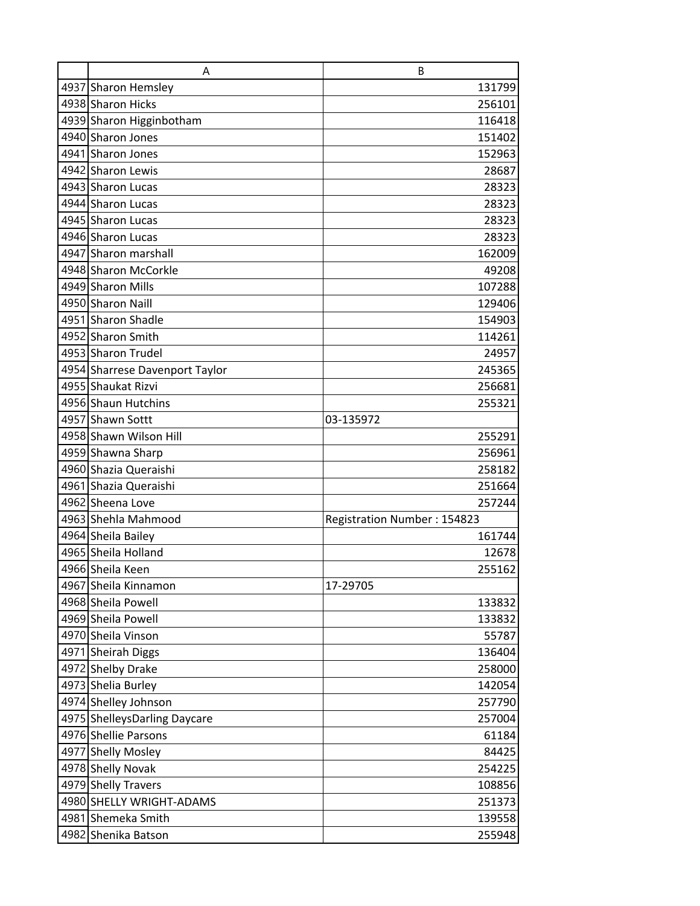|  | A | B |
|---|---|---|
| 4937 | Sharon Hemsley | 131799 |
| 4938 | Sharon Hicks | 256101 |
| 4939 | Sharon Higginbotham | 116418 |
| 4940 | Sharon Jones | 151402 |
| 4941 | Sharon Jones | 152963 |
| 4942 | Sharon Lewis | 28687 |
| 4943 | Sharon Lucas | 28323 |
| 4944 | Sharon Lucas | 28323 |
| 4945 | Sharon Lucas | 28323 |
| 4946 | Sharon Lucas | 28323 |
| 4947 | Sharon marshall | 162009 |
| 4948 | Sharon McCorkle | 49208 |
| 4949 | Sharon Mills | 107288 |
| 4950 | Sharon Naill | 129406 |
| 4951 | Sharon Shadle | 154903 |
| 4952 | Sharon Smith | 114261 |
| 4953 | Sharon Trudel | 24957 |
| 4954 | Sharrese Davenport Taylor | 245365 |
| 4955 | Shaukat Rizvi | 256681 |
| 4956 | Shaun Hutchins | 255321 |
| 4957 | Shawn Sottt | 03-135972 |
| 4958 | Shawn Wilson Hill | 255291 |
| 4959 | Shawna Sharp | 256961 |
| 4960 | Shazia Queraishi | 258182 |
| 4961 | Shazia Queraishi | 251664 |
| 4962 | Sheena Love | 257244 |
| 4963 | Shehla Mahmood | Registration Number : 154823 |
| 4964 | Sheila Bailey | 161744 |
| 4965 | Sheila Holland | 12678 |
| 4966 | Sheila Keen | 255162 |
| 4967 | Sheila Kinnamon | 17-29705 |
| 4968 | Sheila Powell | 133832 |
| 4969 | Sheila Powell | 133832 |
| 4970 | Sheila Vinson | 55787 |
| 4971 | Sheirah Diggs | 136404 |
| 4972 | Shelby Drake | 258000 |
| 4973 | Shelia Burley | 142054 |
| 4974 | Shelley Johnson | 257790 |
| 4975 | ShelleysDarling Daycare | 257004 |
| 4976 | Shellie Parsons | 61184 |
| 4977 | Shelly Mosley | 84425 |
| 4978 | Shelly Novak | 254225 |
| 4979 | Shelly Travers | 108856 |
| 4980 | SHELLY WRIGHT-ADAMS | 251373 |
| 4981 | Shemeka Smith | 139558 |
| 4982 | Shenika Batson | 255948 |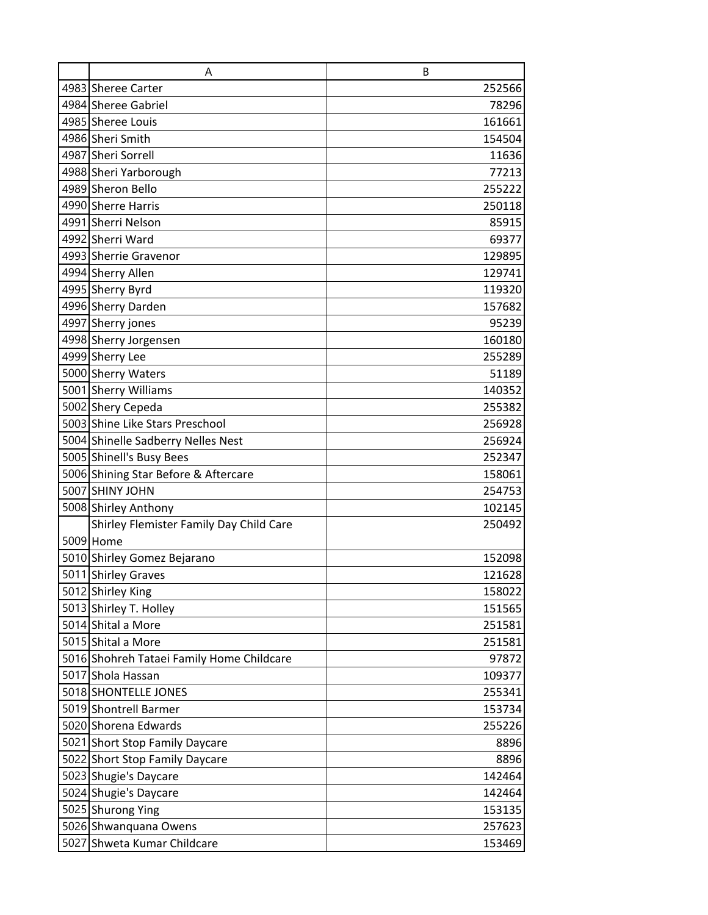| | A | B |
|---|---|---|
| 4983 | Sheree Carter | 252566 |
| 4984 | Sheree Gabriel | 78296 |
| 4985 | Sheree Louis | 161661 |
| 4986 | Sheri Smith | 154504 |
| 4987 | Sheri Sorrell | 11636 |
| 4988 | Sheri Yarborough | 77213 |
| 4989 | Sheron Bello | 255222 |
| 4990 | Sherre Harris | 250118 |
| 4991 | Sherri Nelson | 85915 |
| 4992 | Sherri Ward | 69377 |
| 4993 | Sherrie Gravenor | 129895 |
| 4994 | Sherry Allen | 129741 |
| 4995 | Sherry Byrd | 119320 |
| 4996 | Sherry Darden | 157682 |
| 4997 | Sherry jones | 95239 |
| 4998 | Sherry Jorgensen | 160180 |
| 4999 | Sherry Lee | 255289 |
| 5000 | Sherry Waters | 51189 |
| 5001 | Sherry Williams | 140352 |
| 5002 | Shery Cepeda | 255382 |
| 5003 | Shine Like Stars Preschool | 256928 |
| 5004 | Shinelle Sadberry Nelles Nest | 256924 |
| 5005 | Shinell's Busy Bees | 252347 |
| 5006 | Shining Star Before & Aftercare | 158061 |
| 5007 | SHINY JOHN | 254753 |
| 5008 | Shirley Anthony | 102145 |
| 5009 | Shirley Flemister Family Day Child Care Home | 250492 |
| 5010 | Shirley Gomez Bejarano | 152098 |
| 5011 | Shirley Graves | 121628 |
| 5012 | Shirley King | 158022 |
| 5013 | Shirley T. Holley | 151565 |
| 5014 | Shital a More | 251581 |
| 5015 | Shital a More | 251581 |
| 5016 | Shohreh Tataei Family Home Childcare | 97872 |
| 5017 | Shola Hassan | 109377 |
| 5018 | SHONTELLE JONES | 255341 |
| 5019 | Shontrell Barmer | 153734 |
| 5020 | Shorena Edwards | 255226 |
| 5021 | Short Stop Family Daycare | 8896 |
| 5022 | Short Stop Family Daycare | 8896 |
| 5023 | Shugie's Daycare | 142464 |
| 5024 | Shugie's Daycare | 142464 |
| 5025 | Shurong Ying | 153135 |
| 5026 | Shwanquana Owens | 257623 |
| 5027 | Shweta Kumar Childcare | 153469 |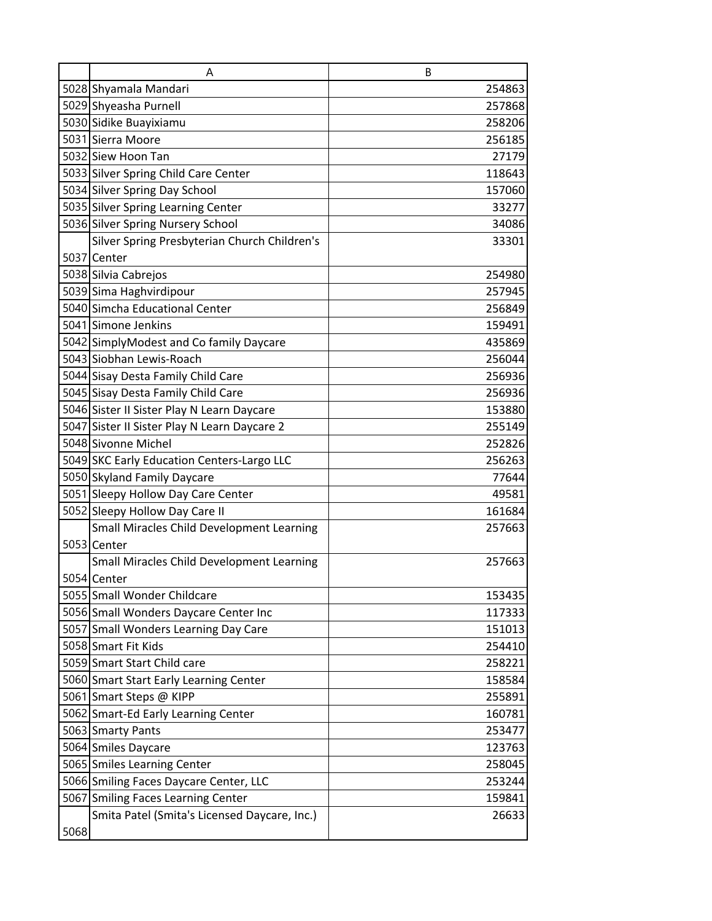| | A | B |
|---|---|---|
| 5028 | Shyamala Mandari | 254863 |
| 5029 | Shyeasha Purnell | 257868 |
| 5030 | Sidike Buayixiamu | 258206 |
| 5031 | Sierra Moore | 256185 |
| 5032 | Siew Hoon Tan | 27179 |
| 5033 | Silver Spring Child Care Center | 118643 |
| 5034 | Silver Spring Day School | 157060 |
| 5035 | Silver Spring Learning Center | 33277 |
| 5036 | Silver Spring Nursery School | 34086 |
| 5037 | Silver Spring Presbyterian Church Children's Center | 33301 |
| 5038 | Silvia Cabrejos | 254980 |
| 5039 | Sima Haghvirdipour | 257945 |
| 5040 | Simcha Educational Center | 256849 |
| 5041 | Simone Jenkins | 159491 |
| 5042 | SimplyModest and Co family Daycare | 435869 |
| 5043 | Siobhan Lewis-Roach | 256044 |
| 5044 | Sisay Desta Family Child Care | 256936 |
| 5045 | Sisay Desta Family Child Care | 256936 |
| 5046 | Sister II Sister Play N Learn Daycare | 153880 |
| 5047 | Sister II Sister Play N Learn Daycare 2 | 255149 |
| 5048 | Sivonne Michel | 252826 |
| 5049 | SKC Early Education Centers-Largo LLC | 256263 |
| 5050 | Skyland Family Daycare | 77644 |
| 5051 | Sleepy Hollow Day Care Center | 49581 |
| 5052 | Sleepy Hollow Day Care II | 161684 |
| 5053 | Small Miracles Child Development Learning Center | 257663 |
| 5054 | Small Miracles Child Development Learning Center | 257663 |
| 5055 | Small Wonder Childcare | 153435 |
| 5056 | Small Wonders Daycare Center Inc | 117333 |
| 5057 | Small Wonders Learning Day Care | 151013 |
| 5058 | Smart Fit Kids | 254410 |
| 5059 | Smart Start Child care | 258221 |
| 5060 | Smart Start Early Learning Center | 158584 |
| 5061 | Smart Steps @ KIPP | 255891 |
| 5062 | Smart-Ed Early Learning Center | 160781 |
| 5063 | Smarty Pants | 253477 |
| 5064 | Smiles Daycare | 123763 |
| 5065 | Smiles Learning Center | 258045 |
| 5066 | Smiling Faces Daycare Center, LLC | 253244 |
| 5067 | Smiling Faces Learning Center | 159841 |
| 5068 | Smita Patel (Smita's Licensed Daycare, Inc.) | 26633 |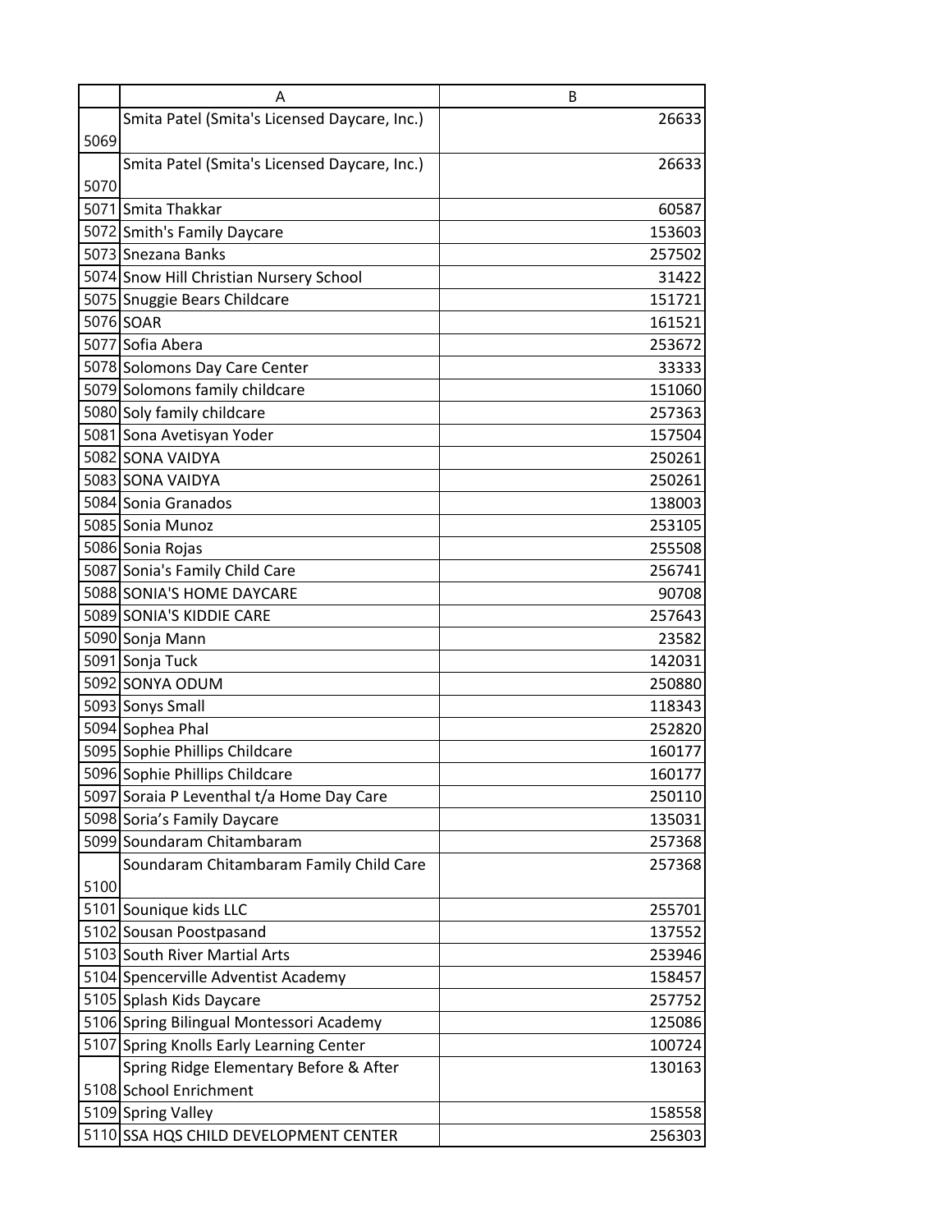| | A | B |
|---|---|---|
| 5069 | Smita Patel (Smita's Licensed Daycare, Inc.) | 26633 |
| 5070 | Smita Patel (Smita's Licensed Daycare, Inc.) | 26633 |
| 5071 | Smita Thakkar | 60587 |
| 5072 | Smith's Family Daycare | 153603 |
| 5073 | Snezana Banks | 257502 |
| 5074 | Snow Hill Christian Nursery School | 31422 |
| 5075 | Snuggie Bears Childcare | 151721 |
| 5076 | SOAR | 161521 |
| 5077 | Sofia Abera | 253672 |
| 5078 | Solomons Day Care Center | 33333 |
| 5079 | Solomons family childcare | 151060 |
| 5080 | Soly family childcare | 257363 |
| 5081 | Sona Avetisyan Yoder | 157504 |
| 5082 | SONA VAIDYA | 250261 |
| 5083 | SONA VAIDYA | 250261 |
| 5084 | Sonia Granados | 138003 |
| 5085 | Sonia Munoz | 253105 |
| 5086 | Sonia Rojas | 255508 |
| 5087 | Sonia's Family Child Care | 256741 |
| 5088 | SONIA'S HOME DAYCARE | 90708 |
| 5089 | SONIA'S KIDDIE CARE | 257643 |
| 5090 | Sonja Mann | 23582 |
| 5091 | Sonja Tuck | 142031 |
| 5092 | SONYA ODUM | 250880 |
| 5093 | Sonys Small | 118343 |
| 5094 | Sophea Phal | 252820 |
| 5095 | Sophie Phillips Childcare | 160177 |
| 5096 | Sophie Phillips Childcare | 160177 |
| 5097 | Soraia P Leventhal t/a Home Day Care | 250110 |
| 5098 | Soria’s Family Daycare | 135031 |
| 5099 | Soundaram Chitambaram | 257368 |
| 5100 | Soundaram Chitambaram Family Child Care | 257368 |
| 5101 | Sounique kids LLC | 255701 |
| 5102 | Sousan Poostpasand | 137552 |
| 5103 | South River Martial Arts | 253946 |
| 5104 | Spencerville Adventist Academy | 158457 |
| 5105 | Splash Kids Daycare | 257752 |
| 5106 | Spring Bilingual Montessori Academy | 125086 |
| 5107 | Spring Knolls Early Learning Center | 100724 |
| 5108 | Spring Ridge Elementary Before & After School Enrichment | 130163 |
| 5109 | Spring Valley | 158558 |
| 5110 | SSA HQS CHILD DEVELOPMENT CENTER | 256303 |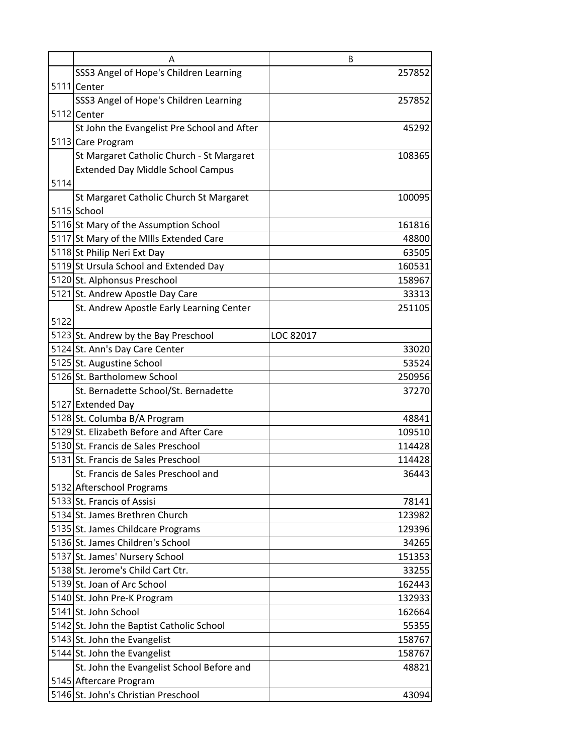| | A | B |
|---|---|---|
| 5111 | SSS3 Angel of Hope's Children Learning Center | 257852 |
| 5112 | SSS3 Angel of Hope's Children Learning Center | 257852 |
| 5113 | St John the Evangelist Pre School and After Care Program | 45292 |
| 5114 | St Margaret Catholic Church - St Margaret Extended Day Middle School Campus | 108365 |
| 5115 | St Margaret Catholic Church St Margaret School | 100095 |
| 5116 | St Mary of the Assumption School | 161816 |
| 5117 | St Mary of the MIlls Extended Care | 48800 |
| 5118 | St Philip Neri Ext Day | 63505 |
| 5119 | St Ursula School and Extended Day | 160531 |
| 5120 | St. Alphonsus Preschool | 158967 |
| 5121 | St. Andrew Apostle Day Care | 33313 |
| 5122 | St. Andrew Apostle Early Learning Center | 251105 |
| 5123 | St. Andrew by the Bay Preschool | LOC 82017 |
| 5124 | St. Ann's Day Care Center | 33020 |
| 5125 | St. Augustine School | 53524 |
| 5126 | St. Bartholomew School | 250956 |
| 5127 | St. Bernadette School/St. Bernadette Extended Day | 37270 |
| 5128 | St. Columba B/A Program | 48841 |
| 5129 | St. Elizabeth Before and After Care | 109510 |
| 5130 | St. Francis de Sales Preschool | 114428 |
| 5131 | St. Francis de Sales Preschool | 114428 |
| 5132 | St. Francis de Sales Preschool and Afterschool Programs | 36443 |
| 5133 | St. Francis of Assisi | 78141 |
| 5134 | St. James Brethren Church | 123982 |
| 5135 | St. James Childcare Programs | 129396 |
| 5136 | St. James Children's School | 34265 |
| 5137 | St. James' Nursery School | 151353 |
| 5138 | St. Jerome's Child Cart Ctr. | 33255 |
| 5139 | St. Joan of Arc School | 162443 |
| 5140 | St. John Pre-K Program | 132933 |
| 5141 | St. John School | 162664 |
| 5142 | St. John the Baptist Catholic School | 55355 |
| 5143 | St. John the Evangelist | 158767 |
| 5144 | St. John the Evangelist | 158767 |
| 5145 | St. John the Evangelist School Before and Aftercare Program | 48821 |
| 5146 | St. John's Christian Preschool | 43094 |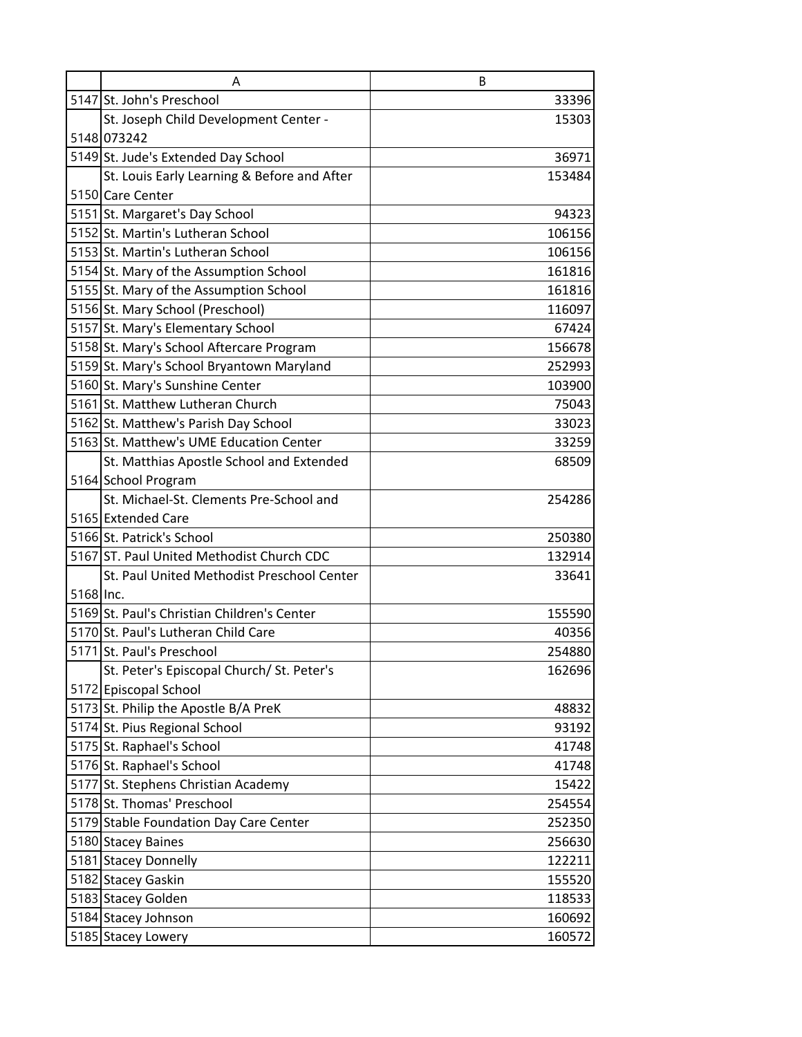| | A | B |
|---|---|---|
| 5147 | St. John's Preschool | 33396 |
| 5148 | St. Joseph Child Development Center - 073242 | 15303 |
| 5149 | St. Jude's Extended Day School | 36971 |
| 5150 | St. Louis Early Learning & Before and After Care Center | 153484 |
| 5151 | St. Margaret's Day School | 94323 |
| 5152 | St. Martin's Lutheran School | 106156 |
| 5153 | St. Martin's Lutheran School | 106156 |
| 5154 | St. Mary of the Assumption School | 161816 |
| 5155 | St. Mary of the Assumption School | 161816 |
| 5156 | St. Mary School (Preschool) | 116097 |
| 5157 | St. Mary's Elementary School | 67424 |
| 5158 | St. Mary's School Aftercare Program | 156678 |
| 5159 | St. Mary's School Bryantown Maryland | 252993 |
| 5160 | St. Mary's Sunshine Center | 103900 |
| 5161 | St. Matthew Lutheran Church | 75043 |
| 5162 | St. Matthew's Parish Day School | 33023 |
| 5163 | St. Matthew's UME Education Center | 33259 |
| 5164 | St. Matthias Apostle School and Extended School Program | 68509 |
| 5165 | St. Michael-St. Clements Pre-School and Extended Care | 254286 |
| 5166 | St. Patrick's School | 250380 |
| 5167 | ST. Paul United Methodist Church CDC | 132914 |
| 5168 | St. Paul United Methodist Preschool Center Inc. | 33641 |
| 5169 | St. Paul's Christian Children's Center | 155590 |
| 5170 | St. Paul's Lutheran Child Care | 40356 |
| 5171 | St. Paul's Preschool | 254880 |
| 5172 | St. Peter's Episcopal Church/ St. Peter's Episcopal School | 162696 |
| 5173 | St. Philip the Apostle B/A PreK | 48832 |
| 5174 | St. Pius Regional School | 93192 |
| 5175 | St. Raphael's School | 41748 |
| 5176 | St. Raphael's School | 41748 |
| 5177 | St. Stephens Christian Academy | 15422 |
| 5178 | St. Thomas' Preschool | 254554 |
| 5179 | Stable Foundation Day Care Center | 252350 |
| 5180 | Stacey Baines | 256630 |
| 5181 | Stacey Donnelly | 122211 |
| 5182 | Stacey Gaskin | 155520 |
| 5183 | Stacey Golden | 118533 |
| 5184 | Stacey Johnson | 160692 |
| 5185 | Stacey Lowery | 160572 |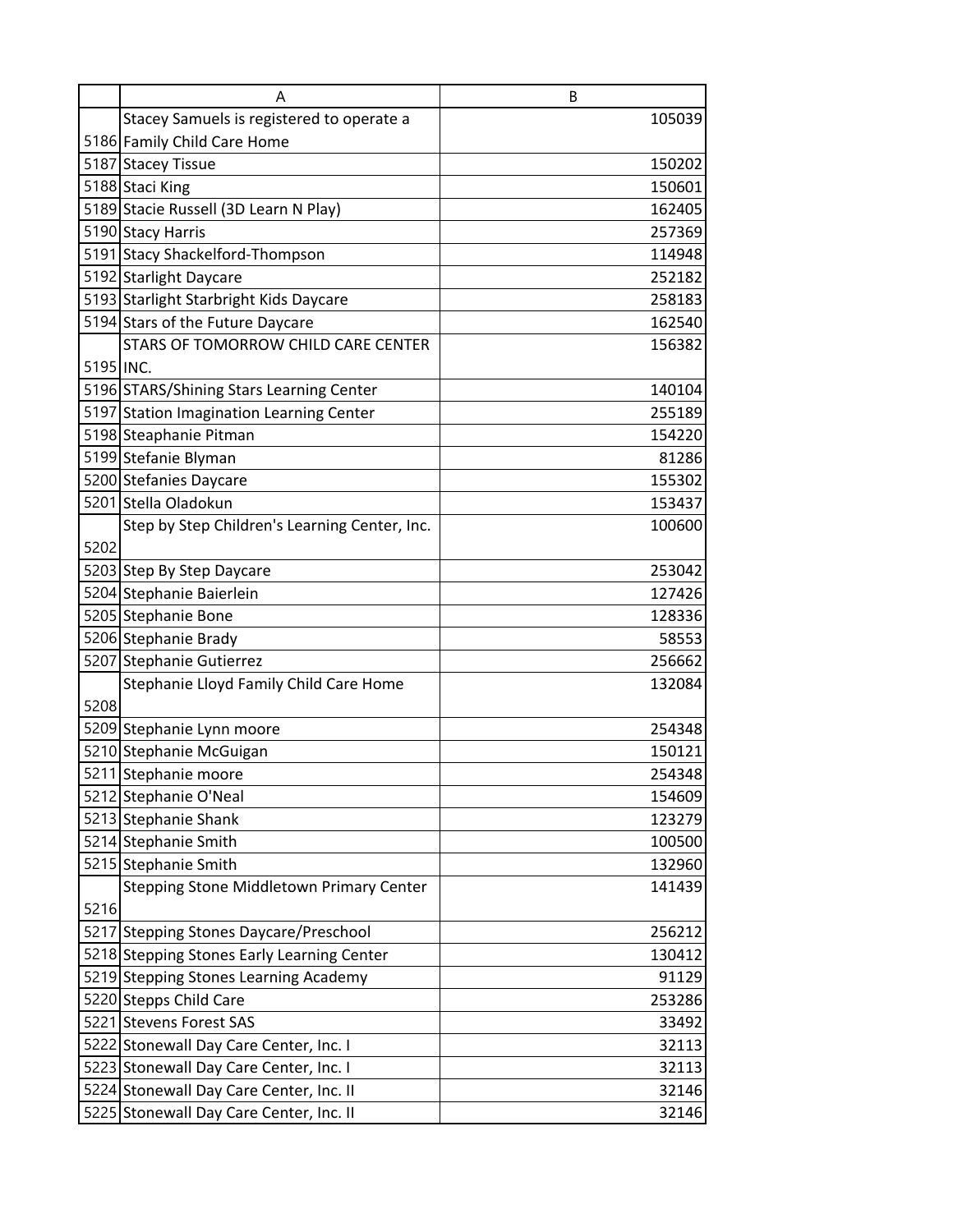| | A | B |
|---|---|---|
| 5186 | Stacey Samuels is registered to operate a Family Child Care Home | 105039 |
| 5187 | Stacey Tissue | 150202 |
| 5188 | Staci King | 150601 |
| 5189 | Stacie Russell (3D Learn N Play) | 162405 |
| 5190 | Stacy Harris | 257369 |
| 5191 | Stacy Shackelford-Thompson | 114948 |
| 5192 | Starlight Daycare | 252182 |
| 5193 | Starlight Starbright Kids Daycare | 258183 |
| 5194 | Stars of the Future Daycare | 162540 |
| 5195 | STARS OF TOMORROW CHILD CARE CENTER INC. | 156382 |
| 5196 | STARS/Shining Stars Learning Center | 140104 |
| 5197 | Station Imagination Learning Center | 255189 |
| 5198 | Steaphanie Pitman | 154220 |
| 5199 | Stefanie Blyman | 81286 |
| 5200 | Stefanies Daycare | 155302 |
| 5201 | Stella Oladokun | 153437 |
| 5202 | Step by Step Children's Learning Center, Inc. | 100600 |
| 5203 | Step By Step Daycare | 253042 |
| 5204 | Stephanie Baierlein | 127426 |
| 5205 | Stephanie Bone | 128336 |
| 5206 | Stephanie Brady | 58553 |
| 5207 | Stephanie Gutierrez | 256662 |
| 5208 | Stephanie Lloyd Family Child Care Home | 132084 |
| 5209 | Stephanie Lynn moore | 254348 |
| 5210 | Stephanie McGuigan | 150121 |
| 5211 | Stephanie moore | 254348 |
| 5212 | Stephanie O'Neal | 154609 |
| 5213 | Stephanie Shank | 123279 |
| 5214 | Stephanie Smith | 100500 |
| 5215 | Stephanie Smith | 132960 |
| 5216 | Stepping Stone Middletown Primary Center | 141439 |
| 5217 | Stepping Stones Daycare/Preschool | 256212 |
| 5218 | Stepping Stones Early Learning Center | 130412 |
| 5219 | Stepping Stones Learning Academy | 91129 |
| 5220 | Stepps Child Care | 253286 |
| 5221 | Stevens Forest SAS | 33492 |
| 5222 | Stonewall Day Care Center, Inc. I | 32113 |
| 5223 | Stonewall Day Care Center, Inc. I | 32113 |
| 5224 | Stonewall Day Care Center, Inc. II | 32146 |
| 5225 | Stonewall Day Care Center, Inc. II | 32146 |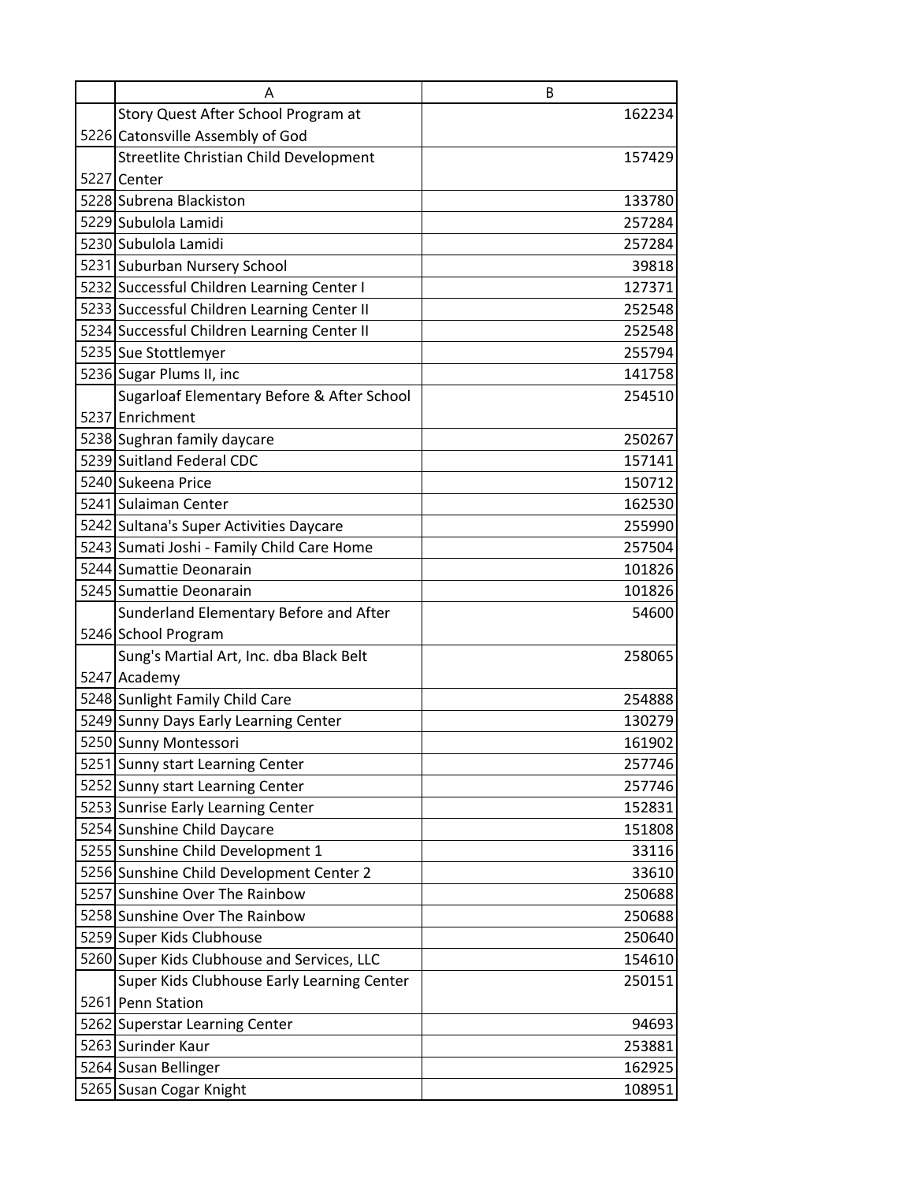| | A | B |
|---|---|---|
| 5226 | Story Quest After School Program at Catonsville Assembly of God | 162234 |
| 5227 | Streetlite Christian Child Development Center | 157429 |
| 5228 | Subrena Blackiston | 133780 |
| 5229 | Subulola Lamidi | 257284 |
| 5230 | Subulola Lamidi | 257284 |
| 5231 | Suburban Nursery School | 39818 |
| 5232 | Successful Children Learning Center I | 127371 |
| 5233 | Successful Children Learning Center II | 252548 |
| 5234 | Successful Children Learning Center II | 252548 |
| 5235 | Sue Stottlemyer | 255794 |
| 5236 | Sugar Plums II, inc | 141758 |
| 5237 | Sugarloaf Elementary Before & After School Enrichment | 254510 |
| 5238 | Sughran family daycare | 250267 |
| 5239 | Suitland Federal CDC | 157141 |
| 5240 | Sukeena Price | 150712 |
| 5241 | Sulaiman Center | 162530 |
| 5242 | Sultana's Super Activities Daycare | 255990 |
| 5243 | Sumati Joshi - Family Child Care Home | 257504 |
| 5244 | Sumattie Deonarain | 101826 |
| 5245 | Sumattie Deonarain | 101826 |
| 5246 | Sunderland Elementary Before and After School Program | 54600 |
| 5247 | Sung's Martial Art, Inc. dba Black Belt Academy | 258065 |
| 5248 | Sunlight Family Child Care | 254888 |
| 5249 | Sunny Days Early Learning Center | 130279 |
| 5250 | Sunny Montessori | 161902 |
| 5251 | Sunny start Learning Center | 257746 |
| 5252 | Sunny start Learning Center | 257746 |
| 5253 | Sunrise Early Learning Center | 152831 |
| 5254 | Sunshine Child Daycare | 151808 |
| 5255 | Sunshine Child Development 1 | 33116 |
| 5256 | Sunshine Child Development Center 2 | 33610 |
| 5257 | Sunshine Over The Rainbow | 250688 |
| 5258 | Sunshine Over The Rainbow | 250688 |
| 5259 | Super Kids Clubhouse | 250640 |
| 5260 | Super Kids Clubhouse and Services, LLC | 154610 |
| 5261 | Super Kids Clubhouse Early Learning Center Penn Station | 250151 |
| 5262 | Superstar Learning Center | 94693 |
| 5263 | Surinder Kaur | 253881 |
| 5264 | Susan Bellinger | 162925 |
| 5265 | Susan Cogar Knight | 108951 |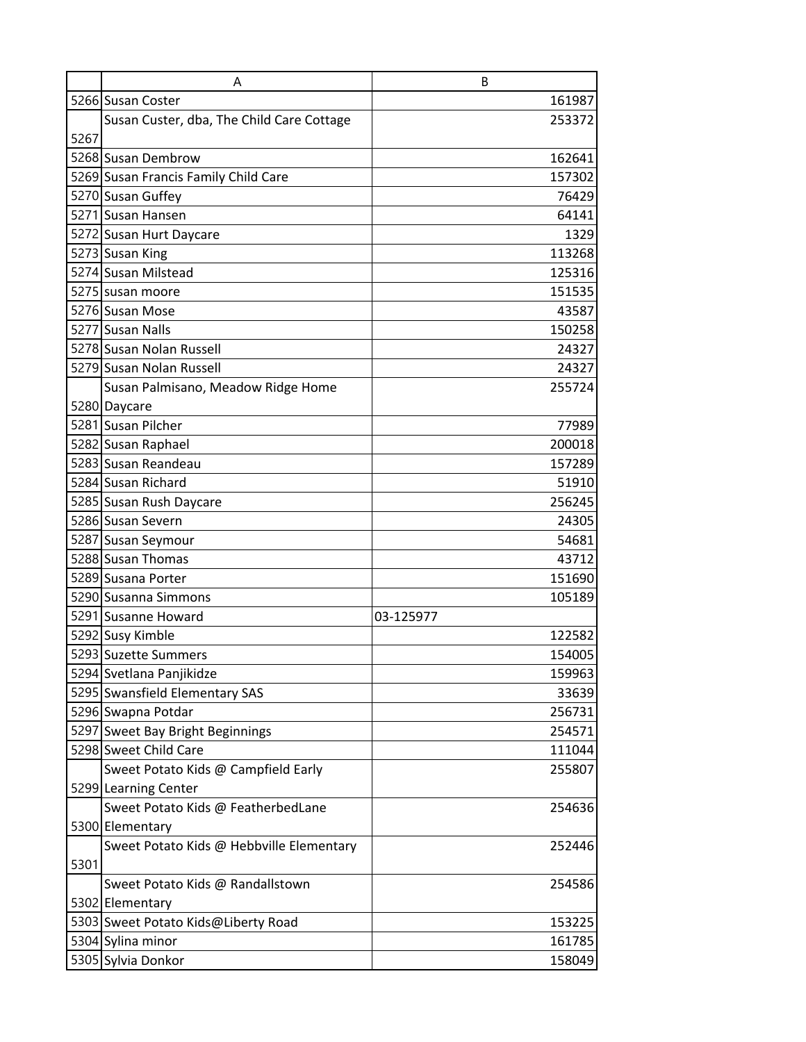| | A | B |
|---|---|---|
| 5266 | Susan Coster | 161987 |
| 5267 | Susan Custer, dba, The Child Care Cottage | 253372 |
| 5268 | Susan Dembrow | 162641 |
| 5269 | Susan Francis Family Child Care | 157302 |
| 5270 | Susan Guffey | 76429 |
| 5271 | Susan Hansen | 64141 |
| 5272 | Susan Hurt Daycare | 1329 |
| 5273 | Susan King | 113268 |
| 5274 | Susan Milstead | 125316 |
| 5275 | susan moore | 151535 |
| 5276 | Susan Mose | 43587 |
| 5277 | Susan Nalls | 150258 |
| 5278 | Susan Nolan Russell | 24327 |
| 5279 | Susan Nolan Russell | 24327 |
| 5280 | Susan Palmisano, Meadow Ridge Home Daycare | 255724 |
| 5281 | Susan Pilcher | 77989 |
| 5282 | Susan Raphael | 200018 |
| 5283 | Susan Reandeau | 157289 |
| 5284 | Susan Richard | 51910 |
| 5285 | Susan Rush Daycare | 256245 |
| 5286 | Susan Severn | 24305 |
| 5287 | Susan Seymour | 54681 |
| 5288 | Susan Thomas | 43712 |
| 5289 | Susana Porter | 151690 |
| 5290 | Susanna Simmons | 105189 |
| 5291 | Susanne Howard | 03-125977 |
| 5292 | Susy Kimble | 122582 |
| 5293 | Suzette Summers | 154005 |
| 5294 | Svetlana Panjikidze | 159963 |
| 5295 | Swansfield Elementary SAS | 33639 |
| 5296 | Swapna Potdar | 256731 |
| 5297 | Sweet Bay Bright Beginnings | 254571 |
| 5298 | Sweet Child Care | 111044 |
| 5299 | Sweet Potato Kids @ Campfield Early Learning Center | 255807 |
| 5300 | Sweet Potato Kids @ FeatherbedLane Elementary | 254636 |
| 5301 | Sweet Potato Kids @ Hebbville Elementary | 252446 |
| 5302 | Sweet Potato Kids @ Randallstown Elementary | 254586 |
| 5303 | Sweet Potato Kids@Liberty Road | 153225 |
| 5304 | Sylina minor | 161785 |
| 5305 | Sylvia Donkor | 158049 |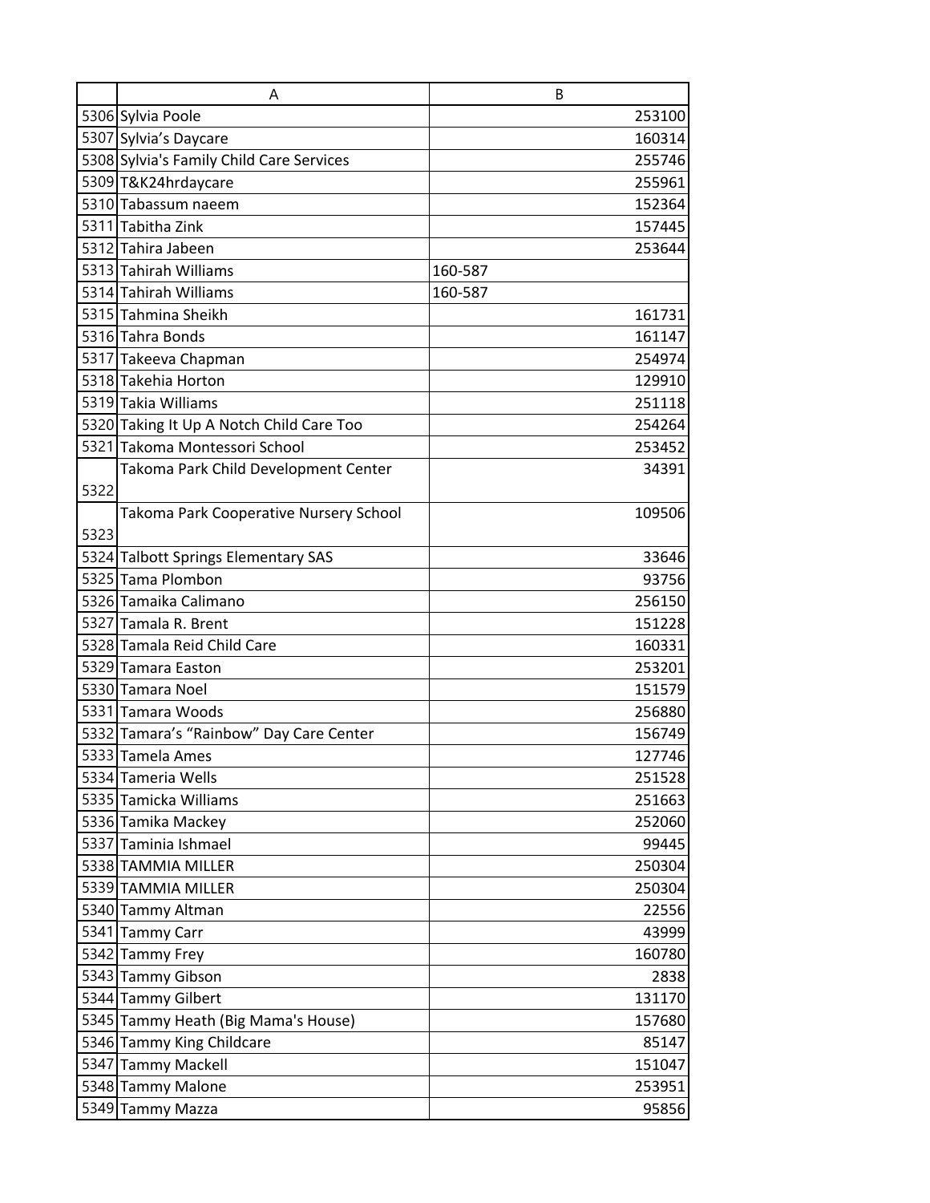| | A | B |
|---|---|---|
| 5306 | Sylvia Poole | 253100 |
| 5307 | Sylvia's Daycare | 160314 |
| 5308 | Sylvia's Family Child Care Services | 255746 |
| 5309 | T&K24hrdaycare | 255961 |
| 5310 | Tabassum naeem | 152364 |
| 5311 | Tabitha Zink | 157445 |
| 5312 | Tahira Jabeen | 253644 |
| 5313 | Tahirah Williams | 160-587 |
| 5314 | Tahirah Williams | 160-587 |
| 5315 | Tahmina Sheikh | 161731 |
| 5316 | Tahra Bonds | 161147 |
| 5317 | Takeeva Chapman | 254974 |
| 5318 | Takehia Horton | 129910 |
| 5319 | Takia Williams | 251118 |
| 5320 | Taking It Up A Notch Child Care Too | 254264 |
| 5321 | Takoma Montessori School | 253452 |
| 5322 | Takoma Park Child Development Center | 34391 |
| 5323 | Takoma Park Cooperative Nursery School | 109506 |
| 5324 | Talbott Springs Elementary SAS | 33646 |
| 5325 | Tama Plombon | 93756 |
| 5326 | Tamaika Calimano | 256150 |
| 5327 | Tamala R. Brent | 151228 |
| 5328 | Tamala Reid Child Care | 160331 |
| 5329 | Tamara Easton | 253201 |
| 5330 | Tamara Noel | 151579 |
| 5331 | Tamara Woods | 256880 |
| 5332 | Tamara's "Rainbow" Day Care Center | 156749 |
| 5333 | Tamela Ames | 127746 |
| 5334 | Tameria Wells | 251528 |
| 5335 | Tamicka Williams | 251663 |
| 5336 | Tamika Mackey | 252060 |
| 5337 | Taminia Ishmael | 99445 |
| 5338 | TAMMIA MILLER | 250304 |
| 5339 | TAMMIA MILLER | 250304 |
| 5340 | Tammy Altman | 22556 |
| 5341 | Tammy Carr | 43999 |
| 5342 | Tammy Frey | 160780 |
| 5343 | Tammy Gibson | 2838 |
| 5344 | Tammy Gilbert | 131170 |
| 5345 | Tammy Heath (Big Mama's House) | 157680 |
| 5346 | Tammy King Childcare | 85147 |
| 5347 | Tammy Mackell | 151047 |
| 5348 | Tammy Malone | 253951 |
| 5349 | Tammy Mazza | 95856 |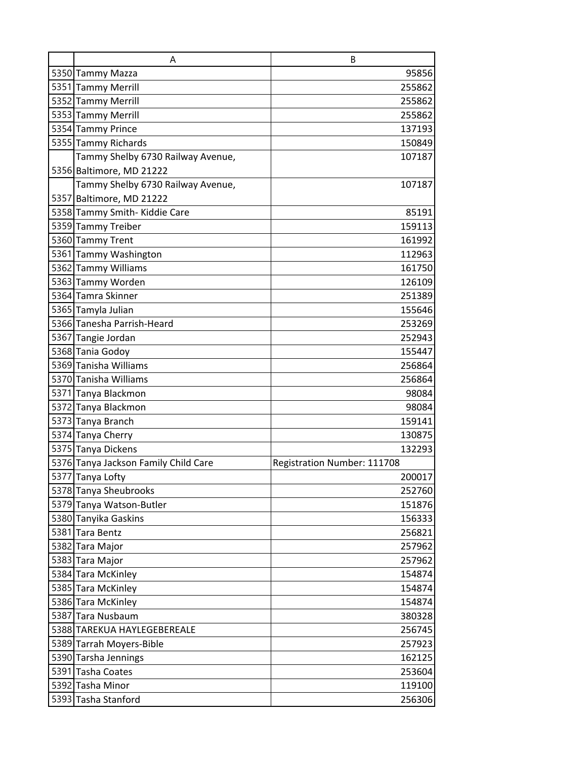| | A | B |
|---|---|---|
| 5350 | Tammy Mazza | 95856 |
| 5351 | Tammy Merrill | 255862 |
| 5352 | Tammy Merrill | 255862 |
| 5353 | Tammy Merrill | 255862 |
| 5354 | Tammy Prince | 137193 |
| 5355 | Tammy Richards | 150849 |
| 5356 | Tammy Shelby 6730 Railway Avenue, Baltimore, MD 21222 | 107187 |
| 5357 | Tammy Shelby 6730 Railway Avenue, Baltimore, MD 21222 | 107187 |
| 5358 | Tammy Smith- Kiddie Care | 85191 |
| 5359 | Tammy Treiber | 159113 |
| 5360 | Tammy Trent | 161992 |
| 5361 | Tammy Washington | 112963 |
| 5362 | Tammy Williams | 161750 |
| 5363 | Tammy Worden | 126109 |
| 5364 | Tamra Skinner | 251389 |
| 5365 | Tamyla Julian | 155646 |
| 5366 | Tanesha Parrish-Heard | 253269 |
| 5367 | Tangie Jordan | 252943 |
| 5368 | Tania Godoy | 155447 |
| 5369 | Tanisha Williams | 256864 |
| 5370 | Tanisha Williams | 256864 |
| 5371 | Tanya Blackmon | 98084 |
| 5372 | Tanya Blackmon | 98084 |
| 5373 | Tanya Branch | 159141 |
| 5374 | Tanya Cherry | 130875 |
| 5375 | Tanya Dickens | 132293 |
| 5376 | Tanya Jackson Family Child Care | Registration Number: 111708 |
| 5377 | Tanya Lofty | 200017 |
| 5378 | Tanya Sheubrooks | 252760 |
| 5379 | Tanya Watson-Butler | 151876 |
| 5380 | Tanyika Gaskins | 156333 |
| 5381 | Tara Bentz | 256821 |
| 5382 | Tara Major | 257962 |
| 5383 | Tara Major | 257962 |
| 5384 | Tara McKinley | 154874 |
| 5385 | Tara McKinley | 154874 |
| 5386 | Tara McKinley | 154874 |
| 5387 | Tara Nusbaum | 380328 |
| 5388 | TAREKUA HAYLEGEBEREALE | 256745 |
| 5389 | Tarrah Moyers-Bible | 257923 |
| 5390 | Tarsha Jennings | 162125 |
| 5391 | Tasha Coates | 253604 |
| 5392 | Tasha Minor | 119100 |
| 5393 | Tasha Stanford | 256306 |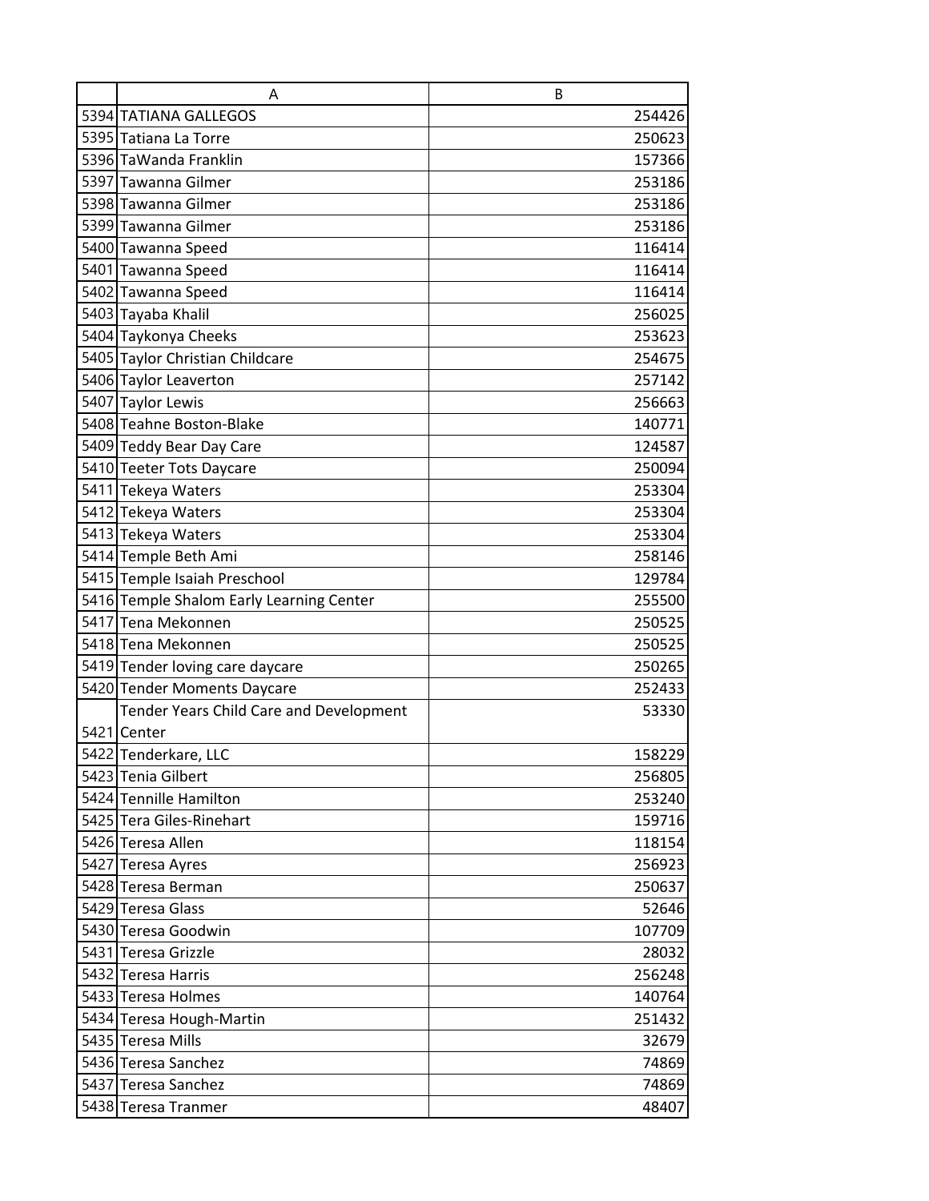| | A | B |
|---|---|---|
| 5394 | TATIANA GALLEGOS | 254426 |
| 5395 | Tatiana La Torre | 250623 |
| 5396 | TaWanda Franklin | 157366 |
| 5397 | Tawanna Gilmer | 253186 |
| 5398 | Tawanna Gilmer | 253186 |
| 5399 | Tawanna Gilmer | 253186 |
| 5400 | Tawanna Speed | 116414 |
| 5401 | Tawanna Speed | 116414 |
| 5402 | Tawanna Speed | 116414 |
| 5403 | Tayaba Khalil | 256025 |
| 5404 | Taykonya Cheeks | 253623 |
| 5405 | Taylor Christian Childcare | 254675 |
| 5406 | Taylor Leaverton | 257142 |
| 5407 | Taylor Lewis | 256663 |
| 5408 | Teahne Boston-Blake | 140771 |
| 5409 | Teddy Bear Day Care | 124587 |
| 5410 | Teeter Tots Daycare | 250094 |
| 5411 | Tekeya Waters | 253304 |
| 5412 | Tekeya Waters | 253304 |
| 5413 | Tekeya Waters | 253304 |
| 5414 | Temple Beth Ami | 258146 |
| 5415 | Temple Isaiah Preschool | 129784 |
| 5416 | Temple Shalom Early Learning Center | 255500 |
| 5417 | Tena Mekonnen | 250525 |
| 5418 | Tena Mekonnen | 250525 |
| 5419 | Tender loving care daycare | 250265 |
| 5420 | Tender Moments Daycare | 252433 |
| 5421 | Tender Years Child Care and Development Center | 53330 |
| 5422 | Tenderkare, LLC | 158229 |
| 5423 | Tenia Gilbert | 256805 |
| 5424 | Tennille Hamilton | 253240 |
| 5425 | Tera Giles-Rinehart | 159716 |
| 5426 | Teresa Allen | 118154 |
| 5427 | Teresa Ayres | 256923 |
| 5428 | Teresa Berman | 250637 |
| 5429 | Teresa Glass | 52646 |
| 5430 | Teresa Goodwin | 107709 |
| 5431 | Teresa Grizzle | 28032 |
| 5432 | Teresa Harris | 256248 |
| 5433 | Teresa Holmes | 140764 |
| 5434 | Teresa Hough-Martin | 251432 |
| 5435 | Teresa Mills | 32679 |
| 5436 | Teresa Sanchez | 74869 |
| 5437 | Teresa Sanchez | 74869 |
| 5438 | Teresa Tranmer | 48407 |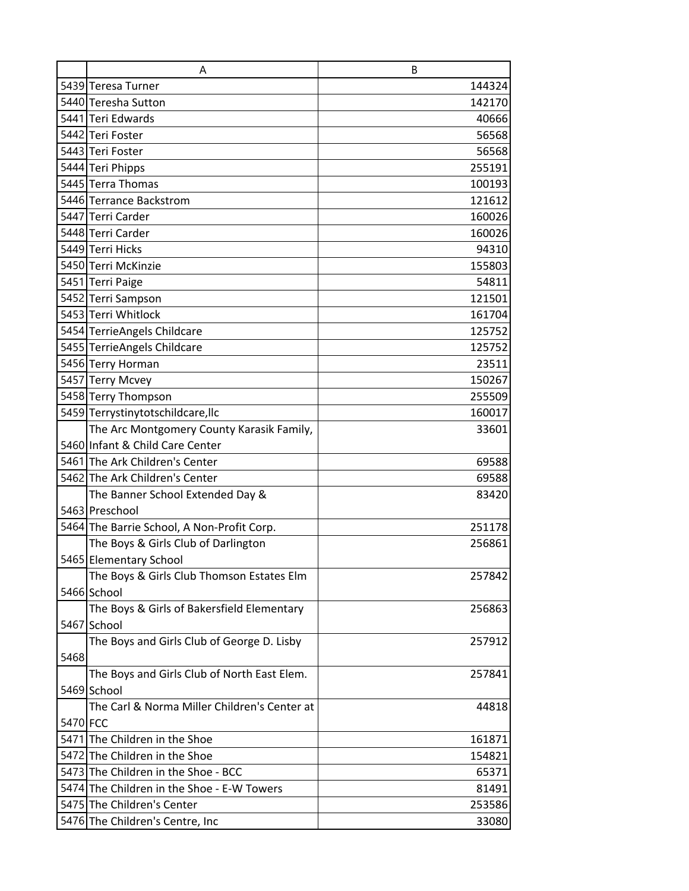| | A | B |
|---|---|---|
| 5439 | Teresa Turner | 144324 |
| 5440 | Teresha Sutton | 142170 |
| 5441 | Teri Edwards | 40666 |
| 5442 | Teri Foster | 56568 |
| 5443 | Teri Foster | 56568 |
| 5444 | Teri Phipps | 255191 |
| 5445 | Terra Thomas | 100193 |
| 5446 | Terrance Backstrom | 121612 |
| 5447 | Terri Carder | 160026 |
| 5448 | Terri Carder | 160026 |
| 5449 | Terri Hicks | 94310 |
| 5450 | Terri McKinzie | 155803 |
| 5451 | Terri Paige | 54811 |
| 5452 | Terri Sampson | 121501 |
| 5453 | Terri Whitlock | 161704 |
| 5454 | TerrieAngels Childcare | 125752 |
| 5455 | TerrieAngels Childcare | 125752 |
| 5456 | Terry Horman | 23511 |
| 5457 | Terry Mcvey | 150267 |
| 5458 | Terry Thompson | 255509 |
| 5459 | Terrystinytotschildcare,llc | 160017 |
| 5460 | The Arc Montgomery County Karasik Family, Infant & Child Care Center | 33601 |
| 5461 | The Ark Children's Center | 69588 |
| 5462 | The Ark Children's Center | 69588 |
| 5463 | The Banner School Extended Day & Preschool | 83420 |
| 5464 | The Barrie School, A Non-Profit Corp. | 251178 |
| 5465 | The Boys & Girls Club of Darlington Elementary School | 256861 |
| 5466 | The Boys & Girls Club Thomson Estates Elm School | 257842 |
| 5467 | The Boys & Girls of Bakersfield Elementary School | 256863 |
| 5468 | The Boys and Girls Club of George D. Lisby | 257912 |
| 5469 | The Boys and Girls Club of North East Elem. School | 257841 |
| 5470 | The Carl & Norma Miller Children's Center at FCC | 44818 |
| 5471 | The Children in the Shoe | 161871 |
| 5472 | The Children in the Shoe | 154821 |
| 5473 | The Children in the Shoe - BCC | 65371 |
| 5474 | The Children in the Shoe - E-W Towers | 81491 |
| 5475 | The Children's Center | 253586 |
| 5476 | The Children's Centre, Inc | 33080 |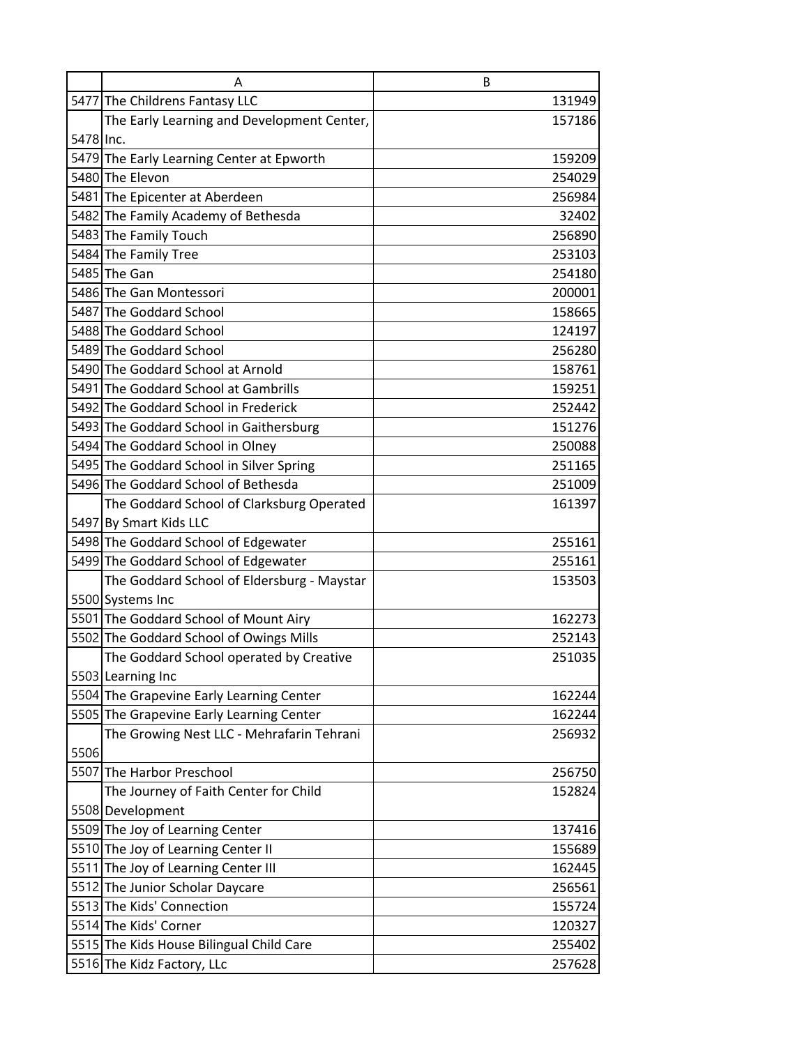|  | A | B |
|---|---|---|
| 5477 | The Childrens Fantasy LLC | 131949 |
| 5478 | The Early Learning and Development Center, Inc. | 157186 |
| 5479 | The Early Learning Center at Epworth | 159209 |
| 5480 | The Elevon | 254029 |
| 5481 | The Epicenter at Aberdeen | 256984 |
| 5482 | The Family Academy of Bethesda | 32402 |
| 5483 | The Family Touch | 256890 |
| 5484 | The Family Tree | 253103 |
| 5485 | The Gan | 254180 |
| 5486 | The Gan Montessori | 200001 |
| 5487 | The Goddard School | 158665 |
| 5488 | The Goddard School | 124197 |
| 5489 | The Goddard School | 256280 |
| 5490 | The Goddard School at Arnold | 158761 |
| 5491 | The Goddard School at Gambrills | 159251 |
| 5492 | The Goddard School in Frederick | 252442 |
| 5493 | The Goddard School in Gaithersburg | 151276 |
| 5494 | The Goddard School in Olney | 250088 |
| 5495 | The Goddard School in Silver Spring | 251165 |
| 5496 | The Goddard School of Bethesda | 251009 |
| 5497 | The Goddard School of Clarksburg Operated By Smart Kids LLC | 161397 |
| 5498 | The Goddard School of Edgewater | 255161 |
| 5499 | The Goddard School of Edgewater | 255161 |
| 5500 | The Goddard School of Eldersburg - Maystar Systems Inc | 153503 |
| 5501 | The Goddard School of Mount Airy | 162273 |
| 5502 | The Goddard School of Owings Mills | 252143 |
| 5503 | The Goddard School operated by Creative Learning Inc | 251035 |
| 5504 | The Grapevine Early Learning Center | 162244 |
| 5505 | The Grapevine Early Learning Center | 162244 |
| 5506 | The Growing Nest LLC - Mehrafarin Tehrani | 256932 |
| 5507 | The Harbor Preschool | 256750 |
| 5508 | The Journey of Faith Center for Child Development | 152824 |
| 5509 | The Joy of Learning Center | 137416 |
| 5510 | The Joy of Learning Center II | 155689 |
| 5511 | The Joy of Learning Center III | 162445 |
| 5512 | The Junior Scholar Daycare | 256561 |
| 5513 | The Kids' Connection | 155724 |
| 5514 | The Kids' Corner | 120327 |
| 5515 | The Kids House Bilingual Child Care | 255402 |
| 5516 | The Kidz Factory, LLc | 257628 |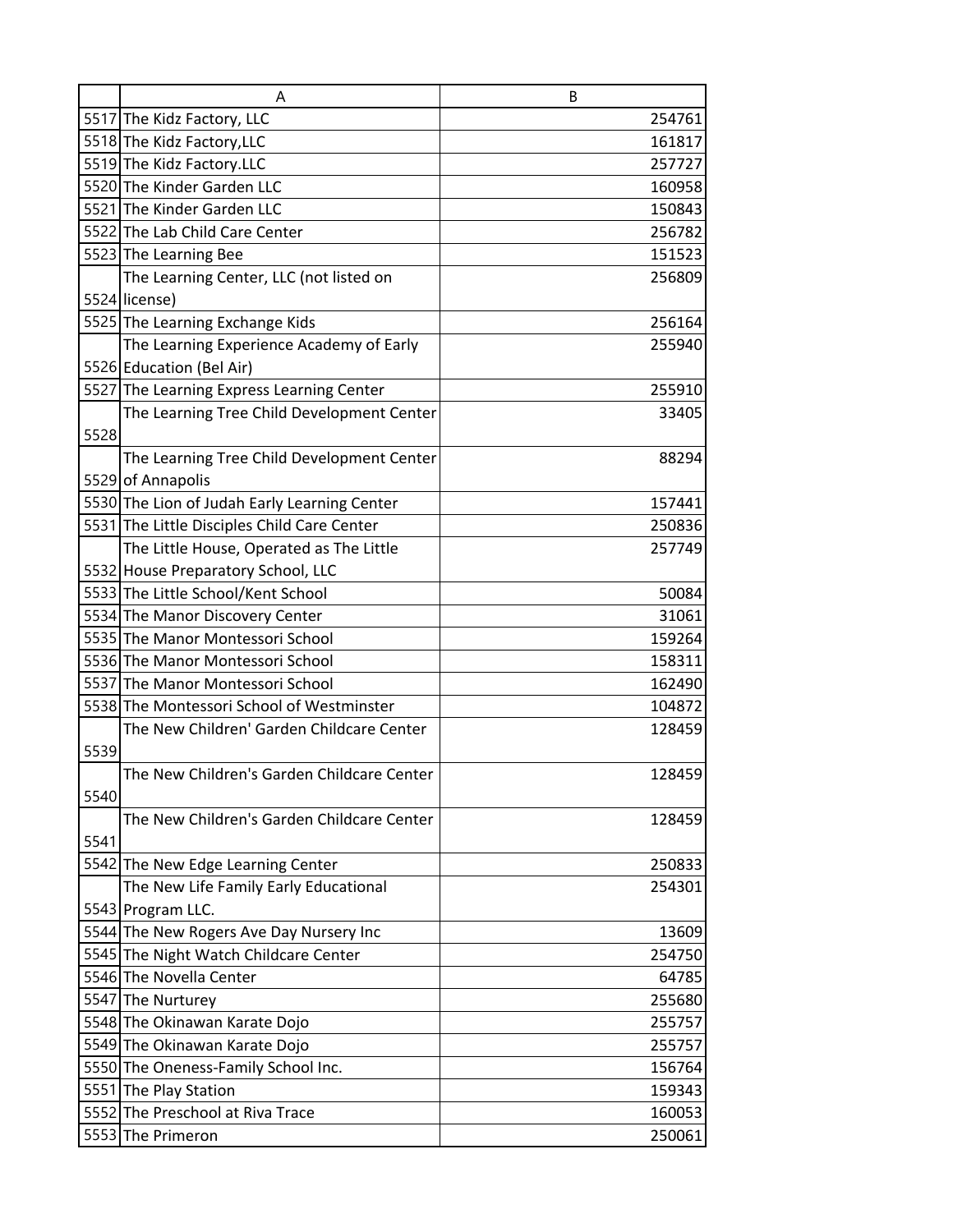|  | A | B |
|---|---|---|
| 5517 | The Kidz Factory, LLC | 254761 |
| 5518 | The Kidz Factory,LLC | 161817 |
| 5519 | The Kidz Factory.LLC | 257727 |
| 5520 | The Kinder Garden LLC | 160958 |
| 5521 | The Kinder Garden LLC | 150843 |
| 5522 | The Lab Child Care Center | 256782 |
| 5523 | The Learning Bee | 151523 |
| 5524 | The Learning Center, LLC (not listed on license) | 256809 |
| 5525 | The Learning Exchange Kids | 256164 |
| 5526 | The Learning Experience Academy of Early Education (Bel Air) | 255940 |
| 5527 | The Learning Express Learning Center | 255910 |
| 5528 | The Learning Tree Child Development Center | 33405 |
| 5529 | The Learning Tree Child Development Center of Annapolis | 88294 |
| 5530 | The Lion of Judah Early Learning Center | 157441 |
| 5531 | The Little Disciples Child Care Center | 250836 |
| 5532 | The Little House, Operated as The Little House Preparatory School, LLC | 257749 |
| 5533 | The Little School/Kent School | 50084 |
| 5534 | The Manor Discovery Center | 31061 |
| 5535 | The Manor Montessori School | 159264 |
| 5536 | The Manor Montessori School | 158311 |
| 5537 | The Manor Montessori School | 162490 |
| 5538 | The Montessori School of Westminster | 104872 |
| 5539 | The New Children' Garden Childcare Center | 128459 |
| 5540 | The New Children's Garden Childcare Center | 128459 |
| 5541 | The New Children's Garden Childcare Center | 128459 |
| 5542 | The New Edge Learning Center | 250833 |
| 5543 | The New Life Family Early Educational Program LLC. | 254301 |
| 5544 | The New Rogers Ave Day Nursery Inc | 13609 |
| 5545 | The Night Watch Childcare Center | 254750 |
| 5546 | The Novella Center | 64785 |
| 5547 | The Nurturey | 255680 |
| 5548 | The Okinawan Karate Dojo | 255757 |
| 5549 | The Okinawan Karate Dojo | 255757 |
| 5550 | The Oneness-Family School Inc. | 156764 |
| 5551 | The Play Station | 159343 |
| 5552 | The Preschool at Riva Trace | 160053 |
| 5553 | The Primeron | 250061 |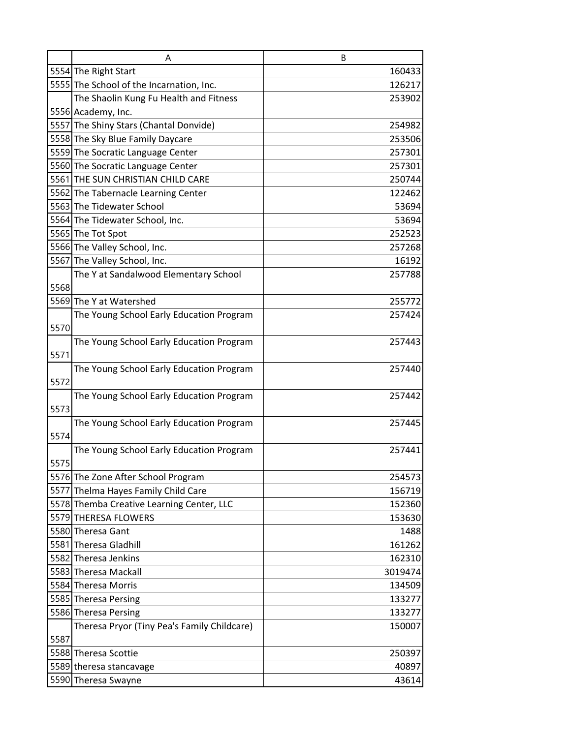| | A | B |
|---|---|---|
| 5554 | The Right Start | 160433 |
| 5555 | The School of the Incarnation, Inc. | 126217 |
| 5556 | The Shaolin Kung Fu Health and Fitness Academy, Inc. | 253902 |
| 5557 | The Shiny Stars (Chantal Donvide) | 254982 |
| 5558 | The Sky Blue Family Daycare | 253506 |
| 5559 | The Socratic Language Center | 257301 |
| 5560 | The Socratic Language Center | 257301 |
| 5561 | THE SUN CHRISTIAN CHILD CARE | 250744 |
| 5562 | The Tabernacle Learning Center | 122462 |
| 5563 | The Tidewater School | 53694 |
| 5564 | The Tidewater School, Inc. | 53694 |
| 5565 | The Tot Spot | 252523 |
| 5566 | The Valley School, Inc. | 257268 |
| 5567 | The Valley School, Inc. | 16192 |
| 5568 | The Y at Sandalwood Elementary School | 257788 |
| 5569 | The Y at Watershed | 255772 |
| 5570 | The Young School Early Education Program | 257424 |
| 5571 | The Young School Early Education Program | 257443 |
| 5572 | The Young School Early Education Program | 257440 |
| 5573 | The Young School Early Education Program | 257442 |
| 5574 | The Young School Early Education Program | 257445 |
| 5575 | The Young School Early Education Program | 257441 |
| 5576 | The Zone After School Program | 254573 |
| 5577 | Thelma Hayes Family Child Care | 156719 |
| 5578 | Themba Creative Learning Center, LLC | 152360 |
| 5579 | THERESA FLOWERS | 153630 |
| 5580 | Theresa Gant | 1488 |
| 5581 | Theresa Gladhill | 161262 |
| 5582 | Theresa Jenkins | 162310 |
| 5583 | Theresa Mackall | 3019474 |
| 5584 | Theresa Morris | 134509 |
| 5585 | Theresa Persing | 133277 |
| 5586 | Theresa Persing | 133277 |
| 5587 | Theresa Pryor (Tiny Pea's Family Childcare) | 150007 |
| 5588 | Theresa Scottie | 250397 |
| 5589 | theresa stancavage | 40897 |
| 5590 | Theresa Swayne | 43614 |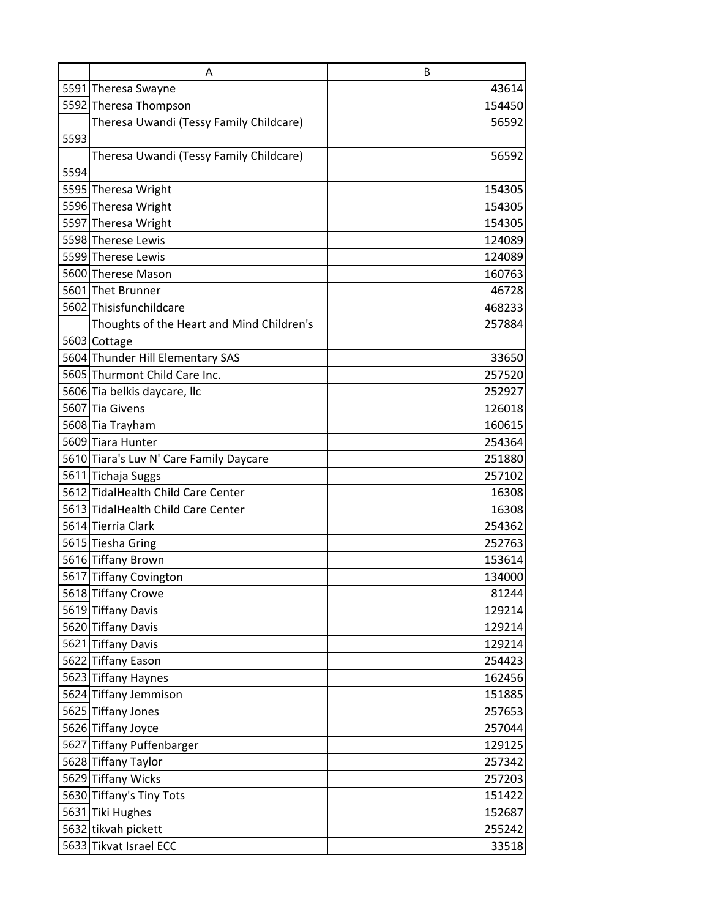| | A | B |
|---|---|---|
| 5591 | Theresa Swayne | 43614 |
| 5592 | Theresa Thompson | 154450 |
| 5593 | Theresa Uwandi (Tessy Family Childcare) | 56592 |
| 5594 | Theresa Uwandi (Tessy Family Childcare) | 56592 |
| 5595 | Theresa Wright | 154305 |
| 5596 | Theresa Wright | 154305 |
| 5597 | Theresa Wright | 154305 |
| 5598 | Therese Lewis | 124089 |
| 5599 | Therese Lewis | 124089 |
| 5600 | Therese Mason | 160763 |
| 5601 | Thet Brunner | 46728 |
| 5602 | Thisisfunchildcare | 468233 |
| 5603 | Thoughts of the Heart and Mind Children's Cottage | 257884 |
| 5604 | Thunder Hill Elementary SAS | 33650 |
| 5605 | Thurmont Child Care Inc. | 257520 |
| 5606 | Tia belkis daycare, llc | 252927 |
| 5607 | Tia Givens | 126018 |
| 5608 | Tia Trayham | 160615 |
| 5609 | Tiara Hunter | 254364 |
| 5610 | Tiara's Luv N' Care Family Daycare | 251880 |
| 5611 | Tichaja Suggs | 257102 |
| 5612 | TidalHealth Child Care Center | 16308 |
| 5613 | TidalHealth Child Care Center | 16308 |
| 5614 | Tierria Clark | 254362 |
| 5615 | Tiesha Gring | 252763 |
| 5616 | Tiffany Brown | 153614 |
| 5617 | Tiffany Covington | 134000 |
| 5618 | Tiffany Crowe | 81244 |
| 5619 | Tiffany Davis | 129214 |
| 5620 | Tiffany Davis | 129214 |
| 5621 | Tiffany Davis | 129214 |
| 5622 | Tiffany Eason | 254423 |
| 5623 | Tiffany Haynes | 162456 |
| 5624 | Tiffany Jemmison | 151885 |
| 5625 | Tiffany Jones | 257653 |
| 5626 | Tiffany Joyce | 257044 |
| 5627 | Tiffany Puffenbarger | 129125 |
| 5628 | Tiffany Taylor | 257342 |
| 5629 | Tiffany Wicks | 257203 |
| 5630 | Tiffany's Tiny Tots | 151422 |
| 5631 | Tiki Hughes | 152687 |
| 5632 | tikvah pickett | 255242 |
| 5633 | Tikvat Israel ECC | 33518 |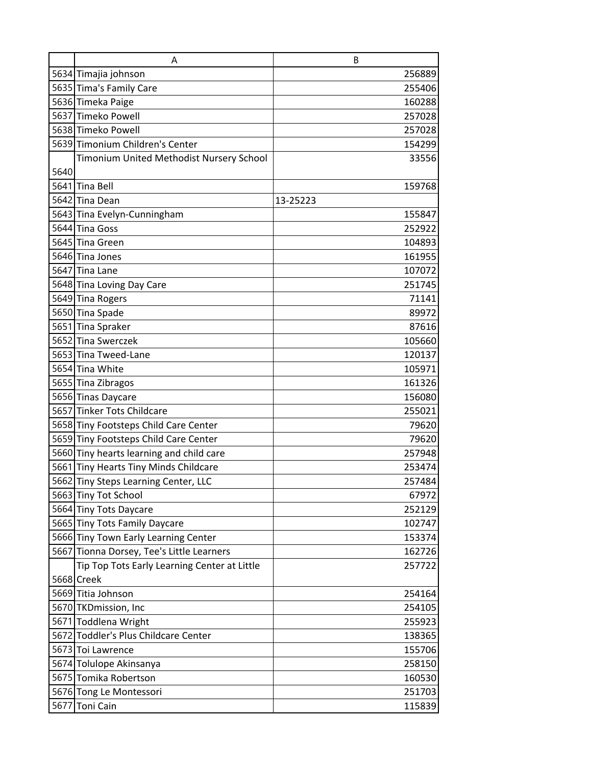| | A | B |
|---|---|---|
| 5634 | Timajia johnson | 256889 |
| 5635 | Tima's Family Care | 255406 |
| 5636 | Timeka Paige | 160288 |
| 5637 | Timeko Powell | 257028 |
| 5638 | Timeko Powell | 257028 |
| 5639 | Timonium Children's Center | 154299 |
| 5640 | Timonium United Methodist Nursery School | 33556 |
| 5641 | Tina Bell | 159768 |
| 5642 | Tina Dean | 13-25223 |
| 5643 | Tina Evelyn-Cunningham | 155847 |
| 5644 | Tina Goss | 252922 |
| 5645 | Tina Green | 104893 |
| 5646 | Tina Jones | 161955 |
| 5647 | Tina Lane | 107072 |
| 5648 | Tina Loving Day Care | 251745 |
| 5649 | Tina Rogers | 71141 |
| 5650 | Tina Spade | 89972 |
| 5651 | Tina Spraker | 87616 |
| 5652 | Tina Swerczek | 105660 |
| 5653 | Tina Tweed-Lane | 120137 |
| 5654 | Tina White | 105971 |
| 5655 | Tina Zibragos | 161326 |
| 5656 | Tinas Daycare | 156080 |
| 5657 | Tinker Tots Childcare | 255021 |
| 5658 | Tiny Footsteps Child Care Center | 79620 |
| 5659 | Tiny Footsteps Child Care Center | 79620 |
| 5660 | Tiny hearts learning and child care | 257948 |
| 5661 | Tiny Hearts Tiny Minds Childcare | 253474 |
| 5662 | Tiny Steps Learning Center, LLC | 257484 |
| 5663 | Tiny Tot School | 67972 |
| 5664 | Tiny Tots Daycare | 252129 |
| 5665 | Tiny Tots Family Daycare | 102747 |
| 5666 | Tiny Town Early Learning Center | 153374 |
| 5667 | Tionna Dorsey, Tee's Little Learners | 162726 |
| 5668 | Tip Top Tots Early Learning Center at Little Creek | 257722 |
| 5669 | Titia Johnson | 254164 |
| 5670 | TKDmission, Inc | 254105 |
| 5671 | Toddlena Wright | 255923 |
| 5672 | Toddler's Plus Childcare Center | 138365 |
| 5673 | Toi Lawrence | 155706 |
| 5674 | Tolulope Akinsanya | 258150 |
| 5675 | Tomika Robertson | 160530 |
| 5676 | Tong Le Montessori | 251703 |
| 5677 | Toni Cain | 115839 |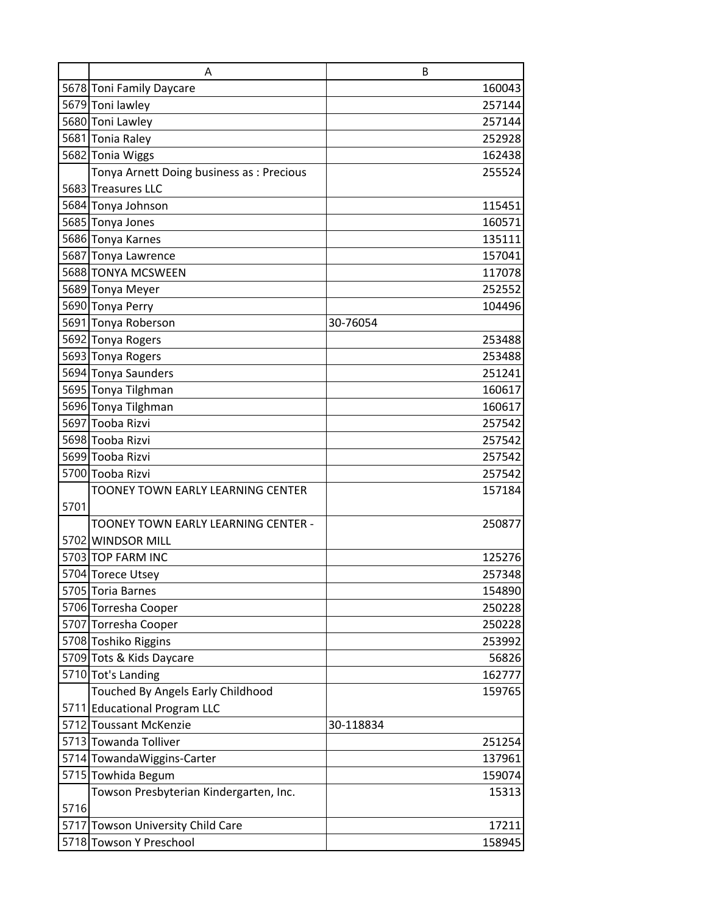| | A | B |
|---|---|---|
| 5678 | Toni Family Daycare | 160043 |
| 5679 | Toni lawley | 257144 |
| 5680 | Toni Lawley | 257144 |
| 5681 | Tonia Raley | 252928 |
| 5682 | Tonia Wiggs | 162438 |
| 5683 | Tonya Arnett Doing business as : Precious Treasures LLC | 255524 |
| 5684 | Tonya Johnson | 115451 |
| 5685 | Tonya Jones | 160571 |
| 5686 | Tonya Karnes | 135111 |
| 5687 | Tonya Lawrence | 157041 |
| 5688 | TONYA MCSWEEN | 117078 |
| 5689 | Tonya Meyer | 252552 |
| 5690 | Tonya Perry | 104496 |
| 5691 | Tonya Roberson | 30-76054 |
| 5692 | Tonya Rogers | 253488 |
| 5693 | Tonya Rogers | 253488 |
| 5694 | Tonya Saunders | 251241 |
| 5695 | Tonya Tilghman | 160617 |
| 5696 | Tonya Tilghman | 160617 |
| 5697 | Tooba Rizvi | 257542 |
| 5698 | Tooba Rizvi | 257542 |
| 5699 | Tooba Rizvi | 257542 |
| 5700 | Tooba Rizvi | 257542 |
| 5701 | TOONEY TOWN EARLY LEARNING CENTER | 157184 |
| 5702 | TOONEY TOWN EARLY LEARNING CENTER - WINDSOR MILL | 250877 |
| 5703 | TOP FARM INC | 125276 |
| 5704 | Torece Utsey | 257348 |
| 5705 | Toria Barnes | 154890 |
| 5706 | Torresha Cooper | 250228 |
| 5707 | Torresha Cooper | 250228 |
| 5708 | Toshiko Riggins | 253992 |
| 5709 | Tots & Kids Daycare | 56826 |
| 5710 | Tot's Landing | 162777 |
| 5711 | Touched By Angels Early Childhood Educational Program LLC | 159765 |
| 5712 | Toussant McKenzie | 30-118834 |
| 5713 | Towanda Tolliver | 251254 |
| 5714 | TowandaWiggins-Carter | 137961 |
| 5715 | Towhida Begum | 159074 |
| 5716 | Towson Presbyterian Kindergarten, Inc. | 15313 |
| 5717 | Towson University Child Care | 17211 |
| 5718 | Towson Y Preschool | 158945 |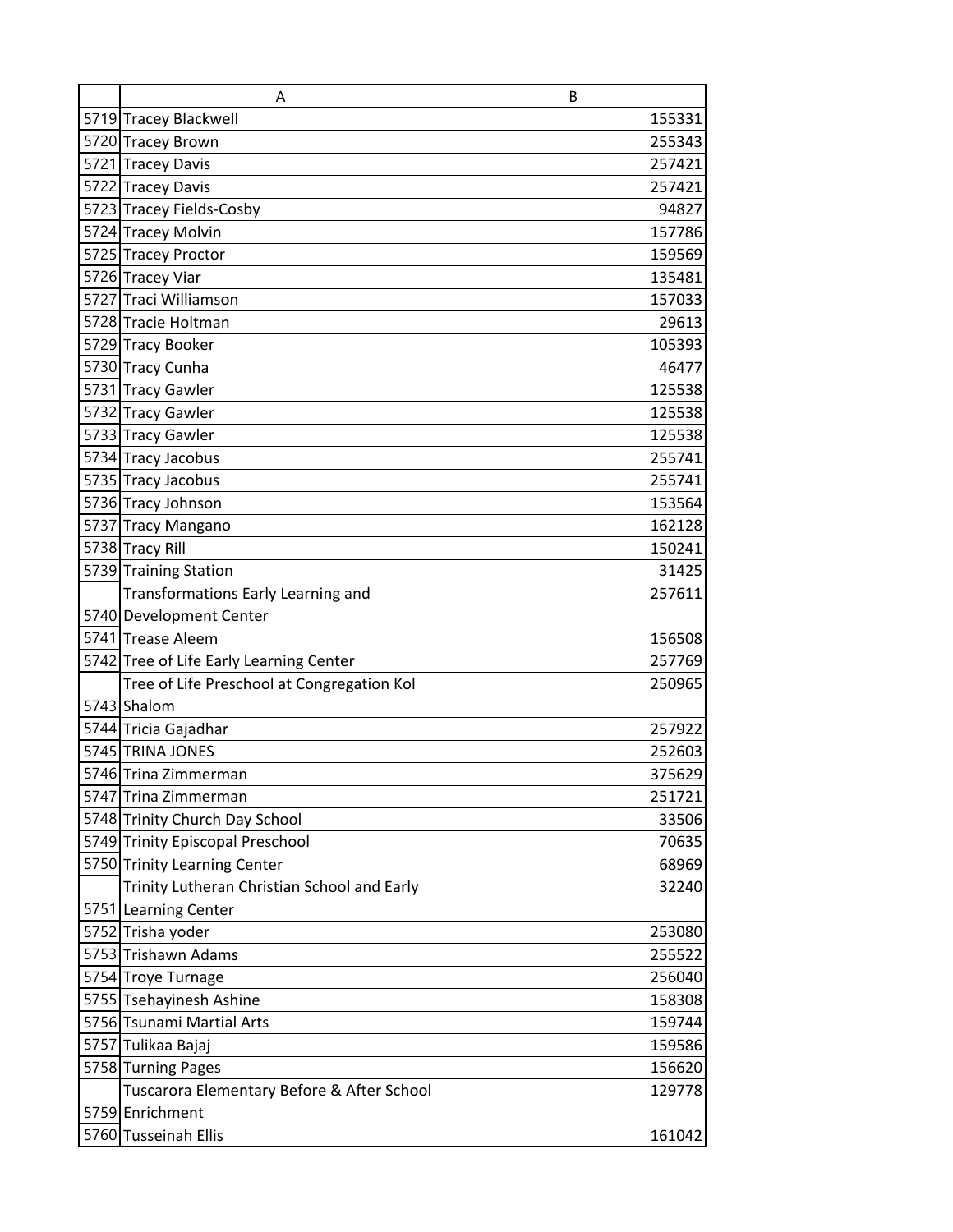|  | A | B |
|---|---|---|
| 5719 | Tracey Blackwell | 155331 |
| 5720 | Tracey Brown | 255343 |
| 5721 | Tracey Davis | 257421 |
| 5722 | Tracey Davis | 257421 |
| 5723 | Tracey Fields-Cosby | 94827 |
| 5724 | Tracey Molvin | 157786 |
| 5725 | Tracey Proctor | 159569 |
| 5726 | Tracey Viar | 135481 |
| 5727 | Traci Williamson | 157033 |
| 5728 | Tracie Holtman | 29613 |
| 5729 | Tracy Booker | 105393 |
| 5730 | Tracy Cunha | 46477 |
| 5731 | Tracy Gawler | 125538 |
| 5732 | Tracy Gawler | 125538 |
| 5733 | Tracy Gawler | 125538 |
| 5734 | Tracy Jacobus | 255741 |
| 5735 | Tracy Jacobus | 255741 |
| 5736 | Tracy Johnson | 153564 |
| 5737 | Tracy Mangano | 162128 |
| 5738 | Tracy Rill | 150241 |
| 5739 | Training Station | 31425 |
| 5740 | Transformations Early Learning and Development Center | 257611 |
| 5741 | Trease Aleem | 156508 |
| 5742 | Tree of Life Early Learning Center | 257769 |
| 5743 | Tree of Life Preschool at Congregation Kol Shalom | 250965 |
| 5744 | Tricia Gajadhar | 257922 |
| 5745 | TRINA JONES | 252603 |
| 5746 | Trina Zimmerman | 375629 |
| 5747 | Trina Zimmerman | 251721 |
| 5748 | Trinity Church Day School | 33506 |
| 5749 | Trinity Episcopal Preschool | 70635 |
| 5750 | Trinity Learning Center | 68969 |
| 5751 | Trinity Lutheran Christian School and Early Learning Center | 32240 |
| 5752 | Trisha yoder | 253080 |
| 5753 | Trishawn Adams | 255522 |
| 5754 | Troye Turnage | 256040 |
| 5755 | Tsehayinesh Ashine | 158308 |
| 5756 | Tsunami Martial Arts | 159744 |
| 5757 | Tulikaa Bajaj | 159586 |
| 5758 | Turning Pages | 156620 |
| 5759 | Tuscarora Elementary Before & After School Enrichment | 129778 |
| 5760 | Tusseinah Ellis | 161042 |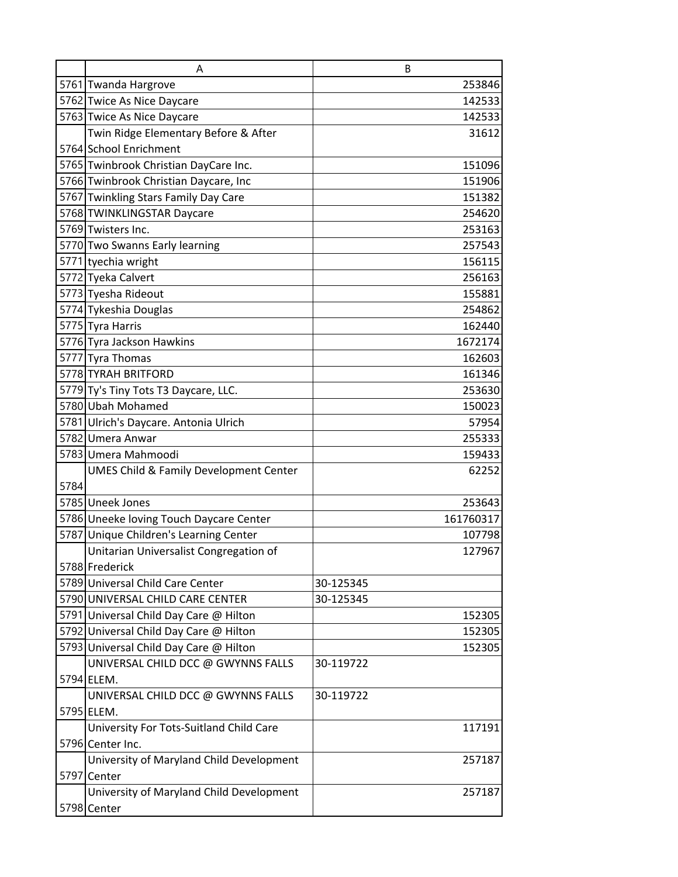| | A | B |
|---|---|---|
| 5761 | Twanda Hargrove | 253846 |
| 5762 | Twice As Nice Daycare | 142533 |
| 5763 | Twice As Nice Daycare | 142533 |
| 5764 | Twin Ridge Elementary Before & After School Enrichment | 31612 |
| 5765 | Twinbrook Christian DayCare Inc. | 151096 |
| 5766 | Twinbrook Christian Daycare, Inc | 151906 |
| 5767 | Twinkling Stars Family Day Care | 151382 |
| 5768 | TWINKLINGSTAR Daycare | 254620 |
| 5769 | Twisters Inc. | 253163 |
| 5770 | Two Swanns Early learning | 257543 |
| 5771 | tyechia wright | 156115 |
| 5772 | Tyeka Calvert | 256163 |
| 5773 | Tyesha Rideout | 155881 |
| 5774 | Tykeshia Douglas | 254862 |
| 5775 | Tyra Harris | 162440 |
| 5776 | Tyra Jackson Hawkins | 1672174 |
| 5777 | Tyra Thomas | 162603 |
| 5778 | TYRAH BRITFORD | 161346 |
| 5779 | Ty's Tiny Tots T3 Daycare, LLC. | 253630 |
| 5780 | Ubah Mohamed | 150023 |
| 5781 | Ulrich's Daycare. Antonia Ulrich | 57954 |
| 5782 | Umera Anwar | 255333 |
| 5783 | Umera Mahmoodi | 159433 |
| 5784 | UMES Child & Family Development Center | 62252 |
| 5785 | Uneek Jones | 253643 |
| 5786 | Uneeke loving Touch Daycare Center | 161760317 |
| 5787 | Unique Children's Learning Center | 107798 |
| 5788 | Unitarian Universalist Congregation of Frederick | 127967 |
| 5789 | Universal Child Care Center | 30-125345 |
| 5790 | UNIVERSAL CHILD CARE CENTER | 30-125345 |
| 5791 | Universal Child Day Care @ Hilton | 152305 |
| 5792 | Universal Child Day Care @ Hilton | 152305 |
| 5793 | Universal Child Day Care @ Hilton | 152305 |
| 5794 | UNIVERSAL CHILD DCC @ GWYNNS FALLS ELEM. | 30-119722 |
| 5795 | UNIVERSAL CHILD DCC @ GWYNNS FALLS ELEM. | 30-119722 |
| 5796 | University For Tots-Suitland Child Care Center Inc. | 117191 |
| 5797 | University of Maryland Child Development Center | 257187 |
| 5798 | University of Maryland Child Development Center | 257187 |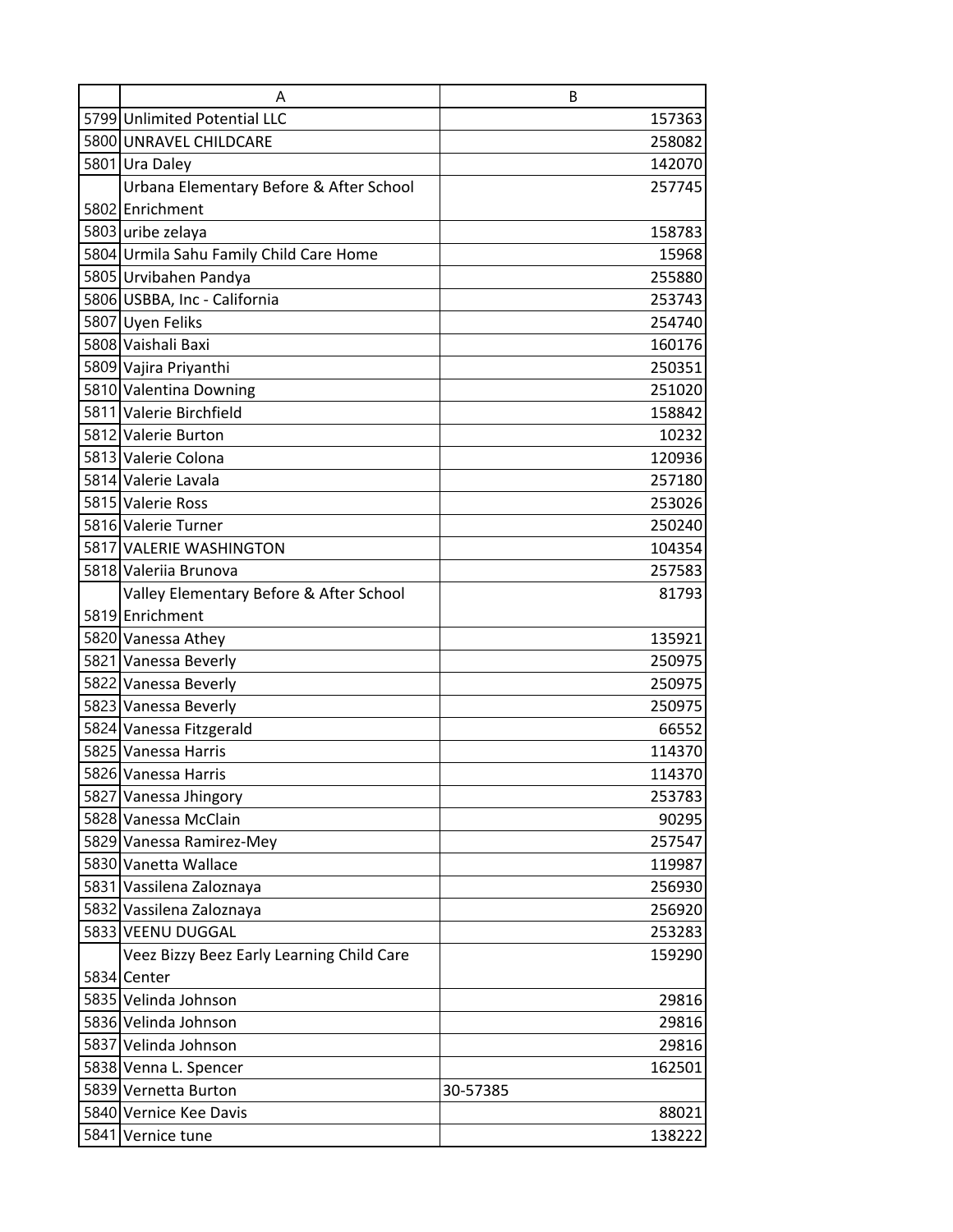| | A | B |
|---|---|---|
| 5799 | Unlimited Potential LLC | 157363 |
| 5800 | UNRAVEL CHILDCARE | 258082 |
| 5801 | Ura Daley | 142070 |
| 5802 | Urbana Elementary Before & After School Enrichment | 257745 |
| 5803 | uribe zelaya | 158783 |
| 5804 | Urmila Sahu Family Child Care Home | 15968 |
| 5805 | Urvibahen Pandya | 255880 |
| 5806 | USBBA, Inc - California | 253743 |
| 5807 | Uyen Feliks | 254740 |
| 5808 | Vaishali Baxi | 160176 |
| 5809 | Vajira Priyanthi | 250351 |
| 5810 | Valentina Downing | 251020 |
| 5811 | Valerie Birchfield | 158842 |
| 5812 | Valerie Burton | 10232 |
| 5813 | Valerie Colona | 120936 |
| 5814 | Valerie Lavala | 257180 |
| 5815 | Valerie Ross | 253026 |
| 5816 | Valerie Turner | 250240 |
| 5817 | VALERIE WASHINGTON | 104354 |
| 5818 | Valeriia Brunova | 257583 |
| 5819 | Valley Elementary Before & After School Enrichment | 81793 |
| 5820 | Vanessa Athey | 135921 |
| 5821 | Vanessa Beverly | 250975 |
| 5822 | Vanessa Beverly | 250975 |
| 5823 | Vanessa Beverly | 250975 |
| 5824 | Vanessa Fitzgerald | 66552 |
| 5825 | Vanessa Harris | 114370 |
| 5826 | Vanessa Harris | 114370 |
| 5827 | Vanessa Jhingory | 253783 |
| 5828 | Vanessa McClain | 90295 |
| 5829 | Vanessa Ramirez-Mey | 257547 |
| 5830 | Vanetta Wallace | 119987 |
| 5831 | Vassilena Zaloznaya | 256930 |
| 5832 | Vassilena Zaloznaya | 256920 |
| 5833 | VEENU DUGGAL | 253283 |
| 5834 | Veez Bizzy Beez Early Learning Child Care Center | 159290 |
| 5835 | Velinda Johnson | 29816 |
| 5836 | Velinda Johnson | 29816 |
| 5837 | Velinda Johnson | 29816 |
| 5838 | Venna L. Spencer | 162501 |
| 5839 | Vernetta Burton | 30-57385 |
| 5840 | Vernice Kee Davis | 88021 |
| 5841 | Vernice tune | 138222 |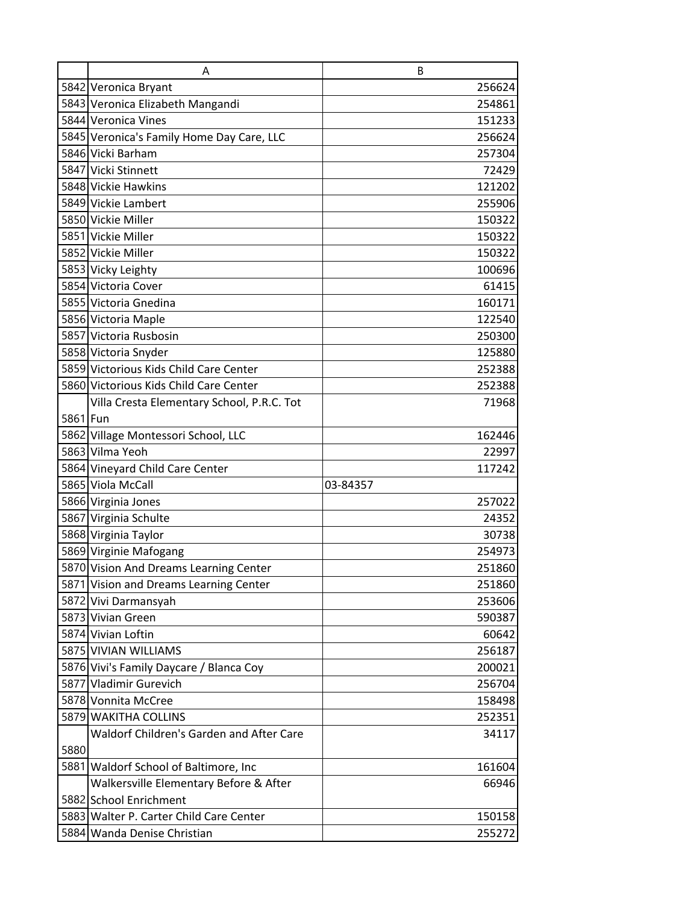| | A | B |
|---|---|---|
| 5842 | Veronica Bryant | 256624 |
| 5843 | Veronica Elizabeth Mangandi | 254861 |
| 5844 | Veronica Vines | 151233 |
| 5845 | Veronica's Family Home Day Care, LLC | 256624 |
| 5846 | Vicki Barham | 257304 |
| 5847 | Vicki Stinnett | 72429 |
| 5848 | Vickie Hawkins | 121202 |
| 5849 | Vickie Lambert | 255906 |
| 5850 | Vickie Miller | 150322 |
| 5851 | Vickie Miller | 150322 |
| 5852 | Vickie Miller | 150322 |
| 5853 | Vicky Leighty | 100696 |
| 5854 | Victoria Cover | 61415 |
| 5855 | Victoria Gnedina | 160171 |
| 5856 | Victoria Maple | 122540 |
| 5857 | Victoria Rusbosin | 250300 |
| 5858 | Victoria Snyder | 125880 |
| 5859 | Victorious Kids Child Care Center | 252388 |
| 5860 | Victorious Kids Child Care Center | 252388 |
| 5861 | Villa Cresta Elementary School, P.R.C. Tot Fun | 71968 |
| 5862 | Village Montessori School, LLC | 162446 |
| 5863 | Vilma Yeoh | 22997 |
| 5864 | Vineyard Child Care Center | 117242 |
| 5865 | Viola McCall | 03-84357 |
| 5866 | Virginia Jones | 257022 |
| 5867 | Virginia Schulte | 24352 |
| 5868 | Virginia Taylor | 30738 |
| 5869 | Virginie Mafogang | 254973 |
| 5870 | Vision And Dreams Learning Center | 251860 |
| 5871 | Vision and Dreams Learning Center | 251860 |
| 5872 | Vivi Darmansyah | 253606 |
| 5873 | Vivian Green | 590387 |
| 5874 | Vivian Loftin | 60642 |
| 5875 | VIVIAN WILLIAMS | 256187 |
| 5876 | Vivi's Family Daycare / Blanca Coy | 200021 |
| 5877 | Vladimir Gurevich | 256704 |
| 5878 | Vonnita McCree | 158498 |
| 5879 | WAKITHA COLLINS | 252351 |
| 5880 | Waldorf Children's Garden and After Care | 34117 |
| 5881 | Waldorf School of Baltimore, Inc | 161604 |
| 5882 | Walkersville Elementary Before & After School Enrichment | 66946 |
| 5883 | Walter P. Carter Child Care Center | 150158 |
| 5884 | Wanda Denise Christian | 255272 |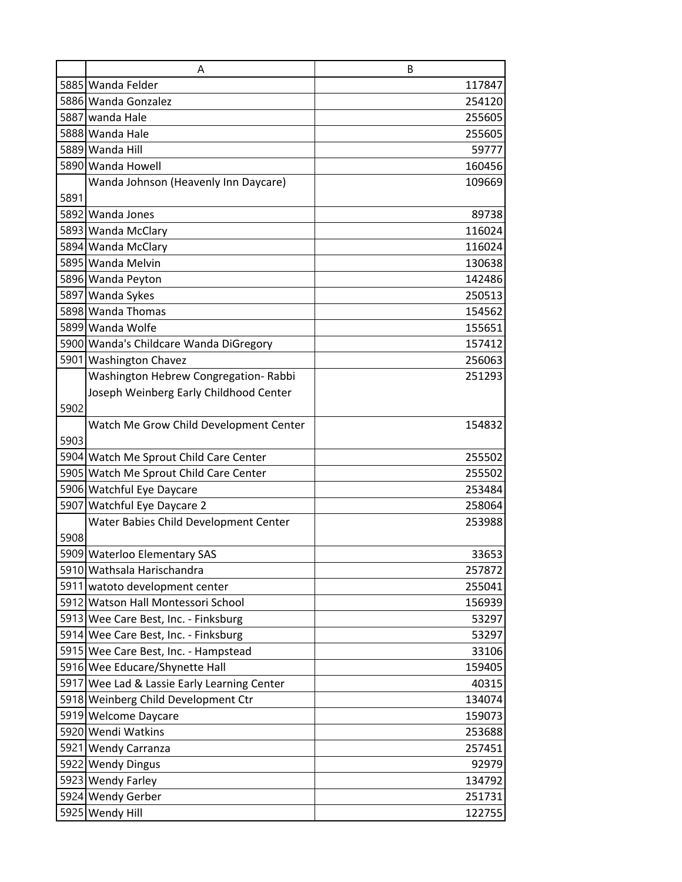| | A | B |
|---|---|---|
| 5885 | Wanda Felder | 117847 |
| 5886 | Wanda Gonzalez | 254120 |
| 5887 | wanda Hale | 255605 |
| 5888 | Wanda Hale | 255605 |
| 5889 | Wanda Hill | 59777 |
| 5890 | Wanda Howell | 160456 |
| 5891 | Wanda Johnson (Heavenly Inn Daycare) | 109669 |
| 5892 | Wanda Jones | 89738 |
| 5893 | Wanda McClary | 116024 |
| 5894 | Wanda McClary | 116024 |
| 5895 | Wanda Melvin | 130638 |
| 5896 | Wanda Peyton | 142486 |
| 5897 | Wanda Sykes | 250513 |
| 5898 | Wanda Thomas | 154562 |
| 5899 | Wanda Wolfe | 155651 |
| 5900 | Wanda's Childcare Wanda DiGregory | 157412 |
| 5901 | Washington Chavez | 256063 |
| 5902 | Washington Hebrew Congregation- Rabbi Joseph Weinberg Early Childhood Center | 251293 |
| 5903 | Watch Me Grow Child Development Center | 154832 |
| 5904 | Watch Me Sprout Child Care Center | 255502 |
| 5905 | Watch Me Sprout Child Care Center | 255502 |
| 5906 | Watchful Eye Daycare | 253484 |
| 5907 | Watchful Eye Daycare 2 | 258064 |
| 5908 | Water Babies Child Development Center | 253988 |
| 5909 | Waterloo Elementary SAS | 33653 |
| 5910 | Wathsala Harischandra | 257872 |
| 5911 | watoto development center | 255041 |
| 5912 | Watson Hall Montessori School | 156939 |
| 5913 | Wee Care Best, Inc. - Finksburg | 53297 |
| 5914 | Wee Care Best, Inc. - Finksburg | 53297 |
| 5915 | Wee Care Best, Inc. - Hampstead | 33106 |
| 5916 | Wee Educare/Shynette Hall | 159405 |
| 5917 | Wee Lad & Lassie Early Learning Center | 40315 |
| 5918 | Weinberg Child Development Ctr | 134074 |
| 5919 | Welcome Daycare | 159073 |
| 5920 | Wendi Watkins | 253688 |
| 5921 | Wendy Carranza | 257451 |
| 5922 | Wendy Dingus | 92979 |
| 5923 | Wendy Farley | 134792 |
| 5924 | Wendy Gerber | 251731 |
| 5925 | Wendy Hill | 122755 |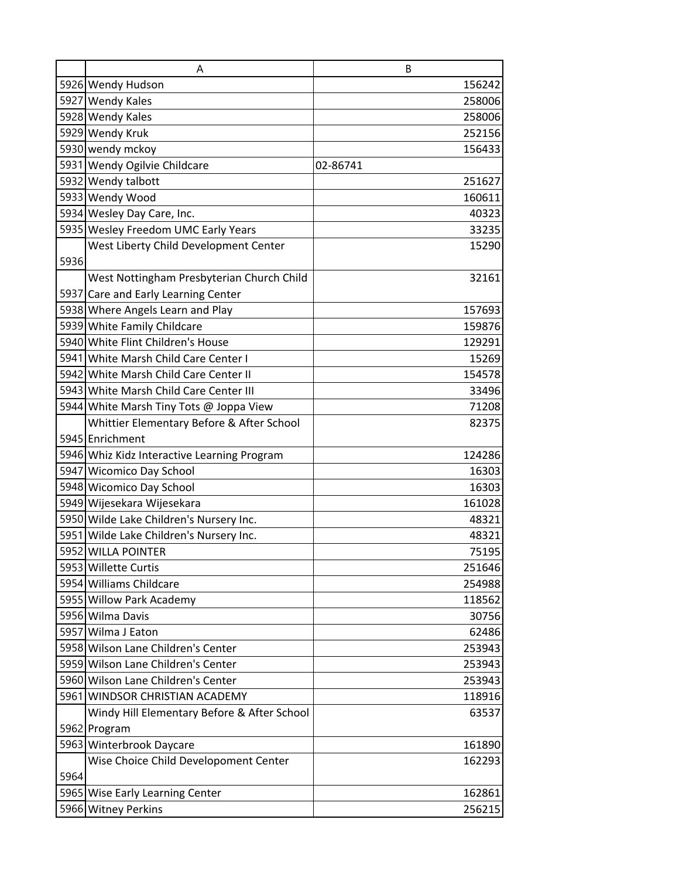| | A | B |
|---|---|---|
| 5926 | Wendy Hudson | 156242 |
| 5927 | Wendy Kales | 258006 |
| 5928 | Wendy Kales | 258006 |
| 5929 | Wendy Kruk | 252156 |
| 5930 | wendy mckoy | 156433 |
| 5931 | Wendy Ogilvie Childcare | 02-86741 |
| 5932 | Wendy talbott | 251627 |
| 5933 | Wendy Wood | 160611 |
| 5934 | Wesley Day Care, Inc. | 40323 |
| 5935 | Wesley Freedom UMC Early Years | 33235 |
| 5936 | West Liberty Child Development Center | 15290 |
| 5937 | West Nottingham Presbyterian Church Child Care and Early Learning Center | 32161 |
| 5938 | Where Angels Learn and Play | 157693 |
| 5939 | White Family Childcare | 159876 |
| 5940 | White Flint Children's House | 129291 |
| 5941 | White Marsh Child Care Center I | 15269 |
| 5942 | White Marsh Child Care Center II | 154578 |
| 5943 | White Marsh Child Care Center III | 33496 |
| 5944 | White Marsh Tiny Tots @ Joppa View | 71208 |
| 5945 | Whittier Elementary Before & After School Enrichment | 82375 |
| 5946 | Whiz Kidz Interactive Learning Program | 124286 |
| 5947 | Wicomico Day School | 16303 |
| 5948 | Wicomico Day School | 16303 |
| 5949 | Wijesekara Wijesekara | 161028 |
| 5950 | Wilde Lake Children's Nursery Inc. | 48321 |
| 5951 | Wilde Lake Children's Nursery Inc. | 48321 |
| 5952 | WILLA POINTER | 75195 |
| 5953 | Willette Curtis | 251646 |
| 5954 | Williams Childcare | 254988 |
| 5955 | Willow Park Academy | 118562 |
| 5956 | Wilma Davis | 30756 |
| 5957 | Wilma J Eaton | 62486 |
| 5958 | Wilson Lane Children's Center | 253943 |
| 5959 | Wilson Lane Children's Center | 253943 |
| 5960 | Wilson Lane Children's Center | 253943 |
| 5961 | WINDSOR CHRISTIAN ACADEMY | 118916 |
| 5962 | Windy Hill Elementary Before & After School Program | 63537 |
| 5963 | Winterbrook Daycare | 161890 |
| 5964 | Wise Choice Child Developoment Center | 162293 |
| 5965 | Wise Early Learning Center | 162861 |
| 5966 | Witney Perkins | 256215 |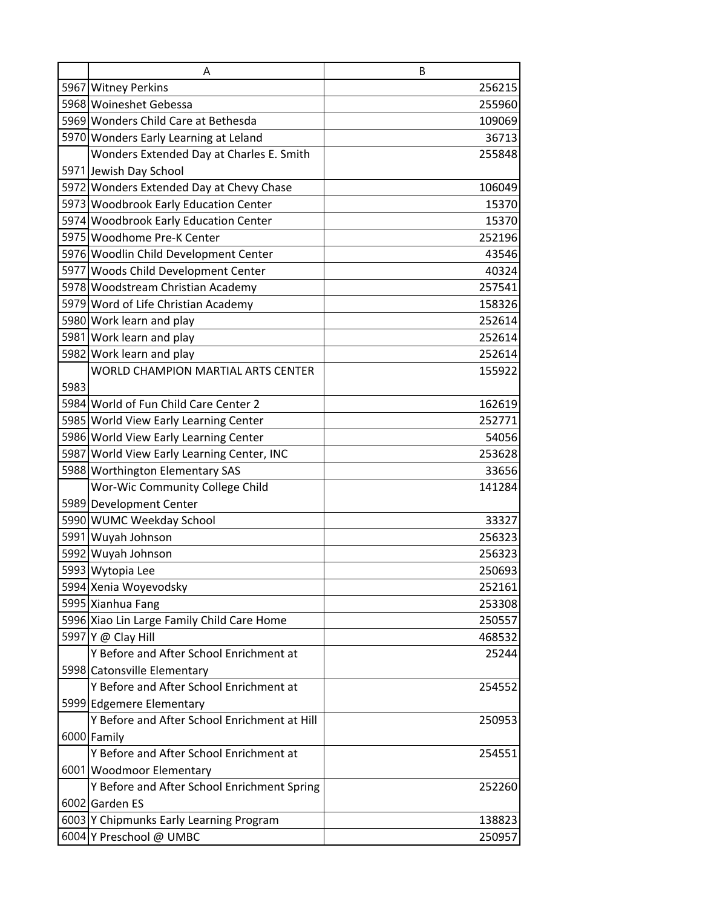| | A | B |
|---|---|---|
| 5967 | Witney Perkins | 256215 |
| 5968 | Woineshet Gebessa | 255960 |
| 5969 | Wonders Child Care at Bethesda | 109069 |
| 5970 | Wonders Early Learning at Leland | 36713 |
| 5971 | Wonders Extended Day at Charles E. Smith Jewish Day School | 255848 |
| 5972 | Wonders Extended Day at Chevy Chase | 106049 |
| 5973 | Woodbrook Early Education Center | 15370 |
| 5974 | Woodbrook Early Education Center | 15370 |
| 5975 | Woodhome Pre-K Center | 252196 |
| 5976 | Woodlin Child Development Center | 43546 |
| 5977 | Woods Child Development Center | 40324 |
| 5978 | Woodstream Christian Academy | 257541 |
| 5979 | Word of Life Christian Academy | 158326 |
| 5980 | Work learn and play | 252614 |
| 5981 | Work learn and play | 252614 |
| 5982 | Work learn and play | 252614 |
| 5983 | WORLD CHAMPION MARTIAL ARTS CENTER | 155922 |
| 5984 | World of Fun Child Care Center 2 | 162619 |
| 5985 | World View Early Learning Center | 252771 |
| 5986 | World View Early Learning Center | 54056 |
| 5987 | World View Early Learning Center, INC | 253628 |
| 5988 | Worthington Elementary SAS | 33656 |
| 5989 | Wor-Wic Community College Child Development Center | 141284 |
| 5990 | WUMC Weekday School | 33327 |
| 5991 | Wuyah Johnson | 256323 |
| 5992 | Wuyah Johnson | 256323 |
| 5993 | Wytopia Lee | 250693 |
| 5994 | Xenia Woyevodsky | 252161 |
| 5995 | Xianhua Fang | 253308 |
| 5996 | Xiao Lin Large Family Child Care Home | 250557 |
| 5997 | Y @ Clay Hill | 468532 |
| 5998 | Y Before and After School Enrichment at Catonsville Elementary | 25244 |
| 5999 | Y Before and After School Enrichment at Edgemere Elementary | 254552 |
| 6000 | Y Before and After School Enrichment at Hill Family | 250953 |
| 6001 | Y Before and After School Enrichment at Woodmoor Elementary | 254551 |
| 6002 | Y Before and After School Enrichment Spring Garden ES | 252260 |
| 6003 | Y Chipmunks Early Learning Program | 138823 |
| 6004 | Y Preschool @ UMBC | 250957 |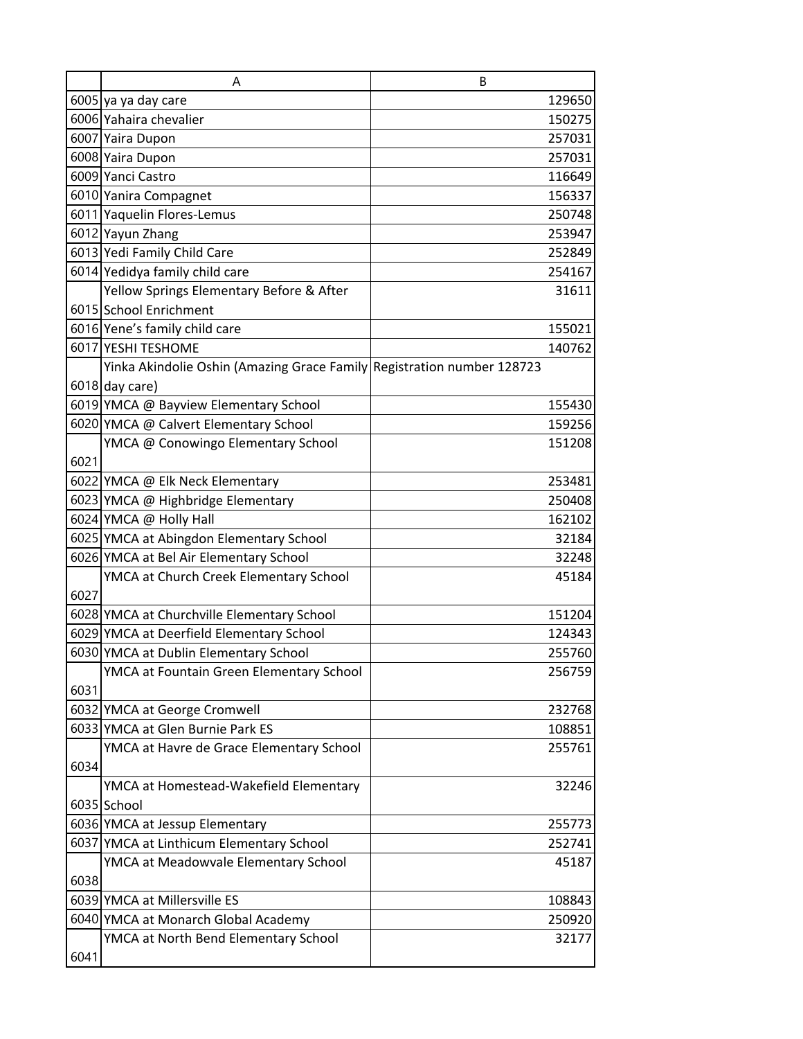| | A | B |
|---|---|---|
| 6005 | ya ya day care | 129650 |
| 6006 | Yahaira chevalier | 150275 |
| 6007 | Yaira Dupon | 257031 |
| 6008 | Yaira Dupon | 257031 |
| 6009 | Yanci Castro | 116649 |
| 6010 | Yanira Compagnet | 156337 |
| 6011 | Yaquelin Flores-Lemus | 250748 |
| 6012 | Yayun Zhang | 253947 |
| 6013 | Yedi Family Child Care | 252849 |
| 6014 | Yedidya family child care | 254167 |
| 6015 | Yellow Springs Elementary Before & After School Enrichment | 31611 |
| 6016 | Yene's family child care | 155021 |
| 6017 | YESHI TESHOME | 140762 |
| 6018 | Yinka Akindolie Oshin (Amazing Grace Family day care) | Registration number 128723 |
| 6019 | YMCA @ Bayview Elementary School | 155430 |
| 6020 | YMCA @ Calvert Elementary School | 159256 |
| 6021 | YMCA @ Conowingo Elementary School | 151208 |
| 6022 | YMCA @ Elk Neck Elementary | 253481 |
| 6023 | YMCA @ Highbridge Elementary | 250408 |
| 6024 | YMCA @ Holly Hall | 162102 |
| 6025 | YMCA at Abingdon Elementary School | 32184 |
| 6026 | YMCA at Bel Air Elementary School | 32248 |
| 6027 | YMCA at Church Creek Elementary School | 45184 |
| 6028 | YMCA at Churchville Elementary School | 151204 |
| 6029 | YMCA at Deerfield Elementary School | 124343 |
| 6030 | YMCA at Dublin Elementary School | 255760 |
| 6031 | YMCA at Fountain Green Elementary School | 256759 |
| 6032 | YMCA at George Cromwell | 232768 |
| 6033 | YMCA at Glen Burnie Park ES | 108851 |
| 6034 | YMCA at Havre de Grace Elementary School | 255761 |
| 6035 | YMCA at Homestead-Wakefield Elementary School | 32246 |
| 6036 | YMCA at Jessup Elementary | 255773 |
| 6037 | YMCA at Linthicum Elementary School | 252741 |
| 6038 | YMCA at Meadowvale Elementary School | 45187 |
| 6039 | YMCA at Millersville ES | 108843 |
| 6040 | YMCA at Monarch Global Academy | 250920 |
| 6041 | YMCA at North Bend Elementary School | 32177 |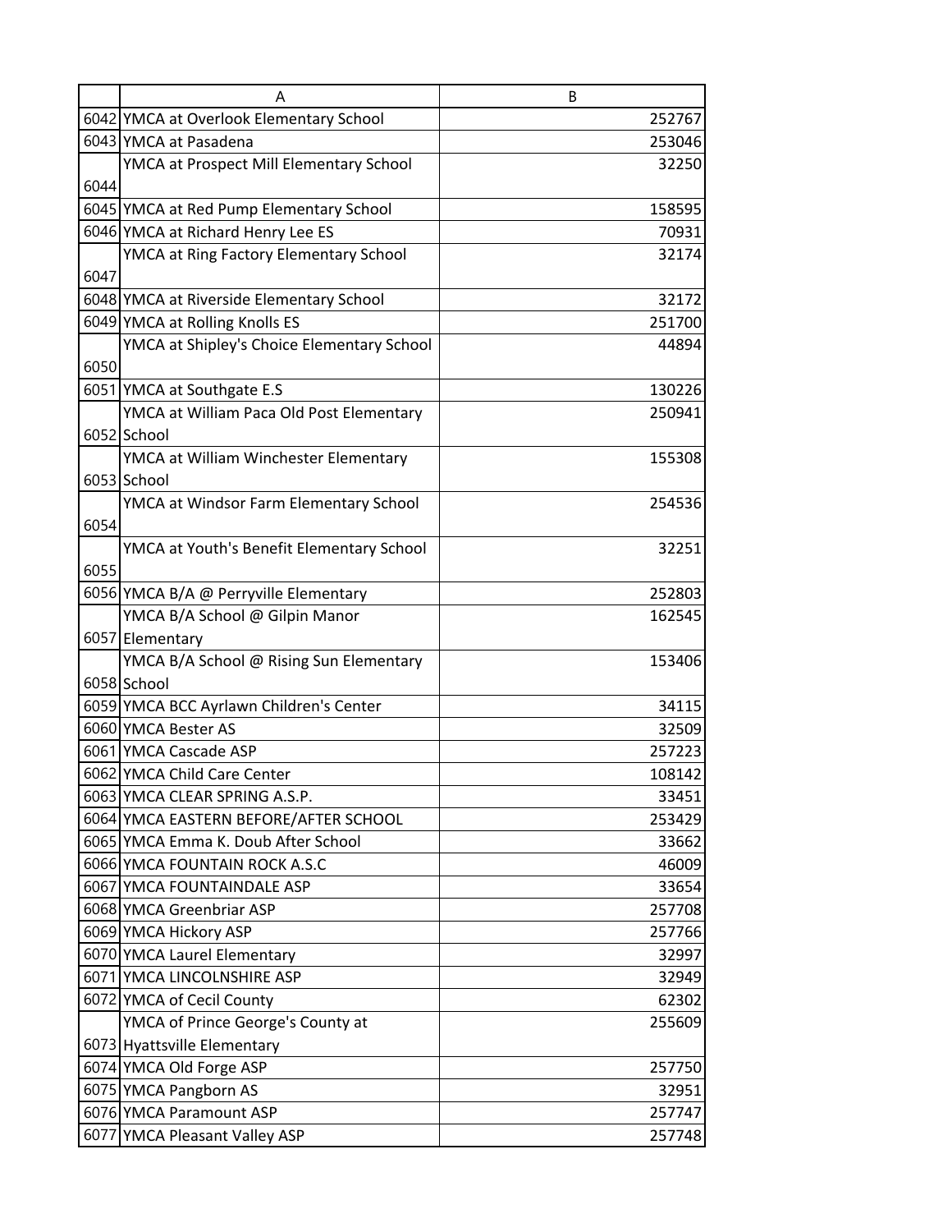|  | A | B |
|---|---|---|
| 6042 | YMCA at Overlook Elementary School | 252767 |
| 6043 | YMCA at Pasadena | 253046 |
| 6044 | YMCA at Prospect Mill Elementary School | 32250 |
| 6045 | YMCA at Red Pump Elementary School | 158595 |
| 6046 | YMCA at Richard Henry Lee ES | 70931 |
| 6047 | YMCA at Ring Factory Elementary School | 32174 |
| 6048 | YMCA at Riverside Elementary School | 32172 |
| 6049 | YMCA at Rolling Knolls ES | 251700 |
| 6050 | YMCA at Shipley's Choice Elementary School | 44894 |
| 6051 | YMCA at Southgate E.S | 130226 |
| 6052 | YMCA at William Paca Old Post Elementary School | 250941 |
| 6053 | YMCA at William Winchester Elementary School | 155308 |
| 6054 | YMCA at Windsor Farm Elementary School | 254536 |
| 6055 | YMCA at Youth's Benefit Elementary School | 32251 |
| 6056 | YMCA B/A @ Perryville Elementary | 252803 |
| 6057 | YMCA B/A School @ Gilpin Manor Elementary | 162545 |
| 6058 | YMCA B/A School @ Rising Sun Elementary School | 153406 |
| 6059 | YMCA BCC Ayrlawn Children's Center | 34115 |
| 6060 | YMCA Bester AS | 32509 |
| 6061 | YMCA Cascade ASP | 257223 |
| 6062 | YMCA Child Care Center | 108142 |
| 6063 | YMCA CLEAR SPRING A.S.P. | 33451 |
| 6064 | YMCA EASTERN BEFORE/AFTER SCHOOL | 253429 |
| 6065 | YMCA Emma K. Doub After School | 33662 |
| 6066 | YMCA FOUNTAIN ROCK A.S.C | 46009 |
| 6067 | YMCA FOUNTAINDALE ASP | 33654 |
| 6068 | YMCA Greenbriar ASP | 257708 |
| 6069 | YMCA Hickory ASP | 257766 |
| 6070 | YMCA Laurel Elementary | 32997 |
| 6071 | YMCA LINCOLNSHIRE ASP | 32949 |
| 6072 | YMCA of Cecil County | 62302 |
| 6073 | YMCA of Prince George's County at Hyattsville Elementary | 255609 |
| 6074 | YMCA Old Forge ASP | 257750 |
| 6075 | YMCA Pangborn AS | 32951 |
| 6076 | YMCA Paramount ASP | 257747 |
| 6077 | YMCA Pleasant Valley ASP | 257748 |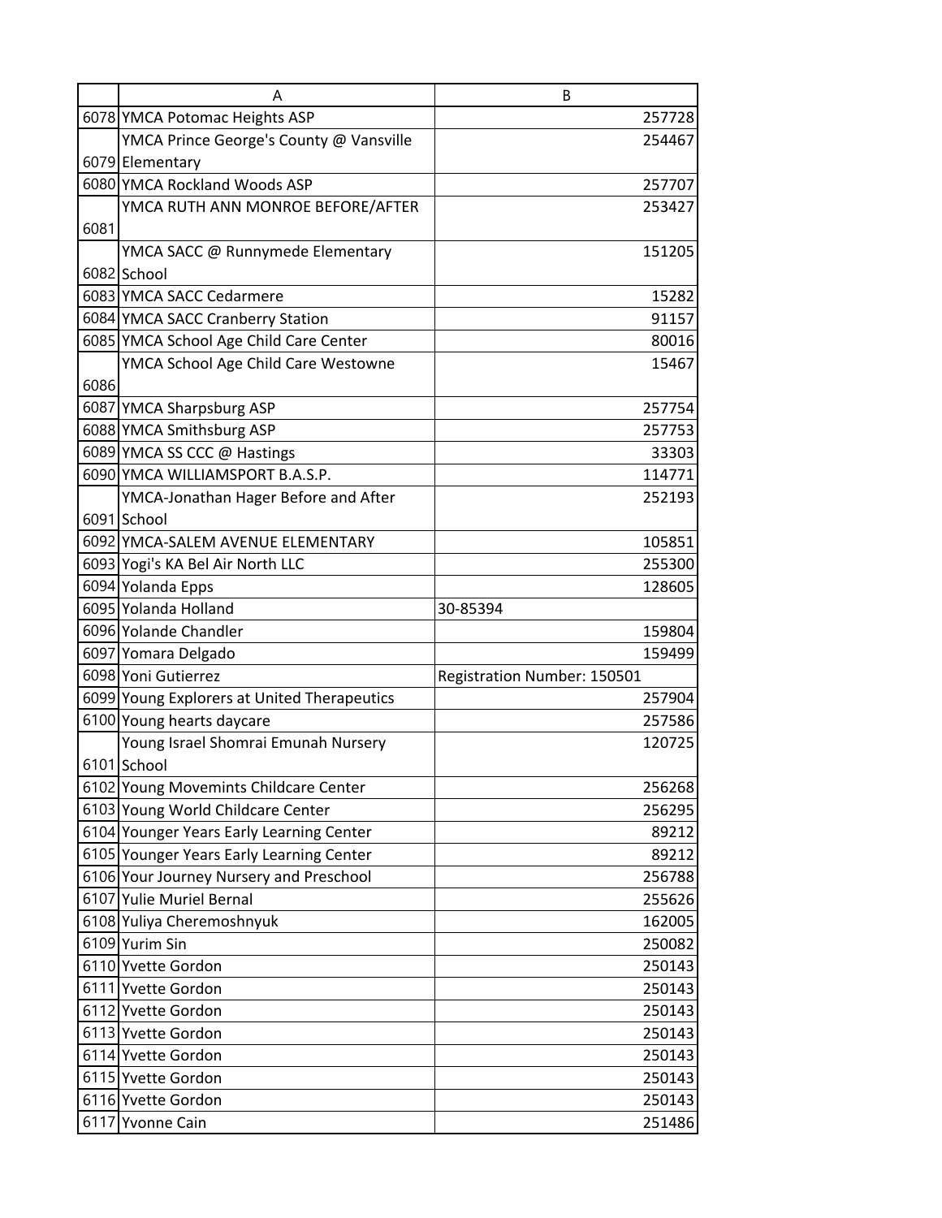| | A | B |
|---|---|---|
| 6078 | YMCA Potomac Heights ASP | 257728 |
| 6079 | YMCA Prince George's County @ Vansville Elementary | 254467 |
| 6080 | YMCA Rockland Woods ASP | 257707 |
| 6081 | YMCA RUTH ANN MONROE BEFORE/AFTER | 253427 |
| 6082 | YMCA SACC @ Runnymede Elementary School | 151205 |
| 6083 | YMCA SACC Cedarmere | 15282 |
| 6084 | YMCA SACC Cranberry Station | 91157 |
| 6085 | YMCA School Age Child Care Center | 80016 |
| 6086 | YMCA School Age Child Care Westowne | 15467 |
| 6087 | YMCA Sharpsburg ASP | 257754 |
| 6088 | YMCA Smithsburg ASP | 257753 |
| 6089 | YMCA SS CCC @ Hastings | 33303 |
| 6090 | YMCA WILLIAMSPORT B.A.S.P. | 114771 |
| 6091 | YMCA-Jonathan Hager Before and After School | 252193 |
| 6092 | YMCA-SALEM AVENUE ELEMENTARY | 105851 |
| 6093 | Yogi's KA Bel Air North LLC | 255300 |
| 6094 | Yolanda Epps | 128605 |
| 6095 | Yolanda Holland | 30-85394 |
| 6096 | Yolande Chandler | 159804 |
| 6097 | Yomara Delgado | 159499 |
| 6098 | Yoni Gutierrez | Registration Number: 150501 |
| 6099 | Young Explorers at United Therapeutics | 257904 |
| 6100 | Young hearts daycare | 257586 |
| 6101 | Young Israel Shomrai Emunah Nursery School | 120725 |
| 6102 | Young Movemints Childcare Center | 256268 |
| 6103 | Young World Childcare Center | 256295 |
| 6104 | Younger Years Early Learning Center | 89212 |
| 6105 | Younger Years Early Learning Center | 89212 |
| 6106 | Your Journey Nursery and Preschool | 256788 |
| 6107 | Yulie Muriel Bernal | 255626 |
| 6108 | Yuliya Cheremoshnyuk | 162005 |
| 6109 | Yurim Sin | 250082 |
| 6110 | Yvette Gordon | 250143 |
| 6111 | Yvette Gordon | 250143 |
| 6112 | Yvette Gordon | 250143 |
| 6113 | Yvette Gordon | 250143 |
| 6114 | Yvette Gordon | 250143 |
| 6115 | Yvette Gordon | 250143 |
| 6116 | Yvette Gordon | 250143 |
| 6117 | Yvonne Cain | 251486 |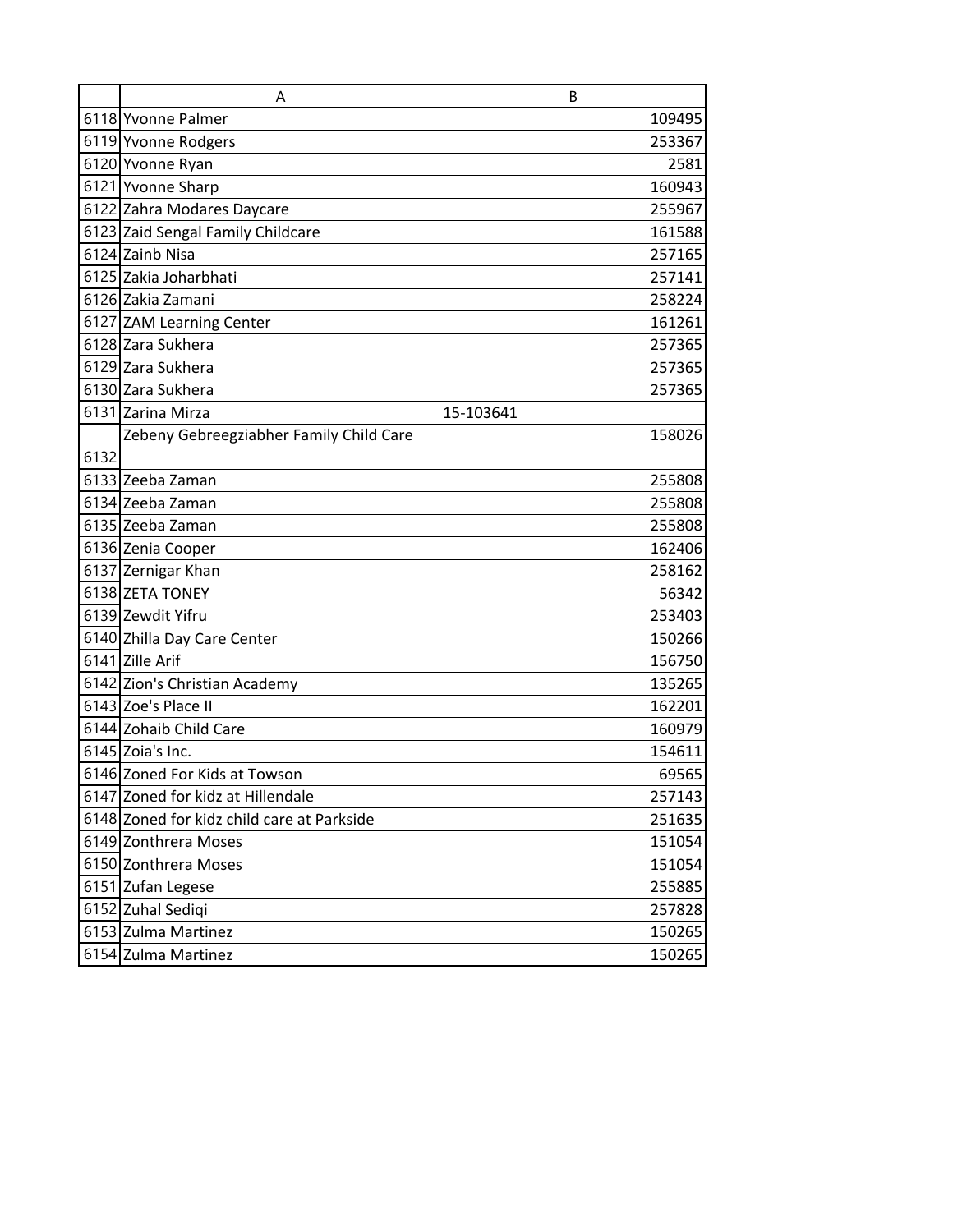| | A | B |
|---|---|---|
| 6118 | Yvonne Palmer | 109495 |
| 6119 | Yvonne Rodgers | 253367 |
| 6120 | Yvonne Ryan | 2581 |
| 6121 | Yvonne Sharp | 160943 |
| 6122 | Zahra Modares Daycare | 255967 |
| 6123 | Zaid Sengal Family Childcare | 161588 |
| 6124 | Zainb Nisa | 257165 |
| 6125 | Zakia Joharbhati | 257141 |
| 6126 | Zakia Zamani | 258224 |
| 6127 | ZAM Learning Center | 161261 |
| 6128 | Zara Sukhera | 257365 |
| 6129 | Zara Sukhera | 257365 |
| 6130 | Zara Sukhera | 257365 |
| 6131 | Zarina Mirza | 15-103641 |
| 6132 | Zebeny Gebreegziabher Family Child Care | 158026 |
| 6133 | Zeeba Zaman | 255808 |
| 6134 | Zeeba Zaman | 255808 |
| 6135 | Zeeba Zaman | 255808 |
| 6136 | Zenia Cooper | 162406 |
| 6137 | Zernigar Khan | 258162 |
| 6138 | ZETA TONEY | 56342 |
| 6139 | Zewdit Yifru | 253403 |
| 6140 | Zhilla Day Care Center | 150266 |
| 6141 | Zille Arif | 156750 |
| 6142 | Zion's Christian Academy | 135265 |
| 6143 | Zoe's Place II | 162201 |
| 6144 | Zohaib Child Care | 160979 |
| 6145 | Zoia's Inc. | 154611 |
| 6146 | Zoned For Kids at Towson | 69565 |
| 6147 | Zoned for kidz at Hillendale | 257143 |
| 6148 | Zoned for kidz child care at Parkside | 251635 |
| 6149 | Zonthrera Moses | 151054 |
| 6150 | Zonthrera Moses | 151054 |
| 6151 | Zufan Legese | 255885 |
| 6152 | Zuhal Sediqi | 257828 |
| 6153 | Zulma Martinez | 150265 |
| 6154 | Zulma Martinez | 150265 |